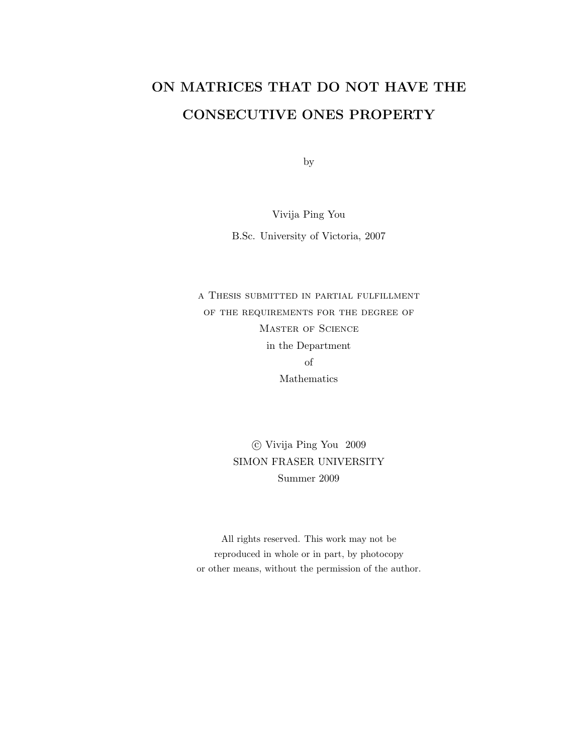# ON MATRICES THAT DO NOT HAVE THE CONSECUTIVE ONES PROPERTY

by

Vivija Ping You

B.Sc. University of Victoria, 2007

A THESIS SUBMITTED IN PARTIAL FULFILLMENT
OF THE REQUIREMENTS FOR THE DEGREE OF
MASTER OF SCIENCE
in the Department
of
Mathematics

© Vivija Ping You 2009
SIMON FRASER UNIVERSITY
Summer 2009

All rights reserved. This work may not be
reproduced in whole or in part, by photocopy
or other means, without the permission of the author.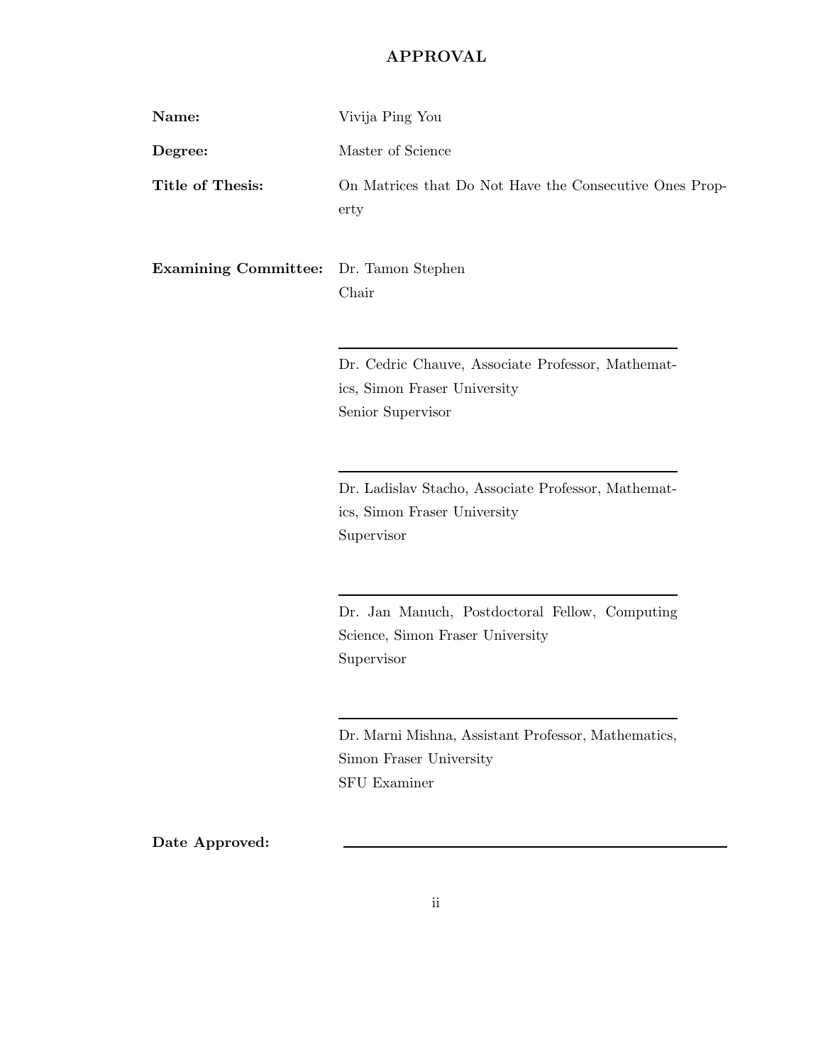# APPROVAL

**Name:** Vivija Ping You

**Degree:** Master of Science

**Title of Thesis:** On Matrices that Do Not Have the Consecutive Ones Property

**Examining Committee:** Dr. Tamon Stephen
Chair

---

Dr. Cedric Chauve, Associate Professor, Mathematics, Simon Fraser University
Senior Supervisor

---

Dr. Ladislav Stacho, Associate Professor, Mathematics, Simon Fraser University
Supervisor

---

Dr. Jan Manuch, Postdoctoral Fellow, Computing Science, Simon Fraser University
Supervisor

---

Dr. Marni Mishna, Assistant Professor, Mathematics, Simon Fraser University
SFU Examiner

**Date Approved:** ______________________________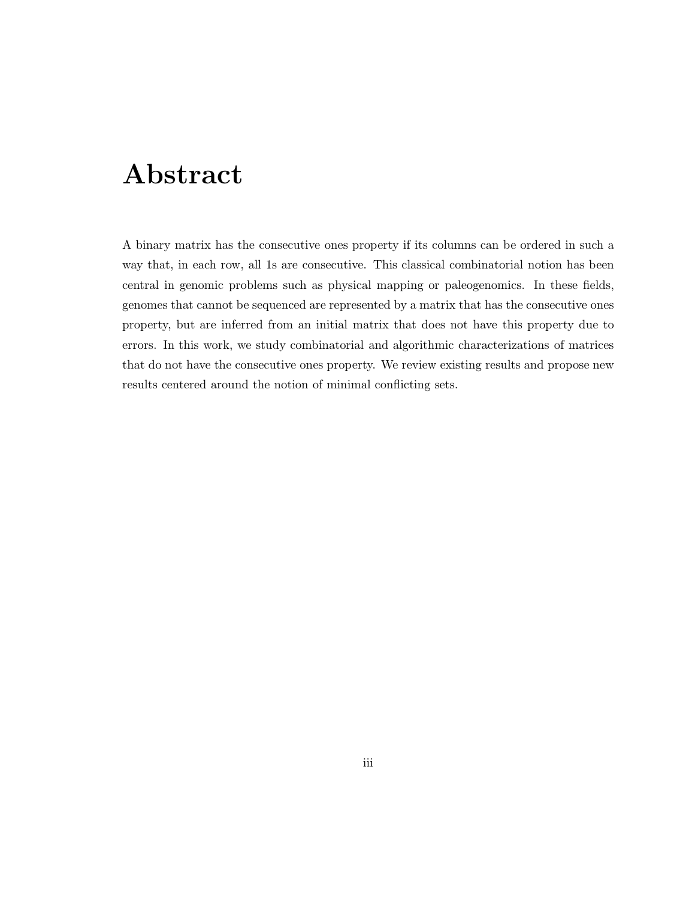# Abstract

A binary matrix has the consecutive ones property if its columns can be ordered in such a way that, in each row, all 1s are consecutive. This classical combinatorial notion has been central in genomic problems such as physical mapping or paleogenomics. In these fields, genomes that cannot be sequenced are represented by a matrix that has the consecutive ones property, but are inferred from an initial matrix that does not have this property due to errors. In this work, we study combinatorial and algorithmic characterizations of matrices that do not have the consecutive ones property. We review existing results and propose new results centered around the notion of minimal conflicting sets.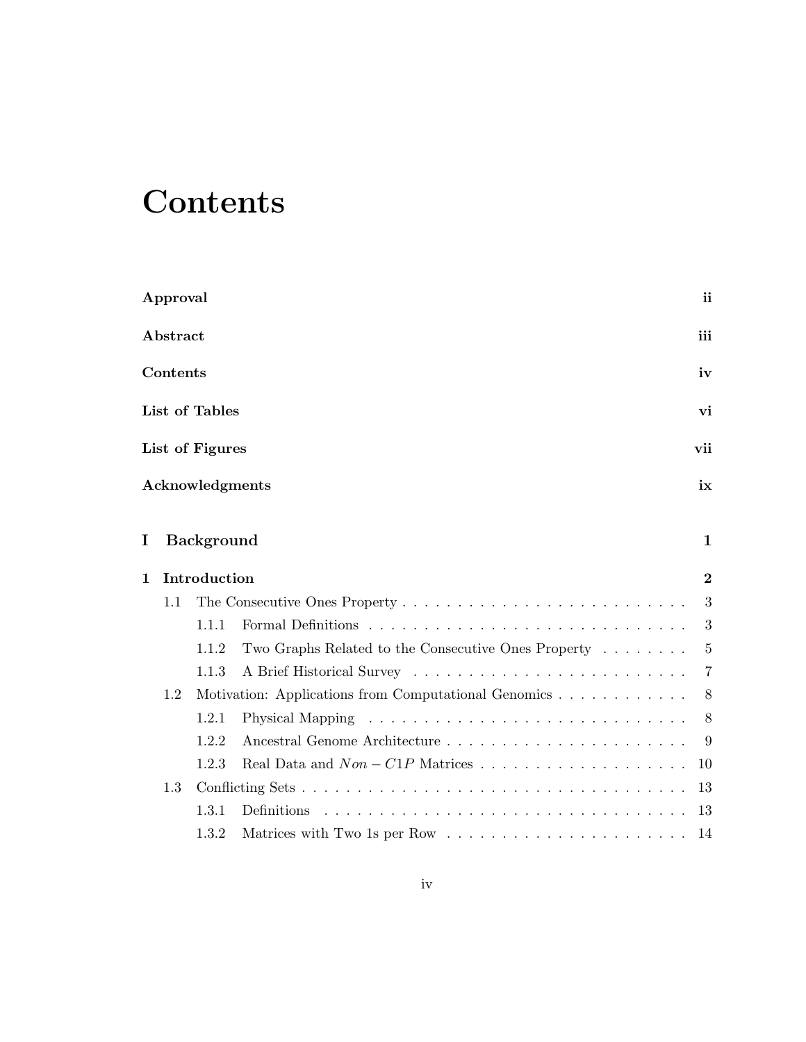# Contents

**Approval** ii

**Abstract** iii

**Contents** iv

**List of Tables** vi

**List of Figures** vii

**Acknowledgments** ix

**I Background** **1**

**1 Introduction** **2**

- 1.1 The Consecutive Ones Property . . . 3
  - 1.1.1 Formal Definitions . . . 3
  - 1.1.2 Two Graphs Related to the Consecutive Ones Property . . . 5
  - 1.1.3 A Brief Historical Survey . . . 7
- 1.2 Motivation: Applications from Computational Genomics . . . 8
  - 1.2.1 Physical Mapping . . . 8
  - 1.2.2 Ancestral Genome Architecture . . . 9
  - 1.2.3 Real Data and $Non-C1P$ Matrices . . . 10
- 1.3 Conflicting Sets . . . 13
  - 1.3.1 Definitions . . . 13
  - 1.3.2 Matrices with Two 1s per Row . . . 14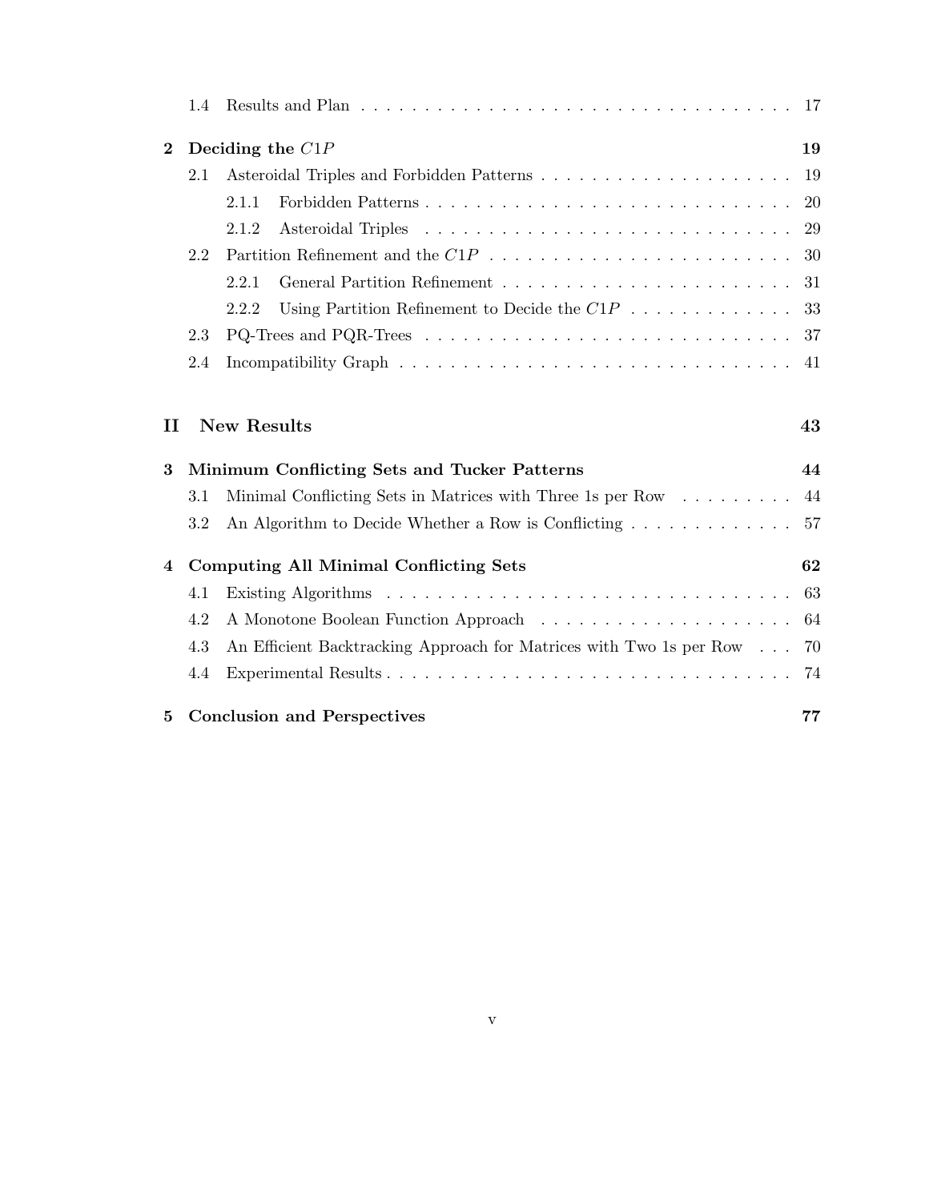1.4 Results and Plan . . . . . . . . . . . . . . . . . . . . . . . . . . . . . . . . . . 17

**2 Deciding the $C1P$ 19**

2.1 Asteroidal Triples and Forbidden Patterns . . . . . . . . . . . . . . . . . . . . . . 19

2.1.1 Forbidden Patterns . . . . . . . . . . . . . . . . . . . . . . . . . . . . . . 20

2.1.2 Asteroidal Triples . . . . . . . . . . . . . . . . . . . . . . . . . . . . . . 29

2.2 Partition Refinement and the $C1P$ . . . . . . . . . . . . . . . . . . . . . . . . . 30

2.2.1 General Partition Refinement . . . . . . . . . . . . . . . . . . . . . . . . 31

2.2.2 Using Partition Refinement to Decide the $C1P$ . . . . . . . . . . . . . . 33

2.3 PQ-Trees and PQR-Trees . . . . . . . . . . . . . . . . . . . . . . . . . . . . . . 37

2.4 Incompatibility Graph . . . . . . . . . . . . . . . . . . . . . . . . . . . . . . . . 41

**II New Results 43**

**3 Minimum Conflicting Sets and Tucker Patterns 44**

3.1 Minimal Conflicting Sets in Matrices with Three 1s per Row . . . . . . . . . 44

3.2 An Algorithm to Decide Whether a Row is Conflicting . . . . . . . . . . . . . 57

**4 Computing All Minimal Conflicting Sets 62**

4.1 Existing Algorithms . . . . . . . . . . . . . . . . . . . . . . . . . . . . . . . . . 63

4.2 A Monotone Boolean Function Approach . . . . . . . . . . . . . . . . . . . . 64

4.3 An Efficient Backtracking Approach for Matrices with Two 1s per Row . . . 70

4.4 Experimental Results . . . . . . . . . . . . . . . . . . . . . . . . . . . . . . . . 74

**5 Conclusion and Perspectives 77**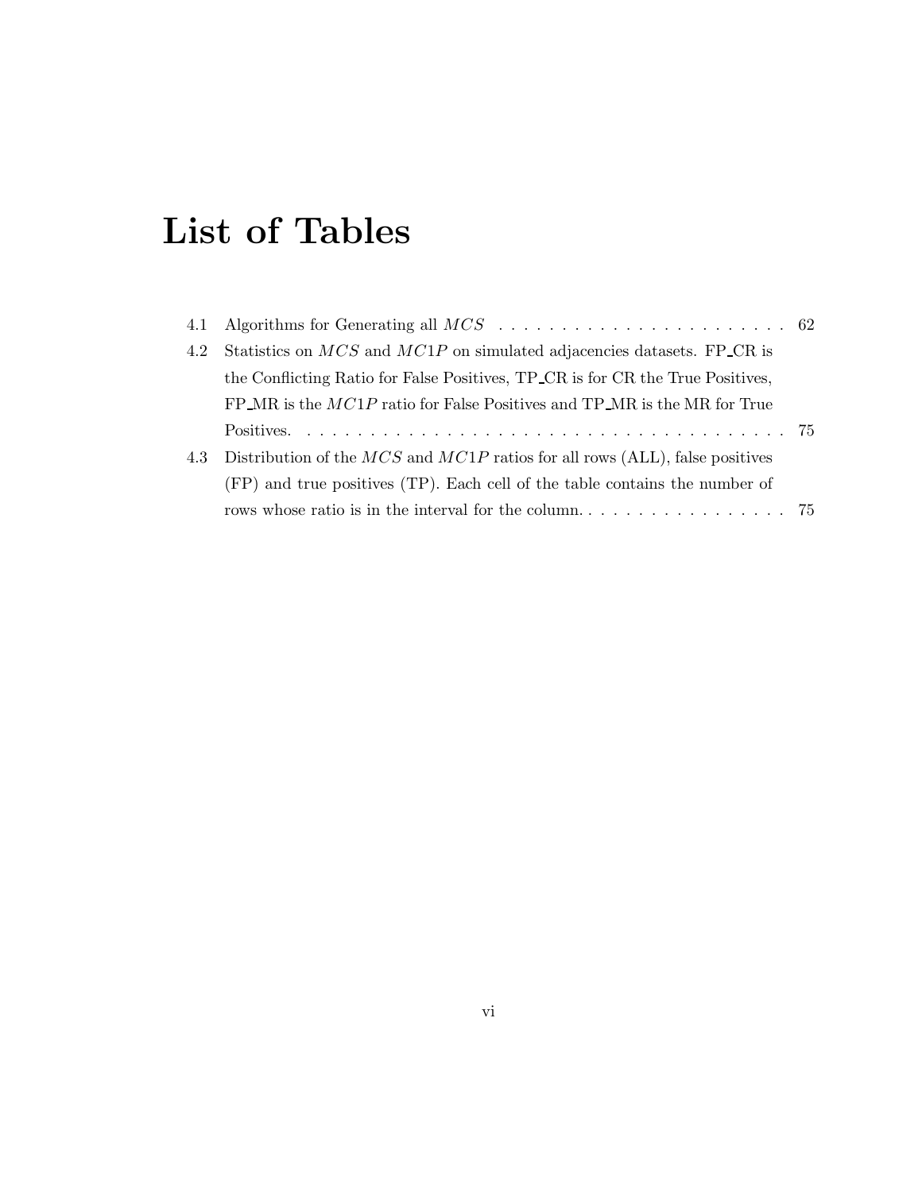# List of Tables

4.1 Algorithms for Generating all $MCS$ . . . . . . . . . . . . . . . . . . . . . . . . 62

4.2 Statistics on $MCS$ and $MC1P$ on simulated adjacencies datasets. FP_CR is the Conflicting Ratio for False Positives, TP_CR is for CR the True Positives, FP_MR is the $MC1P$ ratio for False Positives and TP_MR is the MR for True Positives. . . . . . . . . . . . . . . . . . . . . . . . . . . . . . . . . . . . . . . . 75

4.3 Distribution of the $MCS$ and $MC1P$ ratios for all rows (ALL), false positives (FP) and true positives (TP). Each cell of the table contains the number of rows whose ratio is in the interval for the column. . . . . . . . . . . . . . . . . . 75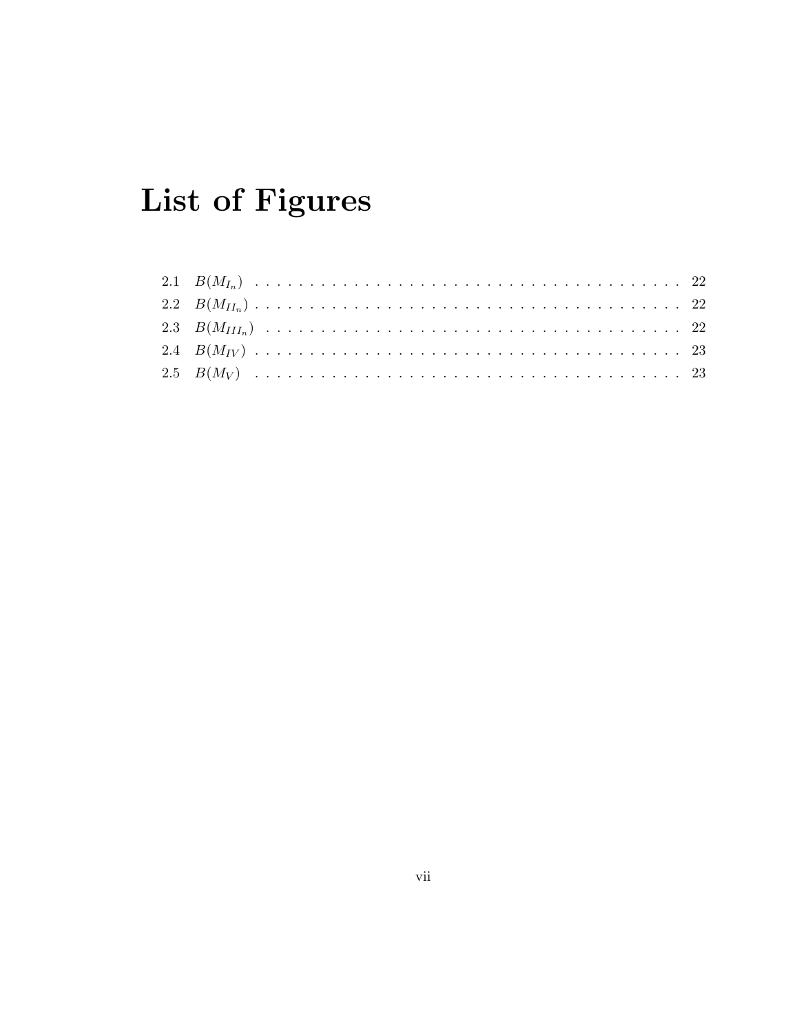# List of Figures

2.1 $B(M_{I_n})$ . . . . . . . . . . . . . . . . . . . . . . . . . . . . . . . . . . . . . . . 22

2.2 $B(M_{II_n})$ . . . . . . . . . . . . . . . . . . . . . . . . . . . . . . . . . . . . . . . 22

2.3 $B(M_{III_n})$ . . . . . . . . . . . . . . . . . . . . . . . . . . . . . . . . . . . . . . 22

2.4 $B(M_{IV})$ . . . . . . . . . . . . . . . . . . . . . . . . . . . . . . . . . . . . . . . 23

2.5 $B(M_V)$ . . . . . . . . . . . . . . . . . . . . . . . . . . . . . . . . . . . . . . . 23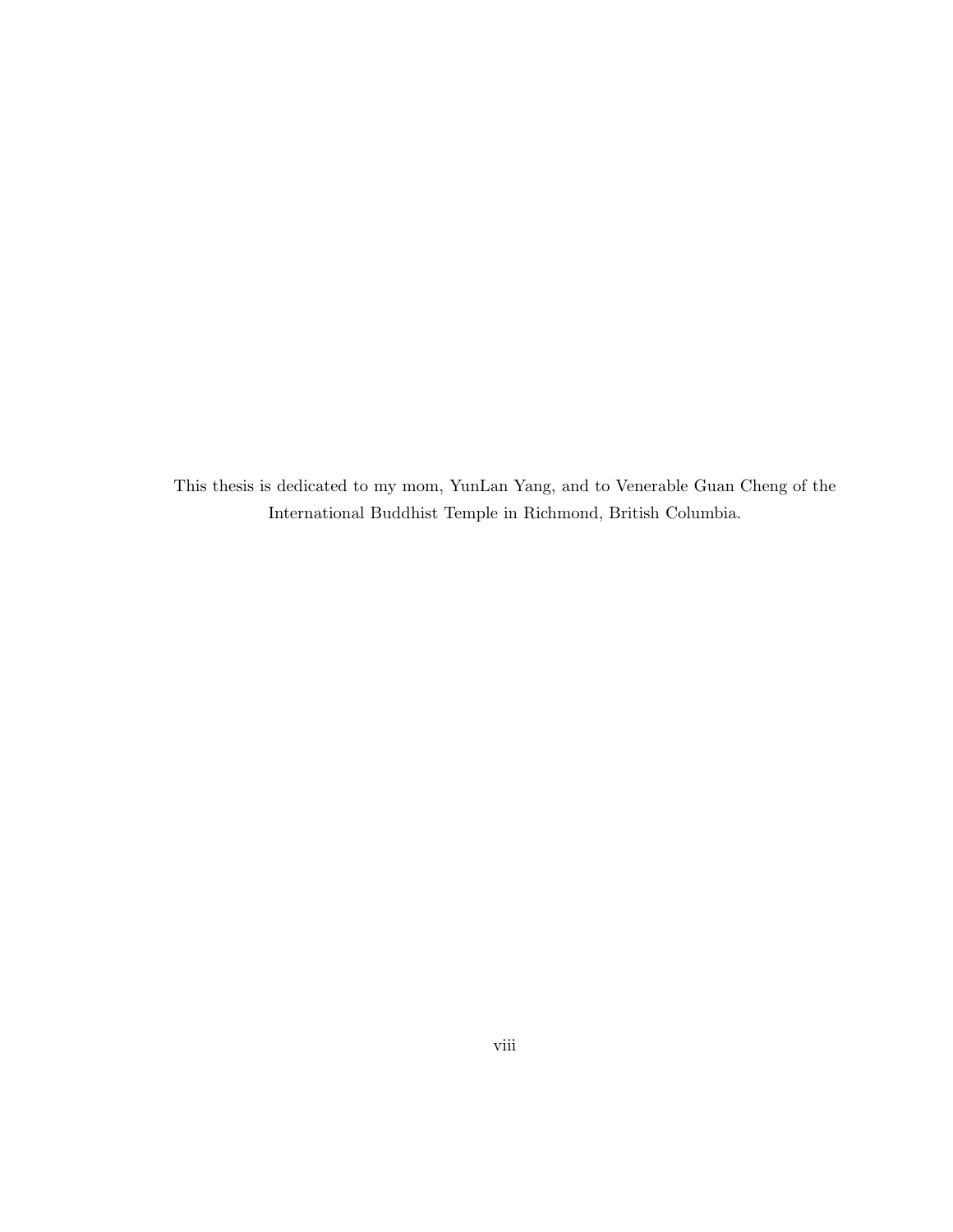This thesis is dedicated to my mom, YunLan Yang, and to Venerable Guan Cheng of the International Buddhist Temple in Richmond, British Columbia.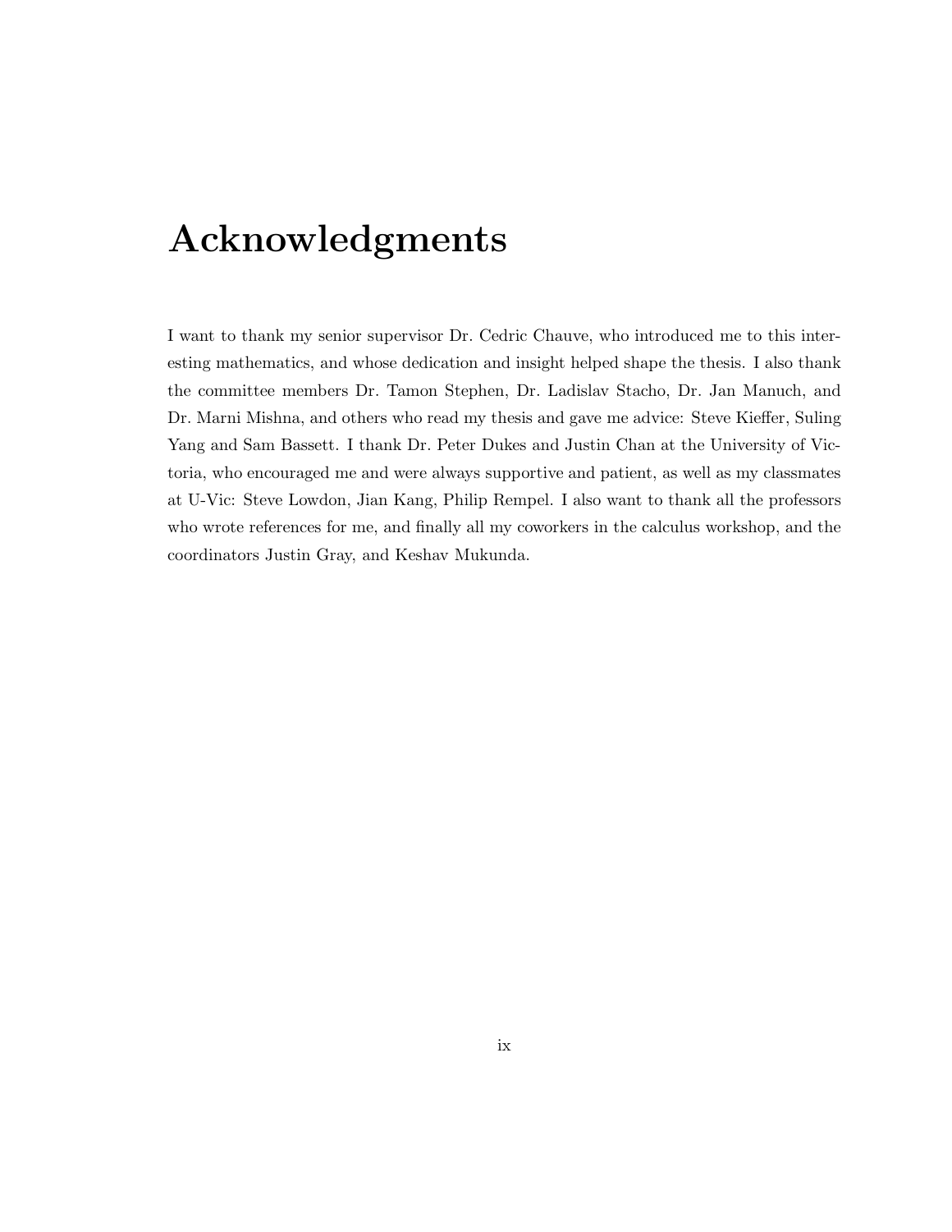# Acknowledgments

I want to thank my senior supervisor Dr. Cedric Chauve, who introduced me to this interesting mathematics, and whose dedication and insight helped shape the thesis. I also thank the committee members Dr. Tamon Stephen, Dr. Ladislav Stacho, Dr. Jan Manuch, and Dr. Marni Mishna, and others who read my thesis and gave me advice: Steve Kieffer, Suling Yang and Sam Bassett. I thank Dr. Peter Dukes and Justin Chan at the University of Victoria, who encouraged me and were always supportive and patient, as well as my classmates at U-Vic: Steve Lowdon, Jian Kang, Philip Rempel. I also want to thank all the professors who wrote references for me, and finally all my coworkers in the calculus workshop, and the coordinators Justin Gray, and Keshav Mukunda.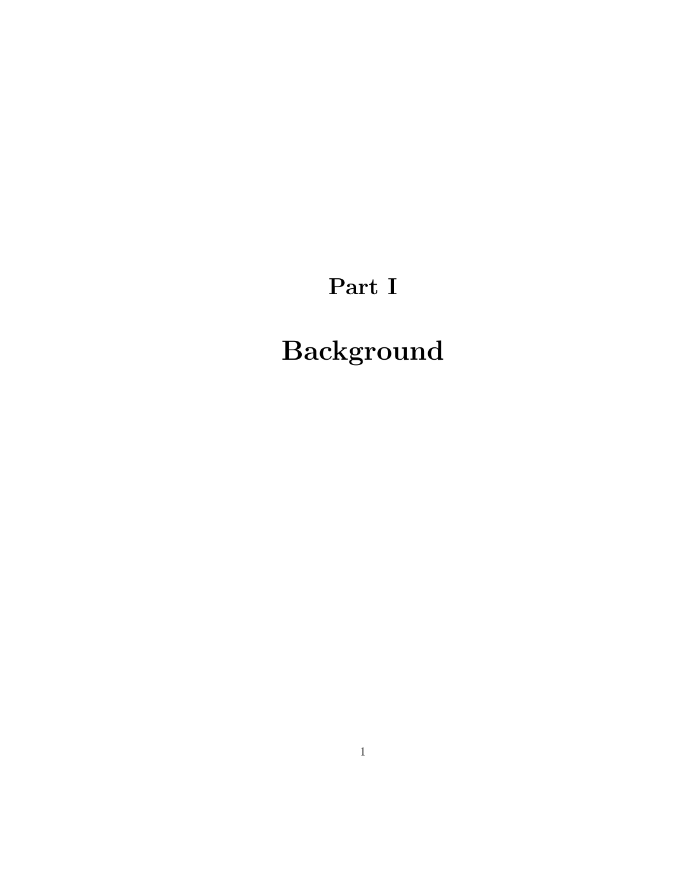# Part I

# Background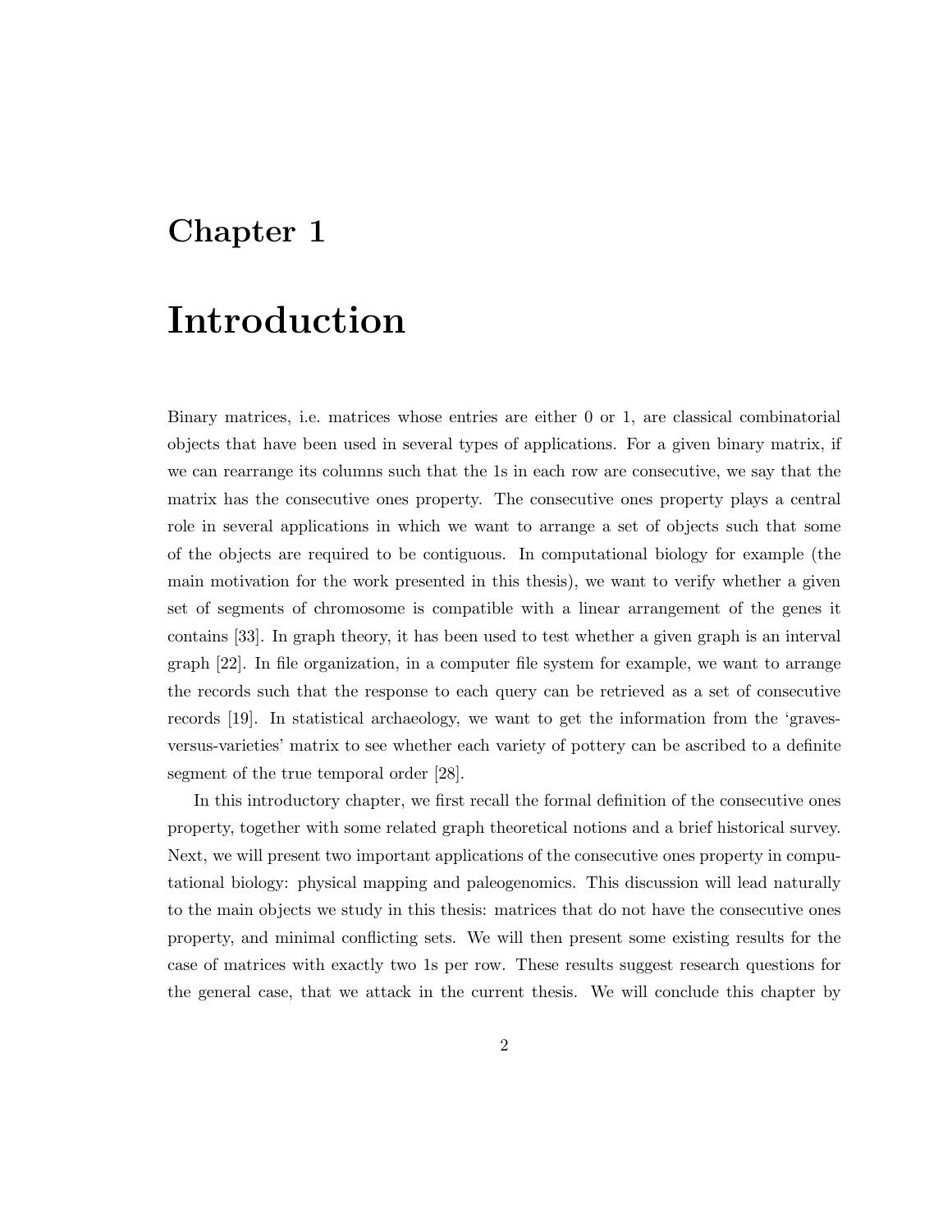# Chapter 1

# Introduction

Binary matrices, i.e. matrices whose entries are either 0 or 1, are classical combinatorial objects that have been used in several types of applications. For a given binary matrix, if we can rearrange its columns such that the 1s in each row are consecutive, we say that the matrix has the consecutive ones property. The consecutive ones property plays a central role in several applications in which we want to arrange a set of objects such that some of the objects are required to be contiguous. In computational biology for example (the main motivation for the work presented in this thesis), we want to verify whether a given set of segments of chromosome is compatible with a linear arrangement of the genes it contains [33]. In graph theory, it has been used to test whether a given graph is an interval graph [22]. In file organization, in a computer file system for example, we want to arrange the records such that the response to each query can be retrieved as a set of consecutive records [19]. In statistical archaeology, we want to get the information from the 'graves-versus-varieties' matrix to see whether each variety of pottery can be ascribed to a definite segment of the true temporal order [28].

In this introductory chapter, we first recall the formal definition of the consecutive ones property, together with some related graph theoretical notions and a brief historical survey. Next, we will present two important applications of the consecutive ones property in computational biology: physical mapping and paleogenomics. This discussion will lead naturally to the main objects we study in this thesis: matrices that do not have the consecutive ones property, and minimal conflicting sets. We will then present some existing results for the case of matrices with exactly two 1s per row. These results suggest research questions for the general case, that we attack in the current thesis. We will conclude this chapter by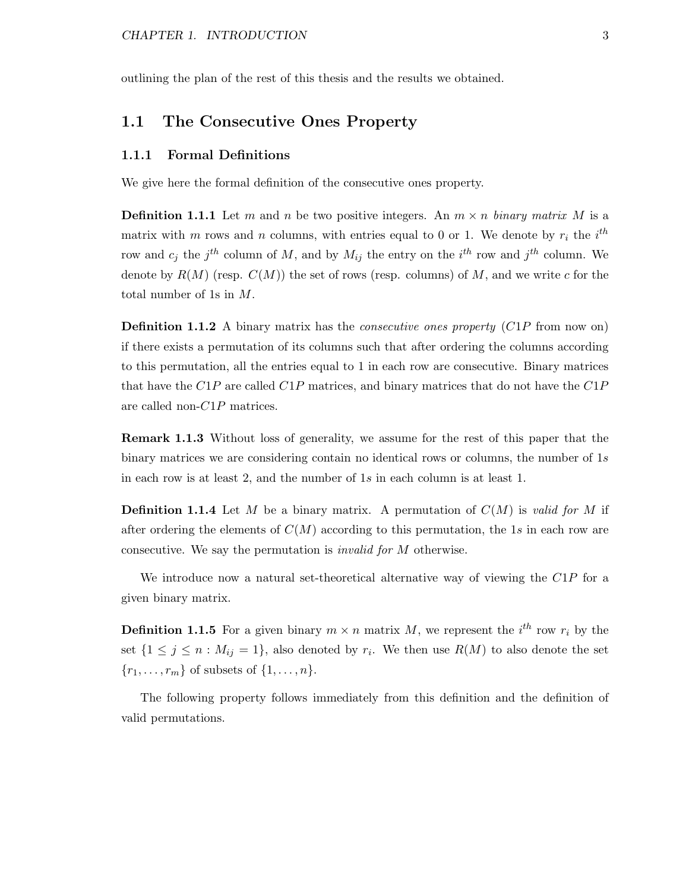outlining the plan of the rest of this thesis and the results we obtained.

## 1.1 The Consecutive Ones Property

### 1.1.1 Formal Definitions

We give here the formal definition of the consecutive ones property.

**Definition 1.1.1** Let $m$ and $n$ be two positive integers. An $m \times n$ *binary matrix* $M$ is a matrix with $m$ rows and $n$ columns, with entries equal to 0 or 1. We denote by $r_i$ the $i^{th}$ row and $c_j$ the $j^{th}$ column of $M$, and by $M_{ij}$ the entry on the $i^{th}$ row and $j^{th}$ column. We denote by $R(M)$ (resp. $C(M)$) the set of rows (resp. columns) of $M$, and we write $c$ for the total number of 1s in $M$.

**Definition 1.1.2** A binary matrix has the *consecutive ones property* ($C1P$ from now on) if there exists a permutation of its columns such that after ordering the columns according to this permutation, all the entries equal to 1 in each row are consecutive. Binary matrices that have the $C1P$ are called $C1P$ matrices, and binary matrices that do not have the $C1P$ are called non-$C1P$ matrices.

**Remark 1.1.3** Without loss of generality, we assume for the rest of this paper that the binary matrices we are considering contain no identical rows or columns, the number of $1s$ in each row is at least 2, and the number of $1s$ in each column is at least 1.

**Definition 1.1.4** Let $M$ be a binary matrix. A permutation of $C(M)$ is *valid for* $M$ if after ordering the elements of $C(M)$ according to this permutation, the $1s$ in each row are consecutive. We say the permutation is *invalid for* $M$ otherwise.

We introduce now a natural set-theoretical alternative way of viewing the $C1P$ for a given binary matrix.

**Definition 1.1.5** For a given binary $m \times n$ matrix $M$, we represent the $i^{th}$ row $r_i$ by the set $\{1 \leq j \leq n : M_{ij} = 1\}$, also denoted by $r_i$. We then use $R(M)$ to also denote the set $\{r_1, \ldots, r_m\}$ of subsets of $\{1, \ldots, n\}$.

The following property follows immediately from this definition and the definition of valid permutations.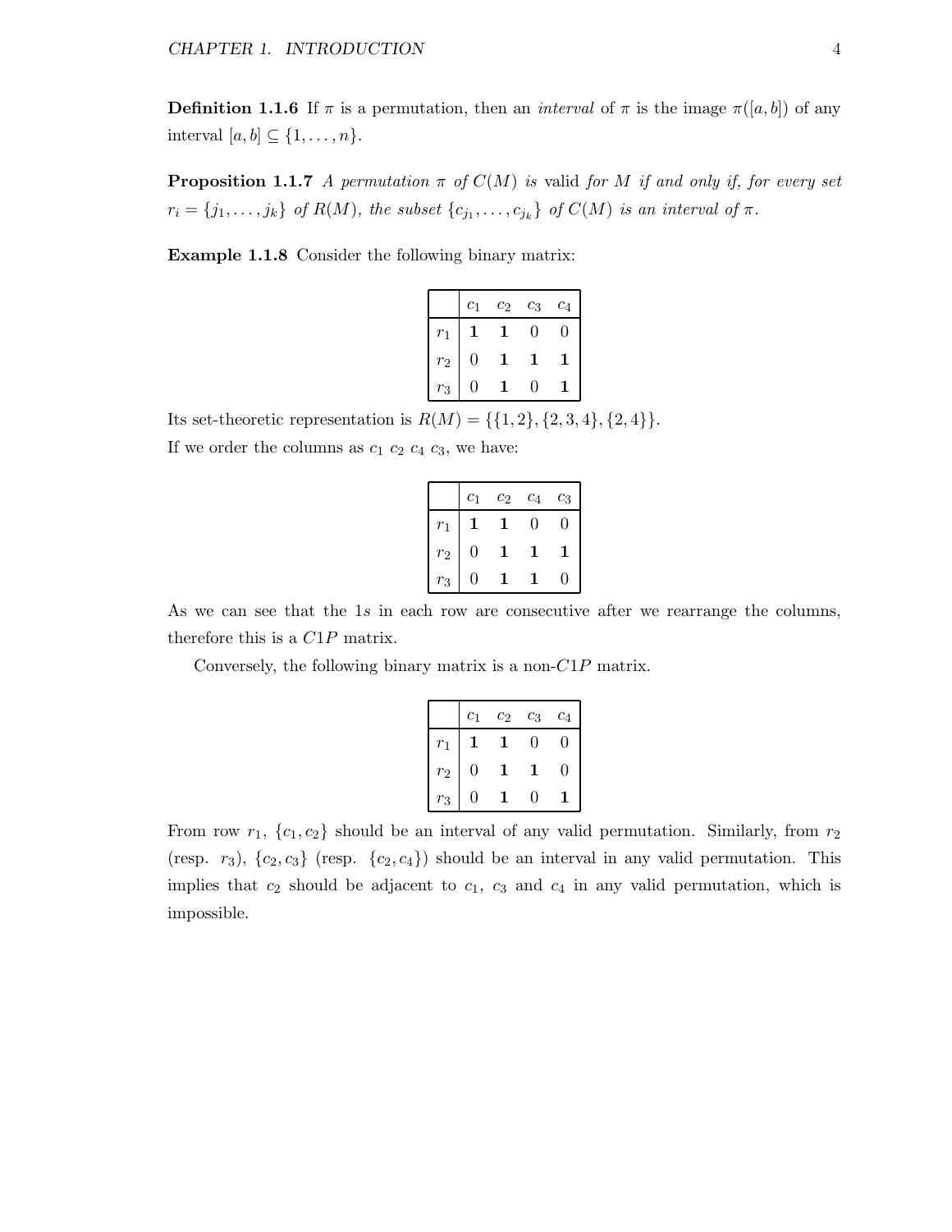**Definition 1.1.6** If $\pi$ is a permutation, then an *interval* of $\pi$ is the image $\pi([a, b])$ of any interval $[a, b] \subseteq \{1, \ldots, n\}$.

**Proposition 1.1.7** *A permutation $\pi$ of $C(M)$ is* valid *for $M$ if and only if, for every set $r_i = \{j_1, \ldots, j_k\}$ of $R(M)$, the subset $\{c_{j_1}, \ldots, c_{j_k}\}$ of $C(M)$ is an interval of $\pi$.*

**Example 1.1.8** Consider the following binary matrix:

| | $c_1$ | $c_2$ | $c_3$ | $c_4$ |
|---|---|---|---|---|
| $r_1$ | **1** | **1** | 0 | 0 |
| $r_2$ | 0 | **1** | **1** | **1** |
| $r_3$ | 0 | **1** | 0 | **1** |

Its set-theoretic representation is $R(M) = \{\{1, 2\}, \{2, 3, 4\}, \{2, 4\}\}$.

If we order the columns as $c_1\ c_2\ c_4\ c_3$, we have:

| | $c_1$ | $c_2$ | $c_4$ | $c_3$ |
|---|---|---|---|---|
| $r_1$ | **1** | **1** | 0 | 0 |
| $r_2$ | 0 | **1** | **1** | **1** |
| $r_3$ | 0 | **1** | **1** | 0 |

As we can see that the 1$s$ in each row are consecutive after we rearrange the columns, therefore this is a $C1P$ matrix.

Conversely, the following binary matrix is a non-$C1P$ matrix.

| | $c_1$ | $c_2$ | $c_3$ | $c_4$ |
|---|---|---|---|---|
| $r_1$ | **1** | **1** | 0 | 0 |
| $r_2$ | 0 | **1** | **1** | 0 |
| $r_3$ | 0 | **1** | 0 | **1** |

From row $r_1$, $\{c_1, c_2\}$ should be an interval of any valid permutation. Similarly, from $r_2$ (resp. $r_3$), $\{c_2, c_3\}$ (resp. $\{c_2, c_4\}$) should be an interval in any valid permutation. This implies that $c_2$ should be adjacent to $c_1$, $c_3$ and $c_4$ in any valid permutation, which is impossible.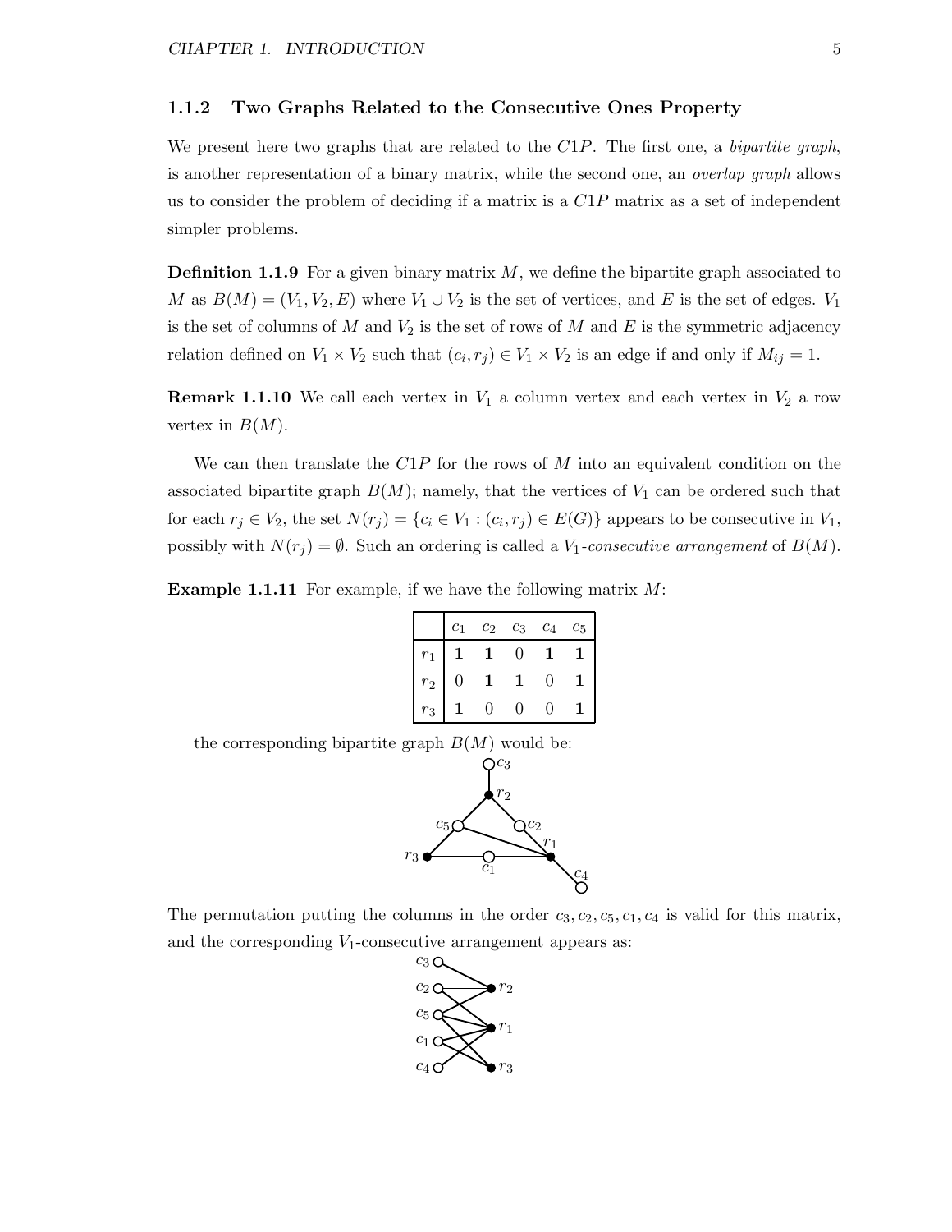### 1.1.2 Two Graphs Related to the Consecutive Ones Property

We present here two graphs that are related to the $C1P$. The first one, a *bipartite graph*, is another representation of a binary matrix, while the second one, an *overlap graph* allows us to consider the problem of deciding if a matrix is a $C1P$ matrix as a set of independent simpler problems.

**Definition 1.1.9** For a given binary matrix $M$, we define the bipartite graph associated to $M$ as $B(M) = (V_1, V_2, E)$ where $V_1 \cup V_2$ is the set of vertices, and $E$ is the set of edges. $V_1$ is the set of columns of $M$ and $V_2$ is the set of rows of $M$ and $E$ is the symmetric adjacency relation defined on $V_1 \times V_2$ such that $(c_i, r_j) \in V_1 \times V_2$ is an edge if and only if $M_{ij} = 1$.

**Remark 1.1.10** We call each vertex in $V_1$ a column vertex and each vertex in $V_2$ a row vertex in $B(M)$.

We can then translate the $C1P$ for the rows of $M$ into an equivalent condition on the associated bipartite graph $B(M)$; namely, that the vertices of $V_1$ can be ordered such that for each $r_j \in V_2$, the set $N(r_j) = \{c_i \in V_1 : (c_i, r_j) \in E(G)\}$ appears to be consecutive in $V_1$, possibly with $N(r_j) = \emptyset$. Such an ordering is called a $V_1$-*consecutive arrangement* of $B(M)$.

**Example 1.1.11** For example, if we have the following matrix $M$:

| | $c_1$ | $c_2$ | $c_3$ | $c_4$ | $c_5$ |
|---|---|---|---|---|---|
| $r_1$ | **1** | **1** | 0 | **1** | **1** |
| $r_2$ | 0 | **1** | **1** | 0 | **1** |
| $r_3$ | **1** | 0 | 0 | 0 | **1** |

the corresponding bipartite graph $B(M)$ would be:

The permutation putting the columns in the order $c_3, c_2, c_5, c_1, c_4$ is valid for this matrix, and the corresponding $V_1$-consecutive arrangement appears as: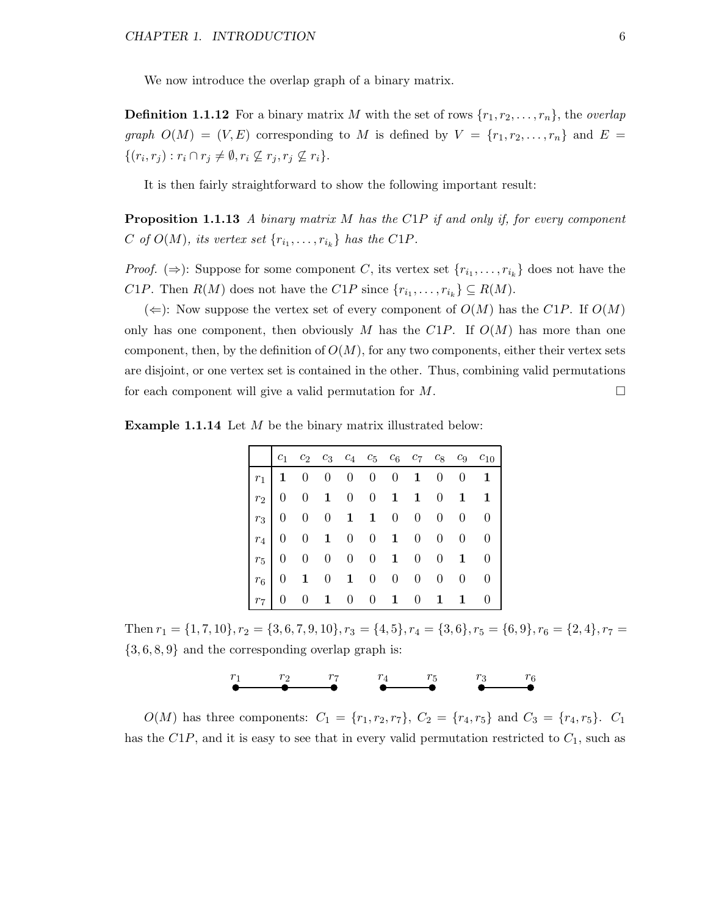We now introduce the overlap graph of a binary matrix.

**Definition 1.1.12** For a binary matrix $M$ with the set of rows $\{r_1, r_2, \ldots, r_n\}$, the *overlap graph* $O(M) = (V, E)$ corresponding to $M$ is defined by $V = \{r_1, r_2, \ldots, r_n\}$ and $E = \{(r_i, r_j) : r_i \cap r_j \neq \emptyset, r_i \not\subseteq r_j, r_j \not\subseteq r_i\}$.

It is then fairly straightforward to show the following important result:

**Proposition 1.1.13** *A binary matrix $M$ has the C1P if and only if, for every component $C$ of $O(M)$, its vertex set $\{r_{i_1}, \ldots, r_{i_k}\}$ has the C1P.*

*Proof.* ($\Rightarrow$): Suppose for some component $C$, its vertex set $\{r_{i_1}, \ldots, r_{i_k}\}$ does not have the $C1P$. Then $R(M)$ does not have the $C1P$ since $\{r_{i_1}, \ldots, r_{i_k}\} \subseteq R(M)$.

($\Leftarrow$): Now suppose the vertex set of every component of $O(M)$ has the $C1P$. If $O(M)$ only has one component, then obviously $M$ has the $C1P$. If $O(M)$ has more than one component, then, by the definition of $O(M)$, for any two components, either their vertex sets are disjoint, or one vertex set is contained in the other. Thus, combining valid permutations for each component will give a valid permutation for $M$. $\square$

**Example 1.1.14** Let $M$ be the binary matrix illustrated below:

| | $c_1$ | $c_2$ | $c_3$ | $c_4$ | $c_5$ | $c_6$ | $c_7$ | $c_8$ | $c_9$ | $c_{10}$ |
|---|---|---|---|---|---|---|---|---|---|---|
| $r_1$ | **1** | 0 | 0 | 0 | 0 | 0 | **1** | 0 | 0 | **1** |
| $r_2$ | 0 | 0 | **1** | 0 | 0 | **1** | **1** | 0 | **1** | **1** |
| $r_3$ | 0 | 0 | 0 | **1** | **1** | 0 | 0 | 0 | 0 | 0 |
| $r_4$ | 0 | 0 | **1** | 0 | 0 | **1** | 0 | 0 | 0 | 0 |
| $r_5$ | 0 | 0 | 0 | 0 | 0 | **1** | 0 | 0 | **1** | 0 |
| $r_6$ | 0 | **1** | 0 | **1** | 0 | 0 | 0 | 0 | 0 | 0 |
| $r_7$ | 0 | 0 | **1** | 0 | 0 | **1** | 0 | **1** | **1** | 0 |

Then $r_1 = \{1, 7, 10\}, r_2 = \{3, 6, 7, 9, 10\}, r_3 = \{4, 5\}, r_4 = \{3, 6\}, r_5 = \{6, 9\}, r_6 = \{2, 4\}, r_7 = \{3, 6, 8, 9\}$ and the corresponding overlap graph is:

$r_1$ — $r_2$ — $r_7$      $r_4$ — $r_5$      $r_3$ — $r_6$

$O(M)$ has three components: $C_1 = \{r_1, r_2, r_7\}$, $C_2 = \{r_4, r_5\}$ and $C_3 = \{r_4, r_5\}$. $C_1$ has the $C1P$, and it is easy to see that in every valid permutation restricted to $C_1$, such as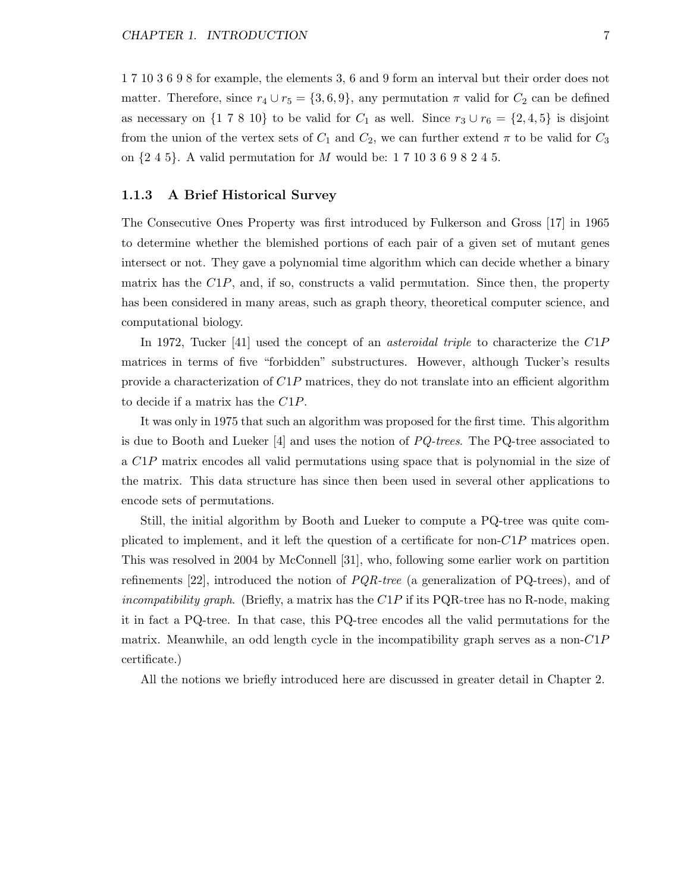1 7 10 3 6 9 8 for example, the elements 3, 6 and 9 form an interval but their order does not matter. Therefore, since $r_4 \cup r_5 = \{3, 6, 9\}$, any permutation $\pi$ valid for $C_2$ can be defined as necessary on $\{1\ 7\ 8\ 10\}$ to be valid for $C_1$ as well. Since $r_3 \cup r_6 = \{2, 4, 5\}$ is disjoint from the union of the vertex sets of $C_1$ and $C_2$, we can further extend $\pi$ to be valid for $C_3$ on $\{2\ 4\ 5\}$. A valid permutation for $M$ would be: 1 7 10 3 6 9 8 2 4 5.

### 1.1.3 A Brief Historical Survey

The Consecutive Ones Property was first introduced by Fulkerson and Gross [17] in 1965 to determine whether the blemished portions of each pair of a given set of mutant genes intersect or not. They gave a polynomial time algorithm which can decide whether a binary matrix has the $C1P$, and, if so, constructs a valid permutation. Since then, the property has been considered in many areas, such as graph theory, theoretical computer science, and computational biology.

In 1972, Tucker [41] used the concept of an *asteroidal triple* to characterize the $C1P$ matrices in terms of five "forbidden" substructures. However, although Tucker's results provide a characterization of $C1P$ matrices, they do not translate into an efficient algorithm to decide if a matrix has the $C1P$.

It was only in 1975 that such an algorithm was proposed for the first time. This algorithm is due to Booth and Lueker [4] and uses the notion of *PQ-trees*. The PQ-tree associated to a $C1P$ matrix encodes all valid permutations using space that is polynomial in the size of the matrix. This data structure has since then been used in several other applications to encode sets of permutations.

Still, the initial algorithm by Booth and Lueker to compute a PQ-tree was quite complicated to implement, and it left the question of a certificate for non-$C1P$ matrices open. This was resolved in 2004 by McConnell [31], who, following some earlier work on partition refinements [22], introduced the notion of *PQR-tree* (a generalization of PQ-trees), and of *incompatibility graph*. (Briefly, a matrix has the $C1P$ if its PQR-tree has no R-node, making it in fact a PQ-tree. In that case, this PQ-tree encodes all the valid permutations for the matrix. Meanwhile, an odd length cycle in the incompatibility graph serves as a non-$C1P$ certificate.)

All the notions we briefly introduced here are discussed in greater detail in Chapter 2.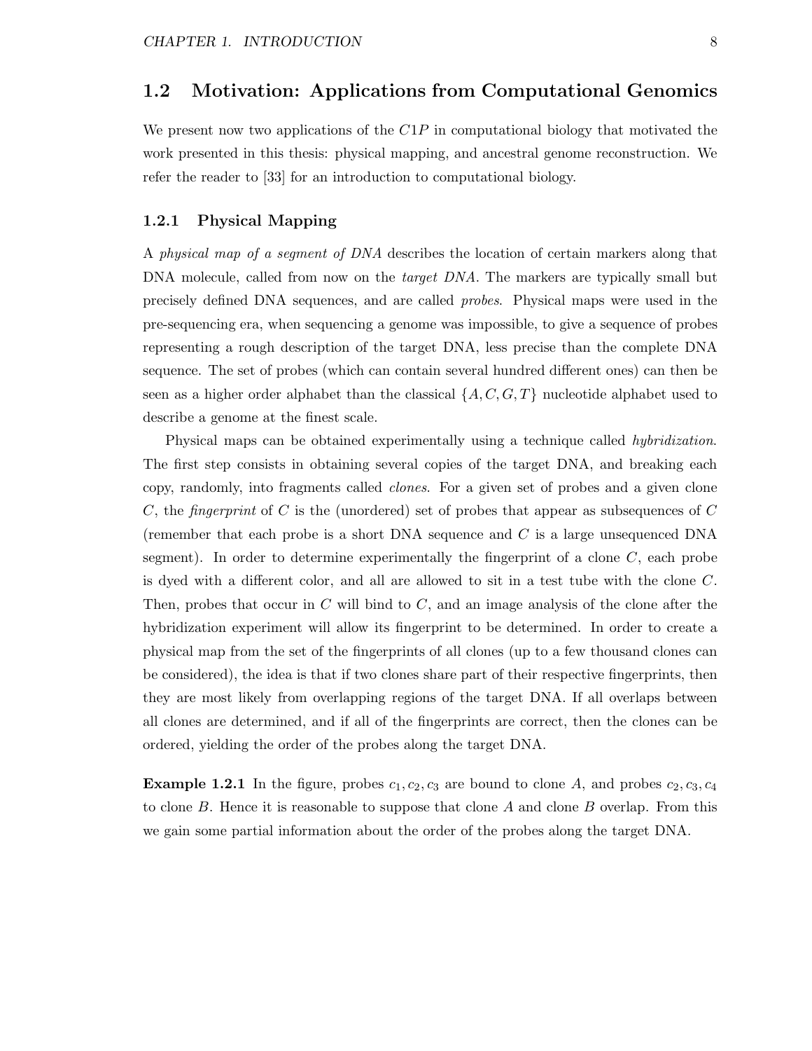## 1.2 Motivation: Applications from Computational Genomics

We present now two applications of the $C1P$ in computational biology that motivated the work presented in this thesis: physical mapping, and ancestral genome reconstruction. We refer the reader to [33] for an introduction to computational biology.

### 1.2.1 Physical Mapping

A *physical map of a segment of DNA* describes the location of certain markers along that DNA molecule, called from now on the *target DNA*. The markers are typically small but precisely defined DNA sequences, and are called *probes*. Physical maps were used in the pre-sequencing era, when sequencing a genome was impossible, to give a sequence of probes representing a rough description of the target DNA, less precise than the complete DNA sequence. The set of probes (which can contain several hundred different ones) can then be seen as a higher order alphabet than the classical $\{A, C, G, T\}$ nucleotide alphabet used to describe a genome at the finest scale.

Physical maps can be obtained experimentally using a technique called *hybridization*. The first step consists in obtaining several copies of the target DNA, and breaking each copy, randomly, into fragments called *clones*. For a given set of probes and a given clone $C$, the *fingerprint* of $C$ is the (unordered) set of probes that appear as subsequences of $C$ (remember that each probe is a short DNA sequence and $C$ is a large unsequenced DNA segment). In order to determine experimentally the fingerprint of a clone $C$, each probe is dyed with a different color, and all are allowed to sit in a test tube with the clone $C$. Then, probes that occur in $C$ will bind to $C$, and an image analysis of the clone after the hybridization experiment will allow its fingerprint to be determined. In order to create a physical map from the set of the fingerprints of all clones (up to a few thousand clones can be considered), the idea is that if two clones share part of their respective fingerprints, then they are most likely from overlapping regions of the target DNA. If all overlaps between all clones are determined, and if all of the fingerprints are correct, then the clones can be ordered, yielding the order of the probes along the target DNA.

**Example 1.2.1** In the figure, probes $c_1, c_2, c_3$ are bound to clone $A$, and probes $c_2, c_3, c_4$ to clone $B$. Hence it is reasonable to suppose that clone $A$ and clone $B$ overlap. From this we gain some partial information about the order of the probes along the target DNA.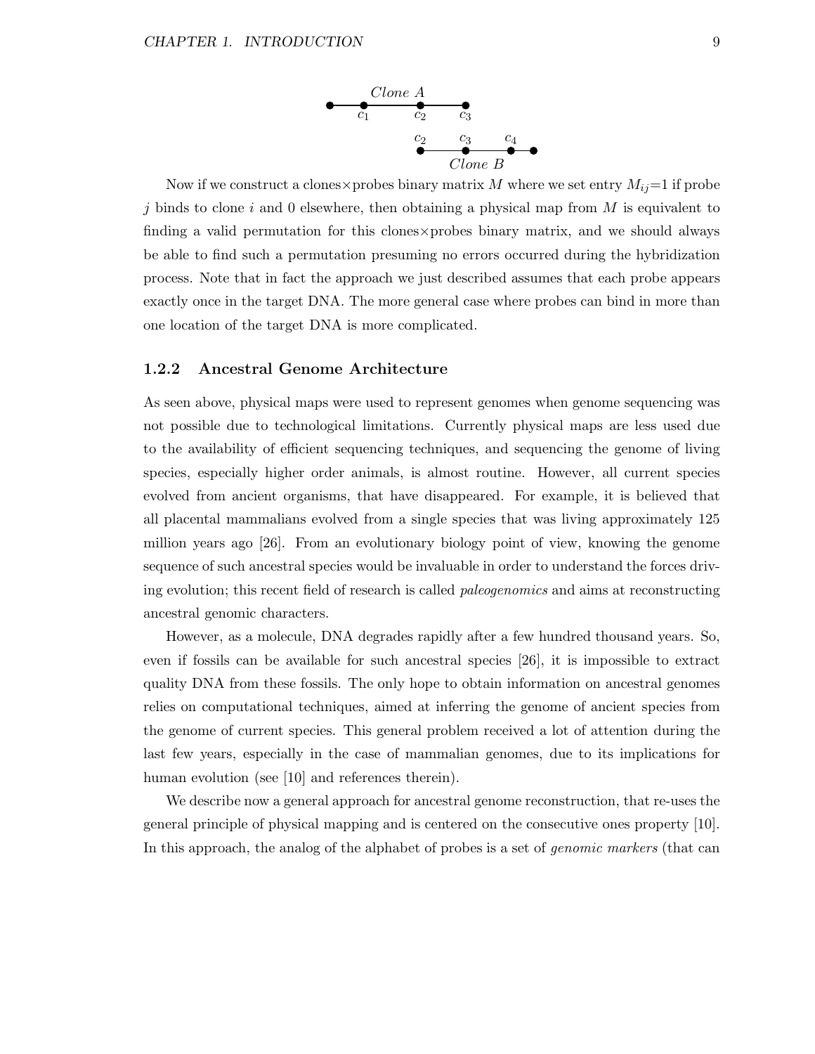*Clone A*

$c_1$ $c_2$ $c_3$

$c_2$ $c_3$ $c_4$

*Clone B*

Now if we construct a clones×probes binary matrix $M$ where we set entry $M_{ij}$=1 if probe $j$ binds to clone $i$ and 0 elsewhere, then obtaining a physical map from $M$ is equivalent to finding a valid permutation for this clones×probes binary matrix, and we should always be able to find such a permutation presuming no errors occurred during the hybridization process. Note that in fact the approach we just described assumes that each probe appears exactly once in the target DNA. The more general case where probes can bind in more than one location of the target DNA is more complicated.

### 1.2.2 Ancestral Genome Architecture

As seen above, physical maps were used to represent genomes when genome sequencing was not possible due to technological limitations. Currently physical maps are less used due to the availability of efficient sequencing techniques, and sequencing the genome of living species, especially higher order animals, is almost routine. However, all current species evolved from ancient organisms, that have disappeared. For example, it is believed that all placental mammalians evolved from a single species that was living approximately 125 million years ago [26]. From an evolutionary biology point of view, knowing the genome sequence of such ancestral species would be invaluable in order to understand the forces driving evolution; this recent field of research is called *paleogenomics* and aims at reconstructing ancestral genomic characters.

However, as a molecule, DNA degrades rapidly after a few hundred thousand years. So, even if fossils can be available for such ancestral species [26], it is impossible to extract quality DNA from these fossils. The only hope to obtain information on ancestral genomes relies on computational techniques, aimed at inferring the genome of ancient species from the genome of current species. This general problem received a lot of attention during the last few years, especially in the case of mammalian genomes, due to its implications for human evolution (see [10] and references therein).

We describe now a general approach for ancestral genome reconstruction, that re-uses the general principle of physical mapping and is centered on the consecutive ones property [10]. In this approach, the analog of the alphabet of probes is a set of *genomic markers* (that can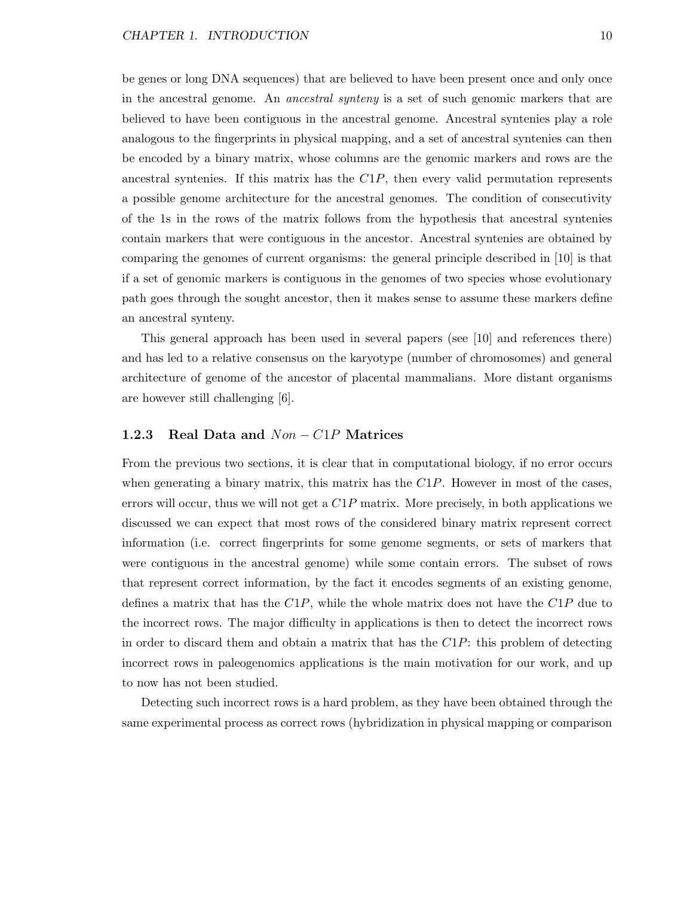be genes or long DNA sequences) that are believed to have been present once and only once in the ancestral genome. An *ancestral synteny* is a set of such genomic markers that are believed to have been contiguous in the ancestral genome. Ancestral syntenies play a role analogous to the fingerprints in physical mapping, and a set of ancestral syntenies can then be encoded by a binary matrix, whose columns are the genomic markers and rows are the ancestral syntenies. If this matrix has the $C1P$, then every valid permutation represents a possible genome architecture for the ancestral genomes. The condition of consecutivity of the 1s in the rows of the matrix follows from the hypothesis that ancestral syntenies contain markers that were contiguous in the ancestor. Ancestral syntenies are obtained by comparing the genomes of current organisms: the general principle described in [10] is that if a set of genomic markers is contiguous in the genomes of two species whose evolutionary path goes through the sought ancestor, then it makes sense to assume these markers define an ancestral synteny.

This general approach has been used in several papers (see [10] and references there) and has led to a relative consensus on the karyotype (number of chromosomes) and general architecture of genome of the ancestor of placental mammalians. More distant organisms are however still challenging [6].

### 1.2.3 Real Data and $Non-C1P$ Matrices

From the previous two sections, it is clear that in computational biology, if no error occurs when generating a binary matrix, this matrix has the $C1P$. However in most of the cases, errors will occur, thus we will not get a $C1P$ matrix. More precisely, in both applications we discussed we can expect that most rows of the considered binary matrix represent correct information (i.e. correct fingerprints for some genome segments, or sets of markers that were contiguous in the ancestral genome) while some contain errors. The subset of rows that represent correct information, by the fact it encodes segments of an existing genome, defines a matrix that has the $C1P$, while the whole matrix does not have the $C1P$ due to the incorrect rows. The major difficulty in applications is then to detect the incorrect rows in order to discard them and obtain a matrix that has the $C1P$: this problem of detecting incorrect rows in paleogenomics applications is the main motivation for our work, and up to now has not been studied.

Detecting such incorrect rows is a hard problem, as they have been obtained through the same experimental process as correct rows (hybridization in physical mapping or comparison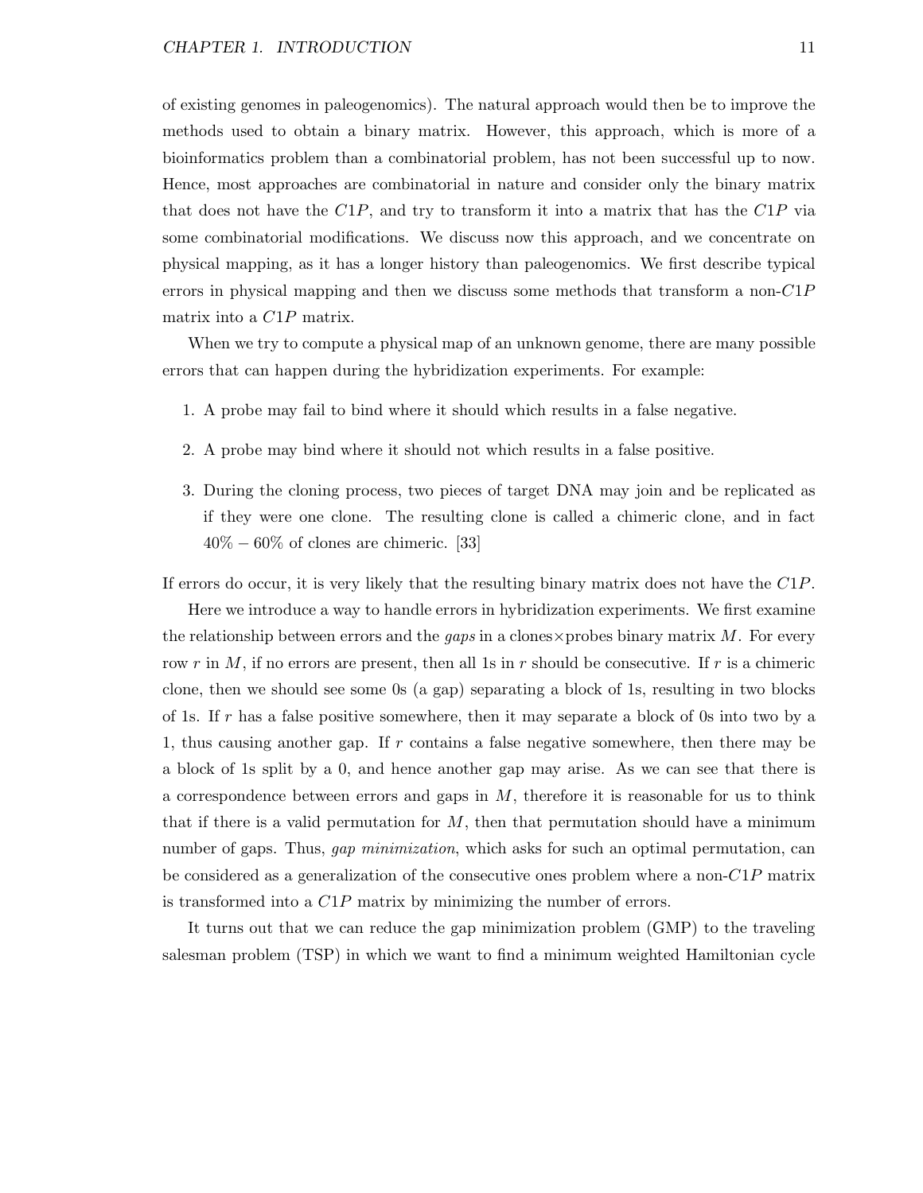of existing genomes in paleogenomics). The natural approach would then be to improve the methods used to obtain a binary matrix. However, this approach, which is more of a bioinformatics problem than a combinatorial problem, has not been successful up to now. Hence, most approaches are combinatorial in nature and consider only the binary matrix that does not have the $C1P$, and try to transform it into a matrix that has the $C1P$ via some combinatorial modifications. We discuss now this approach, and we concentrate on physical mapping, as it has a longer history than paleogenomics. We first describe typical errors in physical mapping and then we discuss some methods that transform a non-$C1P$ matrix into a $C1P$ matrix.

When we try to compute a physical map of an unknown genome, there are many possible errors that can happen during the hybridization experiments. For example:

1. A probe may fail to bind where it should which results in a false negative.
2. A probe may bind where it should not which results in a false positive.
3. During the cloning process, two pieces of target DNA may join and be replicated as if they were one clone. The resulting clone is called a chimeric clone, and in fact $40\% - 60\%$ of clones are chimeric. [33]

If errors do occur, it is very likely that the resulting binary matrix does not have the $C1P$.

Here we introduce a way to handle errors in hybridization experiments. We first examine the relationship between errors and the *gaps* in a clones$\times$probes binary matrix $M$. For every row $r$ in $M$, if no errors are present, then all 1s in $r$ should be consecutive. If $r$ is a chimeric clone, then we should see some 0s (a gap) separating a block of 1s, resulting in two blocks of 1s. If $r$ has a false positive somewhere, then it may separate a block of 0s into two by a 1, thus causing another gap. If $r$ contains a false negative somewhere, then there may be a block of 1s split by a 0, and hence another gap may arise. As we can see that there is a correspondence between errors and gaps in $M$, therefore it is reasonable for us to think that if there is a valid permutation for $M$, then that permutation should have a minimum number of gaps. Thus, *gap minimization*, which asks for such an optimal permutation, can be considered as a generalization of the consecutive ones problem where a non-$C1P$ matrix is transformed into a $C1P$ matrix by minimizing the number of errors.

It turns out that we can reduce the gap minimization problem (GMP) to the traveling salesman problem (TSP) in which we want to find a minimum weighted Hamiltonian cycle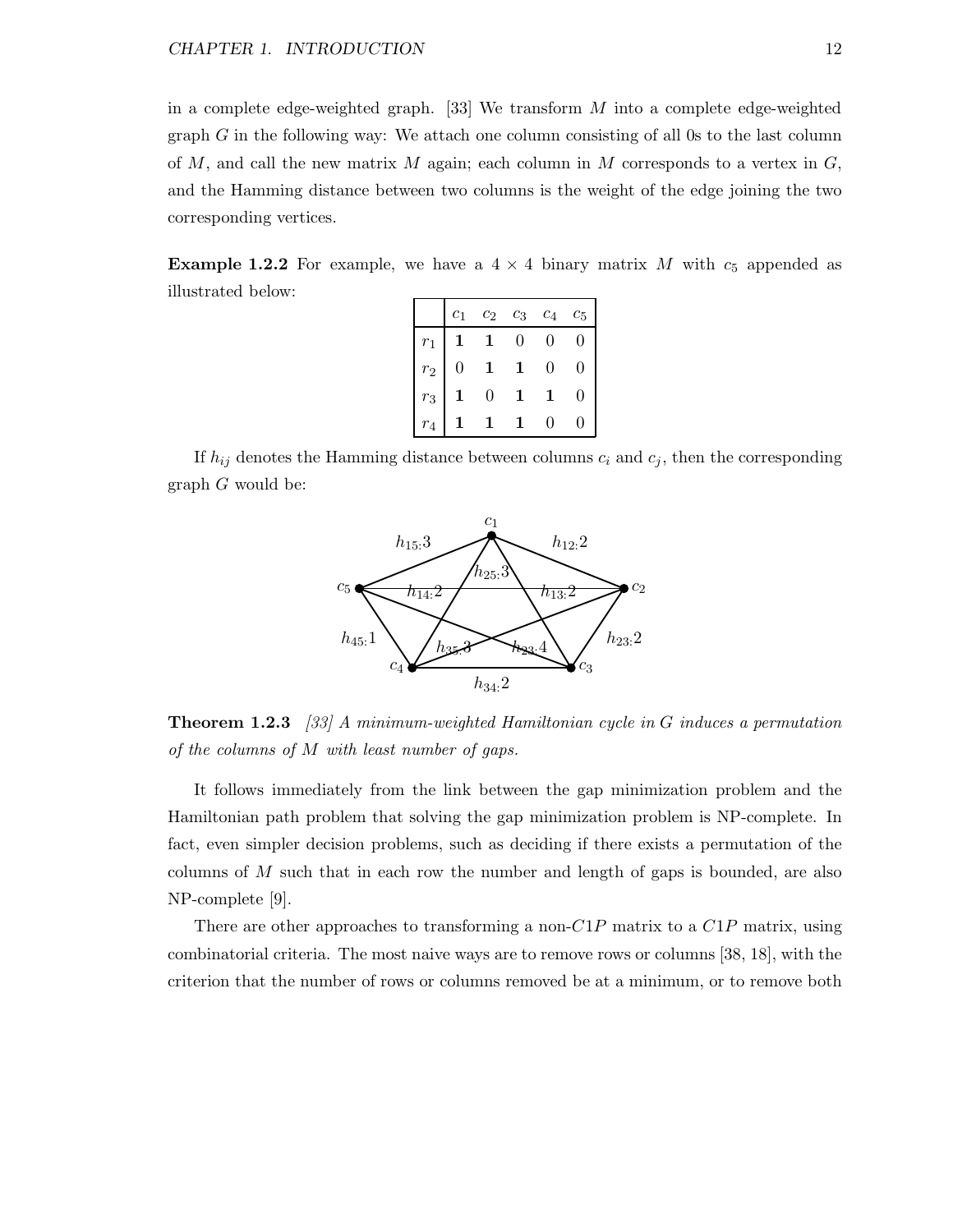in a complete edge-weighted graph. [33] We transform $M$ into a complete edge-weighted graph $G$ in the following way: We attach one column consisting of all 0s to the last column of $M$, and call the new matrix $M$ again; each column in $M$ corresponds to a vertex in $G$, and the Hamming distance between two columns is the weight of the edge joining the two corresponding vertices.

**Example 1.2.2** For example, we have a $4 \times 4$ binary matrix $M$ with $c_5$ appended as illustrated below:

| | $c_1$ | $c_2$ | $c_3$ | $c_4$ | $c_5$ |
|---|---|---|---|---|---|
| $r_1$ | **1** | **1** | 0 | 0 | 0 |
| $r_2$ | 0 | **1** | **1** | 0 | 0 |
| $r_3$ | **1** | 0 | **1** | **1** | 0 |
| $r_4$ | **1** | **1** | **1** | 0 | 0 |

If $h_{ij}$ denotes the Hamming distance between columns $c_i$ and $c_j$, then the corresponding graph $G$ would be:

$h_{15}$:3, $h_{12}$:2, $h_{25}$:3, $h_{14}$:2, $h_{13}$:2, $h_{45}$:1, $h_{35}$:3, $h_{24}$:4, $h_{23}$:2, $h_{34}$:2

**Theorem 1.2.3** *[33] A minimum-weighted Hamiltonian cycle in $G$ induces a permutation of the columns of $M$ with least number of gaps.*

It follows immediately from the link between the gap minimization problem and the Hamiltonian path problem that solving the gap minimization problem is NP-complete. In fact, even simpler decision problems, such as deciding if there exists a permutation of the columns of $M$ such that in each row the number and length of gaps is bounded, are also NP-complete [9].

There are other approaches to transforming a non-$C1P$ matrix to a $C1P$ matrix, using combinatorial criteria. The most naive ways are to remove rows or columns [38, 18], with the criterion that the number of rows or columns removed be at a minimum, or to remove both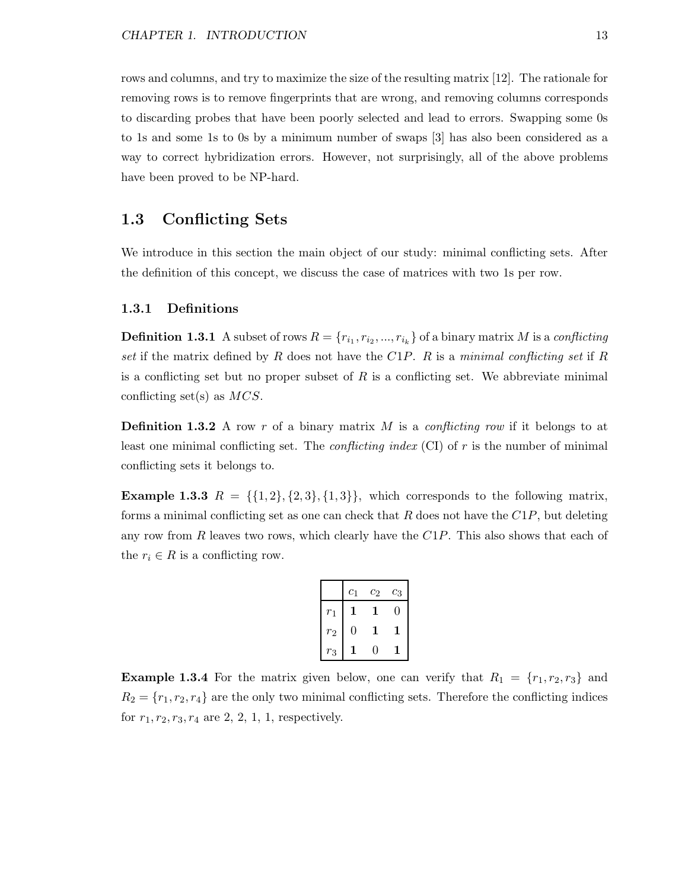rows and columns, and try to maximize the size of the resulting matrix [12]. The rationale for removing rows is to remove fingerprints that are wrong, and removing columns corresponds to discarding probes that have been poorly selected and lead to errors. Swapping some 0s to 1s and some 1s to 0s by a minimum number of swaps [3] has also been considered as a way to correct hybridization errors. However, not surprisingly, all of the above problems have been proved to be NP-hard.

## 1.3 Conflicting Sets

We introduce in this section the main object of our study: minimal conflicting sets. After the definition of this concept, we discuss the case of matrices with two 1s per row.

### 1.3.1 Definitions

**Definition 1.3.1** A subset of rows $R = \{r_{i_1}, r_{i_2}, ..., r_{i_k}\}$ of a binary matrix $M$ is a *conflicting set* if the matrix defined by $R$ does not have the $C1P$. $R$ is a *minimal conflicting set* if $R$ is a conflicting set but no proper subset of $R$ is a conflicting set. We abbreviate minimal conflicting set(s) as $MCS$.

**Definition 1.3.2** A row $r$ of a binary matrix $M$ is a *conflicting row* if it belongs to at least one minimal conflicting set. The *conflicting index* (CI) of $r$ is the number of minimal conflicting sets it belongs to.

**Example 1.3.3** $R = \{\{1,2\},\{2,3\},\{1,3\}\}$, which corresponds to the following matrix, forms a minimal conflicting set as one can check that $R$ does not have the $C1P$, but deleting any row from $R$ leaves two rows, which clearly have the $C1P$. This also shows that each of the $r_i \in R$ is a conflicting row.

| | $c_1$ | $c_2$ | $c_3$ |
|---|---|---|---|
| $r_1$ | **1** | **1** | 0 |
| $r_2$ | 0 | **1** | **1** |
| $r_3$ | **1** | 0 | **1** |

**Example 1.3.4** For the matrix given below, one can verify that $R_1 = \{r_1, r_2, r_3\}$ and $R_2 = \{r_1, r_2, r_4\}$ are the only two minimal conflicting sets. Therefore the conflicting indices for $r_1, r_2, r_3, r_4$ are 2, 2, 1, 1, respectively.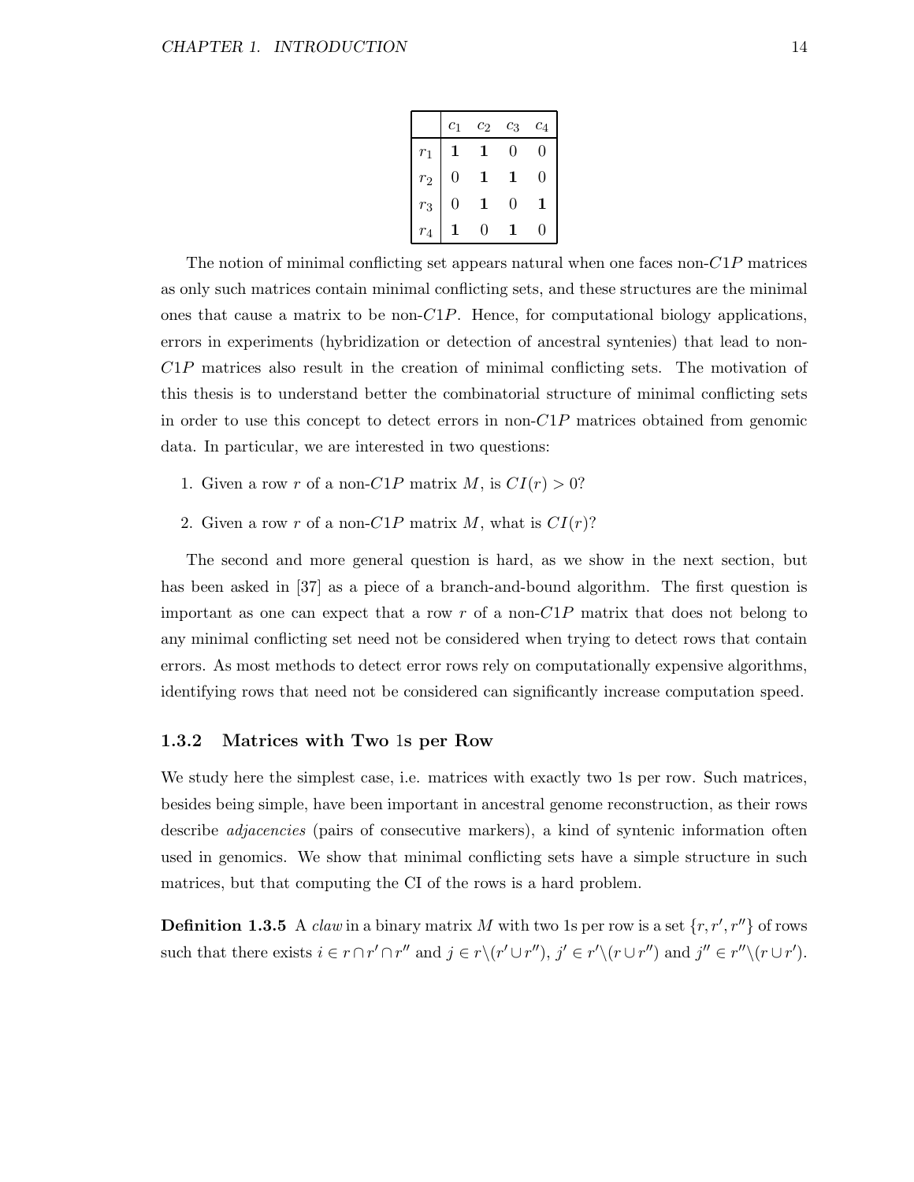| | $c_1$ | $c_2$ | $c_3$ | $c_4$ |
|---|---|---|---|---|
| $r_1$ | **1** | **1** | 0 | 0 |
| $r_2$ | 0 | **1** | **1** | 0 |
| $r_3$ | 0 | **1** | 0 | **1** |
| $r_4$ | **1** | 0 | **1** | 0 |

The notion of minimal conflicting set appears natural when one faces non-$C1P$ matrices as only such matrices contain minimal conflicting sets, and these structures are the minimal ones that cause a matrix to be non-$C1P$. Hence, for computational biology applications, errors in experiments (hybridization or detection of ancestral syntenies) that lead to non-$C1P$ matrices also result in the creation of minimal conflicting sets. The motivation of this thesis is to understand better the combinatorial structure of minimal conflicting sets in order to use this concept to detect errors in non-$C1P$ matrices obtained from genomic data. In particular, we are interested in two questions:

1. Given a row $r$ of a non-$C1P$ matrix $M$, is $CI(r) > 0$?
2. Given a row $r$ of a non-$C1P$ matrix $M$, what is $CI(r)$?

The second and more general question is hard, as we show in the next section, but has been asked in [37] as a piece of a branch-and-bound algorithm. The first question is important as one can expect that a row $r$ of a non-$C1P$ matrix that does not belong to any minimal conflicting set need not be considered when trying to detect rows that contain errors. As most methods to detect error rows rely on computationally expensive algorithms, identifying rows that need not be considered can significantly increase computation speed.

### 1.3.2 Matrices with Two 1s per Row

We study here the simplest case, i.e. matrices with exactly two 1s per row. Such matrices, besides being simple, have been important in ancestral genome reconstruction, as their rows describe *adjacencies* (pairs of consecutive markers), a kind of syntenic information often used in genomics. We show that minimal conflicting sets have a simple structure in such matrices, but that computing the CI of the rows is a hard problem.

**Definition 1.3.5** A *claw* in a binary matrix $M$ with two 1s per row is a set $\{r, r', r''\}$ of rows such that there exists $i \in r \cap r' \cap r''$ and $j \in r \backslash (r' \cup r'')$, $j' \in r' \backslash (r \cup r'')$ and $j'' \in r'' \backslash (r \cup r')$.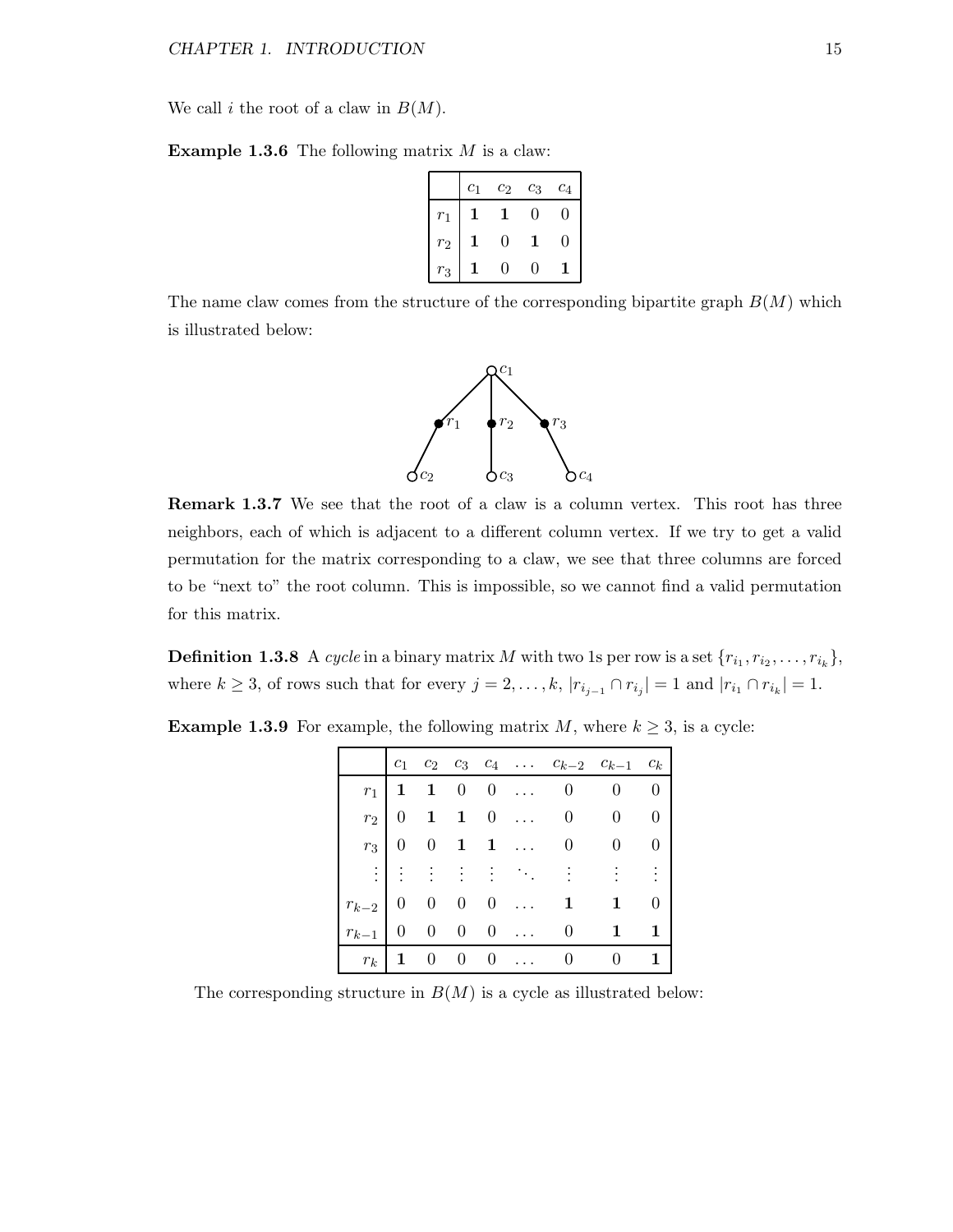We call $i$ the root of a claw in $B(M)$.

**Example 1.3.6** The following matrix $M$ is a claw:

| | $c_1$ | $c_2$ | $c_3$ | $c_4$ |
|---|---|---|---|---|
| $r_1$ | **1** | **1** | 0 | 0 |
| $r_2$ | **1** | 0 | **1** | 0 |
| $r_3$ | **1** | 0 | 0 | **1** |

The name claw comes from the structure of the corresponding bipartite graph $B(M)$ which is illustrated below:

**Remark 1.3.7** We see that the root of a claw is a column vertex. This root has three neighbors, each of which is adjacent to a different column vertex. If we try to get a valid permutation for the matrix corresponding to a claw, we see that three columns are forced to be "next to" the root column. This is impossible, so we cannot find a valid permutation for this matrix.

**Definition 1.3.8** A *cycle* in a binary matrix $M$ with two 1s per row is a set $\{r_{i_1}, r_{i_2}, \ldots, r_{i_k}\}$, where $k \geq 3$, of rows such that for every $j = 2, \ldots, k$, $|r_{i_{j-1}} \cap r_{i_j}| = 1$ and $|r_{i_1} \cap r_{i_k}| = 1$.

**Example 1.3.9** For example, the following matrix $M$, where $k \geq 3$, is a cycle:

| | $c_1$ | $c_2$ | $c_3$ | $c_4$ | $\ldots$ | $c_{k-2}$ | $c_{k-1}$ | $c_k$ |
|---|---|---|---|---|---|---|---|---|
| $r_1$ | **1** | **1** | 0 | 0 | $\ldots$ | 0 | 0 | 0 |
| $r_2$ | 0 | **1** | **1** | 0 | $\ldots$ | 0 | 0 | 0 |
| $r_3$ | 0 | 0 | **1** | **1** | $\ldots$ | 0 | 0 | 0 |
| $\vdots$ | $\vdots$ | $\vdots$ | $\vdots$ | $\vdots$ | $\ddots$ | $\vdots$ | $\vdots$ | $\vdots$ |
| $r_{k-2}$ | 0 | 0 | 0 | 0 | $\ldots$ | **1** | **1** | 0 |
| $r_{k-1}$ | 0 | 0 | 0 | 0 | $\ldots$ | 0 | **1** | **1** |
| $r_k$ | **1** | 0 | 0 | 0 | $\ldots$ | 0 | 0 | **1** |

The corresponding structure in $B(M)$ is a cycle as illustrated below: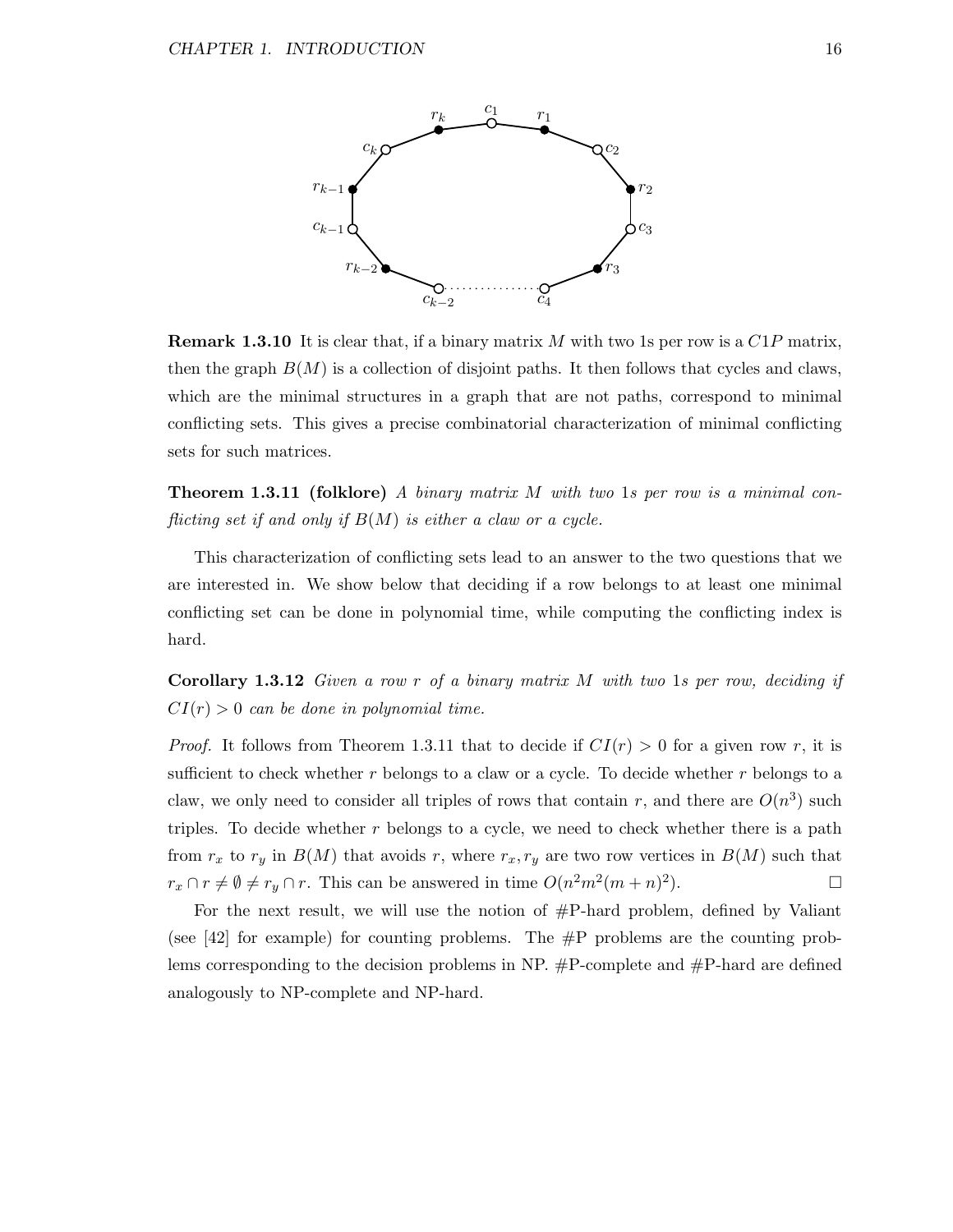**Remark 1.3.10** It is clear that, if a binary matrix $M$ with two 1s per row is a $C1P$ matrix, then the graph $B(M)$ is a collection of disjoint paths. It then follows that cycles and claws, which are the minimal structures in a graph that are not paths, correspond to minimal conflicting sets. This gives a precise combinatorial characterization of minimal conflicting sets for such matrices.

**Theorem 1.3.11 (folklore)** *A binary matrix $M$ with two 1s per row is a minimal conflicting set if and only if $B(M)$ is either a claw or a cycle.*

This characterization of conflicting sets lead to an answer to the two questions that we are interested in. We show below that deciding if a row belongs to at least one minimal conflicting set can be done in polynomial time, while computing the conflicting index is hard.

**Corollary 1.3.12** *Given a row $r$ of a binary matrix $M$ with two 1s per row, deciding if $CI(r) > 0$ can be done in polynomial time.*

*Proof.* It follows from Theorem 1.3.11 that to decide if $CI(r) > 0$ for a given row $r$, it is sufficient to check whether $r$ belongs to a claw or a cycle. To decide whether $r$ belongs to a claw, we only need to consider all triples of rows that contain $r$, and there are $O(n^3)$ such triples. To decide whether $r$ belongs to a cycle, we need to check whether there is a path from $r_x$ to $r_y$ in $B(M)$ that avoids $r$, where $r_x, r_y$ are two row vertices in $B(M)$ such that $r_x \cap r \neq \emptyset \neq r_y \cap r$. This can be answered in time $O(n^2m^2(m+n)^2)$. □

For the next result, we will use the notion of #P-hard problem, defined by Valiant (see [42] for example) for counting problems. The #P problems are the counting problems corresponding to the decision problems in NP. #P-complete and #P-hard are defined analogously to NP-complete and NP-hard.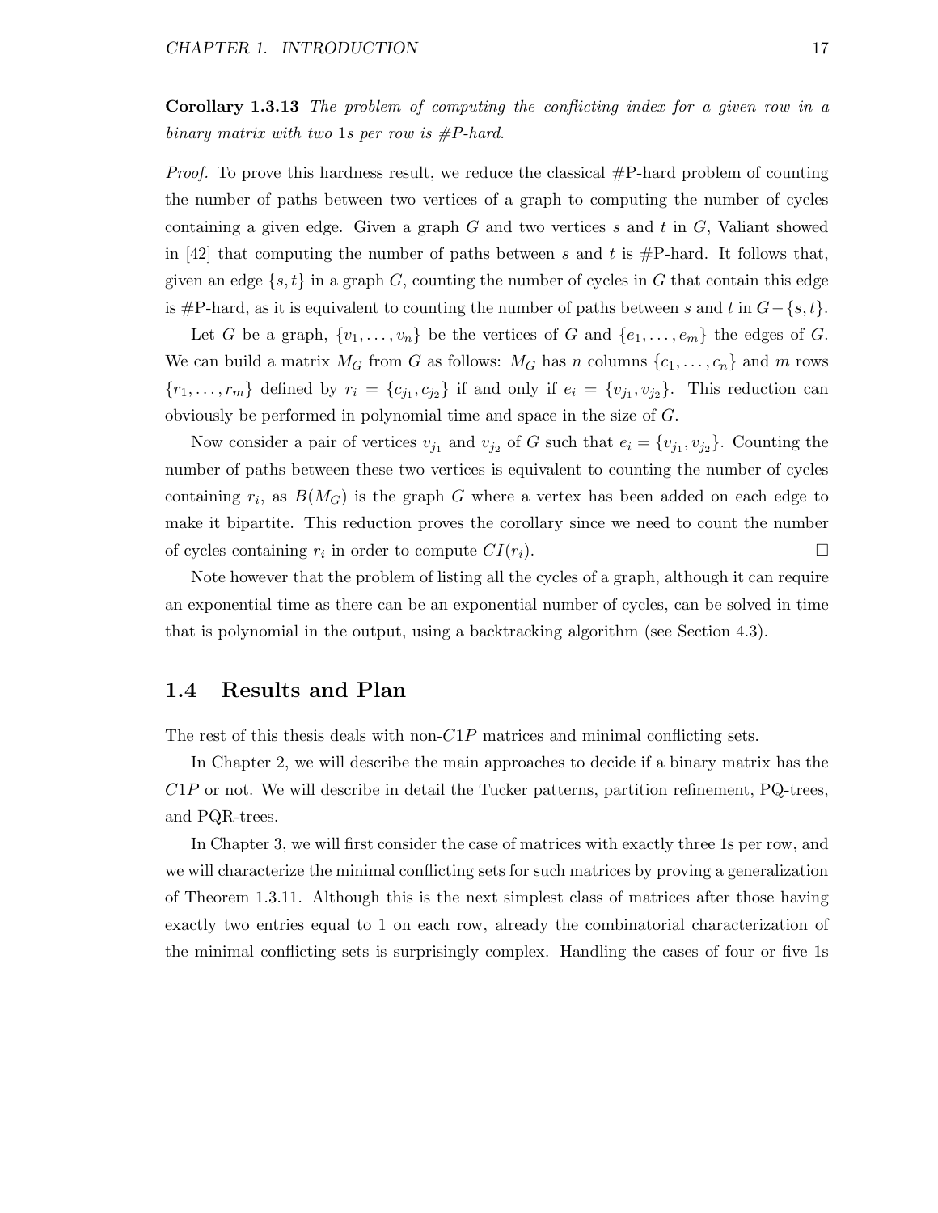**Corollary 1.3.13** *The problem of computing the conflicting index for a given row in a binary matrix with two* 1*s per row is #P-hard.*

*Proof.* To prove this hardness result, we reduce the classical #P-hard problem of counting the number of paths between two vertices of a graph to computing the number of cycles containing a given edge. Given a graph $G$ and two vertices $s$ and $t$ in $G$, Valiant showed in [42] that computing the number of paths between $s$ and $t$ is #P-hard. It follows that, given an edge $\{s, t\}$ in a graph $G$, counting the number of cycles in $G$ that contain this edge is #P-hard, as it is equivalent to counting the number of paths between $s$ and $t$ in $G - \{s, t\}$.

Let $G$ be a graph, $\{v_1, \ldots, v_n\}$ be the vertices of $G$ and $\{e_1, \ldots, e_m\}$ the edges of $G$. We can build a matrix $M_G$ from $G$ as follows: $M_G$ has $n$ columns $\{c_1, \ldots, c_n\}$ and $m$ rows $\{r_1, \ldots, r_m\}$ defined by $r_i = \{c_{j_1}, c_{j_2}\}$ if and only if $e_i = \{v_{j_1}, v_{j_2}\}$. This reduction can obviously be performed in polynomial time and space in the size of $G$.

Now consider a pair of vertices $v_{j_1}$ and $v_{j_2}$ of $G$ such that $e_i = \{v_{j_1}, v_{j_2}\}$. Counting the number of paths between these two vertices is equivalent to counting the number of cycles containing $r_i$, as $B(M_G)$ is the graph $G$ where a vertex has been added on each edge to make it bipartite. This reduction proves the corollary since we need to count the number of cycles containing $r_i$ in order to compute $CI(r_i)$. □

Note however that the problem of listing all the cycles of a graph, although it can require an exponential time as there can be an exponential number of cycles, can be solved in time that is polynomial in the output, using a backtracking algorithm (see Section 4.3).

## 1.4 Results and Plan

The rest of this thesis deals with non-$C1P$ matrices and minimal conflicting sets.

In Chapter 2, we will describe the main approaches to decide if a binary matrix has the $C1P$ or not. We will describe in detail the Tucker patterns, partition refinement, PQ-trees, and PQR-trees.

In Chapter 3, we will first consider the case of matrices with exactly three 1s per row, and we will characterize the minimal conflicting sets for such matrices by proving a generalization of Theorem 1.3.11. Although this is the next simplest class of matrices after those having exactly two entries equal to 1 on each row, already the combinatorial characterization of the minimal conflicting sets is surprisingly complex. Handling the cases of four or five 1s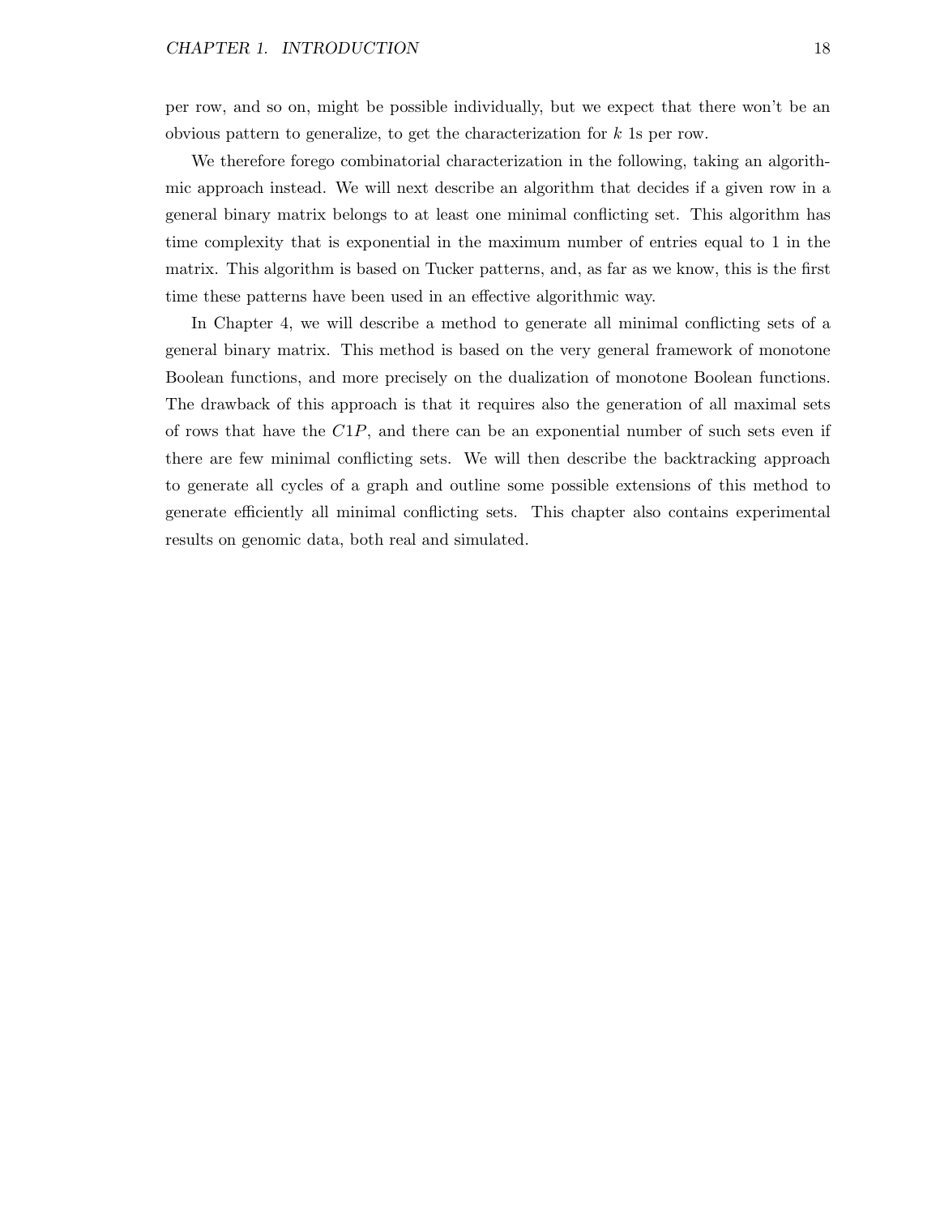per row, and so on, might be possible individually, but we expect that there won't be an obvious pattern to generalize, to get the characterization for $k$ 1s per row.

We therefore forego combinatorial characterization in the following, taking an algorithmic approach instead. We will next describe an algorithm that decides if a given row in a general binary matrix belongs to at least one minimal conflicting set. This algorithm has time complexity that is exponential in the maximum number of entries equal to 1 in the matrix. This algorithm is based on Tucker patterns, and, as far as we know, this is the first time these patterns have been used in an effective algorithmic way.

In Chapter 4, we will describe a method to generate all minimal conflicting sets of a general binary matrix. This method is based on the very general framework of monotone Boolean functions, and more precisely on the dualization of monotone Boolean functions. The drawback of this approach is that it requires also the generation of all maximal sets of rows that have the $C1P$, and there can be an exponential number of such sets even if there are few minimal conflicting sets. We will then describe the backtracking approach to generate all cycles of a graph and outline some possible extensions of this method to generate efficiently all minimal conflicting sets. This chapter also contains experimental results on genomic data, both real and simulated.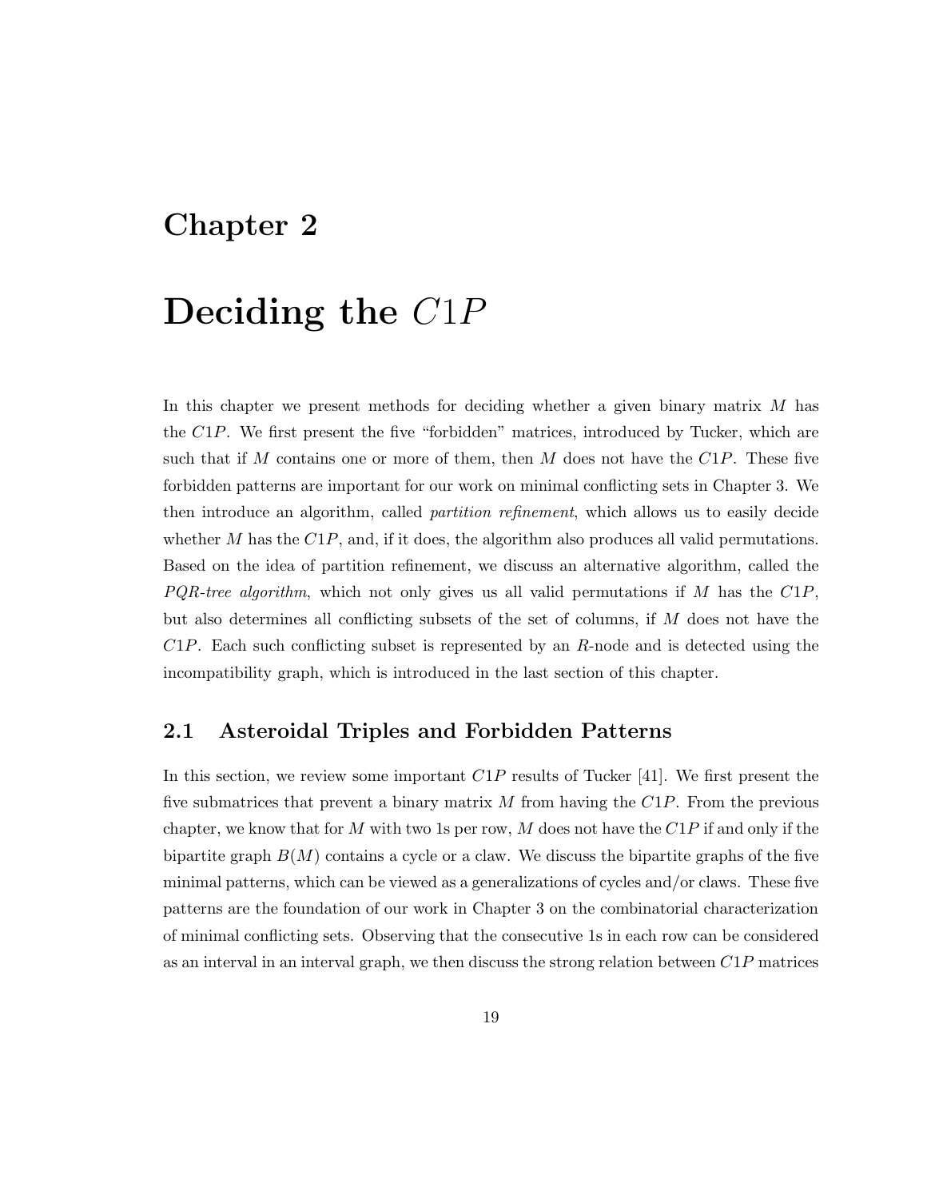# Chapter 2

# Deciding the $C1P$

In this chapter we present methods for deciding whether a given binary matrix $M$ has the $C1P$. We first present the five "forbidden" matrices, introduced by Tucker, which are such that if $M$ contains one or more of them, then $M$ does not have the $C1P$. These five forbidden patterns are important for our work on minimal conflicting sets in Chapter 3. We then introduce an algorithm, called *partition refinement*, which allows us to easily decide whether $M$ has the $C1P$, and, if it does, the algorithm also produces all valid permutations. Based on the idea of partition refinement, we discuss an alternative algorithm, called the *PQR-tree algorithm*, which not only gives us all valid permutations if $M$ has the $C1P$, but also determines all conflicting subsets of the set of columns, if $M$ does not have the $C1P$. Each such conflicting subset is represented by an $R$-node and is detected using the incompatibility graph, which is introduced in the last section of this chapter.

## 2.1 Asteroidal Triples and Forbidden Patterns

In this section, we review some important $C1P$ results of Tucker [41]. We first present the five submatrices that prevent a binary matrix $M$ from having the $C1P$. From the previous chapter, we know that for $M$ with two 1s per row, $M$ does not have the $C1P$ if and only if the bipartite graph $B(M)$ contains a cycle or a claw. We discuss the bipartite graphs of the five minimal patterns, which can be viewed as a generalizations of cycles and/or claws. These five patterns are the foundation of our work in Chapter 3 on the combinatorial characterization of minimal conflicting sets. Observing that the consecutive 1s in each row can be considered as an interval in an interval graph, we then discuss the strong relation between $C1P$ matrices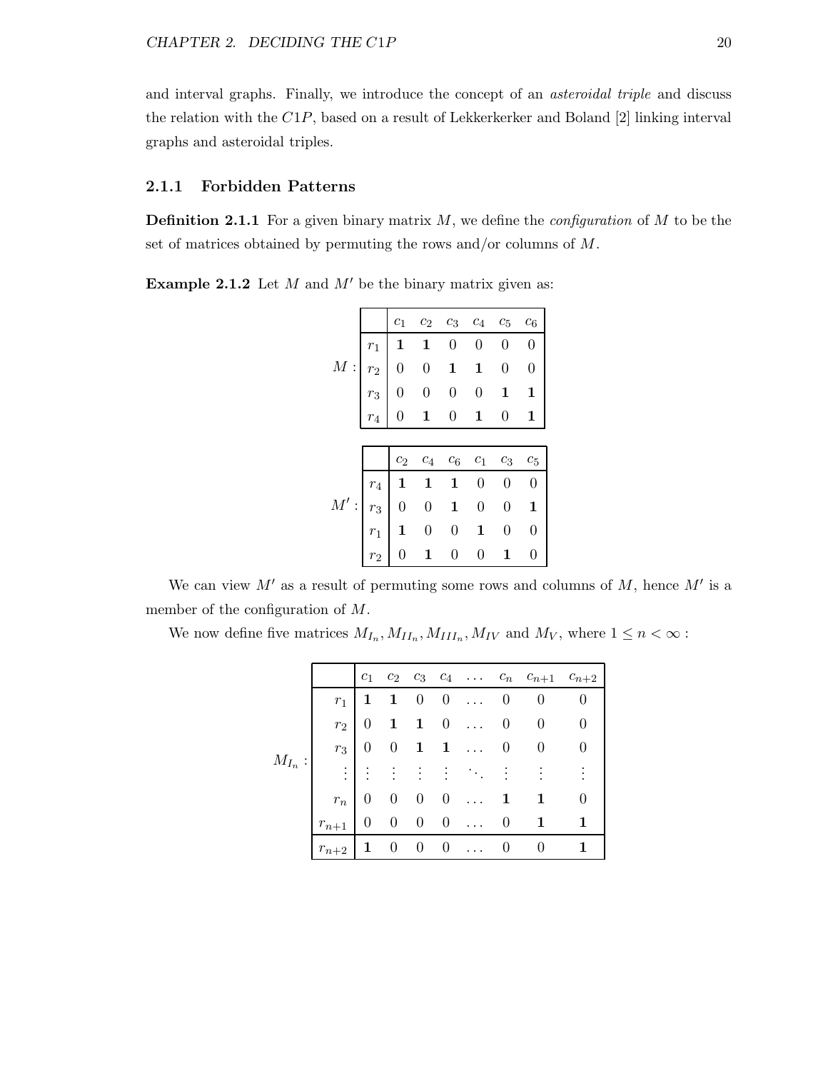and interval graphs. Finally, we introduce the concept of an *asteroidal triple* and discuss the relation with the $C1P$, based on a result of Lekkerkerker and Boland [2] linking interval graphs and asteroidal triples.

### 2.1.1 Forbidden Patterns

**Definition 2.1.1** For a given binary matrix $M$, we define the *configuration* of $M$ to be the set of matrices obtained by permuting the rows and/or columns of $M$.

**Example 2.1.2** Let $M$ and $M'$ be the binary matrix given as:

$M$:

| | $c_1$ | $c_2$ | $c_3$ | $c_4$ | $c_5$ | $c_6$ |
|---|---|---|---|---|---|---|
| $r_1$ | **1** | **1** | 0 | 0 | 0 | 0 |
| $r_2$ | 0 | 0 | **1** | **1** | 0 | 0 |
| $r_3$ | 0 | 0 | 0 | 0 | **1** | **1** |
| $r_4$ | 0 | **1** | 0 | **1** | 0 | **1** |

$M'$:

| | $c_2$ | $c_4$ | $c_6$ | $c_1$ | $c_3$ | $c_5$ |
|---|---|---|---|---|---|---|
| $r_4$ | **1** | **1** | **1** | 0 | 0 | 0 |
| $r_3$ | 0 | 0 | **1** | 0 | 0 | **1** |
| $r_1$ | **1** | 0 | 0 | **1** | 0 | 0 |
| $r_2$ | 0 | **1** | 0 | 0 | **1** | 0 |

We can view $M'$ as a result of permuting some rows and columns of $M$, hence $M'$ is a member of the configuration of $M$.

We now define five matrices $M_{I_n}, M_{II_n}, M_{III_n}, M_{IV}$ and $M_V$, where $1 \leq n < \infty$ :

$M_{I_n}$:

| | $c_1$ | $c_2$ | $c_3$ | $c_4$ | $\dots$ | $c_n$ | $c_{n+1}$ | $c_{n+2}$ |
|---|---|---|---|---|---|---|---|---|
| $r_1$ | **1** | **1** | 0 | 0 | $\dots$ | 0 | 0 | 0 |
| $r_2$ | 0 | **1** | **1** | 0 | $\dots$ | 0 | 0 | 0 |
| $r_3$ | 0 | 0 | **1** | **1** | $\dots$ | 0 | 0 | 0 |
| $\vdots$ | $\vdots$ | $\vdots$ | $\vdots$ | $\vdots$ | $\ddots$ | $\vdots$ | $\vdots$ | $\vdots$ |
| $r_n$ | 0 | 0 | 0 | 0 | $\dots$ | **1** | **1** | 0 |
| $r_{n+1}$ | 0 | 0 | 0 | 0 | $\dots$ | 0 | **1** | **1** |
| $r_{n+2}$ | **1** | 0 | 0 | 0 | $\dots$ | 0 | 0 | **1** |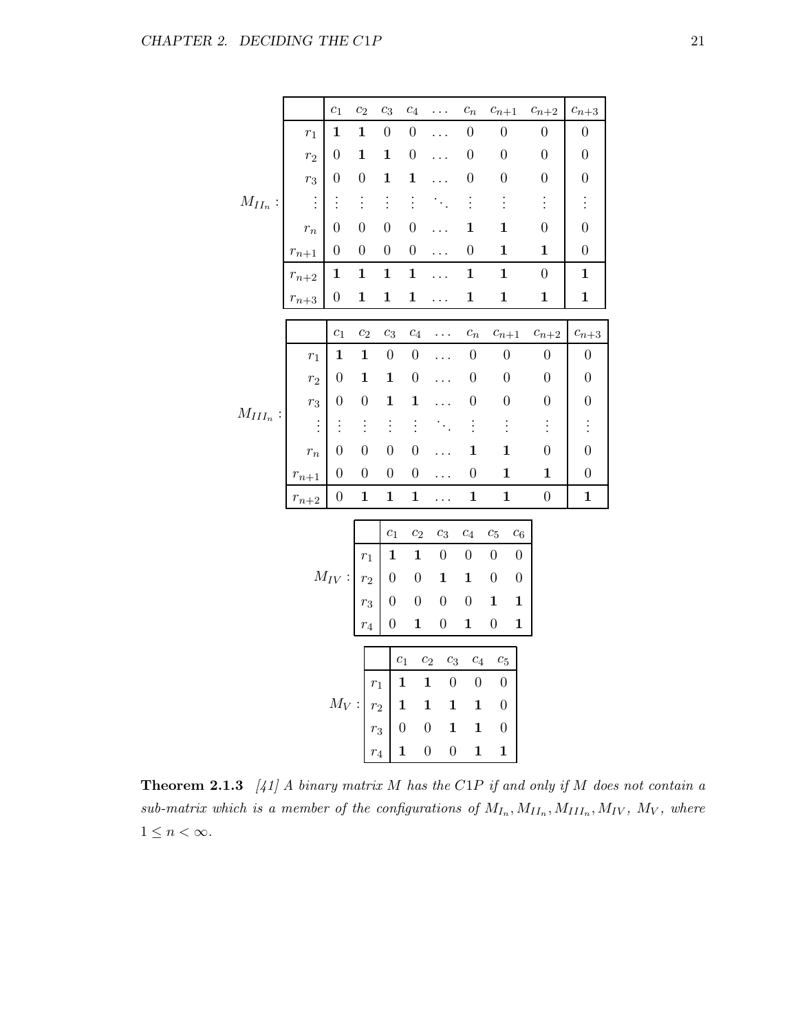$M_{II_n}$:

| | $c_1$ | $c_2$ | $c_3$ | $c_4$ | $\dots$ | $c_n$ | $c_{n+1}$ | $c_{n+2}$ | $c_{n+3}$ |
|---|---|---|---|---|---|---|---|---|---|
| $r_1$ | **1** | **1** | 0 | 0 | $\dots$ | 0 | 0 | 0 | 0 |
| $r_2$ | 0 | **1** | **1** | 0 | $\dots$ | 0 | 0 | 0 | 0 |
| $r_3$ | 0 | 0 | **1** | **1** | $\dots$ | 0 | 0 | 0 | 0 |
| $\vdots$ | $\vdots$ | $\vdots$ | $\vdots$ | $\vdots$ | $\ddots$ | $\vdots$ | $\vdots$ | $\vdots$ | $\vdots$ |
| $r_n$ | 0 | 0 | 0 | 0 | $\dots$ | **1** | **1** | 0 | 0 |
| $r_{n+1}$ | 0 | 0 | 0 | 0 | $\dots$ | 0 | **1** | **1** | 0 |
| $r_{n+2}$ | **1** | **1** | **1** | **1** | $\dots$ | **1** | **1** | 0 | **1** |
| $r_{n+3}$ | 0 | **1** | **1** | **1** | $\dots$ | **1** | **1** | **1** | **1** |

$M_{III_n}$:

| | $c_1$ | $c_2$ | $c_3$ | $c_4$ | $\dots$ | $c_n$ | $c_{n+1}$ | $c_{n+2}$ | $c_{n+3}$ |
|---|---|---|---|---|---|---|---|---|---|
| $r_1$ | **1** | **1** | 0 | 0 | $\dots$ | 0 | 0 | 0 | 0 |
| $r_2$ | 0 | **1** | **1** | 0 | $\dots$ | 0 | 0 | 0 | 0 |
| $r_3$ | 0 | 0 | **1** | **1** | $\dots$ | 0 | 0 | 0 | 0 |
| $\vdots$ | $\vdots$ | $\vdots$ | $\vdots$ | $\vdots$ | $\ddots$ | $\vdots$ | $\vdots$ | $\vdots$ | $\vdots$ |
| $r_n$ | 0 | 0 | 0 | 0 | $\dots$ | **1** | **1** | 0 | 0 |
| $r_{n+1}$ | 0 | 0 | 0 | 0 | $\dots$ | 0 | **1** | **1** | 0 |
| $r_{n+2}$ | 0 | **1** | **1** | **1** | $\dots$ | **1** | **1** | 0 | **1** |

$M_{IV}$:

| | $c_1$ | $c_2$ | $c_3$ | $c_4$ | $c_5$ | $c_6$ |
|---|---|---|---|---|---|---|
| $r_1$ | **1** | **1** | 0 | 0 | 0 | 0 |
| $r_2$ | 0 | 0 | **1** | **1** | 0 | 0 |
| $r_3$ | 0 | 0 | 0 | 0 | **1** | **1** |
| $r_4$ | 0 | **1** | 0 | **1** | 0 | **1** |

$M_V$:

| | $c_1$ | $c_2$ | $c_3$ | $c_4$ | $c_5$ |
|---|---|---|---|---|---|
| $r_1$ | **1** | **1** | 0 | 0 | 0 |
| $r_2$ | **1** | **1** | **1** | **1** | 0 |
| $r_3$ | 0 | 0 | **1** | **1** | 0 |
| $r_4$ | **1** | 0 | 0 | **1** | **1** |

**Theorem 2.1.3** *[41] A binary matrix $M$ has the C1P if and only if $M$ does not contain a sub-matrix which is a member of the configurations of $M_{I_n}, M_{II_n}, M_{III_n}, M_{IV}$, $M_V$, where $1 \leq n < \infty$.*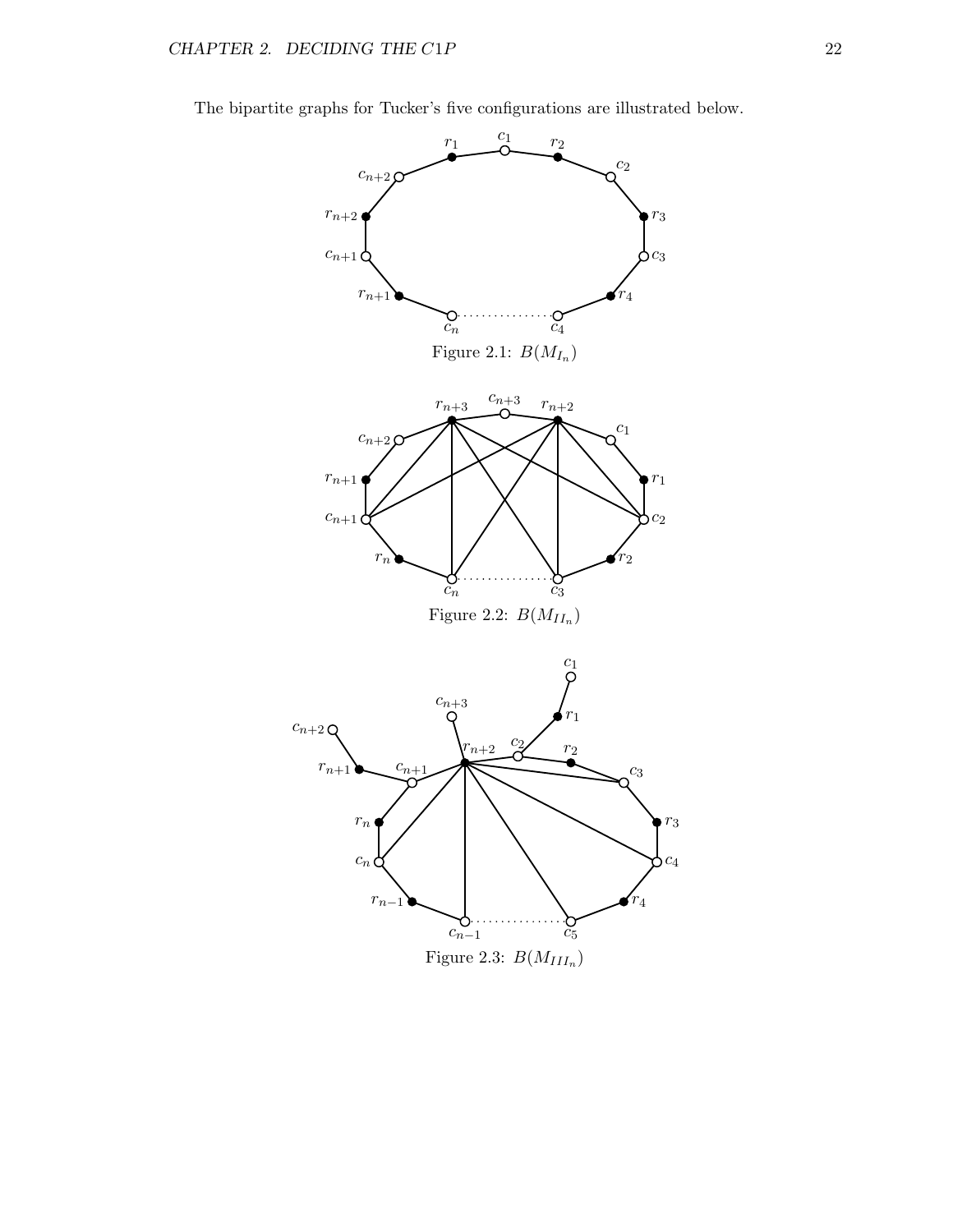The bipartite graphs for Tucker's five configurations are illustrated below.

Figure 2.1: $B(M_{I_n})$

Figure 2.2: $B(M_{II_n})$

Figure 2.3: $B(M_{III_n})$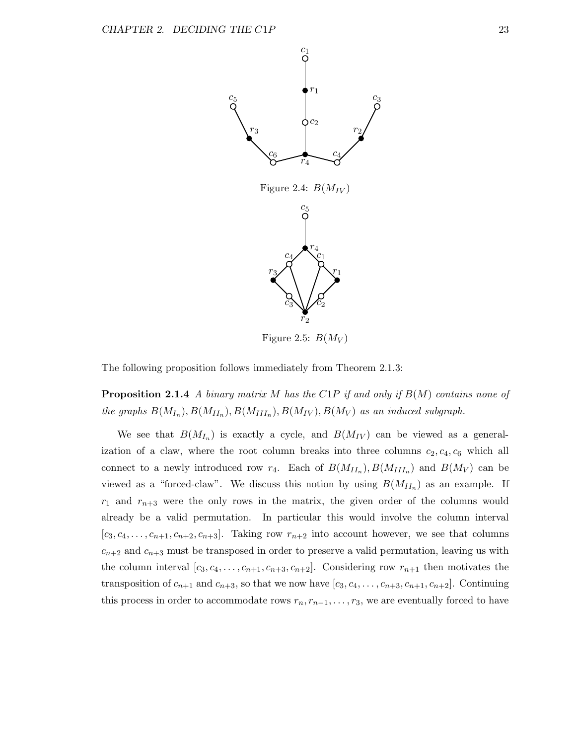Figure 2.4: $B(M_{IV})$

Figure 2.5: $B(M_V)$

The following proposition follows immediately from Theorem 2.1.3:

**Proposition 2.1.4** *A binary matrix $M$ has the C1P if and only if $B(M)$ contains none of the graphs $B(M_{I_n}), B(M_{II_n}), B(M_{III_n}), B(M_{IV}), B(M_V)$ as an induced subgraph.*

We see that $B(M_{I_n})$ is exactly a cycle, and $B(M_{IV})$ can be viewed as a generalization of a claw, where the root column breaks into three columns $c_2, c_4, c_6$ which all connect to a newly introduced row $r_4$. Each of $B(M_{II_n}), B(M_{III_n})$ and $B(M_V)$ can be viewed as a "forced-claw". We discuss this notion by using $B(M_{II_n})$ as an example. If $r_1$ and $r_{n+3}$ were the only rows in the matrix, the given order of the columns would already be a valid permutation. In particular this would involve the column interval $[c_3, c_4, \ldots, c_{n+1}, c_{n+2}, c_{n+3}]$. Taking row $r_{n+2}$ into account however, we see that columns $c_{n+2}$ and $c_{n+3}$ must be transposed in order to preserve a valid permutation, leaving us with the column interval $[c_3, c_4, \ldots, c_{n+1}, c_{n+3}, c_{n+2}]$. Considering row $r_{n+1}$ then motivates the transposition of $c_{n+1}$ and $c_{n+3}$, so that we now have $[c_3, c_4, \ldots, c_{n+3}, c_{n+1}, c_{n+2}]$. Continuing this process in order to accommodate rows $r_n, r_{n-1}, \ldots, r_3$, we are eventually forced to have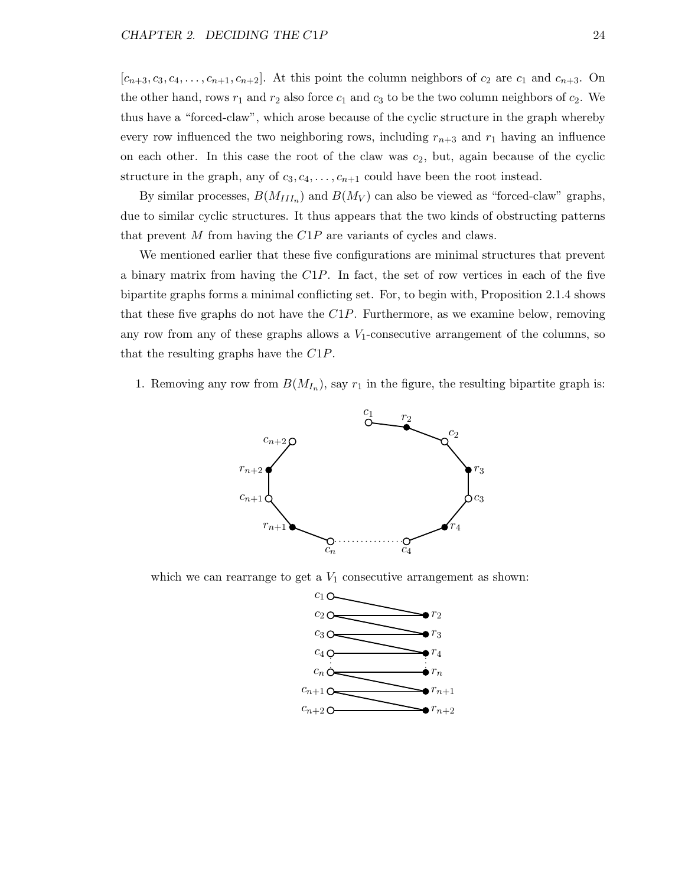$[c_{n+3}, c_3, c_4, \ldots, c_{n+1}, c_{n+2}]$. At this point the column neighbors of $c_2$ are $c_1$ and $c_{n+3}$. On the other hand, rows $r_1$ and $r_2$ also force $c_1$ and $c_3$ to be the two column neighbors of $c_2$. We thus have a "forced-claw", which arose because of the cyclic structure in the graph whereby every row influenced the two neighboring rows, including $r_{n+3}$ and $r_1$ having an influence on each other. In this case the root of the claw was $c_2$, but, again because of the cyclic structure in the graph, any of $c_3, c_4, \ldots, c_{n+1}$ could have been the root instead.

By similar processes, $B(M_{III_n})$ and $B(M_V)$ can also be viewed as "forced-claw" graphs, due to similar cyclic structures. It thus appears that the two kinds of obstructing patterns that prevent $M$ from having the $C1P$ are variants of cycles and claws.

We mentioned earlier that these five configurations are minimal structures that prevent a binary matrix from having the $C1P$. In fact, the set of row vertices in each of the five bipartite graphs forms a minimal conflicting set. For, to begin with, Proposition 2.1.4 shows that these five graphs do not have the $C1P$. Furthermore, as we examine below, removing any row from any of these graphs allows a $V_1$-consecutive arrangement of the columns, so that the resulting graphs have the $C1P$.

1. Removing any row from $B(M_{I_n})$, say $r_1$ in the figure, the resulting bipartite graph is:

   which we can rearrange to get a $V_1$ consecutive arrangement as shown: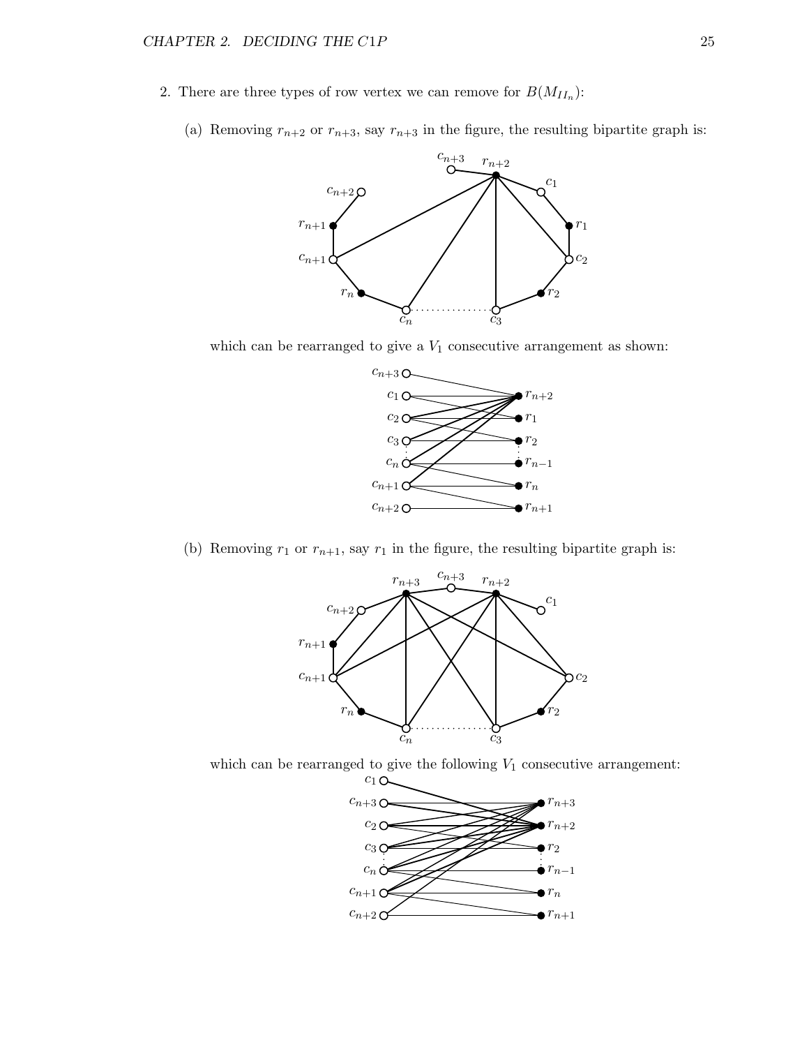2. There are three types of row vertex we can remove for $B(M_{II_n})$:

   (a) Removing $r_{n+2}$ or $r_{n+3}$, say $r_{n+3}$ in the figure, the resulting bipartite graph is:

   which can be rearranged to give a $V_1$ consecutive arrangement as shown:

   (b) Removing $r_1$ or $r_{n+1}$, say $r_1$ in the figure, the resulting bipartite graph is:

   which can be rearranged to give the following $V_1$ consecutive arrangement: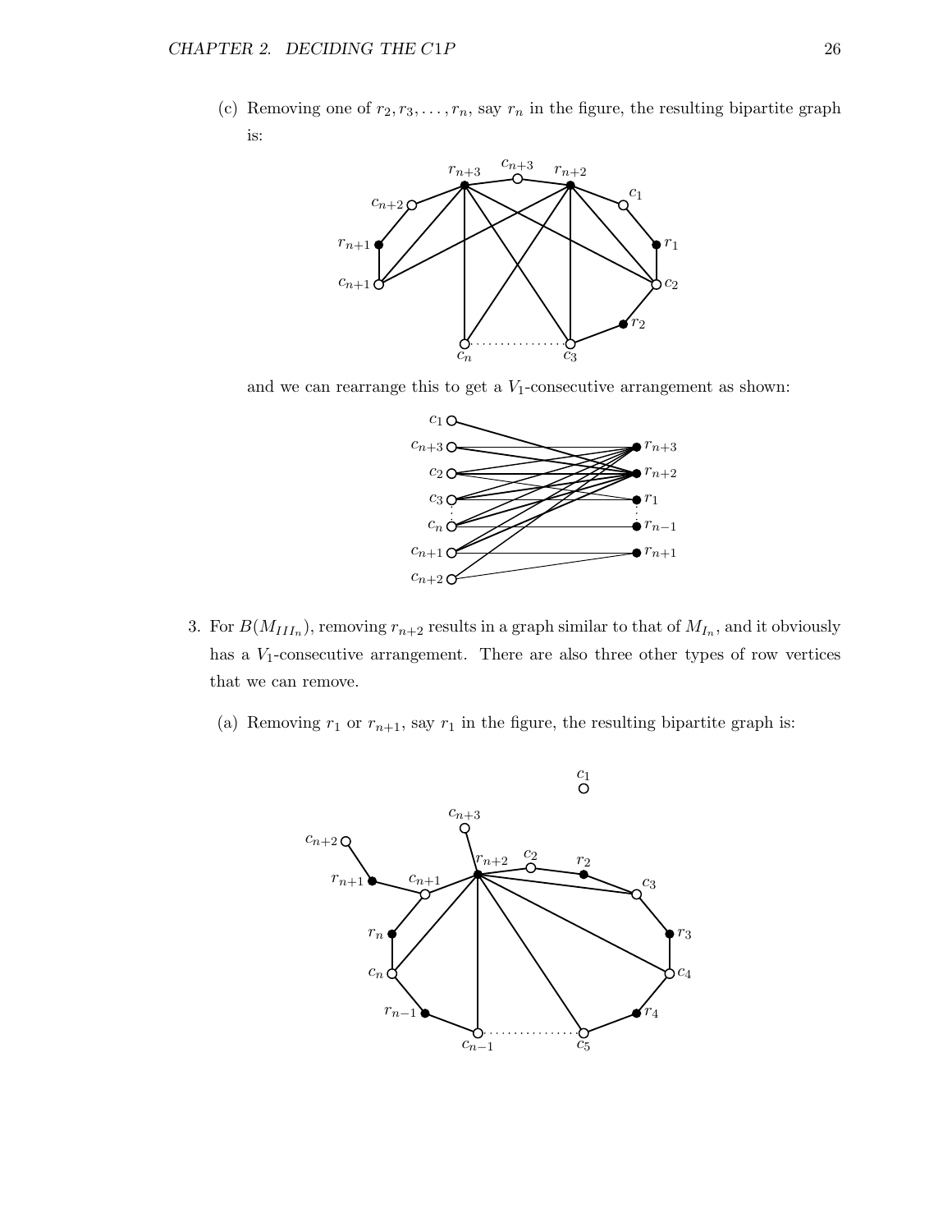(c) Removing one of $r_2, r_3, \ldots, r_n$, say $r_n$ in the figure, the resulting bipartite graph is:

and we can rearrange this to get a $V_1$-consecutive arrangement as shown:

3. For $B(M_{III_n})$, removing $r_{n+2}$ results in a graph similar to that of $M_{I_n}$, and it obviously has a $V_1$-consecutive arrangement. There are also three other types of row vertices that we can remove.

   (a) Removing $r_1$ or $r_{n+1}$, say $r_1$ in the figure, the resulting bipartite graph is: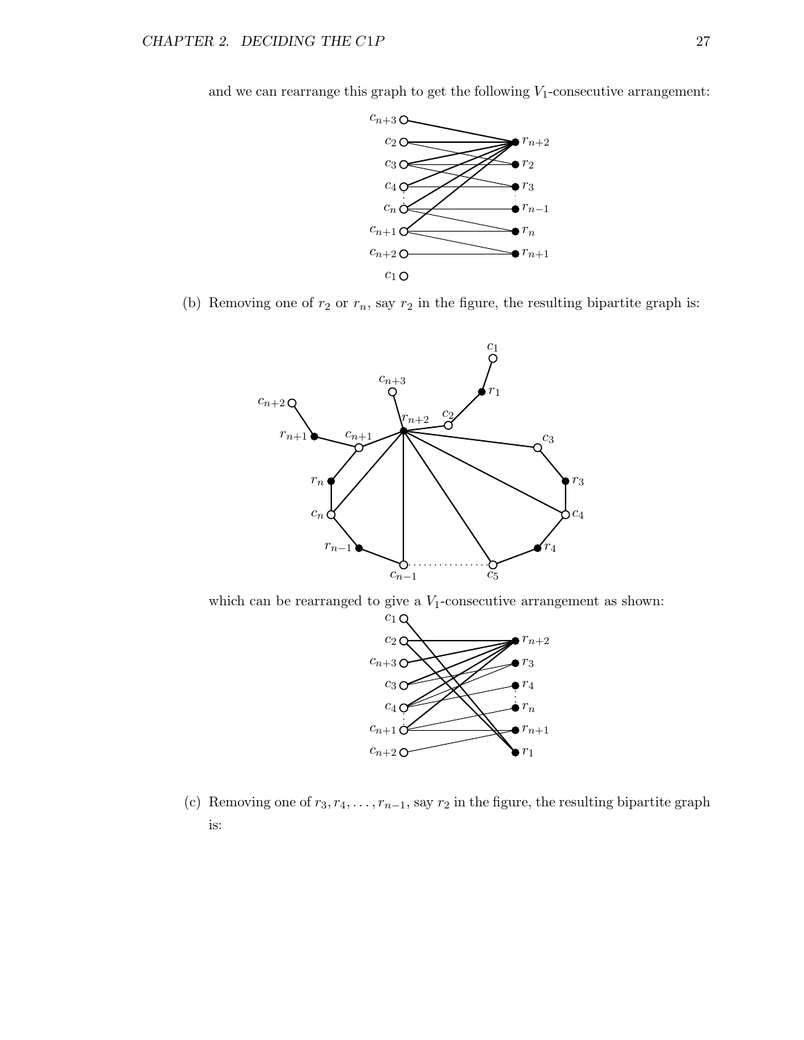and we can rearrange this graph to get the following $V_1$-consecutive arrangement:

(b) Removing one of $r_2$ or $r_n$, say $r_2$ in the figure, the resulting bipartite graph is:

which can be rearranged to give a $V_1$-consecutive arrangement as shown:

(c) Removing one of $r_3, r_4, \ldots, r_{n-1}$, say $r_2$ in the figure, the resulting bipartite graph is: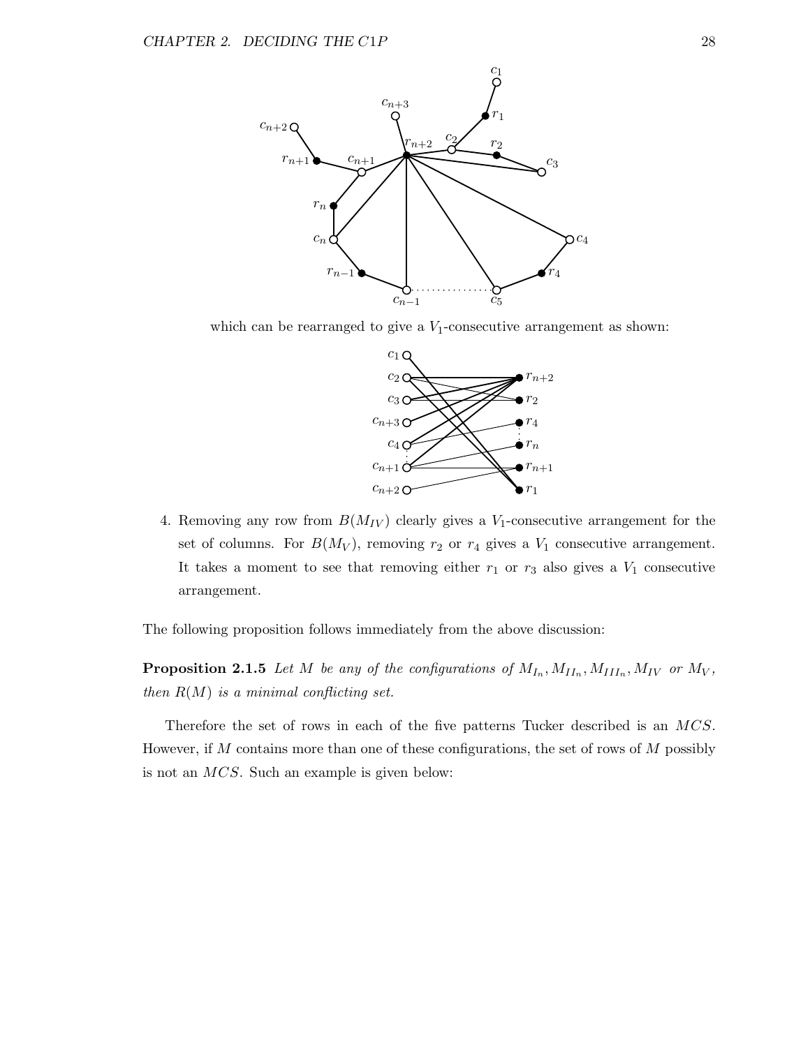which can be rearranged to give a $V_1$-consecutive arrangement as shown:

4. Removing any row from $B(M_{IV})$ clearly gives a $V_1$-consecutive arrangement for the set of columns. For $B(M_V)$, removing $r_2$ or $r_4$ gives a $V_1$ consecutive arrangement. It takes a moment to see that removing either $r_1$ or $r_3$ also gives a $V_1$ consecutive arrangement.

The following proposition follows immediately from the above discussion:

**Proposition 2.1.5** *Let $M$ be any of the configurations of $M_{I_n}, M_{II_n}, M_{III_n}, M_{IV}$ or $M_V$, then $R(M)$ is a minimal conflicting set.*

Therefore the set of rows in each of the five patterns Tucker described is an $MCS$. However, if $M$ contains more than one of these configurations, the set of rows of $M$ possibly is not an $MCS$. Such an example is given below: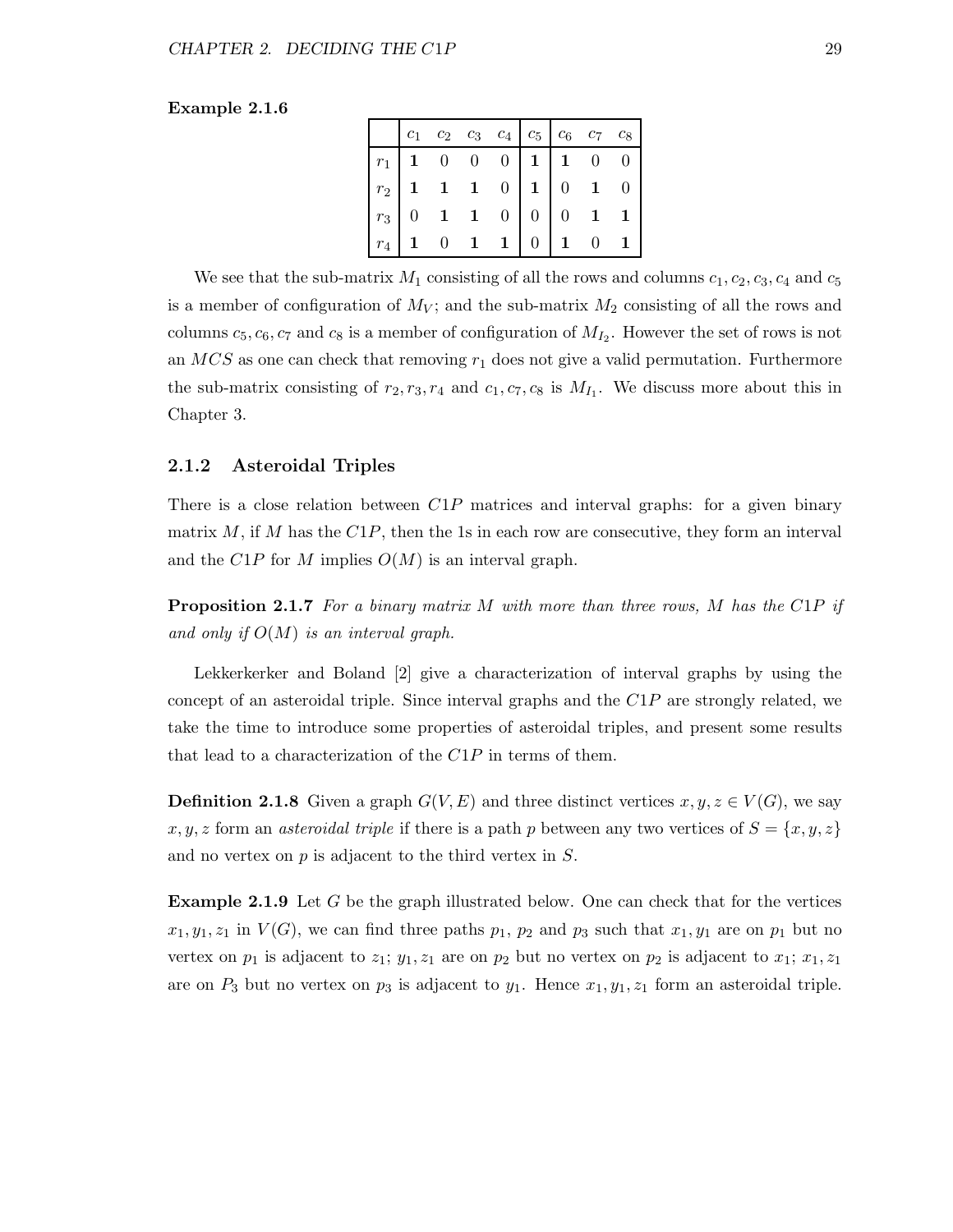**Example 2.1.6**

| | $c_1$ | $c_2$ | $c_3$ | $c_4$ | $c_5$ | $c_6$ | $c_7$ | $c_8$ |
|---|---|---|---|---|---|---|---|---|
| $r_1$ | **1** | 0 | 0 | 0 | **1** | **1** | 0 | 0 |
| $r_2$ | **1** | **1** | **1** | 0 | **1** | 0 | **1** | 0 |
| $r_3$ | 0 | **1** | **1** | 0 | 0 | 0 | **1** | **1** |
| $r_4$ | **1** | 0 | **1** | **1** | 0 | **1** | 0 | **1** |

We see that the sub-matrix $M_1$ consisting of all the rows and columns $c_1, c_2, c_3, c_4$ and $c_5$ is a member of configuration of $M_V$; and the sub-matrix $M_2$ consisting of all the rows and columns $c_5, c_6, c_7$ and $c_8$ is a member of configuration of $M_{I_2}$. However the set of rows is not an $MCS$ as one can check that removing $r_1$ does not give a valid permutation. Furthermore the sub-matrix consisting of $r_2, r_3, r_4$ and $c_1, c_7, c_8$ is $M_{I_1}$. We discuss more about this in Chapter 3.

### 2.1.2 Asteroidal Triples

There is a close relation between $C1P$ matrices and interval graphs: for a given binary matrix $M$, if $M$ has the $C1P$, then the 1s in each row are consecutive, they form an interval and the $C1P$ for $M$ implies $O(M)$ is an interval graph.

**Proposition 2.1.7** *For a binary matrix $M$ with more than three rows, $M$ has the $C1P$ if and only if $O(M)$ is an interval graph.*

Lekkerkerker and Boland [2] give a characterization of interval graphs by using the concept of an asteroidal triple. Since interval graphs and the $C1P$ are strongly related, we take the time to introduce some properties of asteroidal triples, and present some results that lead to a characterization of the $C1P$ in terms of them.

**Definition 2.1.8** Given a graph $G(V, E)$ and three distinct vertices $x, y, z \in V(G)$, we say $x, y, z$ form an *asteroidal triple* if there is a path $p$ between any two vertices of $S = \{x, y, z\}$ and no vertex on $p$ is adjacent to the third vertex in $S$.

**Example 2.1.9** Let $G$ be the graph illustrated below. One can check that for the vertices $x_1, y_1, z_1$ in $V(G)$, we can find three paths $p_1$, $p_2$ and $p_3$ such that $x_1, y_1$ are on $p_1$ but no vertex on $p_1$ is adjacent to $z_1$; $y_1, z_1$ are on $p_2$ but no vertex on $p_2$ is adjacent to $x_1$; $x_1, z_1$ are on $P_3$ but no vertex on $p_3$ is adjacent to $y_1$. Hence $x_1, y_1, z_1$ form an asteroidal triple.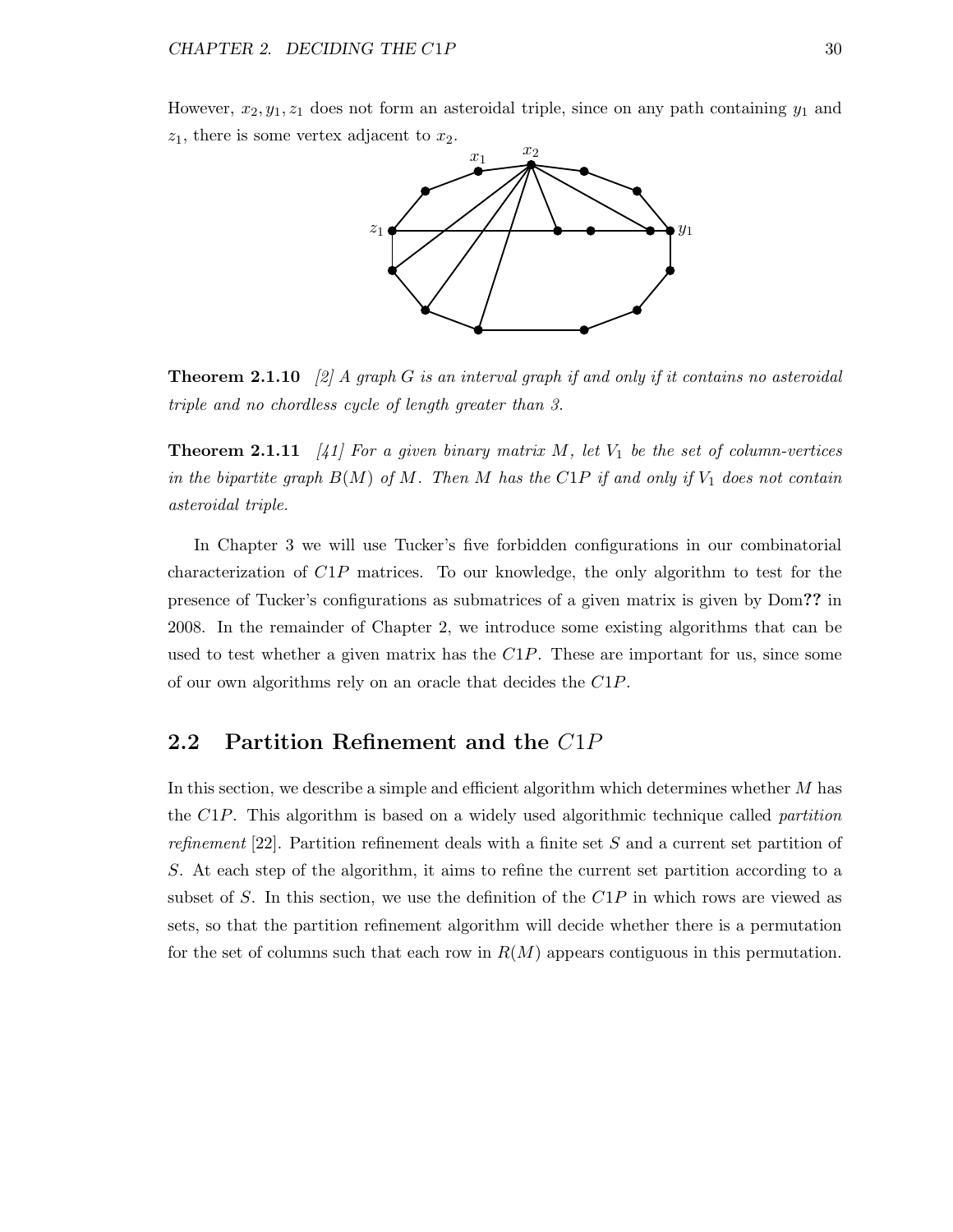However, $x_2, y_1, z_1$ does not form an asteroidal triple, since on any path containing $y_1$ and $z_1$, there is some vertex adjacent to $x_2$.

**Theorem 2.1.10** *[2] A graph $G$ is an interval graph if and only if it contains no asteroidal triple and no chordless cycle of length greater than 3.*

**Theorem 2.1.11** *[41] For a given binary matrix $M$, let $V_1$ be the set of column-vertices in the bipartite graph $B(M)$ of $M$. Then $M$ has the $C1P$ if and only if $V_1$ does not contain asteroidal triple.*

In Chapter 3 we will use Tucker's five forbidden configurations in our combinatorial characterization of $C1P$ matrices. To our knowledge, the only algorithm to test for the presence of Tucker's configurations as submatrices of a given matrix is given by Dom**??** in 2008. In the remainder of Chapter 2, we introduce some existing algorithms that can be used to test whether a given matrix has the $C1P$. These are important for us, since some of our own algorithms rely on an oracle that decides the $C1P$.

## 2.2 Partition Refinement and the $C1P$

In this section, we describe a simple and efficient algorithm which determines whether $M$ has the $C1P$. This algorithm is based on a widely used algorithmic technique called *partition refinement* [22]. Partition refinement deals with a finite set $S$ and a current set partition of $S$. At each step of the algorithm, it aims to refine the current set partition according to a subset of $S$. In this section, we use the definition of the $C1P$ in which rows are viewed as sets, so that the partition refinement algorithm will decide whether there is a permutation for the set of columns such that each row in $R(M)$ appears contiguous in this permutation.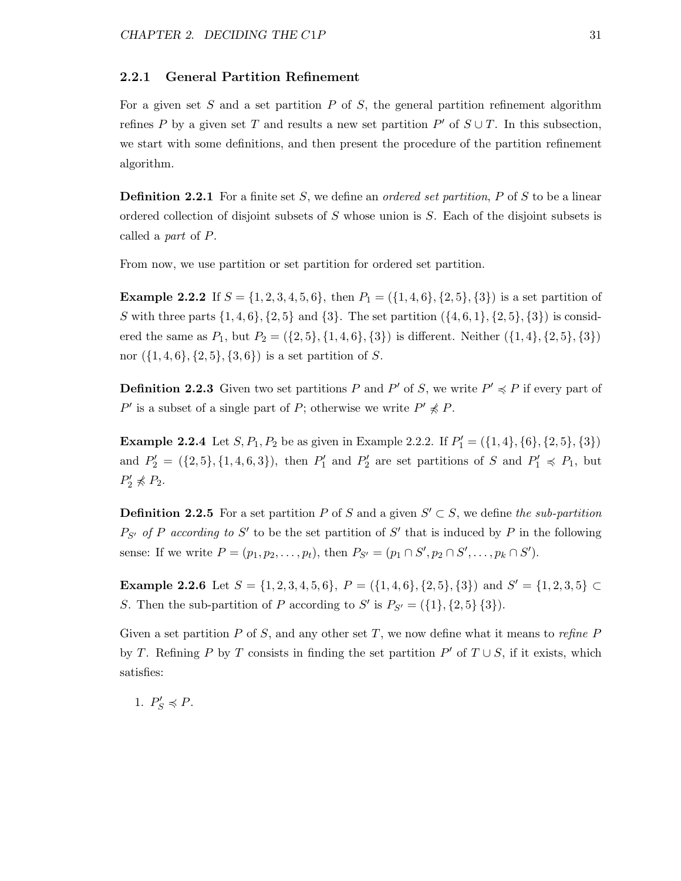### 2.2.1 General Partition Refinement

For a given set $S$ and a set partition $P$ of $S$, the general partition refinement algorithm refines $P$ by a given set $T$ and results a new set partition $P'$ of $S \cup T$. In this subsection, we start with some definitions, and then present the procedure of the partition refinement algorithm.

**Definition 2.2.1** For a finite set $S$, we define an *ordered set partition*, $P$ of $S$ to be a linear ordered collection of disjoint subsets of $S$ whose union is $S$. Each of the disjoint subsets is called a *part* of $P$.

From now, we use partition or set partition for ordered set partition.

**Example 2.2.2** If $S = \{1, 2, 3, 4, 5, 6\}$, then $P_1 = (\{1, 4, 6\}, \{2, 5\}, \{3\})$ is a set partition of $S$ with three parts $\{1, 4, 6\}, \{2, 5\}$ and $\{3\}$. The set partition $(\{4, 6, 1\}, \{2, 5\}, \{3\})$ is considered the same as $P_1$, but $P_2 = (\{2, 5\}, \{1, 4, 6\}, \{3\})$ is different. Neither $(\{1, 4\}, \{2, 5\}, \{3\})$ nor $(\{1, 4, 6\}, \{2, 5\}, \{3, 6\})$ is a set partition of $S$.

**Definition 2.2.3** Given two set partitions $P$ and $P'$ of $S$, we write $P' \preccurlyeq P$ if every part of $P'$ is a subset of a single part of $P$; otherwise we write $P' \not\preccurlyeq P$.

**Example 2.2.4** Let $S, P_1, P_2$ be as given in Example 2.2.2. If $P'_1 = (\{1, 4\}, \{6\}, \{2, 5\}, \{3\})$ and $P'_2 = (\{2, 5\}, \{1, 4, 6, 3\})$, then $P'_1$ and $P'_2$ are set partitions of $S$ and $P'_1 \preccurlyeq P_1$, but $P'_2 \not\preccurlyeq P_2$.

**Definition 2.2.5** For a set partition $P$ of $S$ and a given $S' \subset S$, we define *the sub-partition* $P_{S'}$ *of* $P$ *according to* $S'$ to be the set partition of $S'$ that is induced by $P$ in the following sense: If we write $P = (p_1, p_2, \ldots, p_t)$, then $P_{S'} = (p_1 \cap S', p_2 \cap S', \ldots, p_k \cap S')$.

**Example 2.2.6** Let $S = \{1, 2, 3, 4, 5, 6\}$, $P = (\{1, 4, 6\}, \{2, 5\}, \{3\})$ and $S' = \{1, 2, 3, 5\} \subset S$. Then the sub-partition of $P$ according to $S'$ is $P_{S'} = (\{1\}, \{2, 5\} \, \{3\})$.

Given a set partition $P$ of $S$, and any other set $T$, we now define what it means to *refine* $P$ by $T$. Refining $P$ by $T$ consists in finding the set partition $P'$ of $T \cup S$, if it exists, which satisfies:

1. $P'_S \preccurlyeq P$.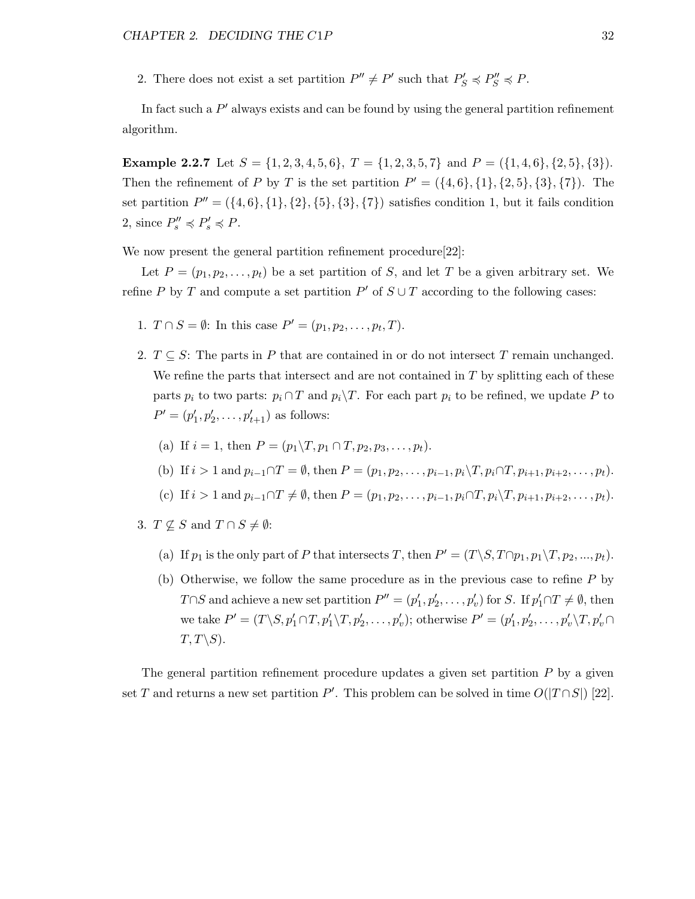2. There does not exist a set partition $P'' \neq P'$ such that $P'_S \preccurlyeq P''_S \preccurlyeq P$.

In fact such a $P'$ always exists and can be found by using the general partition refinement algorithm.

**Example 2.2.7** Let $S = \{1, 2, 3, 4, 5, 6\}$, $T = \{1, 2, 3, 5, 7\}$ and $P = (\{1, 4, 6\}, \{2, 5\}, \{3\})$. Then the refinement of $P$ by $T$ is the set partition $P' = (\{4, 6\}, \{1\}, \{2, 5\}, \{3\}, \{7\})$. The set partition $P'' = (\{4, 6\}, \{1\}, \{2\}, \{5\}, \{3\}, \{7\})$ satisfies condition 1, but it fails condition 2, since $P''_s \preccurlyeq P'_s \preccurlyeq P$.

We now present the general partition refinement procedure[22]:

Let $P = (p_1, p_2, \ldots, p_t)$ be a set partition of $S$, and let $T$ be a given arbitrary set. We refine $P$ by $T$ and compute a set partition $P'$ of $S \cup T$ according to the following cases:

1. $T \cap S = \emptyset$: In this case $P' = (p_1, p_2, \ldots, p_t, T)$.

2. $T \subseteq S$: The parts in $P$ that are contained in or do not intersect $T$ remain unchanged. We refine the parts that intersect and are not contained in $T$ by splitting each of these parts $p_i$ to two parts: $p_i \cap T$ and $p_i \backslash T$. For each part $p_i$ to be refined, we update $P$ to $P' = (p'_1, p'_2, \ldots, p'_{t+1})$ as follows:

   (a) If $i = 1$, then $P = (p_1 \backslash T, p_1 \cap T, p_2, p_3, \ldots, p_t)$.

   (b) If $i > 1$ and $p_{i-1} \cap T = \emptyset$, then $P = (p_1, p_2, \ldots, p_{i-1}, p_i \backslash T, p_i \cap T, p_{i+1}, p_{i+2}, \ldots, p_t)$.

   (c) If $i > 1$ and $p_{i-1} \cap T \neq \emptyset$, then $P = (p_1, p_2, \ldots, p_{i-1}, p_i \cap T, p_i \backslash T, p_{i+1}, p_{i+2}, \ldots, p_t)$.

3. $T \not\subseteq S$ and $T \cap S \neq \emptyset$:

   (a) If $p_1$ is the only part of $P$ that intersects $T$, then $P' = (T \backslash S, T \cap p_1, p_1 \backslash T, p_2, ..., p_t)$.

   (b) Otherwise, we follow the same procedure as in the previous case to refine $P$ by $T \cap S$ and achieve a new set partition $P'' = (p'_1, p'_2, \ldots, p'_v)$ for $S$. If $p'_1 \cap T \neq \emptyset$, then we take $P' = (T \backslash S, p'_1 \cap T, p'_1 \backslash T, p'_2, \ldots, p'_v)$; otherwise $P' = (p'_1, p'_2, \ldots, p'_v \backslash T, p'_v \cap T, T \backslash S)$.

The general partition refinement procedure updates a given set partition $P$ by a given set $T$ and returns a new set partition $P'$. This problem can be solved in time $O(|T \cap S|)$ [22].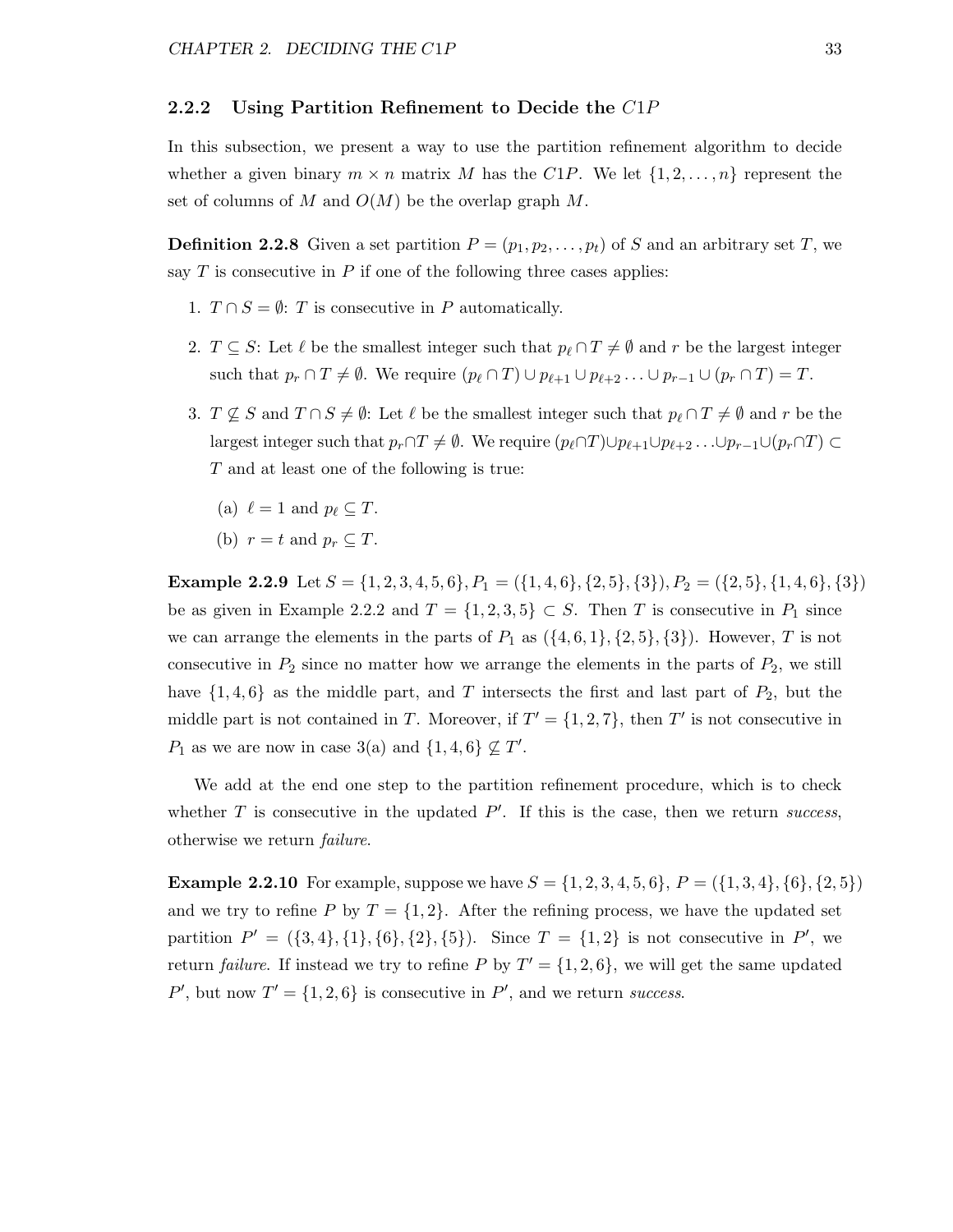### 2.2.2 Using Partition Refinement to Decide the $C1P$

In this subsection, we present a way to use the partition refinement algorithm to decide whether a given binary $m \times n$ matrix $M$ has the $C1P$. We let $\{1, 2, \ldots, n\}$ represent the set of columns of $M$ and $O(M)$ be the overlap graph $M$.

**Definition 2.2.8** Given a set partition $P = (p_1, p_2, \ldots, p_t)$ of $S$ and an arbitrary set $T$, we say $T$ is consecutive in $P$ if one of the following three cases applies:

1. $T \cap S = \emptyset$: $T$ is consecutive in $P$ automatically.
2. $T \subseteq S$: Let $\ell$ be the smallest integer such that $p_\ell \cap T \neq \emptyset$ and $r$ be the largest integer such that $p_r \cap T \neq \emptyset$. We require $(p_\ell \cap T) \cup p_{\ell+1} \cup p_{\ell+2} \ldots \cup p_{r-1} \cup (p_r \cap T) = T$.
3. $T \not\subseteq S$ and $T \cap S \neq \emptyset$: Let $\ell$ be the smallest integer such that $p_\ell \cap T \neq \emptyset$ and $r$ be the largest integer such that $p_r \cap T \neq \emptyset$. We require $(p_\ell \cap T) \cup p_{\ell+1} \cup p_{\ell+2} \ldots \cup p_{r-1} \cup (p_r \cap T) \subset T$ and at least one of the following is true:
   (a) $\ell = 1$ and $p_\ell \subseteq T$.
   (b) $r = t$ and $p_r \subseteq T$.

**Example 2.2.9** Let $S = \{1, 2, 3, 4, 5, 6\}, P_1 = (\{1, 4, 6\}, \{2, 5\}, \{3\}), P_2 = (\{2, 5\}, \{1, 4, 6\}, \{3\})$ be as given in Example 2.2.2 and $T = \{1, 2, 3, 5\} \subset S$. Then $T$ is consecutive in $P_1$ since we can arrange the elements in the parts of $P_1$ as $(\{4, 6, 1\}, \{2, 5\}, \{3\})$. However, $T$ is not consecutive in $P_2$ since no matter how we arrange the elements in the parts of $P_2$, we still have $\{1, 4, 6\}$ as the middle part, and $T$ intersects the first and last part of $P_2$, but the middle part is not contained in $T$. Moreover, if $T' = \{1, 2, 7\}$, then $T'$ is not consecutive in $P_1$ as we are now in case 3(a) and $\{1, 4, 6\} \not\subseteq T'$.

We add at the end one step to the partition refinement procedure, which is to check whether $T$ is consecutive in the updated $P'$. If this is the case, then we return *success*, otherwise we return *failure*.

**Example 2.2.10** For example, suppose we have $S = \{1, 2, 3, 4, 5, 6\}$, $P = (\{1, 3, 4\}, \{6\}, \{2, 5\})$ and we try to refine $P$ by $T = \{1, 2\}$. After the refining process, we have the updated set partition $P' = (\{3, 4\}, \{1\}, \{6\}, \{2\}, \{5\})$. Since $T = \{1, 2\}$ is not consecutive in $P'$, we return *failure*. If instead we try to refine $P$ by $T' = \{1, 2, 6\}$, we will get the same updated $P'$, but now $T' = \{1, 2, 6\}$ is consecutive in $P'$, and we return *success*.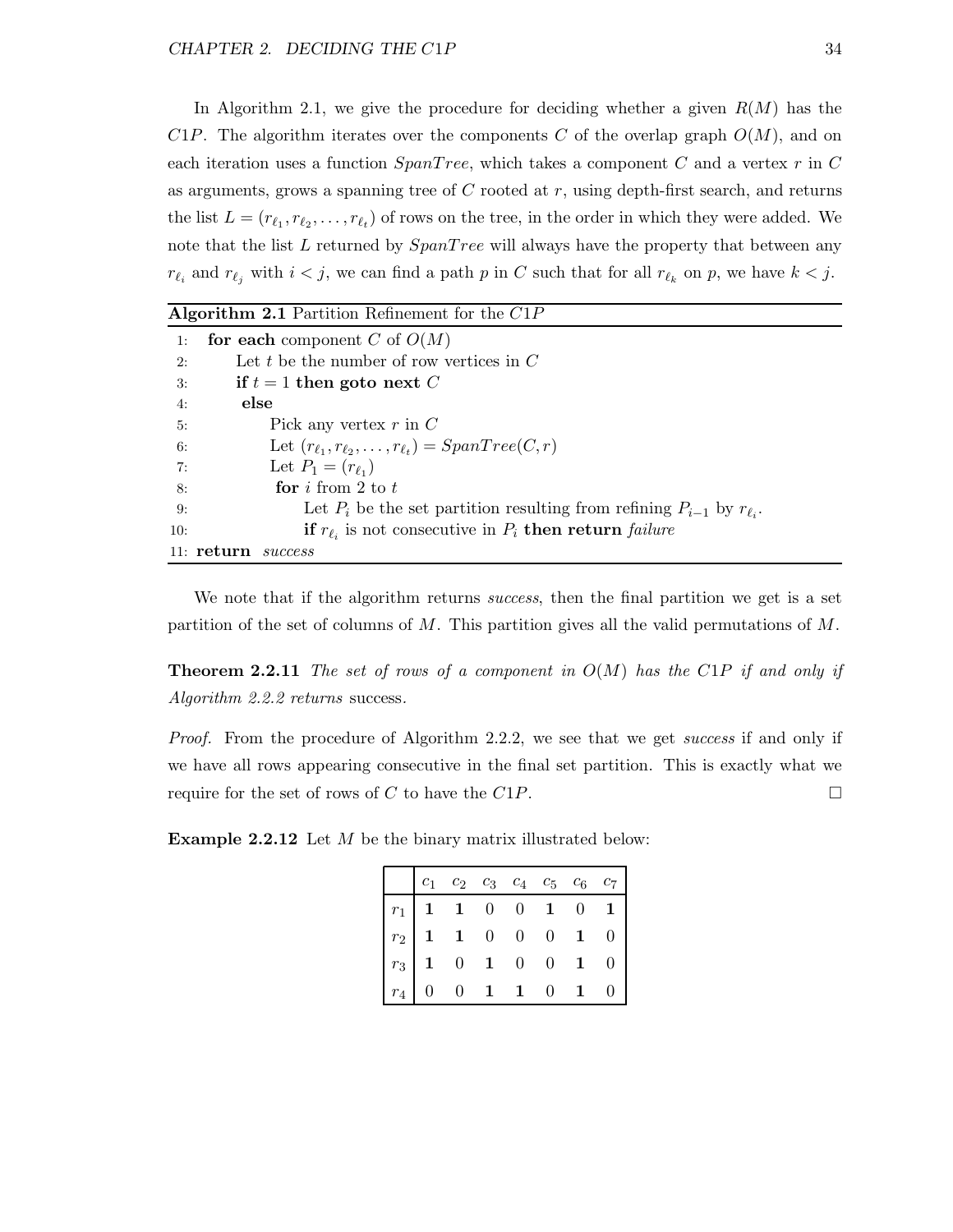In Algorithm 2.1, we give the procedure for deciding whether a given $R(M)$ has the $C1P$. The algorithm iterates over the components $C$ of the overlap graph $O(M)$, and on each iteration uses a function $SpanTree$, which takes a component $C$ and a vertex $r$ in $C$ as arguments, grows a spanning tree of $C$ rooted at $r$, using depth-first search, and returns the list $L = (r_{\ell_1}, r_{\ell_2}, \ldots, r_{\ell_t})$ of rows on the tree, in the order in which they were added. We note that the list $L$ returned by $SpanTree$ will always have the property that between any $r_{\ell_i}$ and $r_{\ell_j}$ with $i < j$, we can find a path $p$ in $C$ such that for all $r_{\ell_k}$ on $p$, we have $k < j$.

**Algorithm 2.1** Partition Refinement for the $C1P$

```
1:  for each component C of O(M)
2:       Let t be the number of row vertices in C
3:       if t = 1 then goto next C
4:       else
5:            Pick any vertex r in C
6:            Let (r_{ℓ1}, r_{ℓ2}, ..., r_{ℓt}) = SpanTree(C, r)
7:            Let P_1 = (r_{ℓ1})
8:            for i from 2 to t
9:                 Let P_i be the set partition resulting from refining P_{i-1} by r_{ℓi}.
10:                if r_{ℓi} is not consecutive in P_i then return failure
11: return success
```

We note that if the algorithm returns *success*, then the final partition we get is a set partition of the set of columns of $M$. This partition gives all the valid permutations of $M$.

**Theorem 2.2.11** *The set of rows of a component in $O(M)$ has the $C1P$ if and only if Algorithm 2.2.2 returns* success*.*

*Proof.* From the procedure of Algorithm 2.2.2, we see that we get *success* if and only if we have all rows appearing consecutive in the final set partition. This is exactly what we require for the set of rows of $C$ to have the $C1P$. □

**Example 2.2.12** Let $M$ be the binary matrix illustrated below:

| | $c_1$ | $c_2$ | $c_3$ | $c_4$ | $c_5$ | $c_6$ | $c_7$ |
|---|---|---|---|---|---|---|---|
| $r_1$ | **1** | **1** | 0 | 0 | **1** | 0 | **1** |
| $r_2$ | **1** | **1** | 0 | 0 | 0 | **1** | 0 |
| $r_3$ | **1** | 0 | **1** | 0 | 0 | **1** | 0 |
| $r_4$ | 0 | 0 | **1** | **1** | 0 | **1** | 0 |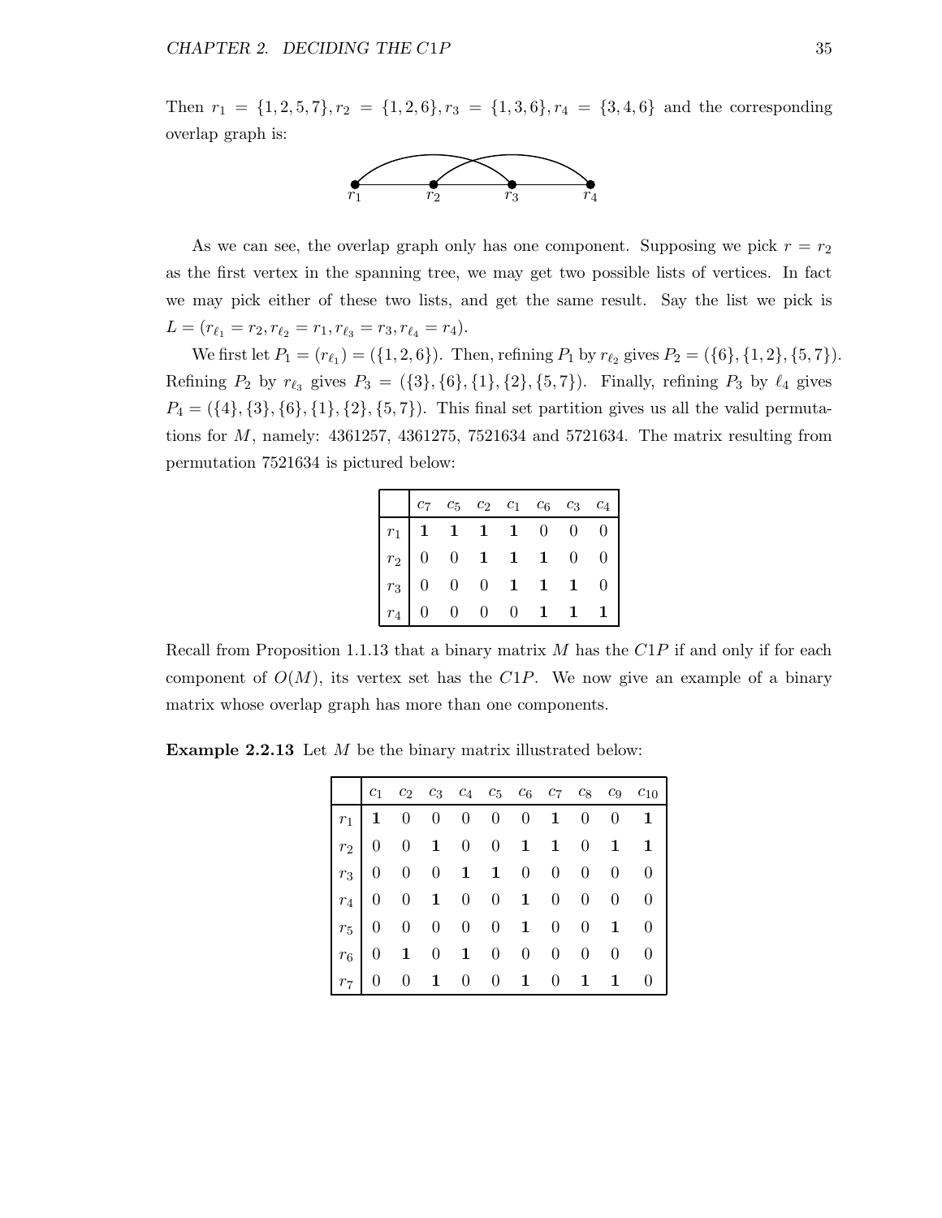Then $r_1 = \{1,2,5,7\}, r_2 = \{1,2,6\}, r_3 = \{1,3,6\}, r_4 = \{3,4,6\}$ and the corresponding overlap graph is:

As we can see, the overlap graph only has one component. Supposing we pick $r = r_2$ as the first vertex in the spanning tree, we may get two possible lists of vertices. In fact we may pick either of these two lists, and get the same result. Say the list we pick is $L = (r_{\ell_1} = r_2, r_{\ell_2} = r_1, r_{\ell_3} = r_3, r_{\ell_4} = r_4)$.

We first let $P_1 = (r_{\ell_1}) = (\{1,2,6\})$. Then, refining $P_1$ by $r_{\ell_2}$ gives $P_2 = (\{6\},\{1,2\},\{5,7\})$. Refining $P_2$ by $r_{\ell_3}$ gives $P_3 = (\{3\},\{6\},\{1\},\{2\},\{5,7\})$. Finally, refining $P_3$ by $\ell_4$ gives $P_4 = (\{4\},\{3\},\{6\},\{1\},\{2\},\{5,7\})$. This final set partition gives us all the valid permutations for $M$, namely: 4361257, 4361275, 7521634 and 5721634. The matrix resulting from permutation 7521634 is pictured below:

| | $c_7$ | $c_5$ | $c_2$ | $c_1$ | $c_6$ | $c_3$ | $c_4$ |
|---|---|---|---|---|---|---|---|
| $r_1$ | **1** | **1** | **1** | **1** | 0 | 0 | 0 |
| $r_2$ | 0 | 0 | **1** | **1** | **1** | 0 | 0 |
| $r_3$ | 0 | 0 | 0 | **1** | **1** | **1** | 0 |
| $r_4$ | 0 | 0 | 0 | 0 | **1** | **1** | **1** |

Recall from Proposition 1.1.13 that a binary matrix $M$ has the $C1P$ if and only if for each component of $O(M)$, its vertex set has the $C1P$. We now give an example of a binary matrix whose overlap graph has more than one components.

**Example 2.2.13** Let $M$ be the binary matrix illustrated below:

| | $c_1$ | $c_2$ | $c_3$ | $c_4$ | $c_5$ | $c_6$ | $c_7$ | $c_8$ | $c_9$ | $c_{10}$ |
|---|---|---|---|---|---|---|---|---|---|---|
| $r_1$ | **1** | 0 | 0 | 0 | 0 | 0 | **1** | 0 | 0 | **1** |
| $r_2$ | 0 | 0 | **1** | 0 | 0 | **1** | **1** | 0 | **1** | **1** |
| $r_3$ | 0 | 0 | 0 | **1** | **1** | 0 | 0 | 0 | 0 | 0 |
| $r_4$ | 0 | 0 | **1** | 0 | 0 | **1** | 0 | 0 | 0 | 0 |
| $r_5$ | 0 | 0 | 0 | 0 | 0 | **1** | 0 | 0 | **1** | 0 |
| $r_6$ | 0 | **1** | 0 | **1** | 0 | 0 | 0 | 0 | 0 | 0 |
| $r_7$ | 0 | 0 | **1** | 0 | 0 | **1** | 0 | **1** | **1** | 0 |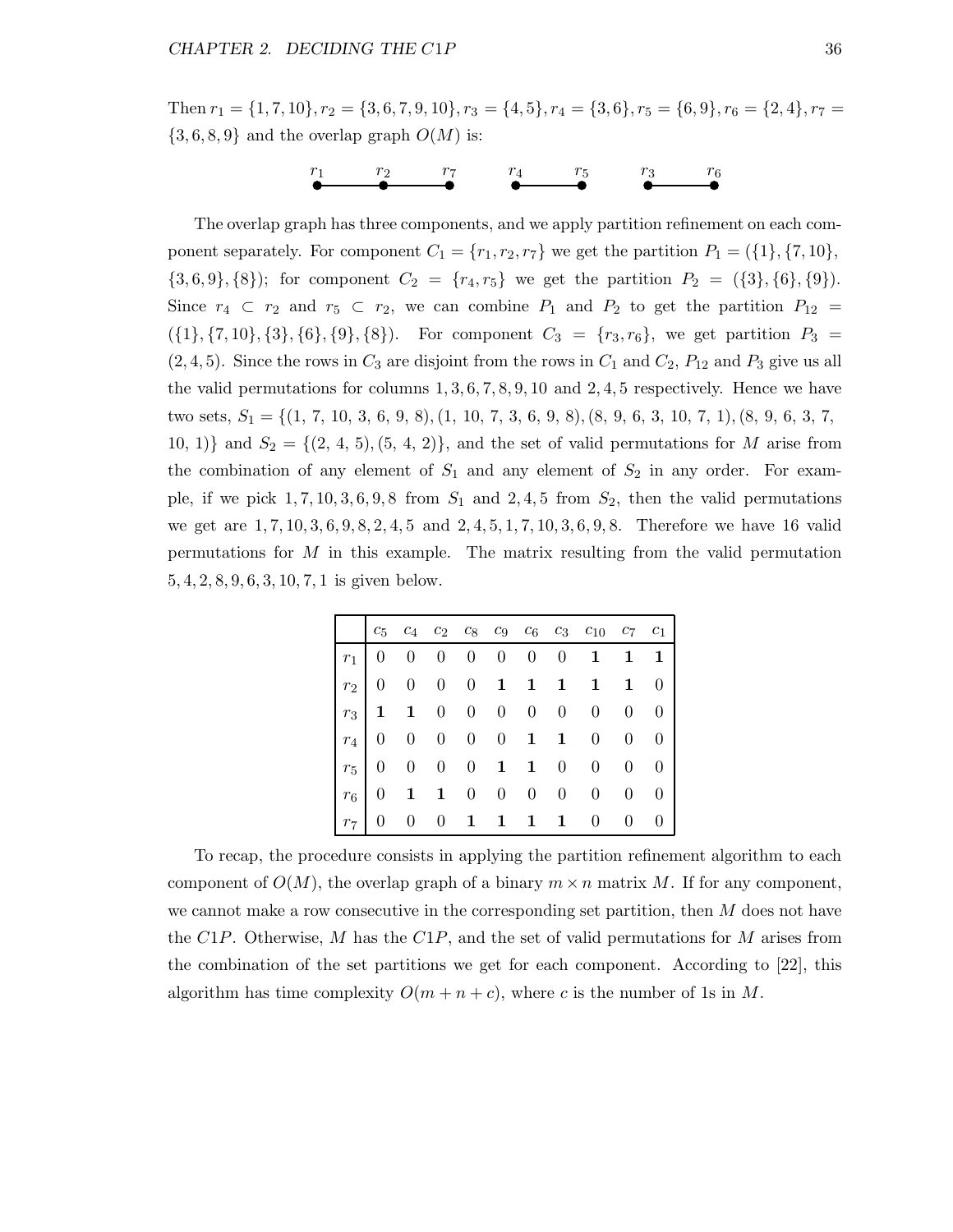Then $r_1 = \{1, 7, 10\}, r_2 = \{3, 6, 7, 9, 10\}, r_3 = \{4, 5\}, r_4 = \{3, 6\}, r_5 = \{6, 9\}, r_6 = \{2, 4\}, r_7 = \{3, 6, 8, 9\}$ and the overlap graph $O(M)$ is:

$r_1$ — $r_2$ — $r_7$  $r_4$ — $r_5$  $r_3$ — $r_6$

The overlap graph has three components, and we apply partition refinement on each component separately. For component $C_1 = \{r_1, r_2, r_7\}$ we get the partition $P_1 = (\{1\}, \{7, 10\}, \{3, 6, 9\}, \{8\})$; for component $C_2 = \{r_4, r_5\}$ we get the partition $P_2 = (\{3\}, \{6\}, \{9\})$. Since $r_4 \subset r_2$ and $r_5 \subset r_2$, we can combine $P_1$ and $P_2$ to get the partition $P_{12} = (\{1\}, \{7, 10\}, \{3\}, \{6\}, \{9\}, \{8\})$. For component $C_3 = \{r_3, r_6\}$, we get partition $P_3 = (2, 4, 5)$. Since the rows in $C_3$ are disjoint from the rows in $C_1$ and $C_2$, $P_{12}$ and $P_3$ give us all the valid permutations for columns $1, 3, 6, 7, 8, 9, 10$ and $2, 4, 5$ respectively. Hence we have two sets, $S_1 = \{(1, 7, 10, 3, 6, 9, 8), (1, 10, 7, 3, 6, 9, 8), (8, 9, 6, 3, 10, 7, 1), (8, 9, 6, 3, 7, 10, 1)\}$ and $S_2 = \{(2, 4, 5), (5, 4, 2)\}$, and the set of valid permutations for $M$ arise from the combination of any element of $S_1$ and any element of $S_2$ in any order. For example, if we pick $1, 7, 10, 3, 6, 9, 8$ from $S_1$ and $2, 4, 5$ from $S_2$, then the valid permutations we get are $1, 7, 10, 3, 6, 9, 8, 2, 4, 5$ and $2, 4, 5, 1, 7, 10, 3, 6, 9, 8$. Therefore we have 16 valid permutations for $M$ in this example. The matrix resulting from the valid permutation $5, 4, 2, 8, 9, 6, 3, 10, 7, 1$ is given below.

| | $c_5$ | $c_4$ | $c_2$ | $c_8$ | $c_9$ | $c_6$ | $c_3$ | $c_{10}$ | $c_7$ | $c_1$ |
|---|---|---|---|---|---|---|---|---|---|---|
| $r_1$ | 0 | 0 | 0 | 0 | 0 | 0 | 0 | **1** | **1** | **1** |
| $r_2$ | 0 | 0 | 0 | 0 | **1** | **1** | **1** | **1** | **1** | 0 |
| $r_3$ | **1** | **1** | 0 | 0 | 0 | 0 | 0 | 0 | 0 | 0 |
| $r_4$ | 0 | 0 | 0 | 0 | 0 | **1** | **1** | 0 | 0 | 0 |
| $r_5$ | 0 | 0 | 0 | 0 | **1** | **1** | 0 | 0 | 0 | 0 |
| $r_6$ | 0 | **1** | **1** | 0 | 0 | 0 | 0 | 0 | 0 | 0 |
| $r_7$ | 0 | 0 | 0 | **1** | **1** | **1** | **1** | 0 | 0 | 0 |

To recap, the procedure consists in applying the partition refinement algorithm to each component of $O(M)$, the overlap graph of a binary $m \times n$ matrix $M$. If for any component, we cannot make a row consecutive in the corresponding set partition, then $M$ does not have the $C1P$. Otherwise, $M$ has the $C1P$, and the set of valid permutations for $M$ arises from the combination of the set partitions we get for each component. According to [22], this algorithm has time complexity $O(m + n + c)$, where $c$ is the number of 1s in $M$.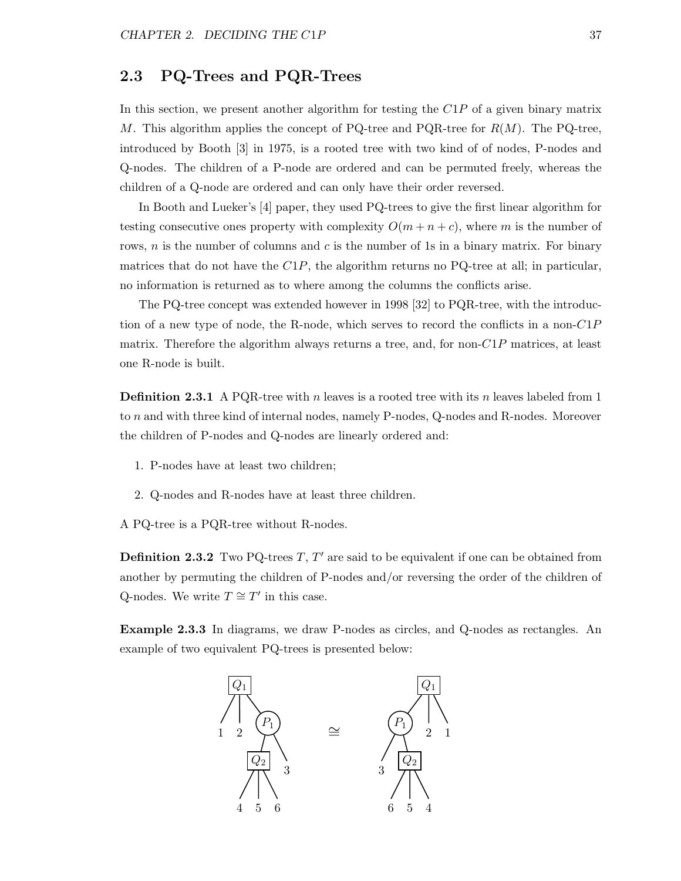## 2.3 PQ-Trees and PQR-Trees

In this section, we present another algorithm for testing the $C1P$ of a given binary matrix $M$. This algorithm applies the concept of PQ-tree and PQR-tree for $R(M)$. The PQ-tree, introduced by Booth [3] in 1975, is a rooted tree with two kind of of nodes, P-nodes and Q-nodes. The children of a P-node are ordered and can be permuted freely, whereas the children of a Q-node are ordered and can only have their order reversed.

In Booth and Lueker's [4] paper, they used PQ-trees to give the first linear algorithm for testing consecutive ones property with complexity $O(m + n + c)$, where $m$ is the number of rows, $n$ is the number of columns and $c$ is the number of 1s in a binary matrix. For binary matrices that do not have the $C1P$, the algorithm returns no PQ-tree at all; in particular, no information is returned as to where among the columns the conflicts arise.

The PQ-tree concept was extended however in 1998 [32] to PQR-tree, with the introduction of a new type of node, the R-node, which serves to record the conflicts in a non-$C1P$ matrix. Therefore the algorithm always returns a tree, and, for non-$C1P$ matrices, at least one R-node is built.

**Definition 2.3.1** A PQR-tree with $n$ leaves is a rooted tree with its $n$ leaves labeled from 1 to $n$ and with three kind of internal nodes, namely P-nodes, Q-nodes and R-nodes. Moreover the children of P-nodes and Q-nodes are linearly ordered and:

1. P-nodes have at least two children;
2. Q-nodes and R-nodes have at least three children.

A PQ-tree is a PQR-tree without R-nodes.

**Definition 2.3.2** Two PQ-trees $T$, $T'$ are said to be equivalent if one can be obtained from another by permuting the children of P-nodes and/or reversing the order of the children of Q-nodes. We write $T \cong T'$ in this case.

**Example 2.3.3** In diagrams, we draw P-nodes as circles, and Q-nodes as rectangles. An example of two equivalent PQ-trees is presented below:

```
        [Q1]                              [Q1]
       / |  \                            /  |  \
      1  2  (P1)          ≅           (P1)  2   1
            /  \                      /  \
         [Q2]   3                    3  [Q2]
         / | \                          / | \
        4  5  6                        6  5  4
```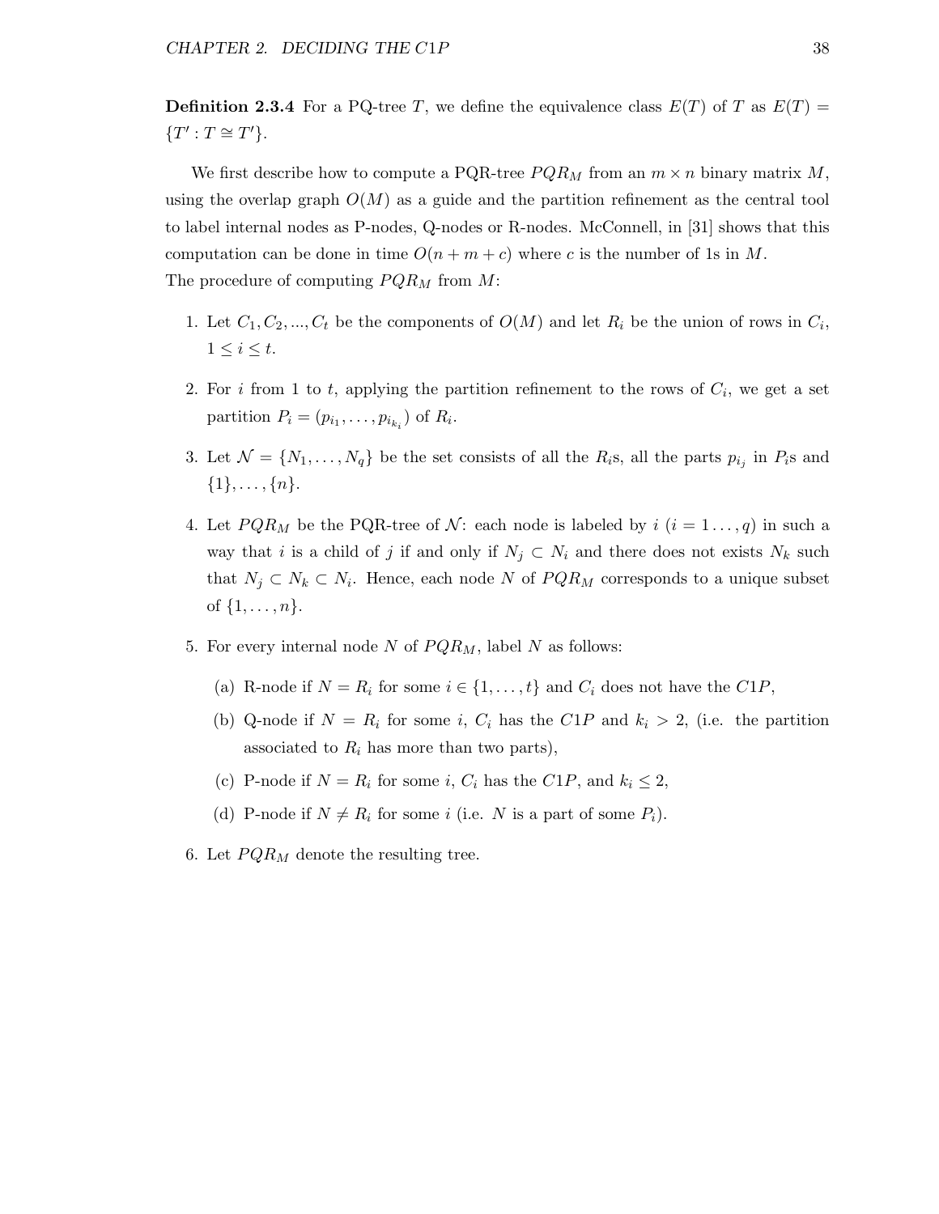**Definition 2.3.4** For a PQ-tree $T$, we define the equivalence class $E(T)$ of $T$ as $E(T) = \{T' : T \cong T'\}$.

We first describe how to compute a PQR-tree $PQR_M$ from an $m \times n$ binary matrix $M$, using the overlap graph $O(M)$ as a guide and the partition refinement as the central tool to label internal nodes as P-nodes, Q-nodes or R-nodes. McConnell, in [31] shows that this computation can be done in time $O(n + m + c)$ where $c$ is the number of 1s in $M$.
The procedure of computing $PQR_M$ from $M$:

1. Let $C_1, C_2, ..., C_t$ be the components of $O(M)$ and let $R_i$ be the union of rows in $C_i$, $1 \leq i \leq t$.

2. For $i$ from 1 to $t$, applying the partition refinement to the rows of $C_i$, we get a set partition $P_i = (p_{i_1}, \ldots, p_{i_{k_i}})$ of $R_i$.

3. Let $\mathcal{N} = \{N_1, \ldots, N_q\}$ be the set consists of all the $R_i$s, all the parts $p_{i_j}$ in $P_i$s and $\{1\}, \ldots, \{n\}$.

4. Let $PQR_M$ be the PQR-tree of $\mathcal{N}$: each node is labeled by $i$ ($i = 1 \ldots, q$) in such a way that $i$ is a child of $j$ if and only if $N_j \subset N_i$ and there does not exists $N_k$ such that $N_j \subset N_k \subset N_i$. Hence, each node $N$ of $PQR_M$ corresponds to a unique subset of $\{1, \ldots, n\}$.

5. For every internal node $N$ of $PQR_M$, label $N$ as follows:

   (a) R-node if $N = R_i$ for some $i \in \{1, \ldots, t\}$ and $C_i$ does not have the $C1P$,

   (b) Q-node if $N = R_i$ for some $i$, $C_i$ has the $C1P$ and $k_i > 2$, (i.e. the partition associated to $R_i$ has more than two parts),

   (c) P-node if $N = R_i$ for some $i$, $C_i$ has the $C1P$, and $k_i \leq 2$,

   (d) P-node if $N \neq R_i$ for some $i$ (i.e. $N$ is a part of some $P_i$).

6. Let $PQR_M$ denote the resulting tree.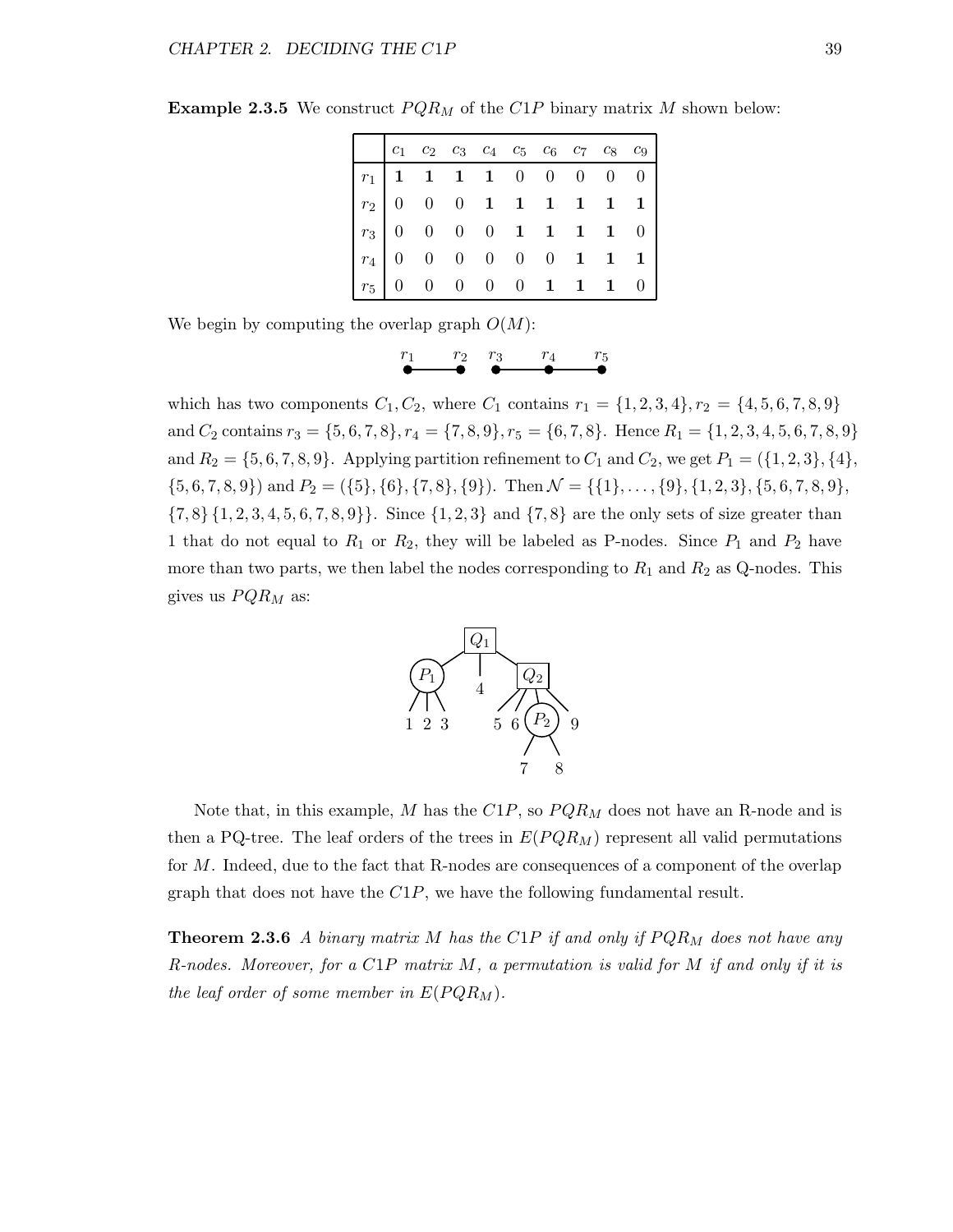**Example 2.3.5** We construct $PQR_M$ of the $C1P$ binary matrix $M$ shown below:

| | $c_1$ | $c_2$ | $c_3$ | $c_4$ | $c_5$ | $c_6$ | $c_7$ | $c_8$ | $c_9$ |
|---|---|---|---|---|---|---|---|---|---|
| $r_1$ | **1** | **1** | **1** | **1** | 0 | 0 | 0 | 0 | 0 |
| $r_2$ | 0 | 0 | 0 | **1** | **1** | **1** | **1** | **1** | **1** |
| $r_3$ | 0 | 0 | 0 | 0 | **1** | **1** | **1** | **1** | 0 |
| $r_4$ | 0 | 0 | 0 | 0 | 0 | 0 | **1** | **1** | **1** |
| $r_5$ | 0 | 0 | 0 | 0 | 0 | **1** | **1** | **1** | 0 |

We begin by computing the overlap graph $O(M)$:

$r_1$ — $r_2$  $r_3$ — $r_4$ — $r_5$

which has two components $C_1, C_2$, where $C_1$ contains $r_1 = \{1,2,3,4\}, r_2 = \{4,5,6,7,8,9\}$ and $C_2$ contains $r_3 = \{5,6,7,8\}, r_4 = \{7,8,9\}, r_5 = \{6,7,8\}$. Hence $R_1 = \{1,2,3,4,5,6,7,8,9\}$ and $R_2 = \{5,6,7,8,9\}$. Applying partition refinement to $C_1$ and $C_2$, we get $P_1 = (\{1,2,3\}, \{4\}, \{5,6,7,8,9\})$ and $P_2 = (\{5\}, \{6\}, \{7,8\}, \{9\})$. Then $\mathcal{N} = \{\{1\}, \ldots, \{9\}, \{1,2,3\}, \{5,6,7,8,9\}, \{7,8\} \{1,2,3,4,5,6,7,8,9\}\}$. Since $\{1,2,3\}$ and $\{7,8\}$ are the only sets of size greater than 1 that do not equal to $R_1$ or $R_2$, they will be labeled as P-nodes. Since $P_1$ and $P_2$ have more than two parts, we then label the nodes corresponding to $R_1$ and $R_2$ as Q-nodes. This gives us $PQR_M$ as:

$Q_1$ has children $P_1$, 4, $Q_2$; $P_1$ has children 1 2 3; $Q_2$ has children 5, 6, $P_2$, 9; $P_2$ has children 7 8.

Note that, in this example, $M$ has the $C1P$, so $PQR_M$ does not have an R-node and is then a PQ-tree. The leaf orders of the trees in $E(PQR_M)$ represent all valid permutations for $M$. Indeed, due to the fact that R-nodes are consequences of a component of the overlap graph that does not have the $C1P$, we have the following fundamental result.

**Theorem 2.3.6** *A binary matrix $M$ has the $C1P$ if and only if $PQR_M$ does not have any R-nodes. Moreover, for a $C1P$ matrix $M$, a permutation is valid for $M$ if and only if it is the leaf order of some member in $E(PQR_M)$.*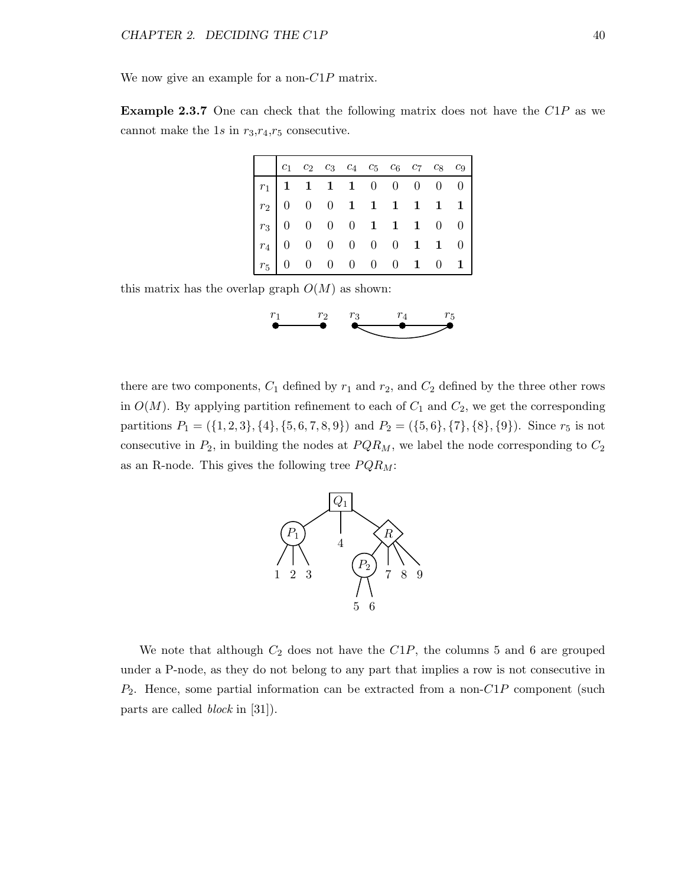We now give an example for a non-$C1P$ matrix.

**Example 2.3.7** One can check that the following matrix does not have the $C1P$ as we cannot make the 1*s* in $r_3$,$r_4$,$r_5$ consecutive.

| | $c_1$ | $c_2$ | $c_3$ | $c_4$ | $c_5$ | $c_6$ | $c_7$ | $c_8$ | $c_9$ |
|---|---|---|---|---|---|---|---|---|---|
| $r_1$ | **1** | **1** | **1** | **1** | 0 | 0 | 0 | 0 | 0 |
| $r_2$ | 0 | 0 | 0 | **1** | **1** | **1** | **1** | **1** | **1** |
| $r_3$ | 0 | 0 | 0 | 0 | **1** | **1** | **1** | 0 | 0 |
| $r_4$ | 0 | 0 | 0 | 0 | 0 | 0 | **1** | **1** | 0 |
| $r_5$ | 0 | 0 | 0 | 0 | 0 | 0 | **1** | 0 | **1** |

this matrix has the overlap graph $O(M)$ as shown:

there are two components, $C_1$ defined by $r_1$ and $r_2$, and $C_2$ defined by the three other rows in $O(M)$. By applying partition refinement to each of $C_1$ and $C_2$, we get the corresponding partitions $P_1 = (\{1,2,3\},\{4\},\{5,6,7,8,9\})$ and $P_2 = (\{5,6\},\{7\},\{8\},\{9\})$. Since $r_5$ is not consecutive in $P_2$, in building the nodes at $PQR_M$, we label the node corresponding to $C_2$ as an R-node. This gives the following tree $PQR_M$:

We note that although $C_2$ does not have the $C1P$, the columns 5 and 6 are grouped under a P-node, as they do not belong to any part that implies a row is not consecutive in $P_2$. Hence, some partial information can be extracted from a non-$C1P$ component (such parts are called *block* in [31]).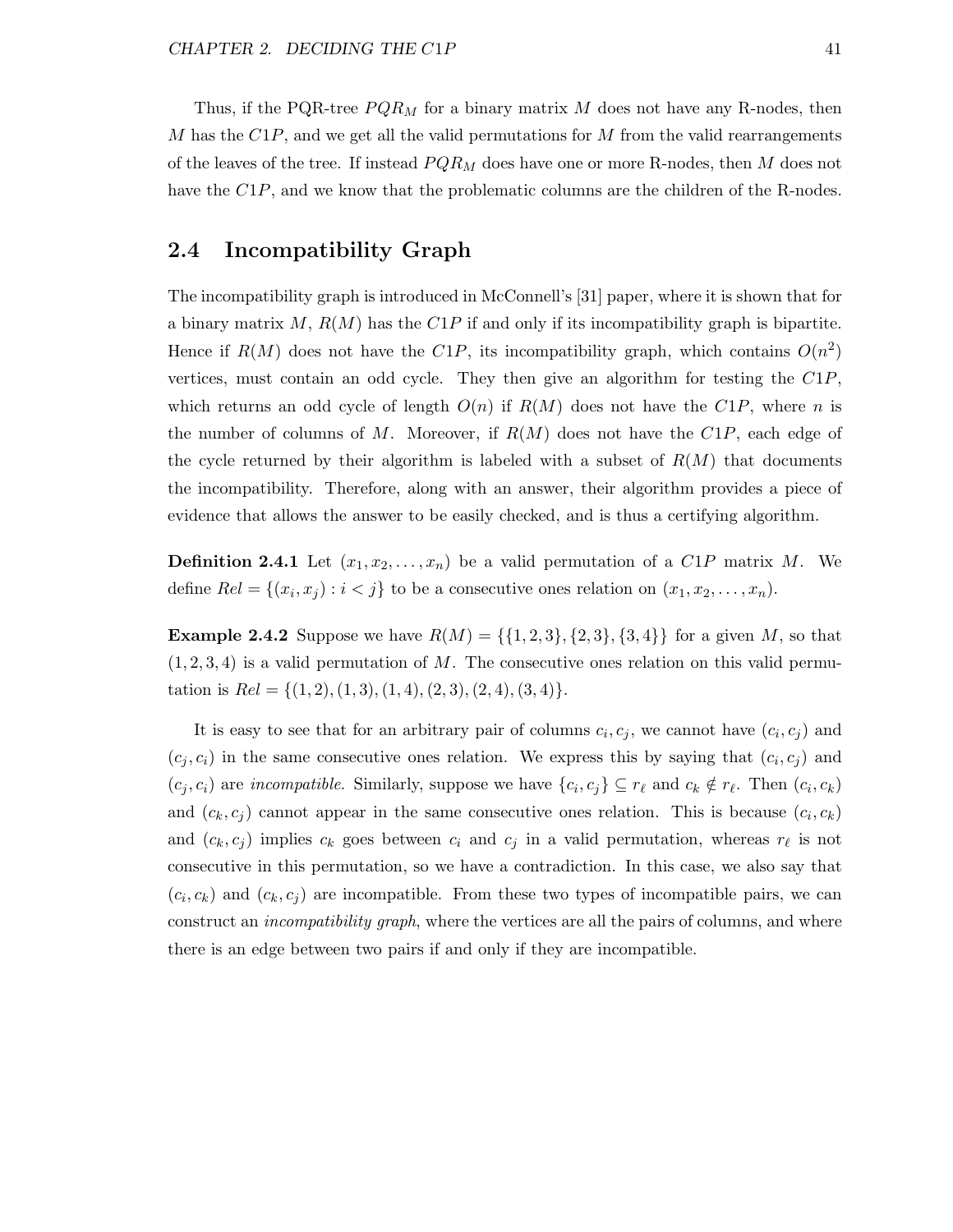Thus, if the PQR-tree $PQR_M$ for a binary matrix $M$ does not have any R-nodes, then $M$ has the $C1P$, and we get all the valid permutations for $M$ from the valid rearrangements of the leaves of the tree. If instead $PQR_M$ does have one or more R-nodes, then $M$ does not have the $C1P$, and we know that the problematic columns are the children of the R-nodes.

## 2.4 Incompatibility Graph

The incompatibility graph is introduced in McConnell's [31] paper, where it is shown that for a binary matrix $M$, $R(M)$ has the $C1P$ if and only if its incompatibility graph is bipartite. Hence if $R(M)$ does not have the $C1P$, its incompatibility graph, which contains $O(n^2)$ vertices, must contain an odd cycle. They then give an algorithm for testing the $C1P$, which returns an odd cycle of length $O(n)$ if $R(M)$ does not have the $C1P$, where $n$ is the number of columns of $M$. Moreover, if $R(M)$ does not have the $C1P$, each edge of the cycle returned by their algorithm is labeled with a subset of $R(M)$ that documents the incompatibility. Therefore, along with an answer, their algorithm provides a piece of evidence that allows the answer to be easily checked, and is thus a certifying algorithm.

**Definition 2.4.1** Let $(x_1, x_2, \ldots, x_n)$ be a valid permutation of a $C1P$ matrix $M$. We define $Rel = \{(x_i, x_j) : i < j\}$ to be a consecutive ones relation on $(x_1, x_2, \ldots, x_n)$.

**Example 2.4.2** Suppose we have $R(M) = \{\{1, 2, 3\}, \{2, 3\}, \{3, 4\}\}$ for a given $M$, so that $(1, 2, 3, 4)$ is a valid permutation of $M$. The consecutive ones relation on this valid permutation is $Rel = \{(1, 2), (1, 3), (1, 4), (2, 3), (2, 4), (3, 4)\}$.

It is easy to see that for an arbitrary pair of columns $c_i, c_j$, we cannot have $(c_i, c_j)$ and $(c_j, c_i)$ in the same consecutive ones relation. We express this by saying that $(c_i, c_j)$ and $(c_j, c_i)$ are *incompatible*. Similarly, suppose we have $\{c_i, c_j\} \subseteq r_\ell$ and $c_k \notin r_\ell$. Then $(c_i, c_k)$ and $(c_k, c_j)$ cannot appear in the same consecutive ones relation. This is because $(c_i, c_k)$ and $(c_k, c_j)$ implies $c_k$ goes between $c_i$ and $c_j$ in a valid permutation, whereas $r_\ell$ is not consecutive in this permutation, so we have a contradiction. In this case, we also say that $(c_i, c_k)$ and $(c_k, c_j)$ are incompatible. From these two types of incompatible pairs, we can construct an *incompatibility graph*, where the vertices are all the pairs of columns, and where there is an edge between two pairs if and only if they are incompatible.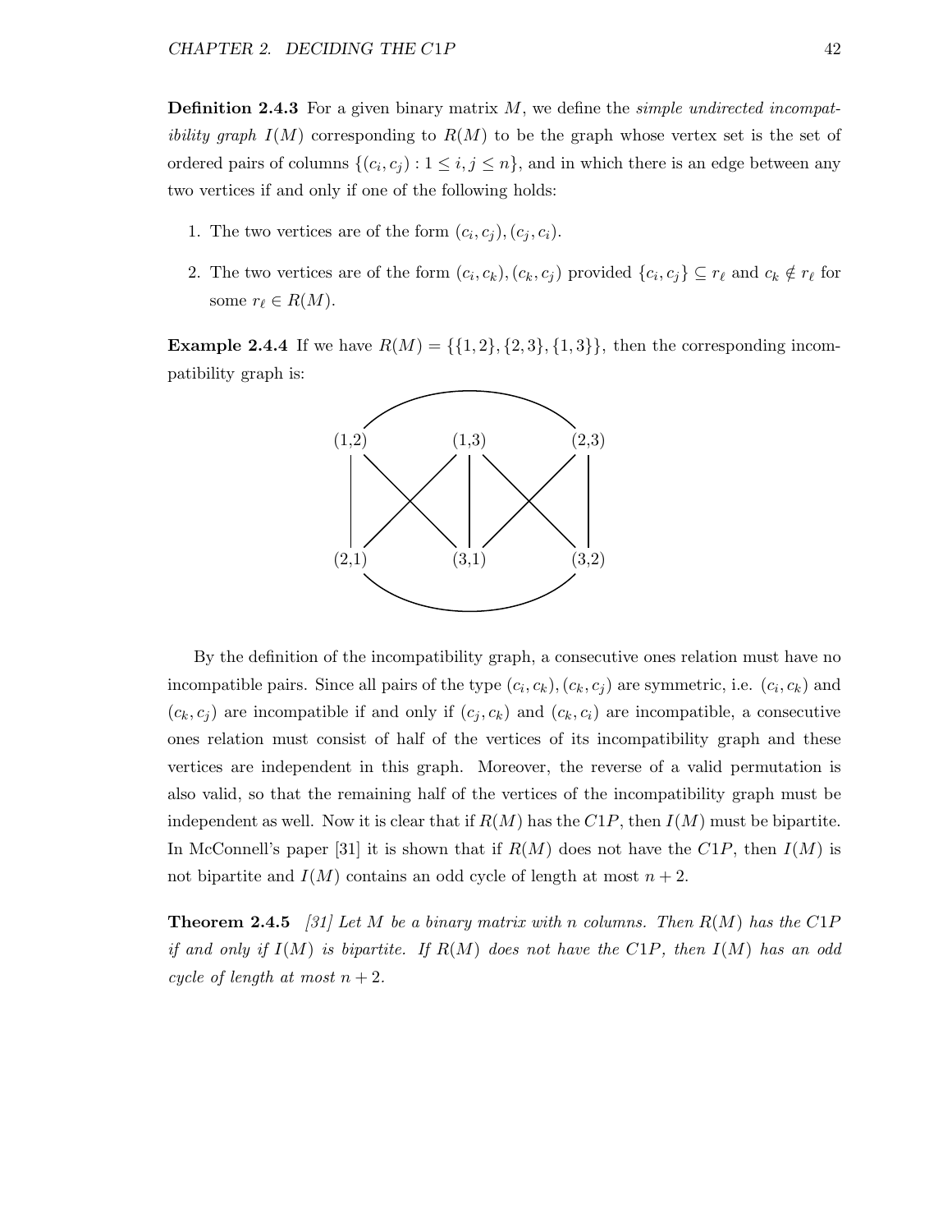**Definition 2.4.3** For a given binary matrix $M$, we define the *simple undirected incompatibility graph* $I(M)$ corresponding to $R(M)$ to be the graph whose vertex set is the set of ordered pairs of columns $\{(c_i, c_j) : 1 \leq i, j \leq n\}$, and in which there is an edge between any two vertices if and only if one of the following holds:

1. The two vertices are of the form $(c_i, c_j), (c_j, c_i)$.
2. The two vertices are of the form $(c_i, c_k), (c_k, c_j)$ provided $\{c_i, c_j\} \subseteq r_\ell$ and $c_k \notin r_\ell$ for some $r_\ell \in R(M)$.

**Example 2.4.4** If we have $R(M) = \{\{1, 2\}, \{2, 3\}, \{1, 3\}\}$, then the corresponding incompatibility graph is:

By the definition of the incompatibility graph, a consecutive ones relation must have no incompatible pairs. Since all pairs of the type $(c_i, c_k), (c_k, c_j)$ are symmetric, i.e. $(c_i, c_k)$ and $(c_k, c_j)$ are incompatible if and only if $(c_j, c_k)$ and $(c_k, c_i)$ are incompatible, a consecutive ones relation must consist of half of the vertices of its incompatibility graph and these vertices are independent in this graph. Moreover, the reverse of a valid permutation is also valid, so that the remaining half of the vertices of the incompatibility graph must be independent as well. Now it is clear that if $R(M)$ has the $C1P$, then $I(M)$ must be bipartite. In McConnell's paper [31] it is shown that if $R(M)$ does not have the $C1P$, then $I(M)$ is not bipartite and $I(M)$ contains an odd cycle of length at most $n + 2$.

**Theorem 2.4.5** *[31] Let $M$ be a binary matrix with n columns. Then $R(M)$ has the $C1P$ if and only if $I(M)$ is bipartite. If $R(M)$ does not have the $C1P$, then $I(M)$ has an odd cycle of length at most $n + 2$.*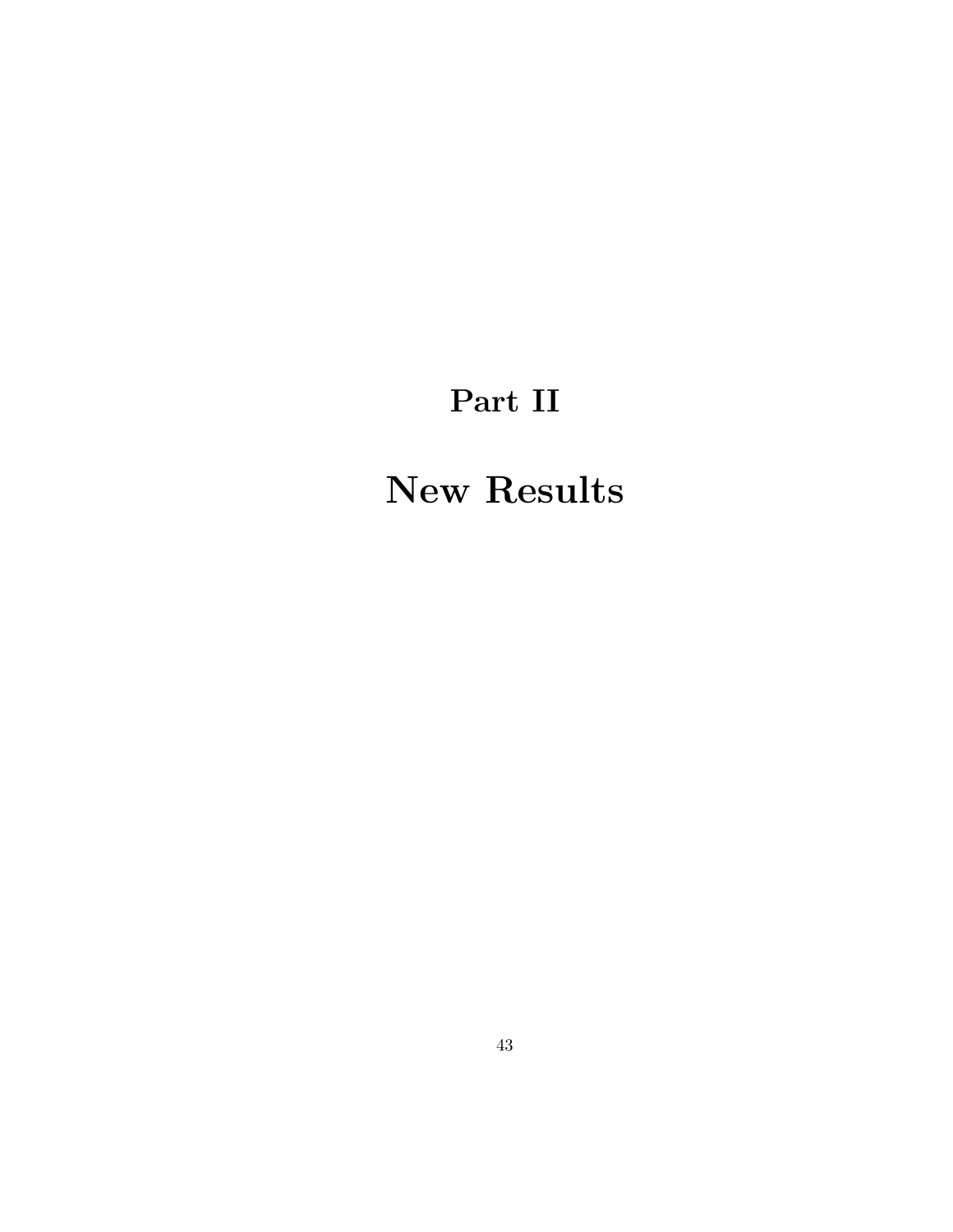# Part II

# New Results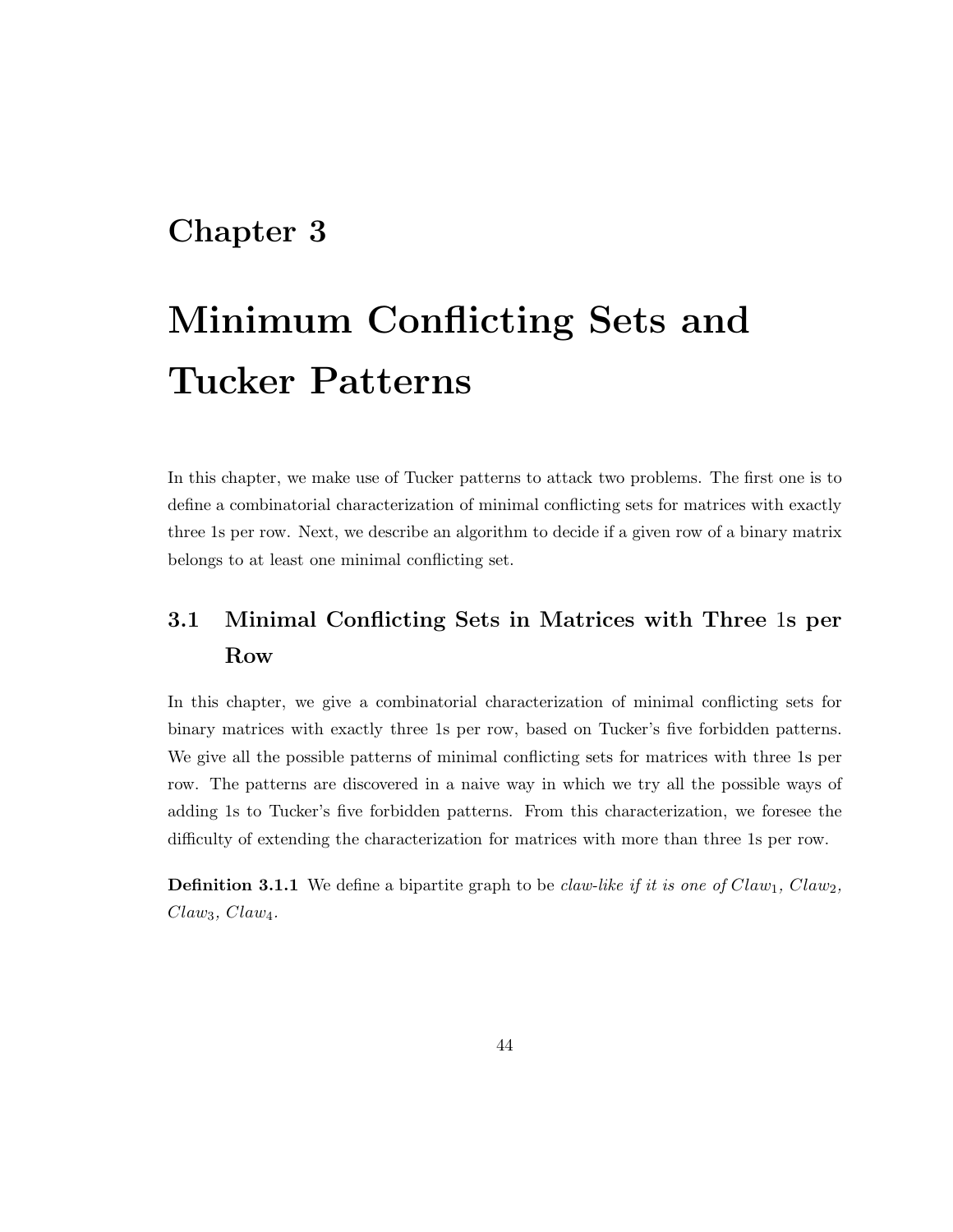# Chapter 3

# Minimum Conflicting Sets and Tucker Patterns

In this chapter, we make use of Tucker patterns to attack two problems. The first one is to define a combinatorial characterization of minimal conflicting sets for matrices with exactly three 1s per row. Next, we describe an algorithm to decide if a given row of a binary matrix belongs to at least one minimal conflicting set.

## 3.1 Minimal Conflicting Sets in Matrices with Three 1s per Row

In this chapter, we give a combinatorial characterization of minimal conflicting sets for binary matrices with exactly three 1s per row, based on Tucker's five forbidden patterns. We give all the possible patterns of minimal conflicting sets for matrices with three 1s per row. The patterns are discovered in a naive way in which we try all the possible ways of adding 1s to Tucker's five forbidden patterns. From this characterization, we foresee the difficulty of extending the characterization for matrices with more than three 1s per row.

**Definition 3.1.1** We define a bipartite graph to be *claw-like if it is one of* $Claw_1$*,* $Claw_2$*,* $Claw_3$*,* $Claw_4$*.*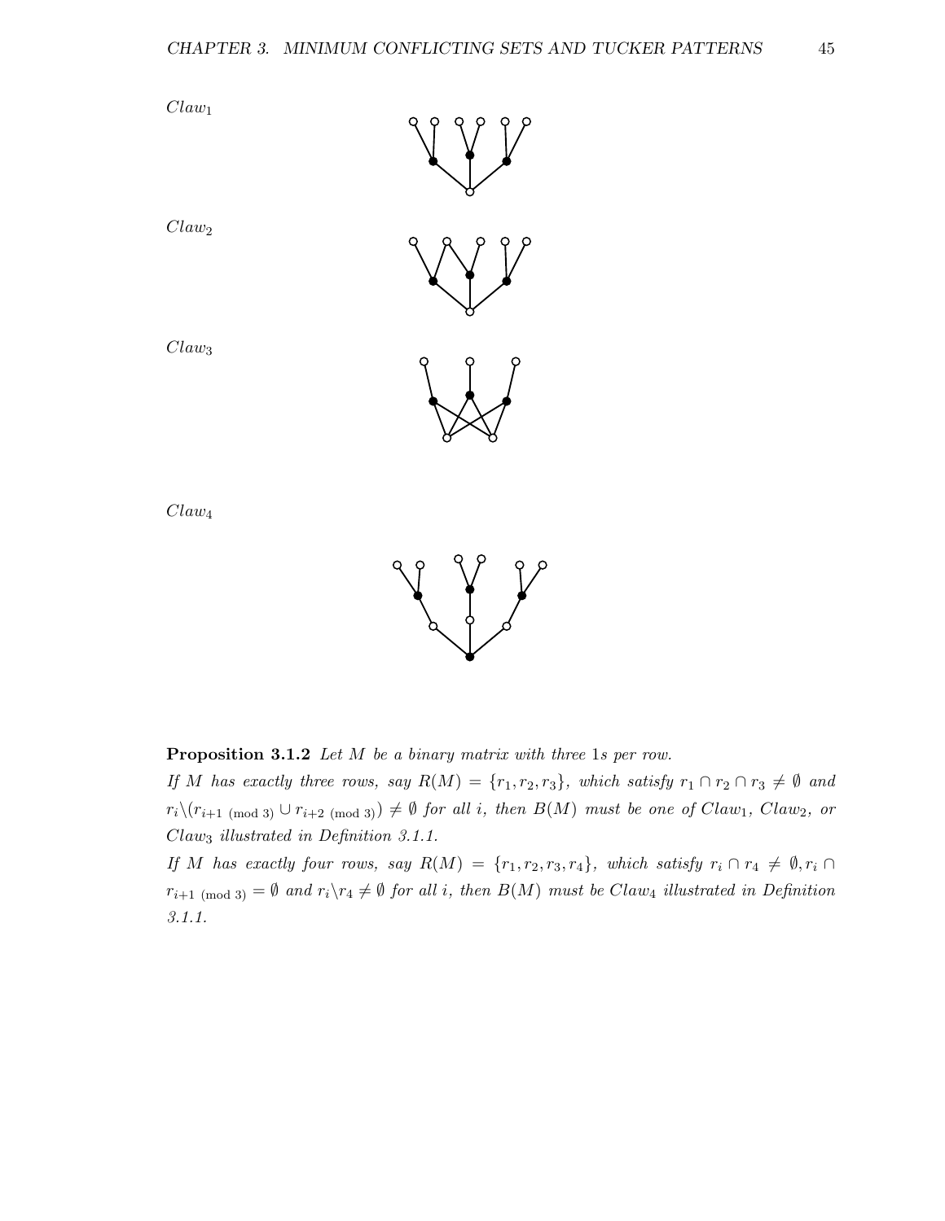$Claw_1$

$Claw_2$

$Claw_3$

$Claw_4$

**Proposition 3.1.2** *Let $M$ be a binary matrix with three 1s per row.*
*If $M$ has exactly three rows, say $R(M) = \{r_1, r_2, r_3\}$, which satisfy $r_1 \cap r_2 \cap r_3 \neq \emptyset$ and $r_i \backslash (r_{i+1 \pmod 3} \cup r_{i+2 \pmod 3}) \neq \emptyset$ for all $i$, then $B(M)$ must be one of $Claw_1$, $Claw_2$, or $Claw_3$ illustrated in Definition 3.1.1.*
*If $M$ has exactly four rows, say $R(M) = \{r_1, r_2, r_3, r_4\}$, which satisfy $r_i \cap r_4 \neq \emptyset, r_i \cap r_{i+1 \pmod 3} = \emptyset$ and $r_i \backslash r_4 \neq \emptyset$ for all $i$, then $B(M)$ must be $Claw_4$ illustrated in Definition 3.1.1.*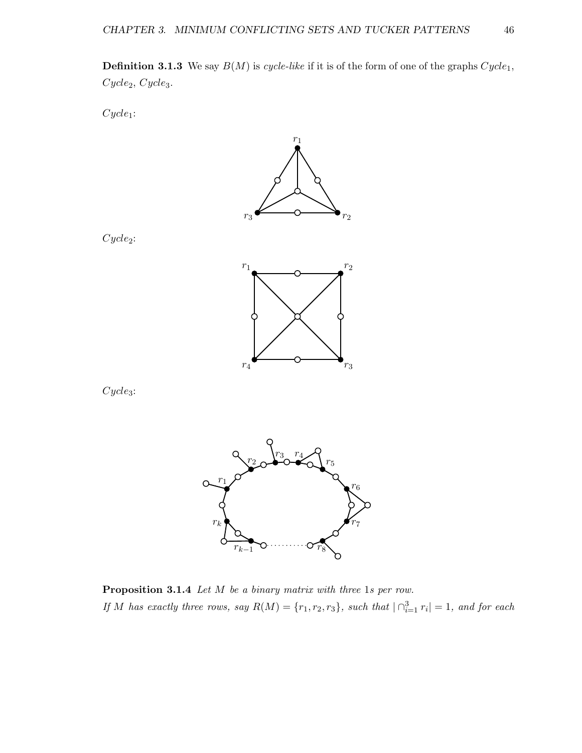**Definition 3.1.3** We say $B(M)$ is *cycle-like* if it is of the form of one of the graphs $Cycle_1$, $Cycle_2$, $Cycle_3$.

$Cycle_1$:

$Cycle_2$:

$Cycle_3$:

**Proposition 3.1.4** *Let $M$ be a binary matrix with three 1s per row.*
*If $M$ has exactly three rows, say $R(M) = \{r_1, r_2, r_3\}$, such that $|\cap_{i=1}^{3} r_i| = 1$, and for each*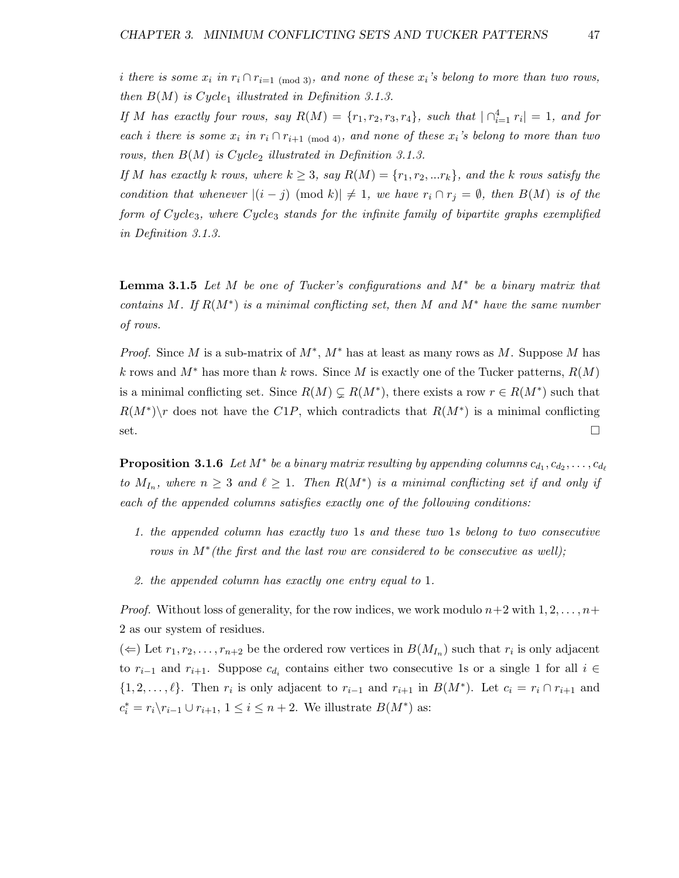*i there is some $x_i$ in $r_i \cap r_{i=1 \pmod 3}$, and none of these $x_i$'s belong to more than two rows, then $B(M)$ is $Cycle_1$ illustrated in Definition 3.1.3.*

*If $M$ has exactly four rows, say $R(M) = \{r_1, r_2, r_3, r_4\}$, such that $|\cap_{i=1}^{4} r_i| = 1$, and for each $i$ there is some $x_i$ in $r_i \cap r_{i+1 \pmod 4}$, and none of these $x_i$'s belong to more than two rows, then $B(M)$ is $Cycle_2$ illustrated in Definition 3.1.3.*

*If $M$ has exactly $k$ rows, where $k \geq 3$, say $R(M) = \{r_1, r_2, ...r_k\}$, and the $k$ rows satisfy the condition that whenever $|(i-j) \pmod k| \neq 1$, we have $r_i \cap r_j = \emptyset$, then $B(M)$ is of the form of $Cycle_3$, where $Cycle_3$ stands for the infinite family of bipartite graphs exemplified in Definition 3.1.3.*

**Lemma 3.1.5** *Let $M$ be one of Tucker's configurations and $M^*$ be a binary matrix that contains $M$. If $R(M^*)$ is a minimal conflicting set, then $M$ and $M^*$ have the same number of rows.*

*Proof.* Since $M$ is a sub-matrix of $M^*$, $M^*$ has at least as many rows as $M$. Suppose $M$ has $k$ rows and $M^*$ has more than $k$ rows. Since $M$ is exactly one of the Tucker patterns, $R(M)$ is a minimal conflicting set. Since $R(M) \subsetneq R(M^*)$, there exists a row $r \in R(M^*)$ such that $R(M^*) \backslash r$ does not have the $C1P$, which contradicts that $R(M^*)$ is a minimal conflicting set. $\square$

**Proposition 3.1.6** *Let $M^*$ be a binary matrix resulting by appending columns $c_{d_1}, c_{d_2}, \ldots, c_{d_\ell}$ to $M_{I_n}$, where $n \geq 3$ and $\ell \geq 1$. Then $R(M^*)$ is a minimal conflicting set if and only if each of the appended columns satisfies exactly one of the following conditions:*

1. *the appended column has exactly two 1s and these two 1s belong to two consecutive rows in $M^*$(the first and the last row are considered to be consecutive as well);*
2. *the appended column has exactly one entry equal to 1.*

*Proof.* Without loss of generality, for the row indices, we work modulo $n+2$ with $1, 2, \ldots, n+2$ as our system of residues.

($\Leftarrow$) Let $r_1, r_2, \ldots, r_{n+2}$ be the ordered row vertices in $B(M_{I_n})$ such that $r_i$ is only adjacent to $r_{i-1}$ and $r_{i+1}$. Suppose $c_{d_i}$ contains either two consecutive 1s or a single 1 for all $i \in \{1, 2, \ldots, \ell\}$. Then $r_i$ is only adjacent to $r_{i-1}$ and $r_{i+1}$ in $B(M^*)$. Let $c_i = r_i \cap r_{i+1}$ and $c_i^* = r_i \backslash r_{i-1} \cup r_{i+1}$, $1 \leq i \leq n+2$. We illustrate $B(M^*)$ as: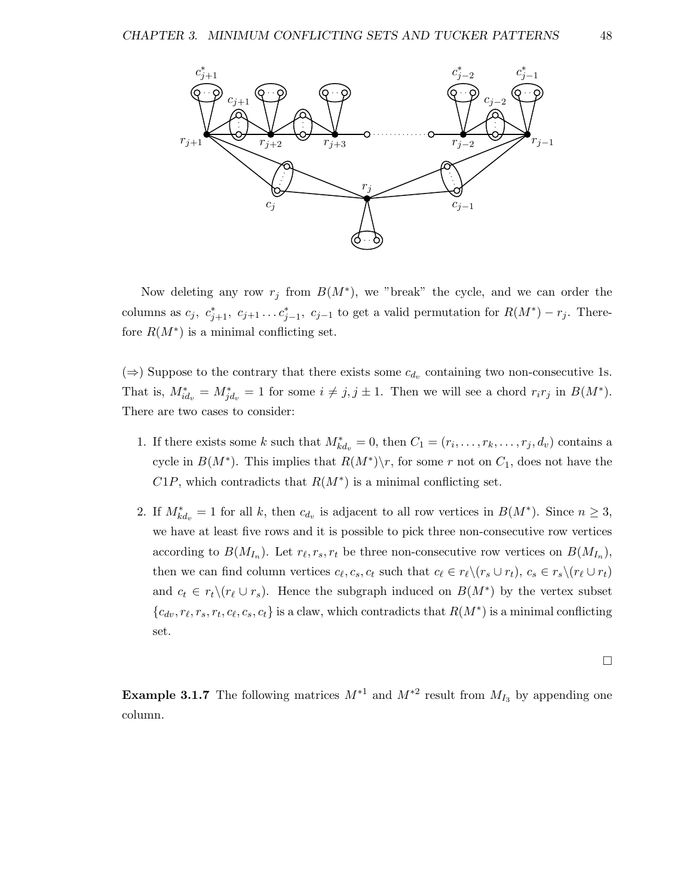Now deleting any row $r_j$ from $B(M^*)$, we "break" the cycle, and we can order the columns as $c_j,\ c^*_{j+1},\ c_{j+1}\ldots c^*_{j-1},\ c_{j-1}$ to get a valid permutation for $R(M^*) - r_j$. Therefore $R(M^*)$ is a minimal conflicting set.

($\Rightarrow$) Suppose to the contrary that there exists some $c_{d_v}$ containing two non-consecutive 1s. That is, $M^*_{id_v} = M^*_{jd_v} = 1$ for some $i \neq j, j \pm 1$. Then we will see a chord $r_ir_j$ in $B(M^*)$. There are two cases to consider:

1. If there exists some $k$ such that $M^*_{kd_v} = 0$, then $C_1 = (r_i, \ldots, r_k, \ldots, r_j, d_v)$ contains a cycle in $B(M^*)$. This implies that $R(M^*)\backslash r$, for some $r$ not on $C_1$, does not have the $C1P$, which contradicts that $R(M^*)$ is a minimal conflicting set.

2. If $M^*_{kd_v} = 1$ for all $k$, then $c_{d_v}$ is adjacent to all row vertices in $B(M^*)$. Since $n \geq 3$, we have at least five rows and it is possible to pick three non-consecutive row vertices according to $B(M_{I_n})$. Let $r_\ell, r_s, r_t$ be three non-consecutive row vertices on $B(M_{I_n})$, then we can find column vertices $c_\ell, c_s, c_t$ such that $c_\ell \in r_\ell\backslash(r_s \cup r_t)$, $c_s \in r_s\backslash(r_\ell \cup r_t)$ and $c_t \in r_t\backslash(r_\ell \cup r_s)$. Hence the subgraph induced on $B(M^*)$ by the vertex subset $\{c_{dv}, r_\ell, r_s, r_t, c_\ell, c_s, c_t\}$ is a claw, which contradicts that $R(M^*)$ is a minimal conflicting set.

□

**Example 3.1.7** The following matrices $M^{*1}$ and $M^{*2}$ result from $M_{I_3}$ by appending one column.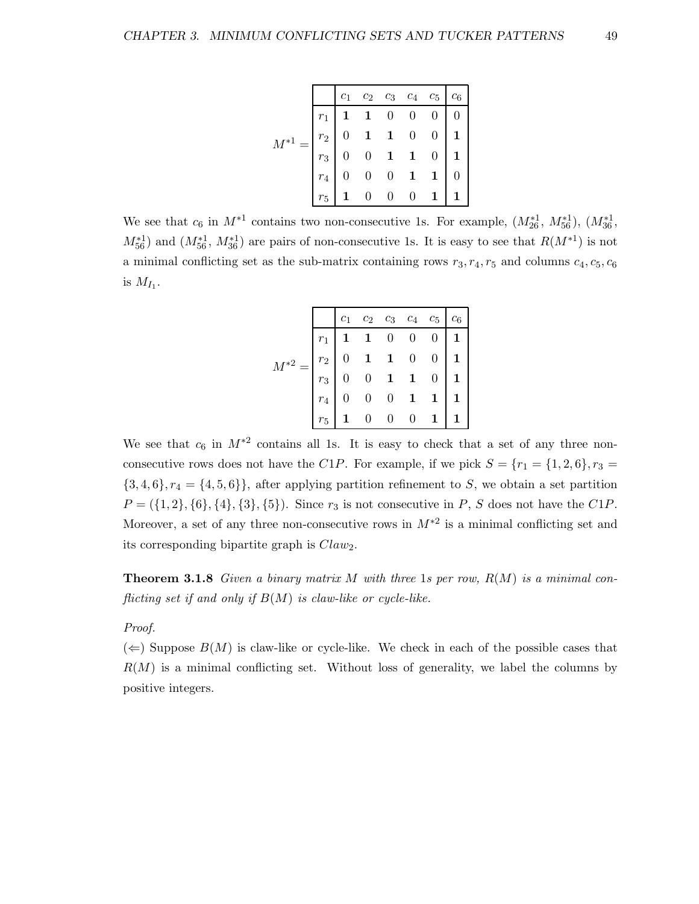$M^{*1} =$

| | $c_1$ | $c_2$ | $c_3$ | $c_4$ | $c_5$ | $c_6$ |
|---|---|---|---|---|---|---|
| $r_1$ | **1** | **1** | 0 | 0 | 0 | 0 |
| $r_2$ | 0 | **1** | **1** | 0 | 0 | **1** |
| $r_3$ | 0 | 0 | **1** | **1** | 0 | **1** |
| $r_4$ | 0 | 0 | 0 | **1** | **1** | 0 |
| $r_5$ | **1** | 0 | 0 | 0 | **1** | **1** |

We see that $c_6$ in $M^{*1}$ contains two non-consecutive 1s. For example, ($M^{*1}_{26}$, $M^{*1}_{56}$), ($M^{*1}_{36}$, $M^{*1}_{56}$) and ($M^{*1}_{56}$, $M^{*1}_{36}$) are pairs of non-consecutive 1s. It is easy to see that $R(M^{*1})$ is not a minimal conflicting set as the sub-matrix containing rows $r_3, r_4, r_5$ and columns $c_4, c_5, c_6$ is $M_{I_1}$.

$M^{*2} =$

| | $c_1$ | $c_2$ | $c_3$ | $c_4$ | $c_5$ | $c_6$ |
|---|---|---|---|---|---|---|
| $r_1$ | **1** | **1** | 0 | 0 | 0 | **1** |
| $r_2$ | 0 | **1** | **1** | 0 | 0 | **1** |
| $r_3$ | 0 | 0 | **1** | **1** | 0 | **1** |
| $r_4$ | 0 | 0 | 0 | **1** | **1** | **1** |
| $r_5$ | **1** | 0 | 0 | 0 | **1** | **1** |

We see that $c_6$ in $M^{*2}$ contains all 1s. It is easy to check that a set of any three non-consecutive rows does not have the $C1P$. For example, if we pick $S = \{r_1 = \{1, 2, 6\}, r_3 = \{3, 4, 6\}, r_4 = \{4, 5, 6\}\}$, after applying partition refinement to $S$, we obtain a set partition $P = (\{1, 2\}, \{6\}, \{4\}, \{3\}, \{5\})$. Since $r_3$ is not consecutive in $P$, $S$ does not have the $C1P$. Moreover, a set of any three non-consecutive rows in $M^{*2}$ is a minimal conflicting set and its corresponding bipartite graph is $Claw_2$.

**Theorem 3.1.8** *Given a binary matrix $M$ with three 1s per row, $R(M)$ is a minimal conflicting set if and only if $B(M)$ is claw-like or cycle-like.*

*Proof.*

($\Leftarrow$) Suppose $B(M)$ is claw-like or cycle-like. We check in each of the possible cases that $R(M)$ is a minimal conflicting set. Without loss of generality, we label the columns by positive integers.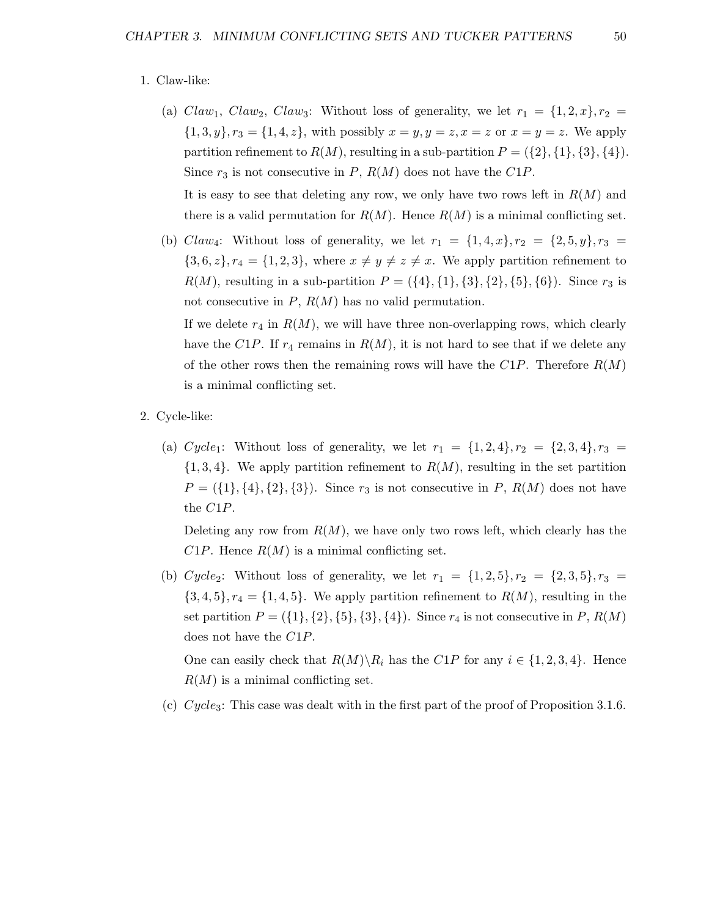1. Claw-like:

   (a) $Claw_1$, $Claw_2$, $Claw_3$: Without loss of generality, we let $r_1 = \{1, 2, x\}, r_2 = \{1, 3, y\}, r_3 = \{1, 4, z\}$, with possibly $x = y, y = z, x = z$ or $x = y = z$. We apply partition refinement to $R(M)$, resulting in a sub-partition $P = (\{2\}, \{1\}, \{3\}, \{4\})$. Since $r_3$ is not consecutive in $P$, $R(M)$ does not have the $C1P$.

   It is easy to see that deleting any row, we only have two rows left in $R(M)$ and there is a valid permutation for $R(M)$. Hence $R(M)$ is a minimal conflicting set.

   (b) $Claw_4$: Without loss of generality, we let $r_1 = \{1, 4, x\}, r_2 = \{2, 5, y\}, r_3 = \{3, 6, z\}, r_4 = \{1, 2, 3\}$, where $x \neq y \neq z \neq x$. We apply partition refinement to $R(M)$, resulting in a sub-partition $P = (\{4\}, \{1\}, \{3\}, \{2\}, \{5\}, \{6\})$. Since $r_3$ is not consecutive in $P$, $R(M)$ has no valid permutation.

   If we delete $r_4$ in $R(M)$, we will have three non-overlapping rows, which clearly have the $C1P$. If $r_4$ remains in $R(M)$, it is not hard to see that if we delete any of the other rows then the remaining rows will have the $C1P$. Therefore $R(M)$ is a minimal conflicting set.

2. Cycle-like:

   (a) $Cycle_1$: Without loss of generality, we let $r_1 = \{1, 2, 4\}, r_2 = \{2, 3, 4\}, r_3 = \{1, 3, 4\}$. We apply partition refinement to $R(M)$, resulting in the set partition $P = (\{1\}, \{4\}, \{2\}, \{3\})$. Since $r_3$ is not consecutive in $P$, $R(M)$ does not have the $C1P$.

   Deleting any row from $R(M)$, we have only two rows left, which clearly has the $C1P$. Hence $R(M)$ is a minimal conflicting set.

   (b) $Cycle_2$: Without loss of generality, we let $r_1 = \{1, 2, 5\}, r_2 = \{2, 3, 5\}, r_3 = \{3, 4, 5\}, r_4 = \{1, 4, 5\}$. We apply partition refinement to $R(M)$, resulting in the set partition $P = (\{1\}, \{2\}, \{5\}, \{3\}, \{4\})$. Since $r_4$ is not consecutive in $P$, $R(M)$ does not have the $C1P$.

   One can easily check that $R(M) \backslash R_i$ has the $C1P$ for any $i \in \{1, 2, 3, 4\}$. Hence $R(M)$ is a minimal conflicting set.

   (c) $Cycle_3$: This case was dealt with in the first part of the proof of Proposition 3.1.6.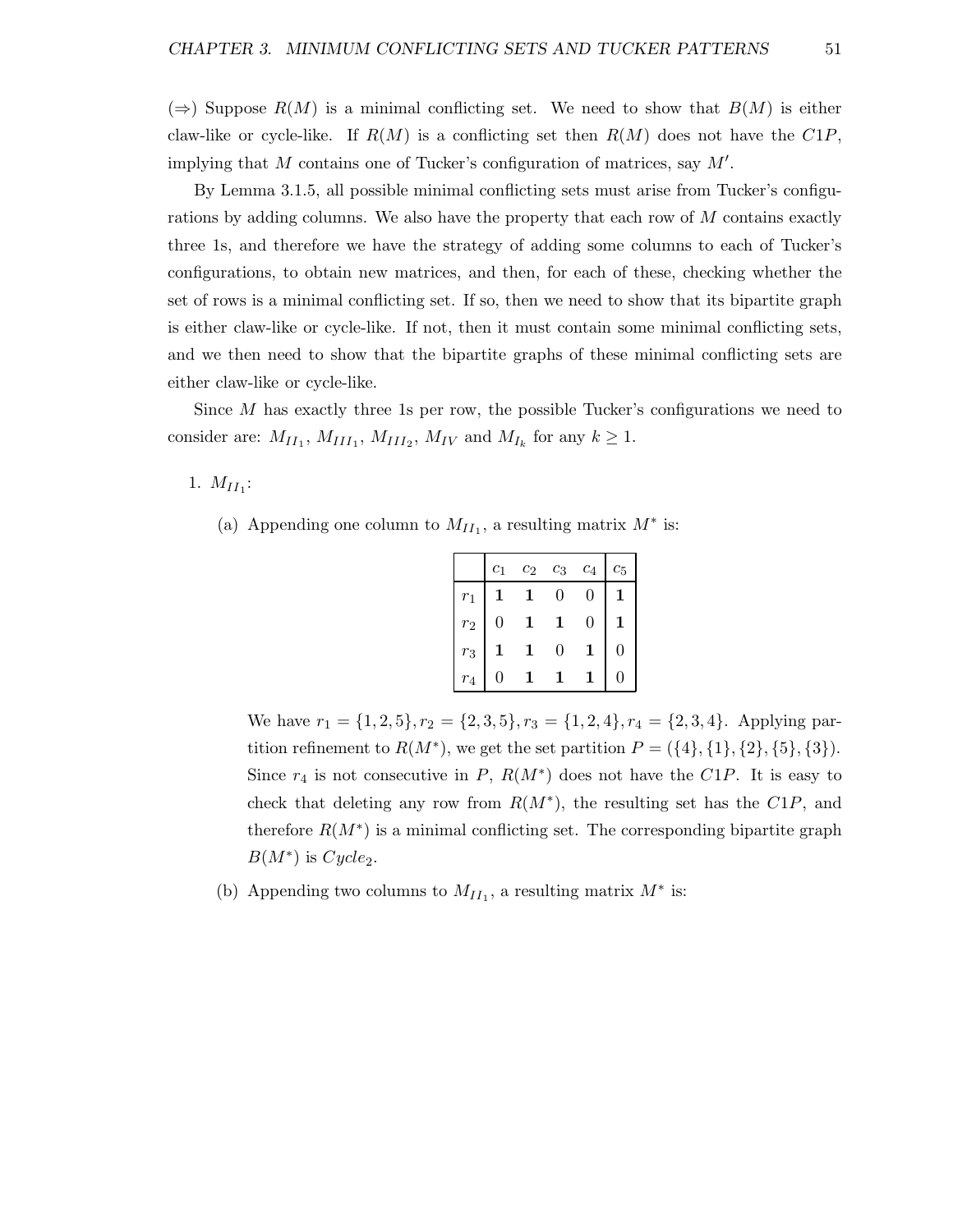(⇒) Suppose $R(M)$ is a minimal conflicting set. We need to show that $B(M)$ is either claw-like or cycle-like. If $R(M)$ is a conflicting set then $R(M)$ does not have the $C1P$, implying that $M$ contains one of Tucker's configuration of matrices, say $M'$.

By Lemma 3.1.5, all possible minimal conflicting sets must arise from Tucker's configurations by adding columns. We also have the property that each row of $M$ contains exactly three 1s, and therefore we have the strategy of adding some columns to each of Tucker's configurations, to obtain new matrices, and then, for each of these, checking whether the set of rows is a minimal conflicting set. If so, then we need to show that its bipartite graph is either claw-like or cycle-like. If not, then it must contain some minimal conflicting sets, and we then need to show that the bipartite graphs of these minimal conflicting sets are either claw-like or cycle-like.

Since $M$ has exactly three 1s per row, the possible Tucker's configurations we need to consider are: $M_{II_1}$, $M_{III_1}$, $M_{III_2}$, $M_{IV}$ and $M_{I_k}$ for any $k \geq 1$.

1. $M_{II_1}$:

   (a) Appending one column to $M_{II_1}$, a resulting matrix $M^*$ is:

   | | $c_1$ | $c_2$ | $c_3$ | $c_4$ | $c_5$ |
   |---|---|---|---|---|---|
   | $r_1$ | **1** | **1** | 0 | 0 | **1** |
   | $r_2$ | 0 | **1** | **1** | 0 | **1** |
   | $r_3$ | **1** | **1** | 0 | **1** | 0 |
   | $r_4$ | 0 | **1** | **1** | **1** | 0 |

   We have $r_1 = \{1, 2, 5\}, r_2 = \{2, 3, 5\}, r_3 = \{1, 2, 4\}, r_4 = \{2, 3, 4\}$. Applying partition refinement to $R(M^*)$, we get the set partition $P = (\{4\}, \{1\}, \{2\}, \{5\}, \{3\})$. Since $r_4$ is not consecutive in $P$, $R(M^*)$ does not have the $C1P$. It is easy to check that deleting any row from $R(M^*)$, the resulting set has the $C1P$, and therefore $R(M^*)$ is a minimal conflicting set. The corresponding bipartite graph $B(M^*)$ is $Cycle_2$.

   (b) Appending two columns to $M_{II_1}$, a resulting matrix $M^*$ is: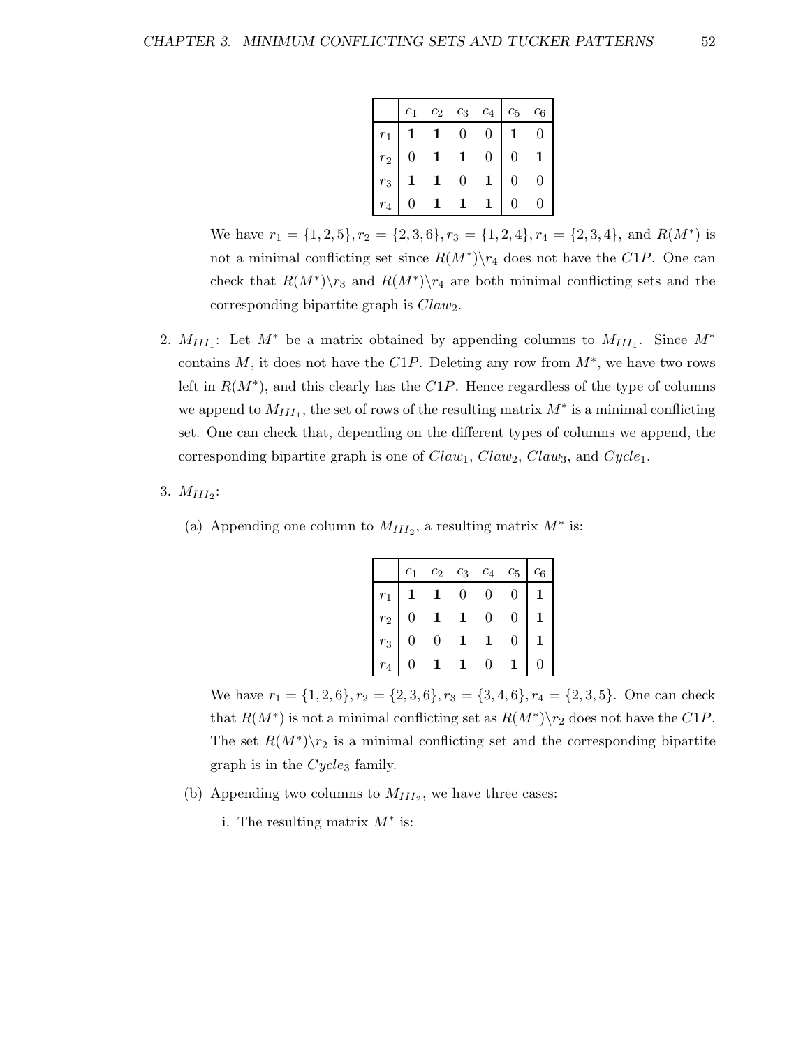|  | $c_1$ | $c_2$ | $c_3$ | $c_4$ | $c_5$ | $c_6$ |
|---|---|---|---|---|---|---|
| $r_1$ | **1** | **1** | 0 | 0 | **1** | 0 |
| $r_2$ | 0 | **1** | **1** | 0 | 0 | **1** |
| $r_3$ | **1** | **1** | 0 | **1** | 0 | 0 |
| $r_4$ | 0 | **1** | **1** | **1** | 0 | 0 |

We have $r_1 = \{1, 2, 5\}, r_2 = \{2, 3, 6\}, r_3 = \{1, 2, 4\}, r_4 = \{2, 3, 4\}$, and $R(M^*)$ is not a minimal conflicting set since $R(M^*)\backslash r_4$ does not have the $C1P$. One can check that $R(M^*)\backslash r_3$ and $R(M^*)\backslash r_4$ are both minimal conflicting sets and the corresponding bipartite graph is $Claw_2$.

2. $M_{III_1}$: Let $M^*$ be a matrix obtained by appending columns to $M_{III_1}$. Since $M^*$ contains $M$, it does not have the $C1P$. Deleting any row from $M^*$, we have two rows left in $R(M^*)$, and this clearly has the $C1P$. Hence regardless of the type of columns we append to $M_{III_1}$, the set of rows of the resulting matrix $M^*$ is a minimal conflicting set. One can check that, depending on the different types of columns we append, the corresponding bipartite graph is one of $Claw_1$, $Claw_2$, $Claw_3$, and $Cycle_1$.

3. $M_{III_2}$:

   (a) Appending one column to $M_{III_2}$, a resulting matrix $M^*$ is:

|  | $c_1$ | $c_2$ | $c_3$ | $c_4$ | $c_5$ | $c_6$ |
|---|---|---|---|---|---|---|
| $r_1$ | **1** | **1** | 0 | 0 | 0 | **1** |
| $r_2$ | 0 | **1** | **1** | 0 | 0 | **1** |
| $r_3$ | 0 | 0 | **1** | **1** | 0 | **1** |
| $r_4$ | 0 | **1** | **1** | 0 | **1** | 0 |

   We have $r_1 = \{1, 2, 6\}, r_2 = \{2, 3, 6\}, r_3 = \{3, 4, 6\}, r_4 = \{2, 3, 5\}$. One can check that $R(M^*)$ is not a minimal conflicting set as $R(M^*)\backslash r_2$ does not have the $C1P$. The set $R(M^*)\backslash r_2$ is a minimal conflicting set and the corresponding bipartite graph is in the $Cycle_3$ family.

   (b) Appending two columns to $M_{III_2}$, we have three cases:

   i. The resulting matrix $M^*$ is: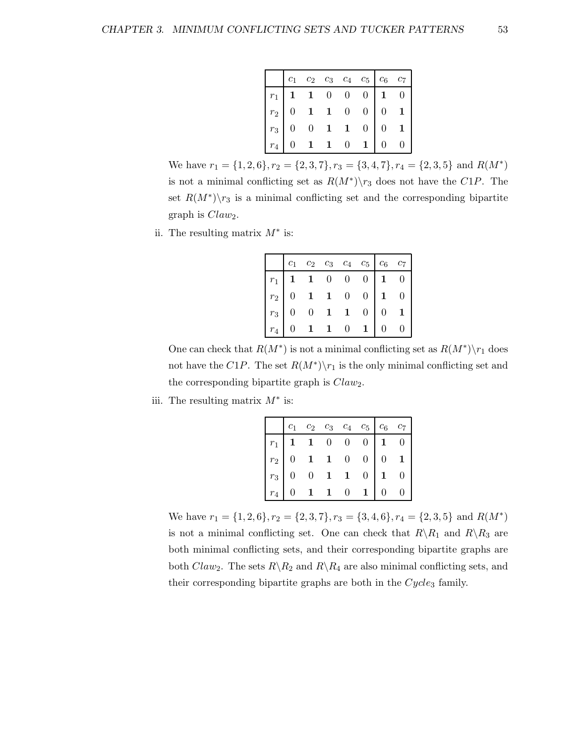|  | $c_1$ | $c_2$ | $c_3$ | $c_4$ | $c_5$ | $c_6$ | $c_7$ |
|---|---|---|---|---|---|---|---|
| $r_1$ | **1** | **1** | 0 | 0 | 0 | **1** | 0 |
| $r_2$ | 0 | **1** | **1** | 0 | 0 | 0 | **1** |
| $r_3$ | 0 | 0 | **1** | **1** | 0 | 0 | **1** |
| $r_4$ | 0 | **1** | **1** | 0 | **1** | 0 | 0 |

We have $r_1 = \{1, 2, 6\}, r_2 = \{2, 3, 7\}, r_3 = \{3, 4, 7\}, r_4 = \{2, 3, 5\}$ and $R(M^*)$ is not a minimal conflicting set as $R(M^*)\backslash r_3$ does not have the $C1P$. The set $R(M^*)\backslash r_3$ is a minimal conflicting set and the corresponding bipartite graph is $Claw_2$.

ii. The resulting matrix $M^*$ is:

|  | $c_1$ | $c_2$ | $c_3$ | $c_4$ | $c_5$ | $c_6$ | $c_7$ |
|---|---|---|---|---|---|---|---|
| $r_1$ | **1** | **1** | 0 | 0 | 0 | **1** | 0 |
| $r_2$ | 0 | **1** | **1** | 0 | 0 | **1** | 0 |
| $r_3$ | 0 | 0 | **1** | **1** | 0 | 0 | **1** |
| $r_4$ | 0 | **1** | **1** | 0 | **1** | 0 | 0 |

One can check that $R(M^*)$ is not a minimal conflicting set as $R(M^*)\backslash r_1$ does not have the $C1P$. The set $R(M^*)\backslash r_1$ is the only minimal conflicting set and the corresponding bipartite graph is $Claw_2$.

iii. The resulting matrix $M^*$ is:

|  | $c_1$ | $c_2$ | $c_3$ | $c_4$ | $c_5$ | $c_6$ | $c_7$ |
|---|---|---|---|---|---|---|---|
| $r_1$ | **1** | **1** | 0 | 0 | 0 | **1** | 0 |
| $r_2$ | 0 | **1** | **1** | 0 | 0 | 0 | **1** |
| $r_3$ | 0 | 0 | **1** | **1** | 0 | **1** | 0 |
| $r_4$ | 0 | **1** | **1** | 0 | **1** | 0 | 0 |

We have $r_1 = \{1, 2, 6\}, r_2 = \{2, 3, 7\}, r_3 = \{3, 4, 6\}, r_4 = \{2, 3, 5\}$ and $R(M^*)$ is not a minimal conflicting set. One can check that $R\backslash R_1$ and $R\backslash R_3$ are both minimal conflicting sets, and their corresponding bipartite graphs are both $Claw_2$. The sets $R\backslash R_2$ and $R\backslash R_4$ are also minimal conflicting sets, and their corresponding bipartite graphs are both in the $Cycle_3$ family.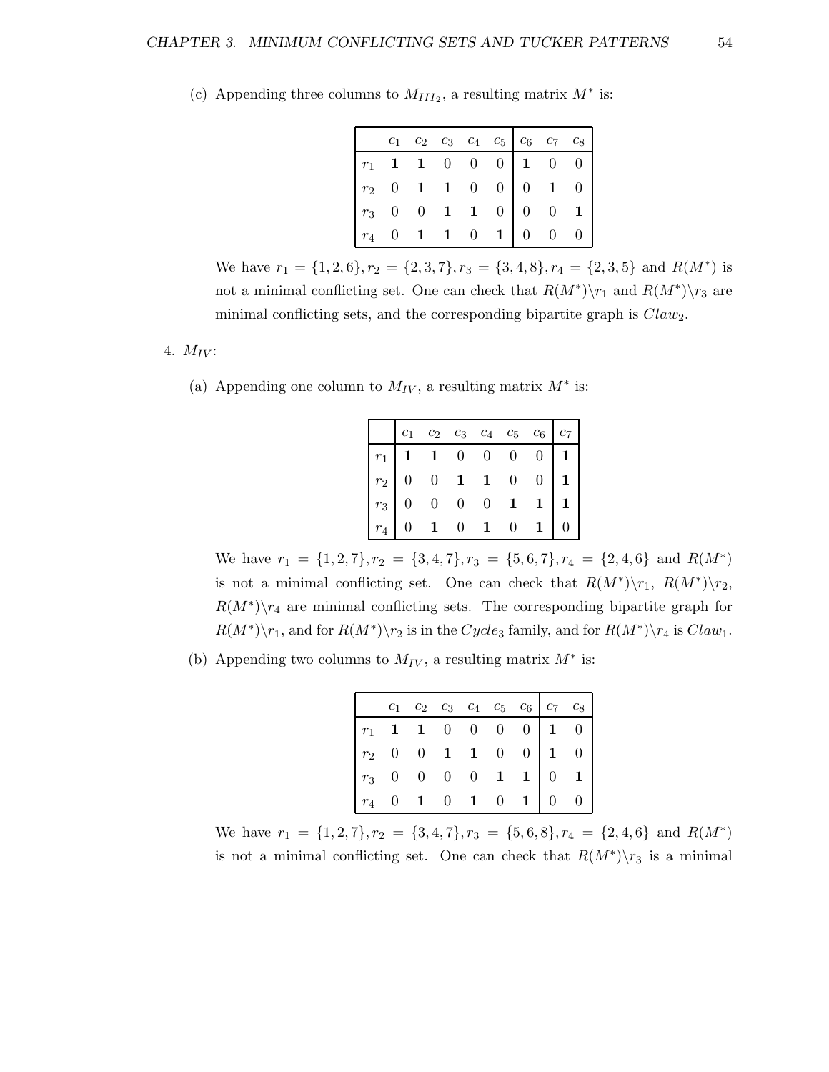(c) Appending three columns to $M_{III_2}$, a resulting matrix $M^*$ is:

| | $c_1$ | $c_2$ | $c_3$ | $c_4$ | $c_5$ | $c_6$ | $c_7$ | $c_8$ |
|---|---|---|---|---|---|---|---|---|
| $r_1$ | **1** | **1** | 0 | 0 | 0 | **1** | 0 | 0 |
| $r_2$ | 0 | **1** | **1** | 0 | 0 | 0 | **1** | 0 |
| $r_3$ | 0 | 0 | **1** | **1** | 0 | 0 | 0 | **1** |
| $r_4$ | 0 | **1** | **1** | 0 | **1** | 0 | 0 | 0 |

We have $r_1 = \{1, 2, 6\}, r_2 = \{2, 3, 7\}, r_3 = \{3, 4, 8\}, r_4 = \{2, 3, 5\}$ and $R(M^*)$ is not a minimal conflicting set. One can check that $R(M^*)\backslash r_1$ and $R(M^*)\backslash r_3$ are minimal conflicting sets, and the corresponding bipartite graph is $Claw_2$.

4. $M_{IV}$:

(a) Appending one column to $M_{IV}$, a resulting matrix $M^*$ is:

| | $c_1$ | $c_2$ | $c_3$ | $c_4$ | $c_5$ | $c_6$ | $c_7$ |
|---|---|---|---|---|---|---|---|
| $r_1$ | **1** | **1** | 0 | 0 | 0 | 0 | **1** |
| $r_2$ | 0 | 0 | **1** | **1** | 0 | 0 | **1** |
| $r_3$ | 0 | 0 | 0 | 0 | **1** | **1** | **1** |
| $r_4$ | 0 | **1** | 0 | **1** | 0 | **1** | 0 |

We have $r_1 = \{1, 2, 7\}, r_2 = \{3, 4, 7\}, r_3 = \{5, 6, 7\}, r_4 = \{2, 4, 6\}$ and $R(M^*)$ is not a minimal conflicting set. One can check that $R(M^*)\backslash r_1$, $R(M^*)\backslash r_2$, $R(M^*)\backslash r_4$ are minimal conflicting sets. The corresponding bipartite graph for $R(M^*)\backslash r_1$, and for $R(M^*)\backslash r_2$ is in the $Cycle_3$ family, and for $R(M^*)\backslash r_4$ is $Claw_1$.

(b) Appending two columns to $M_{IV}$, a resulting matrix $M^*$ is:

| | $c_1$ | $c_2$ | $c_3$ | $c_4$ | $c_5$ | $c_6$ | $c_7$ | $c_8$ |
|---|---|---|---|---|---|---|---|---|
| $r_1$ | **1** | **1** | 0 | 0 | 0 | 0 | **1** | 0 |
| $r_2$ | 0 | 0 | **1** | **1** | 0 | 0 | **1** | 0 |
| $r_3$ | 0 | 0 | 0 | 0 | **1** | **1** | 0 | **1** |
| $r_4$ | 0 | **1** | 0 | **1** | 0 | **1** | 0 | 0 |

We have $r_1 = \{1, 2, 7\}, r_2 = \{3, 4, 7\}, r_3 = \{5, 6, 8\}, r_4 = \{2, 4, 6\}$ and $R(M^*)$ is not a minimal conflicting set. One can check that $R(M^*)\backslash r_3$ is a minimal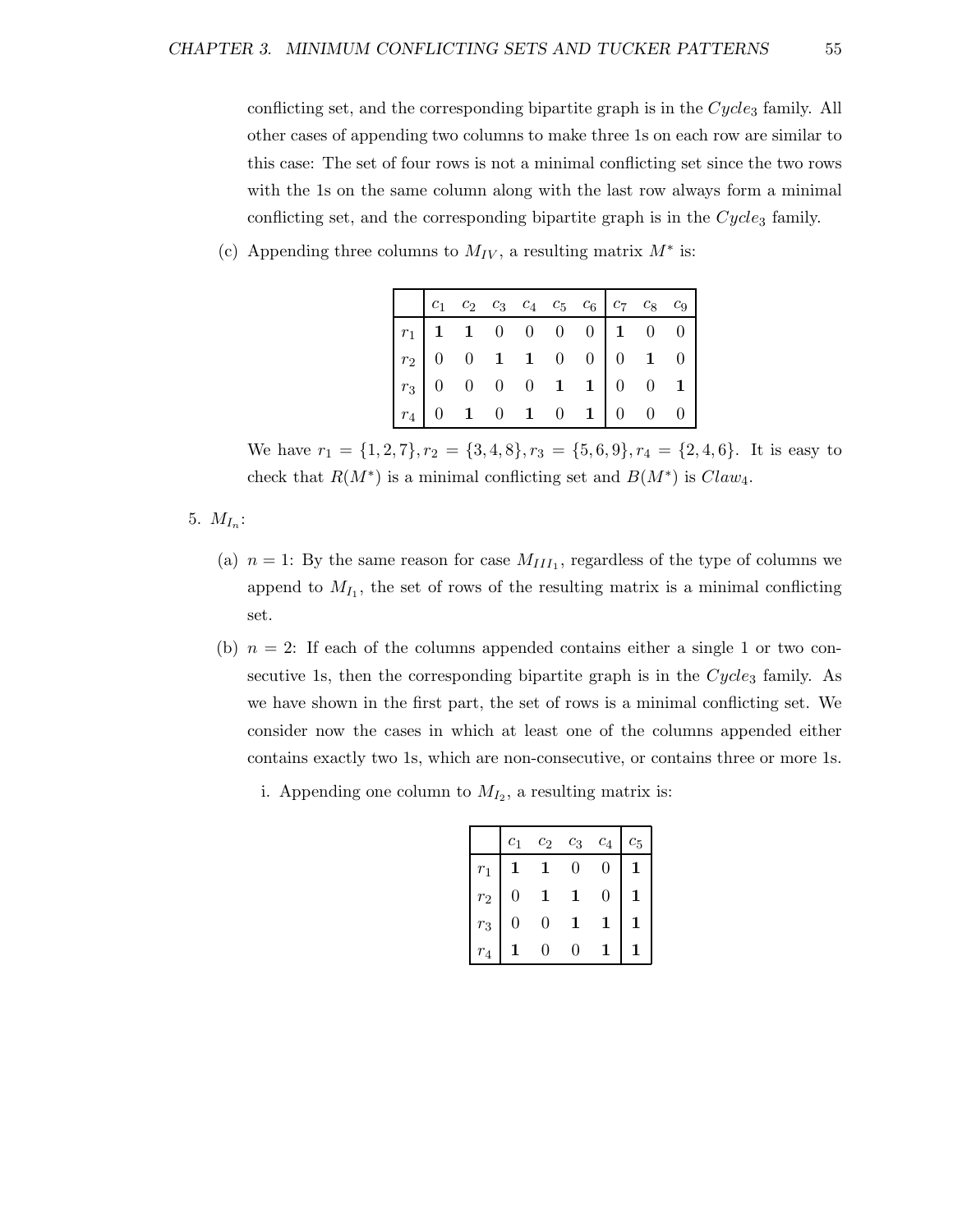conflicting set, and the corresponding bipartite graph is in the $Cycle_3$ family. All other cases of appending two columns to make three 1s on each row are similar to this case: The set of four rows is not a minimal conflicting set since the two rows with the 1s on the same column along with the last row always form a minimal conflicting set, and the corresponding bipartite graph is in the $Cycle_3$ family.

(c) Appending three columns to $M_{IV}$, a resulting matrix $M^*$ is:

| | $c_1$ | $c_2$ | $c_3$ | $c_4$ | $c_5$ | $c_6$ | $c_7$ | $c_8$ | $c_9$ |
|---|---|---|---|---|---|---|---|---|---|
| $r_1$ | **1** | **1** | 0 | 0 | 0 | 0 | **1** | 0 | 0 |
| $r_2$ | 0 | 0 | **1** | **1** | 0 | 0 | 0 | **1** | 0 |
| $r_3$ | 0 | 0 | 0 | 0 | **1** | **1** | 0 | 0 | **1** |
| $r_4$ | 0 | **1** | 0 | **1** | 0 | **1** | 0 | 0 | 0 |

We have $r_1 = \{1, 2, 7\}, r_2 = \{3, 4, 8\}, r_3 = \{5, 6, 9\}, r_4 = \{2, 4, 6\}$. It is easy to check that $R(M^*)$ is a minimal conflicting set and $B(M^*)$ is $Claw_4$.

5. $M_{I_n}$:

(a) $n = 1$: By the same reason for case $M_{III_1}$, regardless of the type of columns we append to $M_{I_1}$, the set of rows of the resulting matrix is a minimal conflicting set.

(b) $n = 2$: If each of the columns appended contains either a single 1 or two consecutive 1s, then the corresponding bipartite graph is in the $Cycle_3$ family. As we have shown in the first part, the set of rows is a minimal conflicting set. We consider now the cases in which at least one of the columns appended either contains exactly two 1s, which are non-consecutive, or contains three or more 1s.

i. Appending one column to $M_{I_2}$, a resulting matrix is:

| | $c_1$ | $c_2$ | $c_3$ | $c_4$ | $c_5$ |
|---|---|---|---|---|---|
| $r_1$ | **1** | **1** | 0 | 0 | **1** |
| $r_2$ | 0 | **1** | **1** | 0 | **1** |
| $r_3$ | 0 | 0 | **1** | **1** | **1** |
| $r_4$ | **1** | 0 | 0 | **1** | **1** |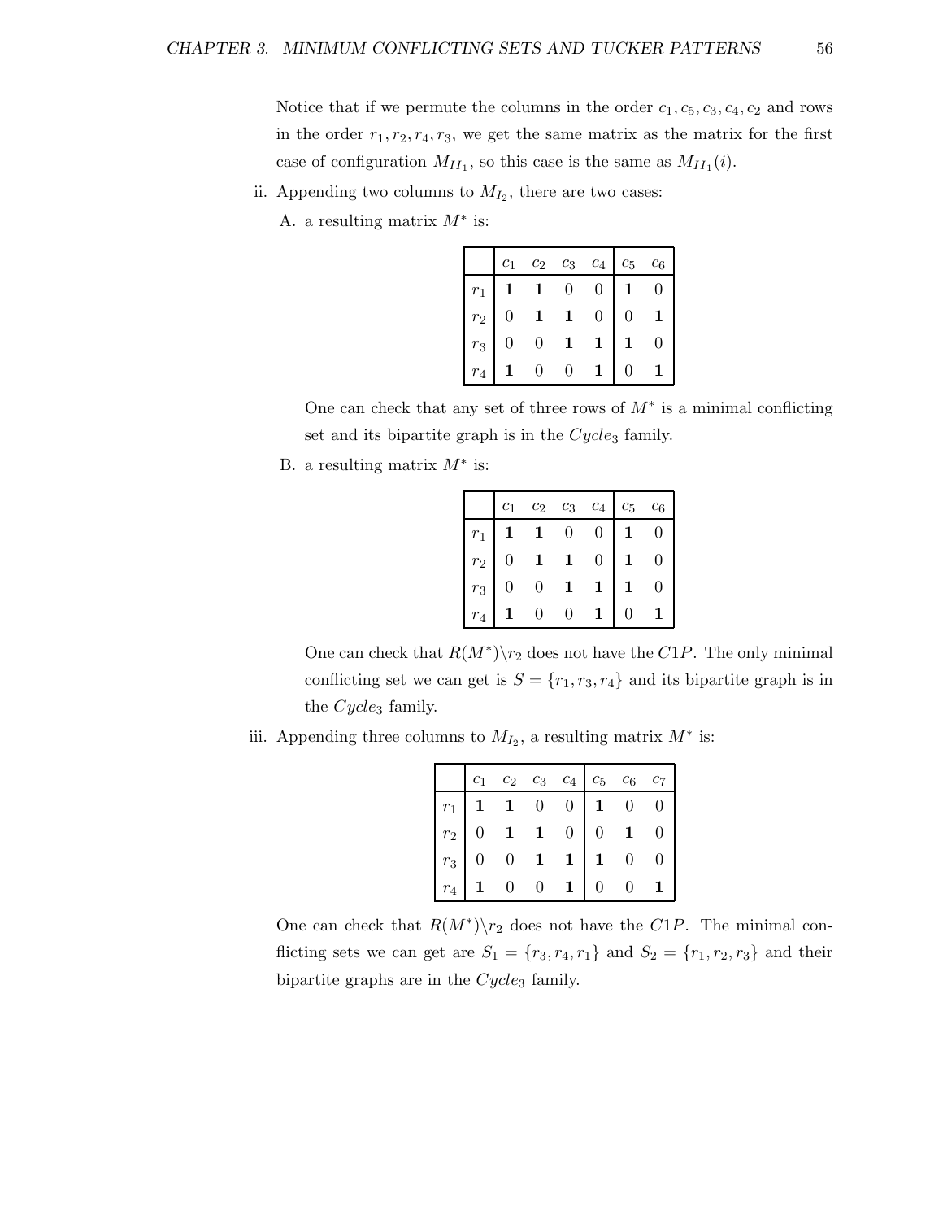Notice that if we permute the columns in the order $c_1, c_5, c_3, c_4, c_2$ and rows in the order $r_1, r_2, r_4, r_3$, we get the same matrix as the matrix for the first case of configuration $M_{II_1}$, so this case is the same as $M_{II_1}(i)$.

ii. Appending two columns to $M_{I_2}$, there are two cases:

A. a resulting matrix $M^*$ is:

| | $c_1$ | $c_2$ | $c_3$ | $c_4$ | $c_5$ | $c_6$ |
|---|---|---|---|---|---|---|
| $r_1$ | **1** | **1** | 0 | 0 | **1** | 0 |
| $r_2$ | 0 | **1** | **1** | 0 | 0 | **1** |
| $r_3$ | 0 | 0 | **1** | **1** | **1** | 0 |
| $r_4$ | **1** | 0 | 0 | **1** | 0 | **1** |

One can check that any set of three rows of $M^*$ is a minimal conflicting set and its bipartite graph is in the $Cycle_3$ family.

B. a resulting matrix $M^*$ is:

| | $c_1$ | $c_2$ | $c_3$ | $c_4$ | $c_5$ | $c_6$ |
|---|---|---|---|---|---|---|
| $r_1$ | **1** | **1** | 0 | 0 | **1** | 0 |
| $r_2$ | 0 | **1** | **1** | 0 | **1** | 0 |
| $r_3$ | 0 | 0 | **1** | **1** | **1** | 0 |
| $r_4$ | **1** | 0 | 0 | **1** | 0 | **1** |

One can check that $R(M^*)\backslash r_2$ does not have the $C1P$. The only minimal conflicting set we can get is $S = \{r_1, r_3, r_4\}$ and its bipartite graph is in the $Cycle_3$ family.

iii. Appending three columns to $M_{I_2}$, a resulting matrix $M^*$ is:

| | $c_1$ | $c_2$ | $c_3$ | $c_4$ | $c_5$ | $c_6$ | $c_7$ |
|---|---|---|---|---|---|---|---|
| $r_1$ | **1** | **1** | 0 | 0 | **1** | 0 | 0 |
| $r_2$ | 0 | **1** | **1** | 0 | 0 | **1** | 0 |
| $r_3$ | 0 | 0 | **1** | **1** | **1** | 0 | 0 |
| $r_4$ | **1** | 0 | 0 | **1** | 0 | 0 | **1** |

One can check that $R(M^*)\backslash r_2$ does not have the $C1P$. The minimal conflicting sets we can get are $S_1 = \{r_3, r_4, r_1\}$ and $S_2 = \{r_1, r_2, r_3\}$ and their bipartite graphs are in the $Cycle_3$ family.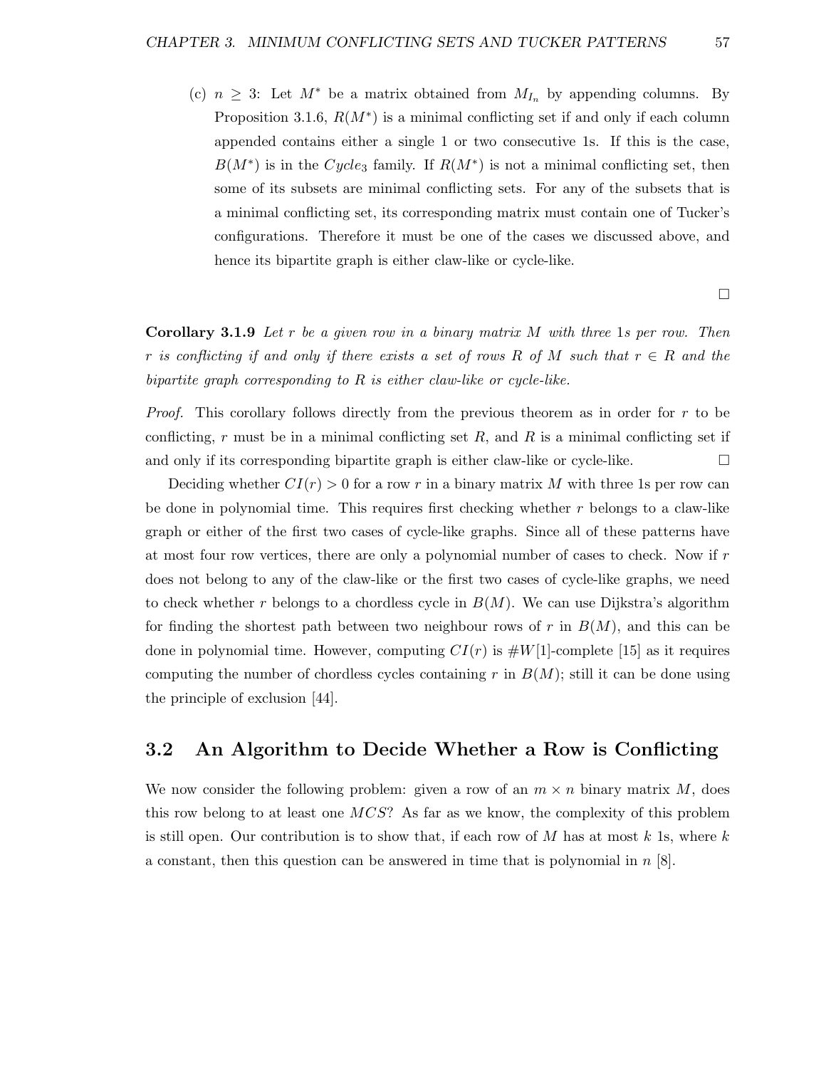(c) $n \geq 3$: Let $M^*$ be a matrix obtained from $M_{I_n}$ by appending columns. By Proposition 3.1.6, $R(M^*)$ is a minimal conflicting set if and only if each column appended contains either a single 1 or two consecutive 1s. If this is the case, $B(M^*)$ is in the $Cycle_3$ family. If $R(M^*)$ is not a minimal conflicting set, then some of its subsets are minimal conflicting sets. For any of the subsets that is a minimal conflicting set, its corresponding matrix must contain one of Tucker's configurations. Therefore it must be one of the cases we discussed above, and hence its bipartite graph is either claw-like or cycle-like.

□

**Corollary 3.1.9** *Let $r$ be a given row in a binary matrix $M$ with three 1s per row. Then $r$ is conflicting if and only if there exists a set of rows $R$ of $M$ such that $r \in R$ and the bipartite graph corresponding to $R$ is either claw-like or cycle-like.*

*Proof.* This corollary follows directly from the previous theorem as in order for $r$ to be conflicting, $r$ must be in a minimal conflicting set $R$, and $R$ is a minimal conflicting set if and only if its corresponding bipartite graph is either claw-like or cycle-like. □

Deciding whether $CI(r) > 0$ for a row $r$ in a binary matrix $M$ with three 1s per row can be done in polynomial time. This requires first checking whether $r$ belongs to a claw-like graph or either of the first two cases of cycle-like graphs. Since all of these patterns have at most four row vertices, there are only a polynomial number of cases to check. Now if $r$ does not belong to any of the claw-like or the first two cases of cycle-like graphs, we need to check whether $r$ belongs to a chordless cycle in $B(M)$. We can use Dijkstra's algorithm for finding the shortest path between two neighbour rows of $r$ in $B(M)$, and this can be done in polynomial time. However, computing $CI(r)$ is $\#W[1]$-complete [15] as it requires computing the number of chordless cycles containing $r$ in $B(M)$; still it can be done using the principle of exclusion [44].

## 3.2 An Algorithm to Decide Whether a Row is Conflicting

We now consider the following problem: given a row of an $m \times n$ binary matrix $M$, does this row belong to at least one $MCS$? As far as we know, the complexity of this problem is still open. Our contribution is to show that, if each row of $M$ has at most $k$ 1s, where $k$ a constant, then this question can be answered in time that is polynomial in $n$ [8].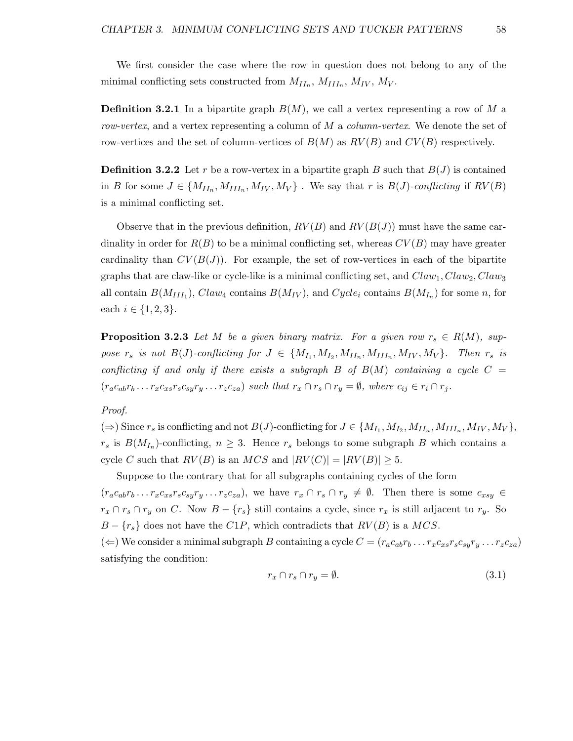We first consider the case where the row in question does not belong to any of the minimal conflicting sets constructed from $M_{II_n}$, $M_{III_n}$, $M_{IV}$, $M_V$.

**Definition 3.2.1** In a bipartite graph $B(M)$, we call a vertex representing a row of $M$ a *row-vertex*, and a vertex representing a column of $M$ a *column-vertex*. We denote the set of row-vertices and the set of column-vertices of $B(M)$ as $RV(B)$ and $CV(B)$ respectively.

**Definition 3.2.2** Let $r$ be a row-vertex in a bipartite graph $B$ such that $B(J)$ is contained in $B$ for some $J \in \{M_{II_n}, M_{III_n}, M_{IV}, M_V\}$ . We say that $r$ is *$B(J)$-conflicting* if $RV(B)$ is a minimal conflicting set.

Observe that in the previous definition, $RV(B)$ and $RV(B(J))$ must have the same cardinality in order for $R(B)$ to be a minimal conflicting set, whereas $CV(B)$ may have greater cardinality than $CV(B(J))$. For example, the set of row-vertices in each of the bipartite graphs that are claw-like or cycle-like is a minimal conflicting set, and $Claw_1, Claw_2, Claw_3$ all contain $B(M_{III_1})$, $Claw_4$ contains $B(M_{IV})$, and $Cycle_i$ contains $B(M_{I_n})$ for some $n$, for each $i \in \{1, 2, 3\}$.

**Proposition 3.2.3** *Let $M$ be a given binary matrix. For a given row $r_s \in R(M)$, suppose $r_s$ is not $B(J)$-conflicting for $J \in \{M_{I_1}, M_{I_2}, M_{II_n}, M_{III_n}, M_{IV}, M_V\}$. Then $r_s$ is conflicting if and only if there exists a subgraph $B$ of $B(M)$ containing a cycle $C = (r_a c_{ab} r_b \dots r_x c_{xs} r_s c_{sy} r_y \dots r_z c_{za})$ such that $r_x \cap r_s \cap r_y = \emptyset$, where $c_{ij} \in r_i \cap r_j$.*

*Proof.*
($\Rightarrow$) Since $r_s$ is conflicting and not $B(J)$-conflicting for $J \in \{M_{I_1}, M_{I_2}, M_{II_n}, M_{III_n}, M_{IV}, M_V\}$, $r_s$ is $B(M_{I_n})$-conflicting, $n \geq 3$. Hence $r_s$ belongs to some subgraph $B$ which contains a cycle $C$ such that $RV(B)$ is an $MCS$ and $|RV(C)| = |RV(B)| \geq 5$.

Suppose to the contrary that for all subgraphs containing cycles of the form $(r_a c_{ab} r_b \dots r_x c_{xs} r_s c_{sy} r_y \dots r_z c_{za})$, we have $r_x \cap r_s \cap r_y \neq \emptyset$. Then there is some $c_{xsy} \in r_x \cap r_s \cap r_y$ on $C$. Now $B - \{r_s\}$ still contains a cycle, since $r_x$ is still adjacent to $r_y$. So $B - \{r_s\}$ does not have the $C1P$, which contradicts that $RV(B)$ is a $MCS$.

($\Leftarrow$) We consider a minimal subgraph $B$ containing a cycle $C = (r_a c_{ab} r_b \dots r_x c_{xs} r_s c_{sy} r_y \dots r_z c_{za})$ satisfying the condition:

$$r_x \cap r_s \cap r_y = \emptyset. \tag{3.1}$$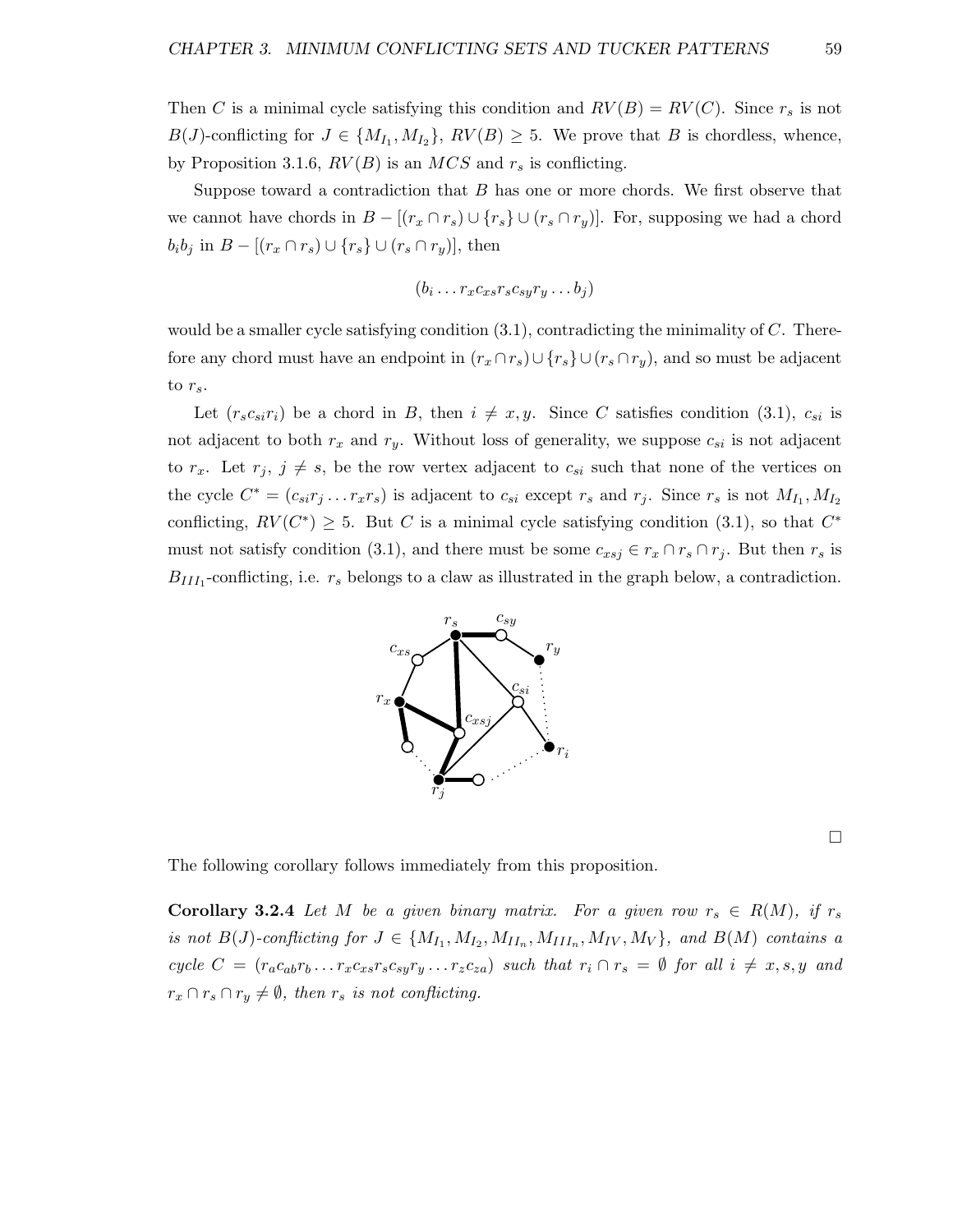Then $C$ is a minimal cycle satisfying this condition and $RV(B) = RV(C)$. Since $r_s$ is not $B(J)$-conflicting for $J \in \{M_{I_1}, M_{I_2}\}$, $RV(B) \geq 5$. We prove that $B$ is chordless, whence, by Proposition 3.1.6, $RV(B)$ is an $MCS$ and $r_s$ is conflicting.

Suppose toward a contradiction that $B$ has one or more chords. We first observe that we cannot have chords in $B - [(r_x \cap r_s) \cup \{r_s\} \cup (r_s \cap r_y)]$. For, supposing we had a chord $b_i b_j$ in $B - [(r_x \cap r_s) \cup \{r_s\} \cup (r_s \cap r_y)]$, then

$$(b_i \dots r_x c_{xs} r_s c_{sy} r_y \dots b_j)$$

would be a smaller cycle satisfying condition (3.1), contradicting the minimality of $C$. Therefore any chord must have an endpoint in $(r_x \cap r_s) \cup \{r_s\} \cup (r_s \cap r_y)$, and so must be adjacent to $r_s$.

Let $(r_s c_{si} r_i)$ be a chord in $B$, then $i \neq x, y$. Since $C$ satisfies condition (3.1), $c_{si}$ is not adjacent to both $r_x$ and $r_y$. Without loss of generality, we suppose $c_{si}$ is not adjacent to $r_x$. Let $r_j$, $j \neq s$, be the row vertex adjacent to $c_{si}$ such that none of the vertices on the cycle $C^* = (c_{si} r_j \dots r_x r_s)$ is adjacent to $c_{si}$ except $r_s$ and $r_j$. Since $r_s$ is not $M_{I_1}, M_{I_2}$ conflicting, $RV(C^*) \geq 5$. But $C$ is a minimal cycle satisfying condition (3.1), so that $C^*$ must not satisfy condition (3.1), and there must be some $c_{xsj} \in r_x \cap r_s \cap r_j$. But then $r_s$ is $B_{III_1}$-conflicting, i.e. $r_s$ belongs to a claw as illustrated in the graph below, a contradiction.

□

The following corollary follows immediately from this proposition.

**Corollary 3.2.4** *Let $M$ be a given binary matrix. For a given row $r_s \in R(M)$, if $r_s$ is not $B(J)$-conflicting for $J \in \{M_{I_1}, M_{I_2}, M_{II_n}, M_{III_n}, M_{IV}, M_V\}$, and $B(M)$ contains a cycle $C = (r_a c_{ab} r_b \dots r_x c_{xs} r_s c_{sy} r_y \dots r_z c_{za})$ such that $r_i \cap r_s = \emptyset$ for all $i \neq x, s, y$ and $r_x \cap r_s \cap r_y \neq \emptyset$, then $r_s$ is not conflicting.*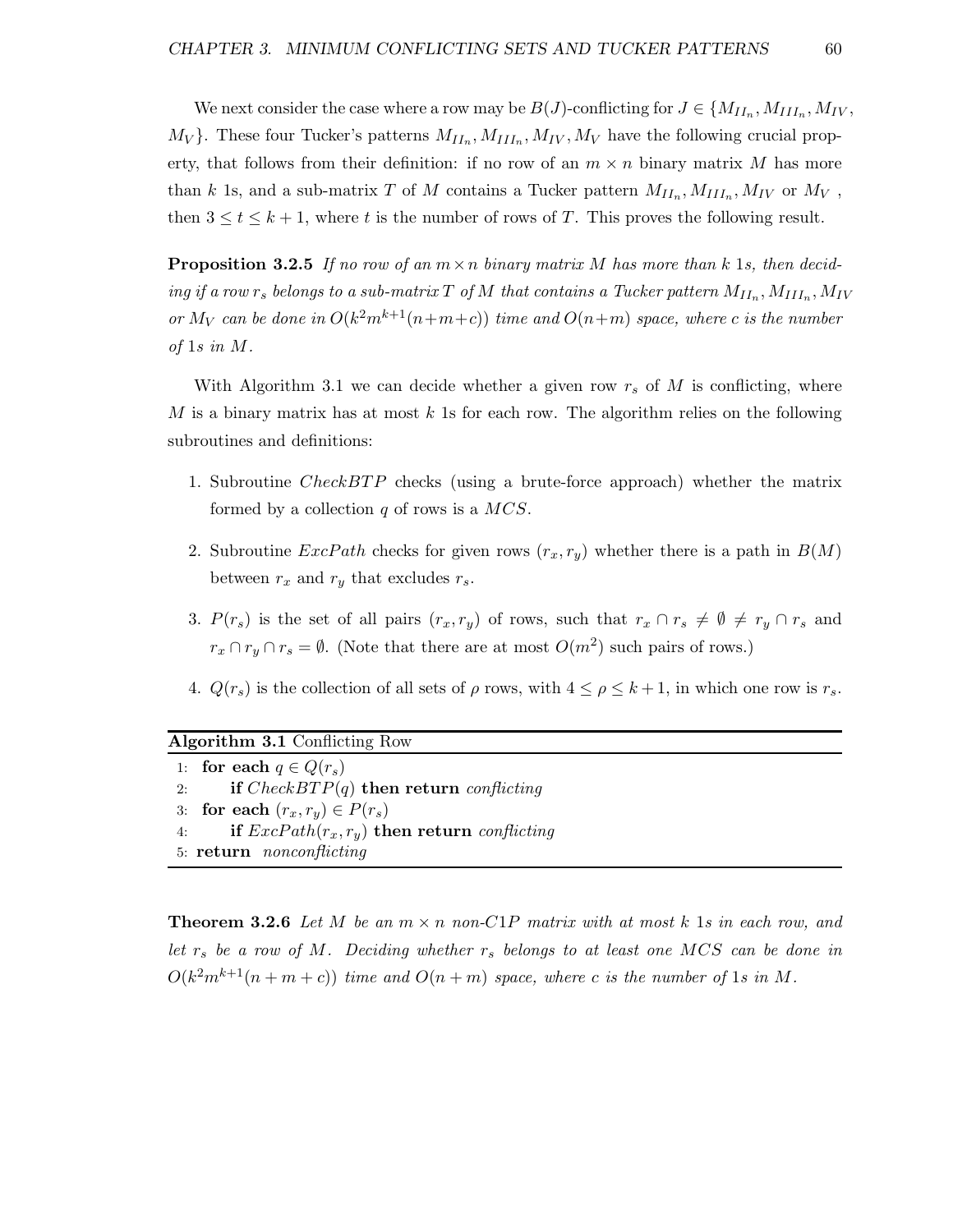We next consider the case where a row may be $B(J)$-conflicting for $J \in \{M_{II_n}, M_{III_n}, M_{IV}, M_V\}$. These four Tucker's patterns $M_{II_n}, M_{III_n}, M_{IV}, M_V$ have the following crucial property, that follows from their definition: if no row of an $m \times n$ binary matrix $M$ has more than $k$ 1s, and a sub-matrix $T$ of $M$ contains a Tucker pattern $M_{II_n}, M_{III_n}, M_{IV}$ or $M_V$, then $3 \leq t \leq k+1$, where $t$ is the number of rows of $T$. This proves the following result.

**Proposition 3.2.5** *If no row of an $m \times n$ binary matrix $M$ has more than $k$ 1s, then deciding if a row $r_s$ belongs to a sub-matrix $T$ of $M$ that contains a Tucker pattern $M_{II_n}, M_{III_n}, M_{IV}$ or $M_V$ can be done in $O(k^2 m^{k+1}(n+m+c))$ time and $O(n+m)$ space, where $c$ is the number of 1s in $M$.*

With Algorithm 3.1 we can decide whether a given row $r_s$ of $M$ is conflicting, where $M$ is a binary matrix has at most $k$ 1s for each row. The algorithm relies on the following subroutines and definitions:

1. Subroutine $CheckBTP$ checks (using a brute-force approach) whether the matrix formed by a collection $q$ of rows is a $MCS$.
2. Subroutine $ExcPath$ checks for given rows $(r_x, r_y)$ whether there is a path in $B(M)$ between $r_x$ and $r_y$ that excludes $r_s$.
3. $P(r_s)$ is the set of all pairs $(r_x, r_y)$ of rows, such that $r_x \cap r_s \neq \emptyset \neq r_y \cap r_s$ and $r_x \cap r_y \cap r_s = \emptyset$. (Note that there are at most $O(m^2)$ such pairs of rows.)
4. $Q(r_s)$ is the collection of all sets of $\rho$ rows, with $4 \leq \rho \leq k+1$, in which one row is $r_s$.

**Algorithm 3.1** Conflicting Row

```
1: for each q ∈ Q(r_s)
2:     if CheckBTP(q) then return conflicting
3: for each (r_x, r_y) ∈ P(r_s)
4:     if ExcPath(r_x, r_y) then return conflicting
5: return nonconflicting
```

**Theorem 3.2.6** *Let $M$ be an $m \times n$ non-C1P matrix with at most $k$ 1s in each row, and let $r_s$ be a row of $M$. Deciding whether $r_s$ belongs to at least one $MCS$ can be done in $O(k^2 m^{k+1}(n+m+c))$ time and $O(n+m)$ space, where $c$ is the number of 1s in $M$.*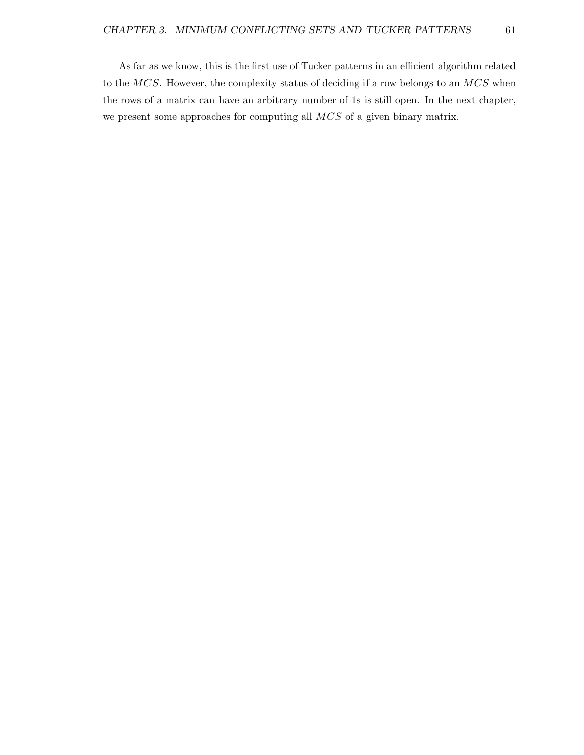As far as we know, this is the first use of Tucker patterns in an efficient algorithm related to the $MCS$. However, the complexity status of deciding if a row belongs to an $MCS$ when the rows of a matrix can have an arbitrary number of 1s is still open. In the next chapter, we present some approaches for computing all $MCS$ of a given binary matrix.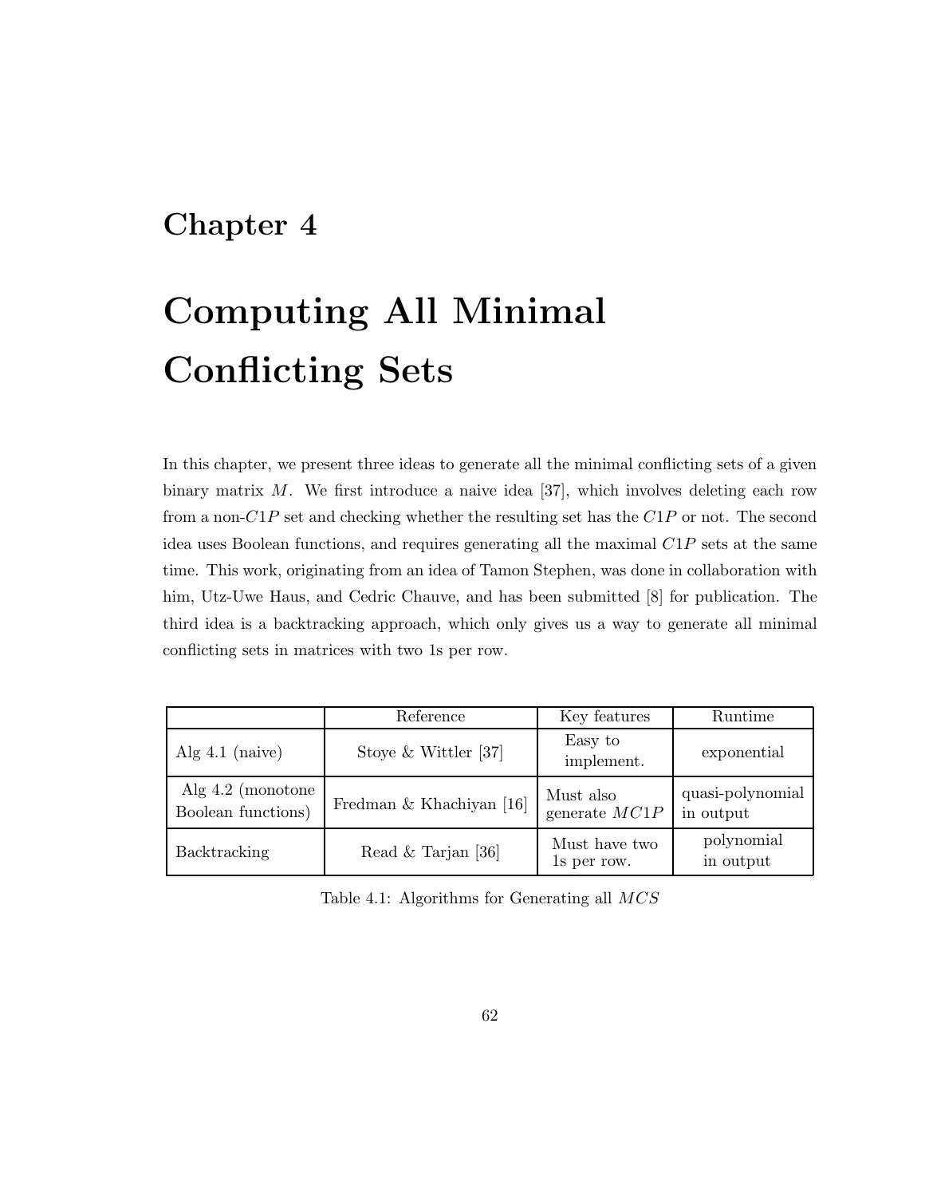# Chapter 4

# Computing All Minimal Conflicting Sets

In this chapter, we present three ideas to generate all the minimal conflicting sets of a given binary matrix $M$. We first introduce a naive idea [37], which involves deleting each row from a non-$C1P$ set and checking whether the resulting set has the $C1P$ or not. The second idea uses Boolean functions, and requires generating all the maximal $C1P$ sets at the same time. This work, originating from an idea of Tamon Stephen, was done in collaboration with him, Utz-Uwe Haus, and Cedric Chauve, and has been submitted [8] for publication. The third idea is a backtracking approach, which only gives us a way to generate all minimal conflicting sets in matrices with two 1s per row.

| | Reference | Key features | Runtime |
|---|---|---|---|
| Alg 4.1 (naive) | Stoye & Wittler [37] | Easy to implement. | exponential |
| Alg 4.2 (monotone Boolean functions) | Fredman & Khachiyan [16] | Must also generate $MC1P$ | quasi-polynomial in output |
| Backtracking | Read & Tarjan [36] | Must have two 1s per row. | polynomial in output |

Table 4.1: Algorithms for Generating all $MCS$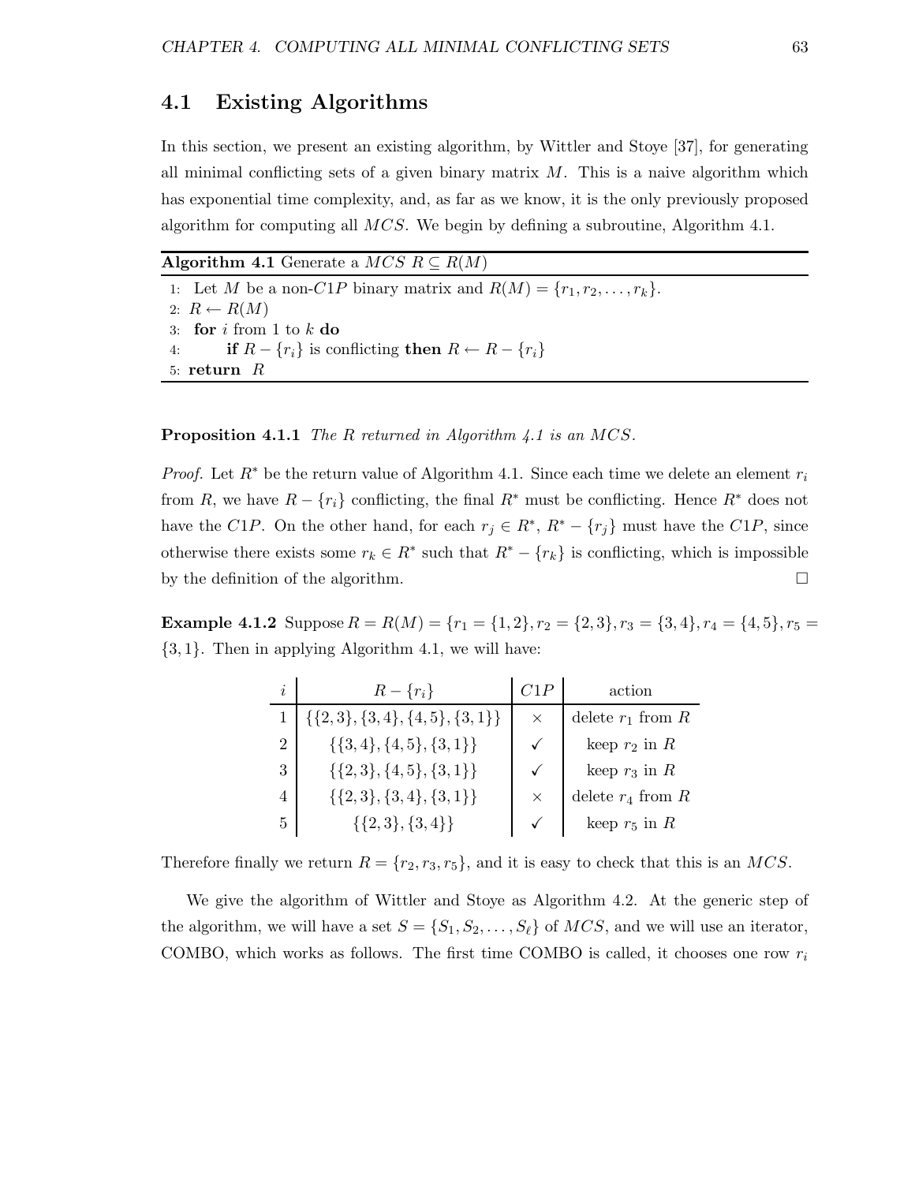## 4.1 Existing Algorithms

In this section, we present an existing algorithm, by Wittler and Stoye [37], for generating all minimal conflicting sets of a given binary matrix $M$. This is a naive algorithm which has exponential time complexity, and, as far as we know, it is the only previously proposed algorithm for computing all $MCS$. We begin by defining a subroutine, Algorithm 4.1.

**Algorithm 4.1** Generate a $MCS$ $R \subseteq R(M)$

```
1: Let M be a non-C1P binary matrix and R(M) = {r_1, r_2, ..., r_k}.
2: R ← R(M)
3: for i from 1 to k do
4:     if R − {r_i} is conflicting then R ← R − {r_i}
5: return R
```

**Proposition 4.1.1** *The $R$ returned in Algorithm 4.1 is an $MCS$.*

*Proof.* Let $R^*$ be the return value of Algorithm 4.1. Since each time we delete an element $r_i$ from $R$, we have $R - \{r_i\}$ conflicting, the final $R^*$ must be conflicting. Hence $R^*$ does not have the $C1P$. On the other hand, for each $r_j \in R^*$, $R^* - \{r_j\}$ must have the $C1P$, since otherwise there exists some $r_k \in R^*$ such that $R^* - \{r_k\}$ is conflicting, which is impossible by the definition of the algorithm. □

**Example 4.1.2** Suppose $R = R(M) = \{r_1 = \{1, 2\}, r_2 = \{2, 3\}, r_3 = \{3, 4\}, r_4 = \{4, 5\}, r_5 = \{3, 1\}$. Then in applying Algorithm 4.1, we will have:

| $i$ | $R - \{r_i\}$ | $C1P$ | action |
|---|---|---|---|
| 1 | $\{\{2,3\},\{3,4\},\{4,5\},\{3,1\}\}$ | × | delete $r_1$ from $R$ |
| 2 | $\{\{3,4\},\{4,5\},\{3,1\}\}$ | ✓ | keep $r_2$ in $R$ |
| 3 | $\{\{2,3\},\{4,5\},\{3,1\}\}$ | ✓ | keep $r_3$ in $R$ |
| 4 | $\{\{2,3\},\{3,4\},\{3,1\}\}$ | × | delete $r_4$ from $R$ |
| 5 | $\{\{2,3\},\{3,4\}\}$ | ✓ | keep $r_5$ in $R$ |

Therefore finally we return $R = \{r_2, r_3, r_5\}$, and it is easy to check that this is an $MCS$.

We give the algorithm of Wittler and Stoye as Algorithm 4.2. At the generic step of the algorithm, we will have a set $S = \{S_1, S_2, \ldots, S_\ell\}$ of $MCS$, and we will use an iterator, COMBO, which works as follows. The first time COMBO is called, it chooses one row $r_i$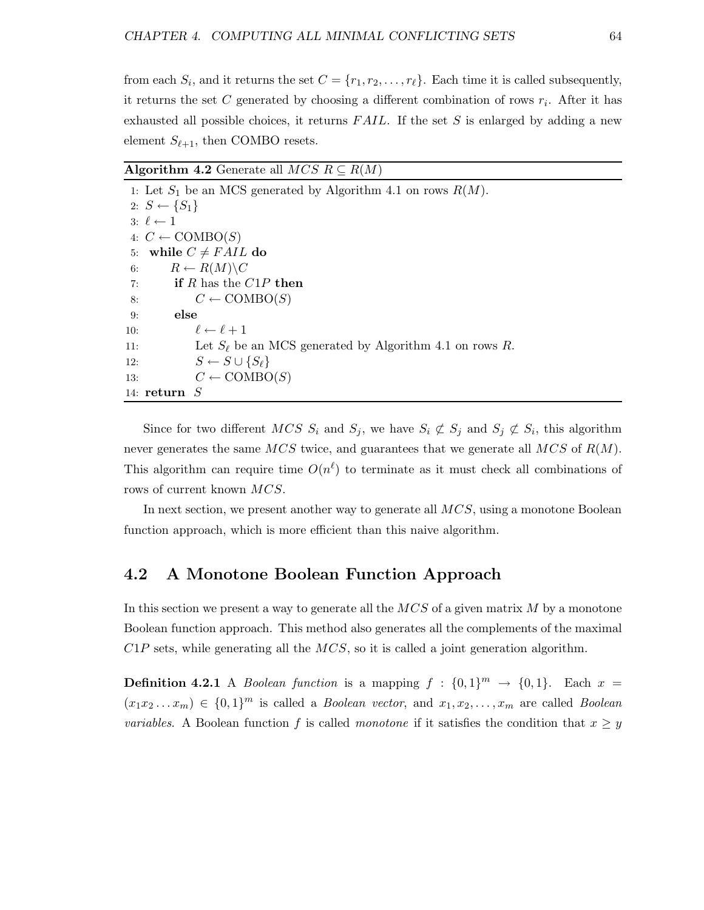from each $S_i$, and it returns the set $C = \{r_1, r_2, \ldots, r_\ell\}$. Each time it is called subsequently, it returns the set $C$ generated by choosing a different combination of rows $r_i$. After it has exhausted all possible choices, it returns $FAIL$. If the set $S$ is enlarged by adding a new element $S_{\ell+1}$, then COMBO resets.

**Algorithm 4.2** Generate all $MCS$ $R \subseteq R(M)$

```
1: Let S_1 be an MCS generated by Algorithm 4.1 on rows R(M).
2: S ← {S_1}
3: ℓ ← 1
4: C ← COMBO(S)
5: while C ≠ FAIL do
6:     R ← R(M)\C
7:     if R has the C1P then
8:         C ← COMBO(S)
9:     else
10:        ℓ ← ℓ + 1
11:        Let S_ℓ be an MCS generated by Algorithm 4.1 on rows R.
12:        S ← S ∪ {S_ℓ}
13:        C ← COMBO(S)
14: return S
```

Since for two different $MCS$ $S_i$ and $S_j$, we have $S_i \not\subset S_j$ and $S_j \not\subset S_i$, this algorithm never generates the same $MCS$ twice, and guarantees that we generate all $MCS$ of $R(M)$. This algorithm can require time $O(n^\ell)$ to terminate as it must check all combinations of rows of current known $MCS$.

In next section, we present another way to generate all $MCS$, using a monotone Boolean function approach, which is more efficient than this naive algorithm.

## 4.2 A Monotone Boolean Function Approach

In this section we present a way to generate all the $MCS$ of a given matrix $M$ by a monotone Boolean function approach. This method also generates all the complements of the maximal $C1P$ sets, while generating all the $MCS$, so it is called a joint generation algorithm.

**Definition 4.2.1** A *Boolean function* is a mapping $f : \{0,1\}^m \to \{0,1\}$. Each $x = (x_1 x_2 \ldots x_m) \in \{0,1\}^m$ is called a *Boolean vector*, and $x_1, x_2, \ldots, x_m$ are called *Boolean variables*. A Boolean function $f$ is called *monotone* if it satisfies the condition that $x \geq y$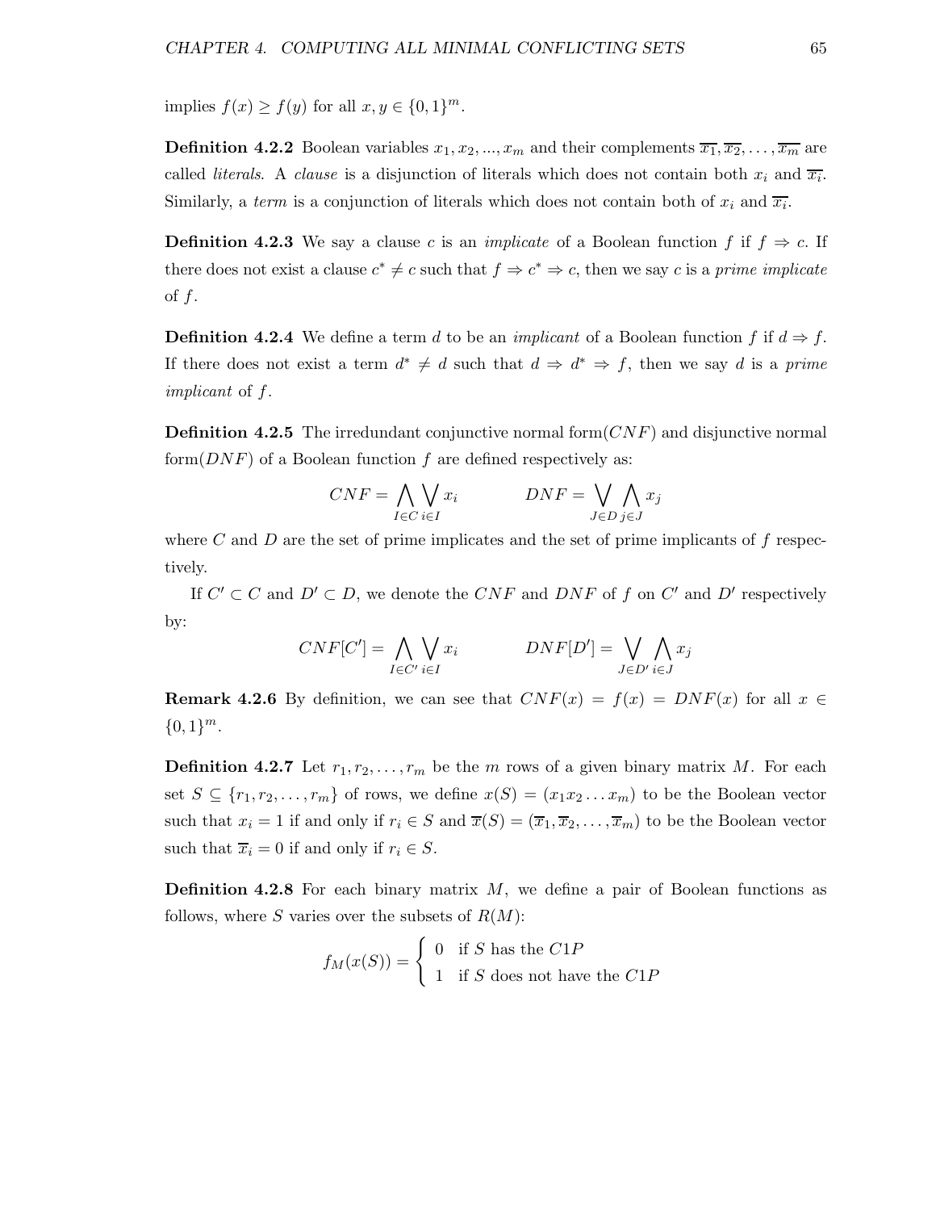implies $f(x) \geq f(y)$ for all $x, y \in \{0,1\}^m$.

**Definition 4.2.2** Boolean variables $x_1, x_2, ..., x_m$ and their complements $\overline{x_1}, \overline{x_2}, \ldots, \overline{x_m}$ are called *literals*. A *clause* is a disjunction of literals which does not contain both $x_i$ and $\overline{x_i}$. Similarly, a *term* is a conjunction of literals which does not contain both of $x_i$ and $\overline{x_i}$.

**Definition 4.2.3** We say a clause $c$ is an *implicate* of a Boolean function $f$ if $f \Rightarrow c$. If there does not exist a clause $c^* \neq c$ such that $f \Rightarrow c^* \Rightarrow c$, then we say $c$ is a *prime implicate* of $f$.

**Definition 4.2.4** We define a term $d$ to be an *implicant* of a Boolean function $f$ if $d \Rightarrow f$. If there does not exist a term $d^* \neq d$ such that $d \Rightarrow d^* \Rightarrow f$, then we say $d$ is a *prime implicant* of $f$.

**Definition 4.2.5** The irredundant conjunctive normal form($CNF$) and disjunctive normal form($DNF$) of a Boolean function $f$ are defined respectively as:

$$CNF = \bigwedge_{I \in C} \bigvee_{i \in I} x_i \qquad\qquad DNF = \bigvee_{J \in D} \bigwedge_{j \in J} x_j$$

where $C$ and $D$ are the set of prime implicates and the set of prime implicants of $f$ respectively.

If $C' \subset C$ and $D' \subset D$, we denote the $CNF$ and $DNF$ of $f$ on $C'$ and $D'$ respectively by:

$$CNF[C'] = \bigwedge_{I \in C'} \bigvee_{i \in I} x_i \qquad\qquad DNF[D'] = \bigvee_{J \in D'} \bigwedge_{i \in J} x_j$$

**Remark 4.2.6** By definition, we can see that $CNF(x) = f(x) = DNF(x)$ for all $x \in \{0,1\}^m$.

**Definition 4.2.7** Let $r_1, r_2, \ldots, r_m$ be the $m$ rows of a given binary matrix $M$. For each set $S \subseteq \{r_1, r_2, \ldots, r_m\}$ of rows, we define $x(S) = (x_1 x_2 \ldots x_m)$ to be the Boolean vector such that $x_i = 1$ if and only if $r_i \in S$ and $\overline{x}(S) = (\overline{x}_1, \overline{x}_2, \ldots, \overline{x}_m)$ to be the Boolean vector such that $\overline{x}_i = 0$ if and only if $r_i \in S$.

**Definition 4.2.8** For each binary matrix $M$, we define a pair of Boolean functions as follows, where $S$ varies over the subsets of $R(M)$:

$$f_M(x(S)) = \begin{cases} 0 & \text{if } S \text{ has the } C1P \\ 1 & \text{if } S \text{ does not have the } C1P \end{cases}$$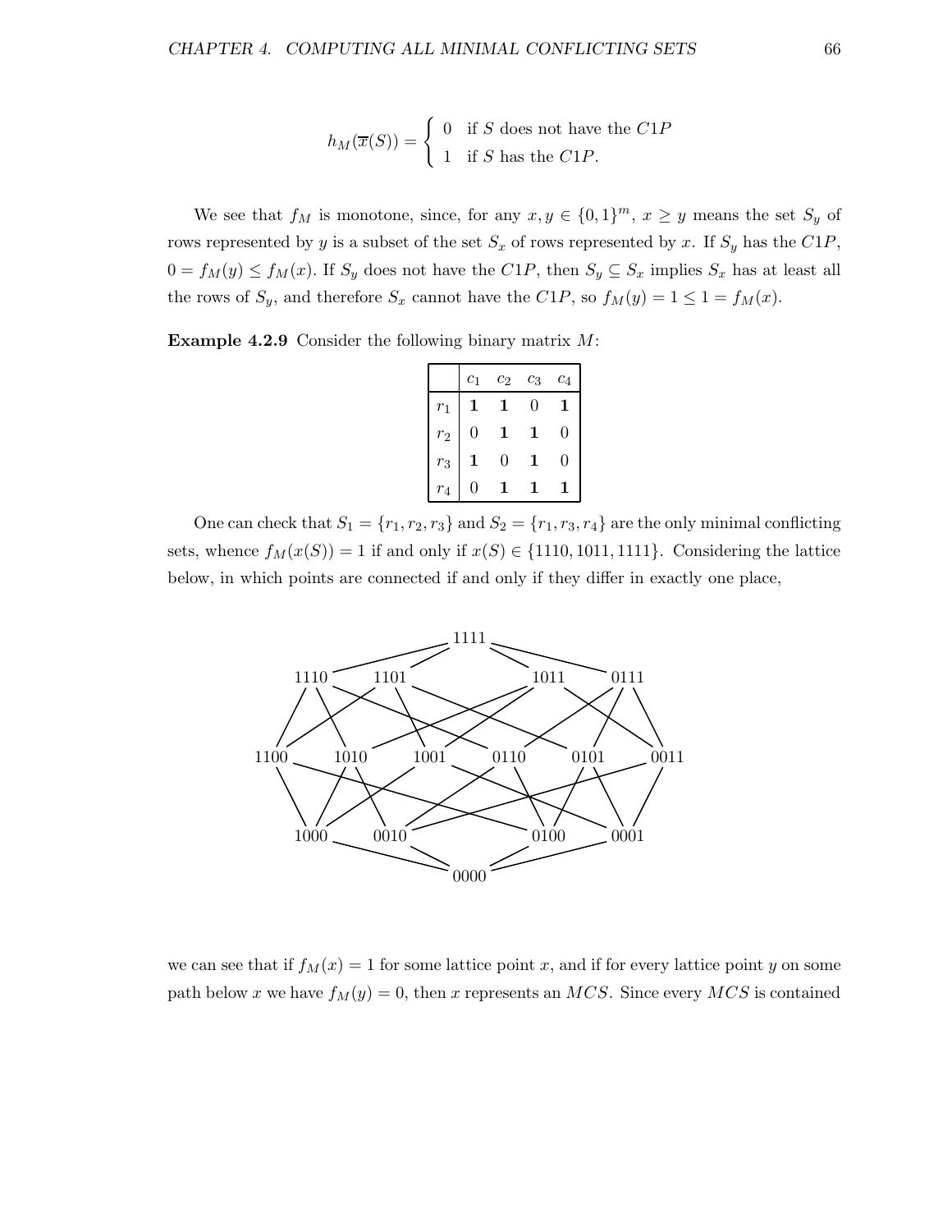$$h_M(\overline{x}(S)) = \begin{cases} 0 & \text{if } S \text{ does not have the } C1P \\ 1 & \text{if } S \text{ has the } C1P. \end{cases}$$

We see that $f_M$ is monotone, since, for any $x, y \in \{0,1\}^m$, $x \geq y$ means the set $S_y$ of rows represented by $y$ is a subset of the set $S_x$ of rows represented by $x$. If $S_y$ has the $C1P$, $0 = f_M(y) \leq f_M(x)$. If $S_y$ does not have the $C1P$, then $S_y \subseteq S_x$ implies $S_x$ has at least all the rows of $S_y$, and therefore $S_x$ cannot have the $C1P$, so $f_M(y) = 1 \leq 1 = f_M(x)$.

**Example 4.2.9** Consider the following binary matrix $M$:

| | $c_1$ | $c_2$ | $c_3$ | $c_4$ |
|---|---|---|---|---|
| $r_1$ | **1** | **1** | 0 | **1** |
| $r_2$ | 0 | **1** | **1** | 0 |
| $r_3$ | **1** | 0 | **1** | 0 |
| $r_4$ | 0 | **1** | **1** | **1** |

One can check that $S_1 = \{r_1, r_2, r_3\}$ and $S_2 = \{r_1, r_3, r_4\}$ are the only minimal conflicting sets, whence $f_M(x(S)) = 1$ if and only if $x(S) \in \{1110, 1011, 1111\}$. Considering the lattice below, in which points are connected if and only if they differ in exactly one place,

```
                         1111
      1110      1101               1011      0111

1100      1010      1001      0110      0101      0011

      1000      0010               0100      0001
                         0000
```

we can see that if $f_M(x) = 1$ for some lattice point $x$, and if for every lattice point $y$ on some path below $x$ we have $f_M(y) = 0$, then $x$ represents an $MCS$. Since every $MCS$ is contained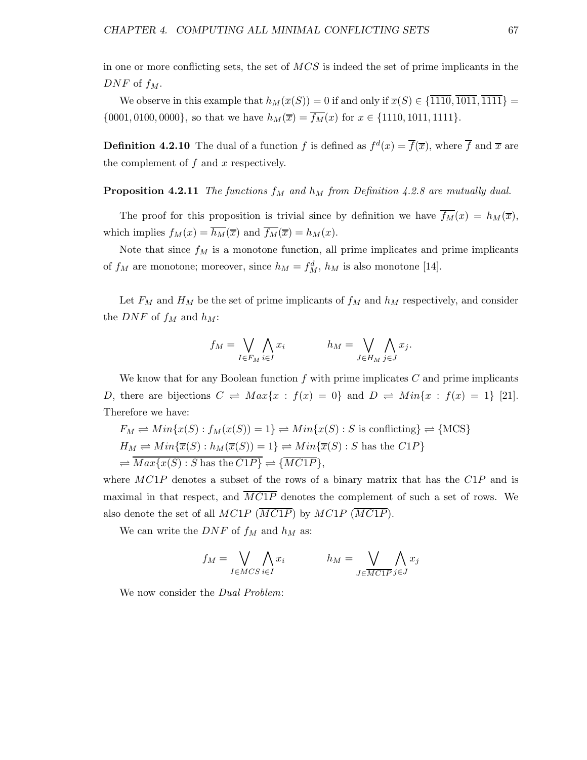in one or more conflicting sets, the set of $MCS$ is indeed the set of prime implicants in the $DNF$ of $f_M$.

We observe in this example that $h_M(\overline{x}(S)) = 0$ if and only if $\overline{x}(S) \in \{\overline{1110}, \overline{1011}, \overline{1111}\} = \{0001, 0100, 0000\}$, so that we have $h_M(\overline{x}) = \overline{f_M}(x)$ for $x \in \{1110, 1011, 1111\}$.

**Definition 4.2.10** The dual of a function $f$ is defined as $f^d(x) = \overline{f}(\overline{x})$, where $\overline{f}$ and $\overline{x}$ are the complement of $f$ and $x$ respectively.

**Proposition 4.2.11** *The functions $f_M$ and $h_M$ from Definition 4.2.8 are mutually dual.*

The proof for this proposition is trivial since by definition we have $\overline{f_M}(x) = h_M(\overline{x})$, which implies $f_M(x) = \overline{h_M}(\overline{x})$ and $\overline{f_M}(\overline{x}) = h_M(x)$.

Note that since $f_M$ is a monotone function, all prime implicates and prime implicants of $f_M$ are monotone; moreover, since $h_M = f_M^d$, $h_M$ is also monotone [14].

Let $F_M$ and $H_M$ be the set of prime implicants of $f_M$ and $h_M$ respectively, and consider the $DNF$ of $f_M$ and $h_M$:

$$f_M = \bigvee_{I \in F_M} \bigwedge_{i \in I} x_i \qquad h_M = \bigvee_{J \in H_M} \bigwedge_{j \in J} x_j.$$

We know that for any Boolean function $f$ with prime implicates $C$ and prime implicants $D$, there are bijections $C \rightleftharpoons Max\{x : f(x) = 0\}$ and $D \rightleftharpoons Min\{x : f(x) = 1\}$ [21]. Therefore we have:

$F_M \rightleftharpoons Min\{x(S) : f_M(x(S)) = 1\} \rightleftharpoons Min\{x(S) : S \text{ is conflicting}\} \rightleftharpoons \{\text{MCS}\}$

$H_M \rightleftharpoons Min\{\overline{x}(S) : h_M(\overline{x}(S)) = 1\} \rightleftharpoons Min\{\overline{x}(S) : S \text{ has the } C1P\}$

$\rightleftharpoons \overline{Max\{x(S) : S \text{ has the } C1P\}} \rightleftharpoons \{\overline{MC1P}\}$,

where $MC1P$ denotes a subset of the rows of a binary matrix that has the $C1P$ and is maximal in that respect, and $\overline{MC1P}$ denotes the complement of such a set of rows. We also denote the set of all $MC1P$ ($\overline{MC1P}$) by $MC1P$ ($\overline{MC1P}$).

We can write the $DNF$ of $f_M$ and $h_M$ as:

$$f_M = \bigvee_{I \in MCS} \bigwedge_{i \in I} x_i \qquad h_M = \bigvee_{J \in \overline{MC1P}} \bigwedge_{j \in J} x_j$$

We now consider the *Dual Problem*: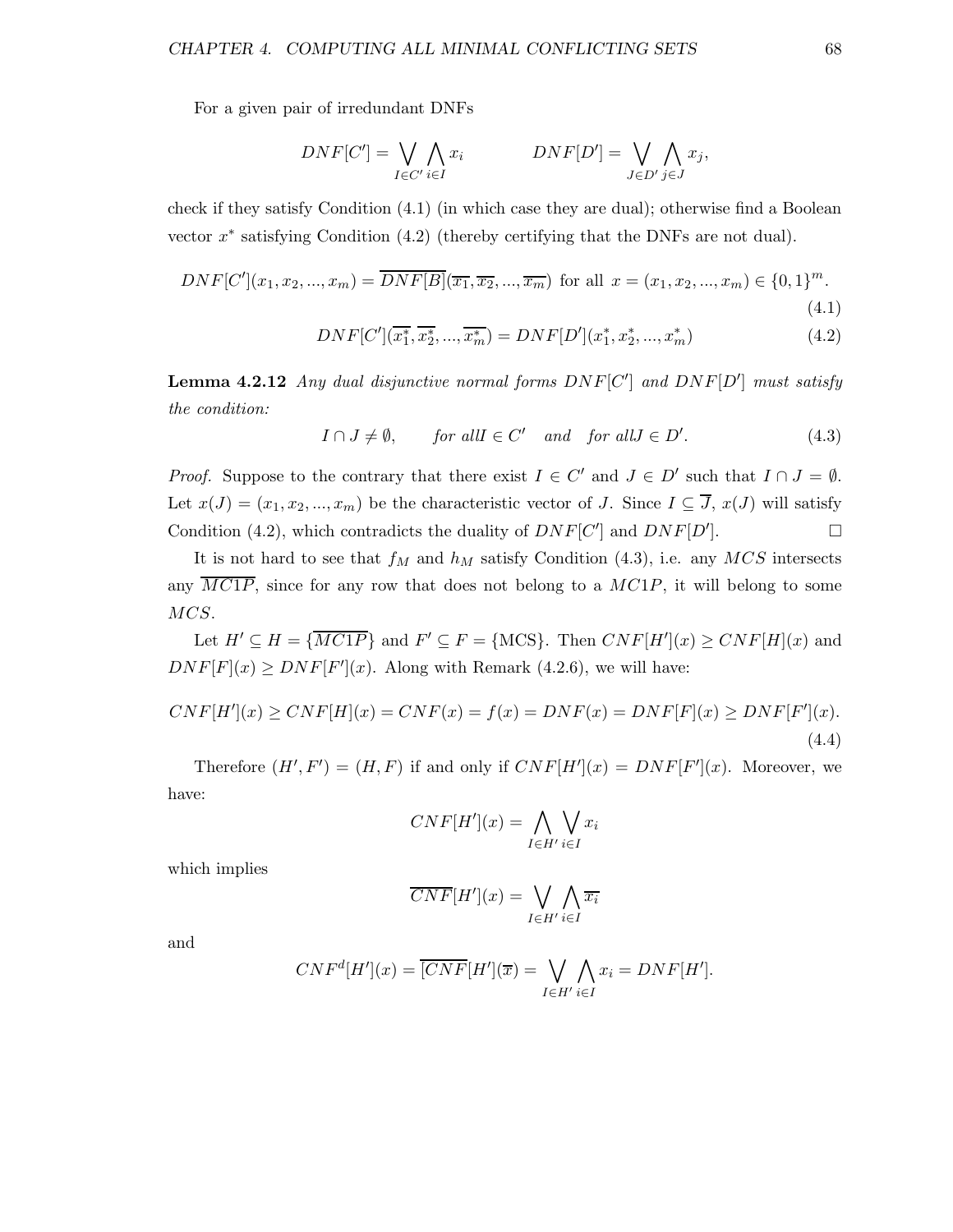For a given pair of irredundant DNFs

$$DNF[C'] = \bigvee_{I \in C'} \bigwedge_{i \in I} x_i \qquad\qquad DNF[D'] = \bigvee_{J \in D'} \bigwedge_{j \in J} x_j,$$

check if they satisfy Condition (4.1) (in which case they are dual); otherwise find a Boolean vector $x^*$ satisfying Condition (4.2) (thereby certifying that the DNFs are not dual).

$$DNF[C'](x_1, x_2, ..., x_m) = \overline{DNF[B]}(\overline{x_1}, \overline{x_2}, ..., \overline{x_m}) \text{ for all } x = (x_1, x_2, ..., x_m) \in \{0,1\}^m. \tag{4.1}$$

$$DNF[C'](\overline{x_1^*}, \overline{x_2^*}, ..., \overline{x_m^*}) = DNF[D'](x_1^*, x_2^*, ..., x_m^*) \tag{4.2}$$

**Lemma 4.2.12** *Any dual disjunctive normal forms $DNF[C']$ and $DNF[D']$ must satisfy the condition:*

$$I \cap J \neq \emptyset, \qquad \textit{for all} I \in C' \quad \textit{and} \quad \textit{for all} J \in D'. \tag{4.3}$$

*Proof.* Suppose to the contrary that there exist $I \in C'$ and $J \in D'$ such that $I \cap J = \emptyset$. Let $x(J) = (x_1, x_2, ..., x_m)$ be the characteristic vector of $J$. Since $I \subseteq \overline{J}$, $x(J)$ will satisfy Condition (4.2), which contradicts the duality of $DNF[C']$ and $DNF[D']$. □

It is not hard to see that $f_M$ and $h_M$ satisfy Condition (4.3), i.e. any $MCS$ intersects any $\overline{MC1P}$, since for any row that does not belong to a $MC1P$, it will belong to some $MCS$.

Let $H' \subseteq H = \{\overline{MC1P}\}$ and $F' \subseteq F = \{\text{MCS}\}$. Then $CNF[H'](x) \geq CNF[H](x)$ and $DNF[F](x) \geq DNF[F'](x)$. Along with Remark (4.2.6), we will have:

$$CNF[H'](x) \geq CNF[H](x) = CNF(x) = f(x) = DNF(x) = DNF[F](x) \geq DNF[F'](x). \tag{4.4}$$

Therefore $(H', F') = (H, F)$ if and only if $CNF[H'](x) = DNF[F'](x)$. Moreover, we have:

$$CNF[H'](x) = \bigwedge_{I \in H'} \bigvee_{i \in I} x_i$$

which implies

$$\overline{CNF}[H'](x) = \bigvee_{I \in H'} \bigwedge_{i \in I} \overline{x_i}$$

and

$$CNF^d[H'](x) = \overline{[CNF}[H'](\overline{x}) = \bigvee_{I \in H'} \bigwedge_{i \in I} x_i = DNF[H'].$$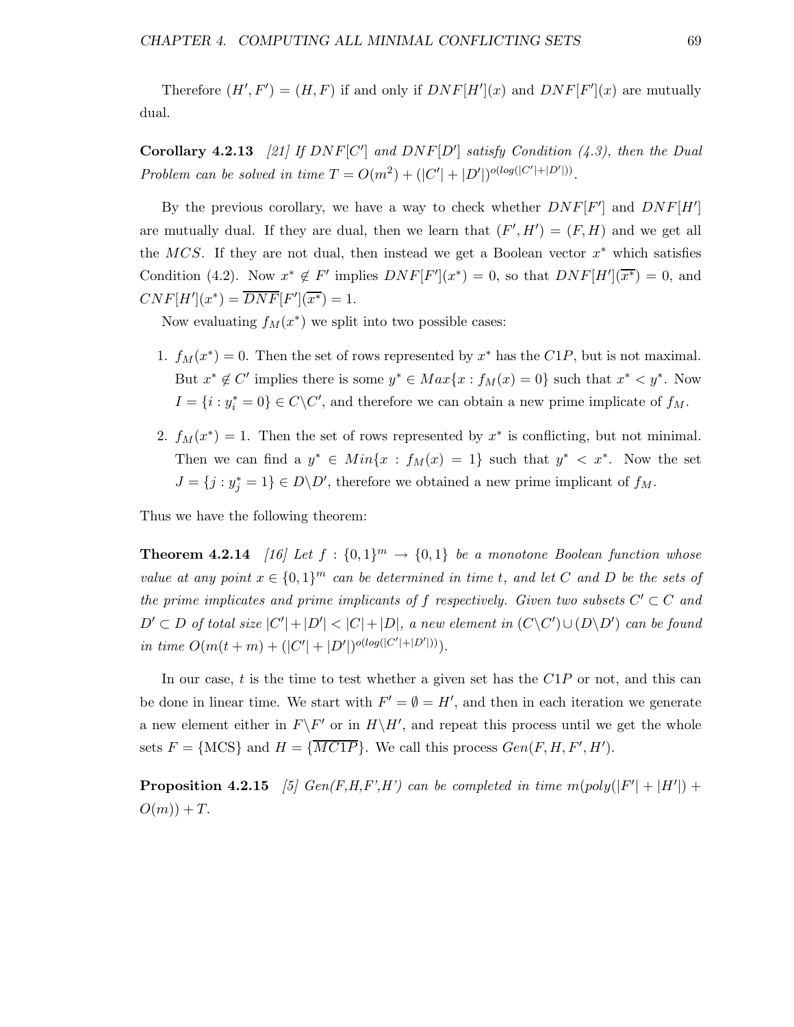Therefore $(H', F') = (H, F)$ if and only if $DNF[H'](x)$ and $DNF[F'](x)$ are mutually dual.

**Corollary 4.2.13** *[21] If $DNF[C']$ and $DNF[D']$ satisfy Condition (4.3), then the Dual Problem can be solved in time $T = O(m^2) + (|C'| + |D'|)^{o(log(|C'|+|D'|))}$.*

By the previous corollary, we have a way to check whether $DNF[F']$ and $DNF[H']$ are mutually dual. If they are dual, then we learn that $(F', H') = (F, H)$ and we get all the $MCS$. If they are not dual, then instead we get a Boolean vector $x^*$ which satisfies Condition (4.2). Now $x^* \notin F'$ implies $DNF[F'](x^*) = 0$, so that $DNF[H'](\overline{x^*}) = 0$, and $CNF[H'](x^*) = \overline{DNF}[F'](\overline{x^*}) = 1$.

Now evaluating $f_M(x^*)$ we split into two possible cases:

1. $f_M(x^*) = 0$. Then the set of rows represented by $x^*$ has the $C1P$, but is not maximal. But $x^* \notin C'$ implies there is some $y^* \in Max\{x : f_M(x) = 0\}$ such that $x^* < y^*$. Now $I = \{i : y^*_i = 0\} \in C \backslash C'$, and therefore we can obtain a new prime implicate of $f_M$.

2. $f_M(x^*) = 1$. Then the set of rows represented by $x^*$ is conflicting, but not minimal. Then we can find a $y^* \in Min\{x : f_M(x) = 1\}$ such that $y^* < x^*$. Now the set $J = \{j : y^*_j = 1\} \in D \backslash D'$, therefore we obtained a new prime implicant of $f_M$.

Thus we have the following theorem:

**Theorem 4.2.14** *[16] Let $f : \{0,1\}^m \to \{0,1\}$ be a monotone Boolean function whose value at any point $x \in \{0,1\}^m$ can be determined in time $t$, and let $C$ and $D$ be the sets of the prime implicates and prime implicants of $f$ respectively. Given two subsets $C' \subset C$ and $D' \subset D$ of total size $|C'| + |D'| < |C| + |D|$, a new element in $(C \backslash C') \cup (D \backslash D')$ can be found in time $O(m(t + m) + (|C'| + |D'|)^{o(log(|C'|+|D'|))})$.*

In our case, $t$ is the time to test whether a given set has the $C1P$ or not, and this can be done in linear time. We start with $F' = \emptyset = H'$, and then in each iteration we generate a new element either in $F \backslash F'$ or in $H \backslash H'$, and repeat this process until we get the whole sets $F = \{\text{MCS}\}$ and $H = \{\overline{MC1P}\}$. We call this process $Gen(F, H, F', H')$.

**Proposition 4.2.15** *[5] Gen(F,H,F',H') can be completed in time $m(poly(|F'| + |H'|) + O(m)) + T$.*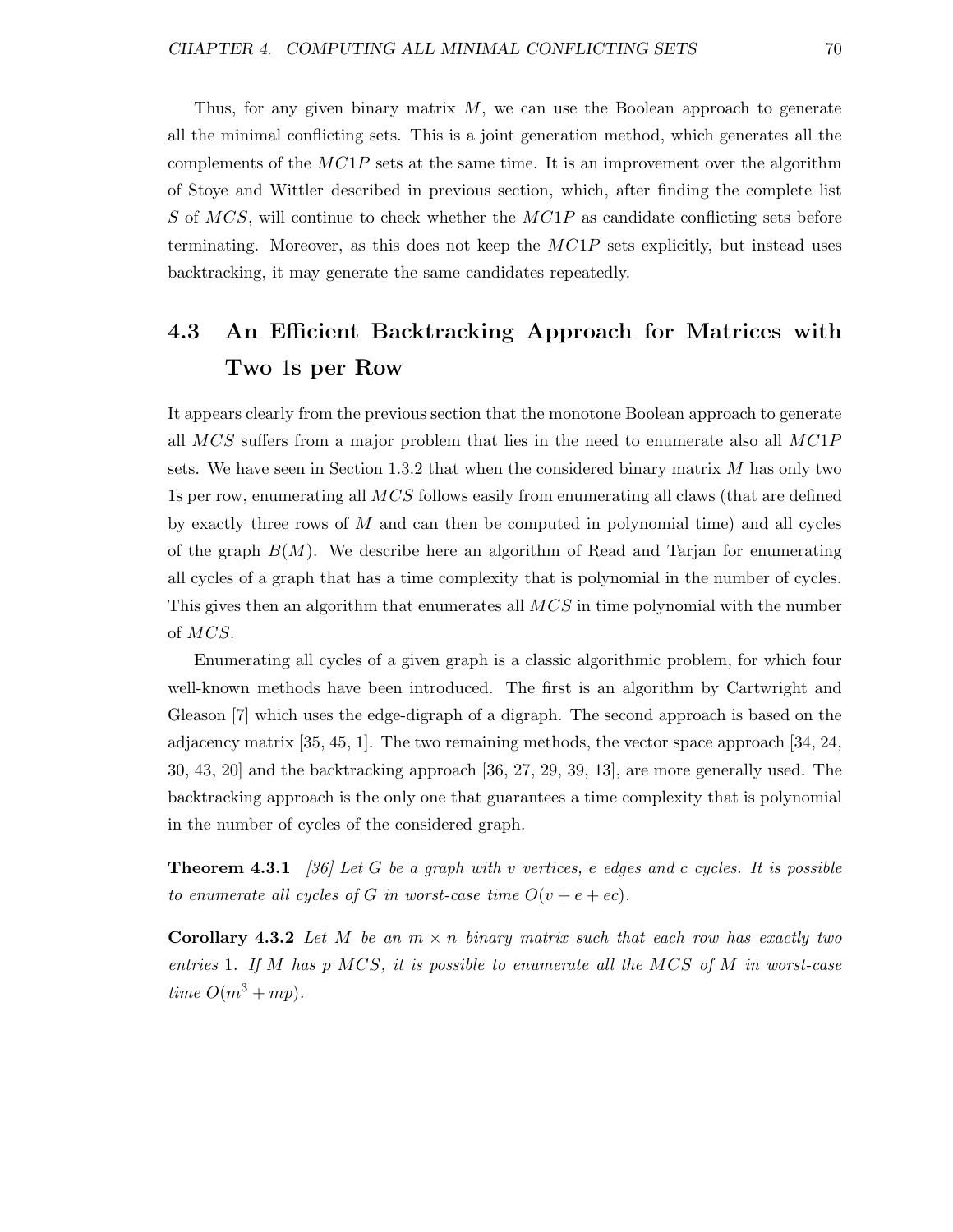Thus, for any given binary matrix $M$, we can use the Boolean approach to generate all the minimal conflicting sets. This is a joint generation method, which generates all the complements of the $MC1P$ sets at the same time. It is an improvement over the algorithm of Stoye and Wittler described in previous section, which, after finding the complete list $S$ of $MCS$, will continue to check whether the $MC1P$ as candidate conflicting sets before terminating. Moreover, as this does not keep the $MC1P$ sets explicitly, but instead uses backtracking, it may generate the same candidates repeatedly.

## 4.3 An Efficient Backtracking Approach for Matrices with Two 1s per Row

It appears clearly from the previous section that the monotone Boolean approach to generate all $MCS$ suffers from a major problem that lies in the need to enumerate also all $MC1P$ sets. We have seen in Section 1.3.2 that when the considered binary matrix $M$ has only two 1s per row, enumerating all $MCS$ follows easily from enumerating all claws (that are defined by exactly three rows of $M$ and can then be computed in polynomial time) and all cycles of the graph $B(M)$. We describe here an algorithm of Read and Tarjan for enumerating all cycles of a graph that has a time complexity that is polynomial in the number of cycles. This gives then an algorithm that enumerates all $MCS$ in time polynomial with the number of $MCS$.

Enumerating all cycles of a given graph is a classic algorithmic problem, for which four well-known methods have been introduced. The first is an algorithm by Cartwright and Gleason [7] which uses the edge-digraph of a digraph. The second approach is based on the adjacency matrix [35, 45, 1]. The two remaining methods, the vector space approach [34, 24, 30, 43, 20] and the backtracking approach [36, 27, 29, 39, 13], are more generally used. The backtracking approach is the only one that guarantees a time complexity that is polynomial in the number of cycles of the considered graph.

**Theorem 4.3.1** *[36] Let $G$ be a graph with $v$ vertices, $e$ edges and $c$ cycles. It is possible to enumerate all cycles of $G$ in worst-case time $O(v + e + ec)$.*

**Corollary 4.3.2** *Let $M$ be an $m \times n$ binary matrix such that each row has exactly two entries 1. If $M$ has $p$ $MCS$, it is possible to enumerate all the $MCS$ of $M$ in worst-case time $O(m^3 + mp)$.*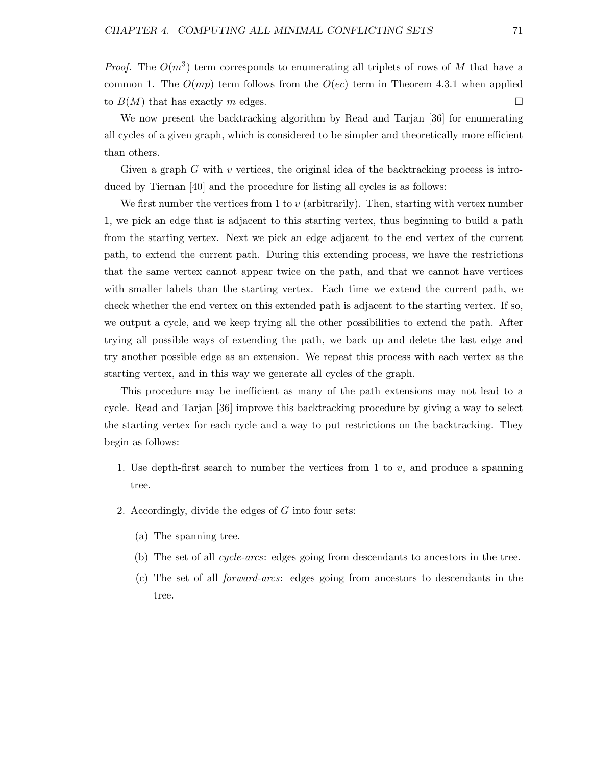*Proof.* The $O(m^3)$ term corresponds to enumerating all triplets of rows of $M$ that have a common 1. The $O(mp)$ term follows from the $O(ec)$ term in Theorem 4.3.1 when applied to $B(M)$ that has exactly $m$ edges. □

We now present the backtracking algorithm by Read and Tarjan [36] for enumerating all cycles of a given graph, which is considered to be simpler and theoretically more efficient than others.

Given a graph $G$ with $v$ vertices, the original idea of the backtracking process is introduced by Tiernan [40] and the procedure for listing all cycles is as follows:

We first number the vertices from 1 to $v$ (arbitrarily). Then, starting with vertex number 1, we pick an edge that is adjacent to this starting vertex, thus beginning to build a path from the starting vertex. Next we pick an edge adjacent to the end vertex of the current path, to extend the current path. During this extending process, we have the restrictions that the same vertex cannot appear twice on the path, and that we cannot have vertices with smaller labels than the starting vertex. Each time we extend the current path, we check whether the end vertex on this extended path is adjacent to the starting vertex. If so, we output a cycle, and we keep trying all the other possibilities to extend the path. After trying all possible ways of extending the path, we back up and delete the last edge and try another possible edge as an extension. We repeat this process with each vertex as the starting vertex, and in this way we generate all cycles of the graph.

This procedure may be inefficient as many of the path extensions may not lead to a cycle. Read and Tarjan [36] improve this backtracking procedure by giving a way to select the starting vertex for each cycle and a way to put restrictions on the backtracking. They begin as follows:

1. Use depth-first search to number the vertices from 1 to $v$, and produce a spanning tree.
2. Accordingly, divide the edges of $G$ into four sets:
   (a) The spanning tree.
   (b) The set of all *cycle-arcs*: edges going from descendants to ancestors in the tree.
   (c) The set of all *forward-arcs*: edges going from ancestors to descendants in the tree.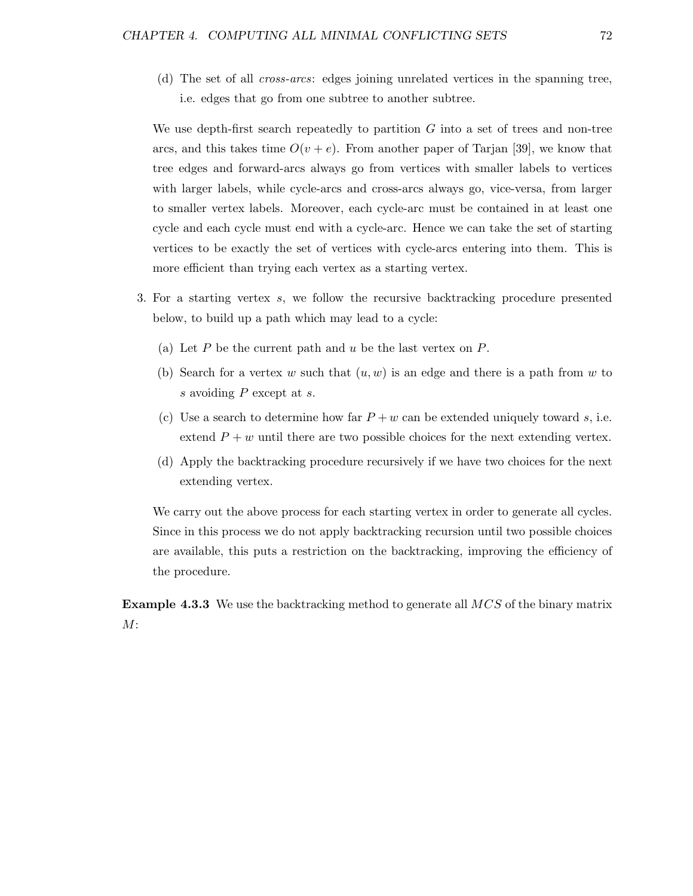(d) The set of all *cross-arcs*: edges joining unrelated vertices in the spanning tree, i.e. edges that go from one subtree to another subtree.

We use depth-first search repeatedly to partition $G$ into a set of trees and non-tree arcs, and this takes time $O(v + e)$. From another paper of Tarjan [39], we know that tree edges and forward-arcs always go from vertices with smaller labels to vertices with larger labels, while cycle-arcs and cross-arcs always go, vice-versa, from larger to smaller vertex labels. Moreover, each cycle-arc must be contained in at least one cycle and each cycle must end with a cycle-arc. Hence we can take the set of starting vertices to be exactly the set of vertices with cycle-arcs entering into them. This is more efficient than trying each vertex as a starting vertex.

3. For a starting vertex $s$, we follow the recursive backtracking procedure presented below, to build up a path which may lead to a cycle:

   (a) Let $P$ be the current path and $u$ be the last vertex on $P$.

   (b) Search for a vertex $w$ such that $(u, w)$ is an edge and there is a path from $w$ to $s$ avoiding $P$ except at $s$.

   (c) Use a search to determine how far $P + w$ can be extended uniquely toward $s$, i.e. extend $P + w$ until there are two possible choices for the next extending vertex.

   (d) Apply the backtracking procedure recursively if we have two choices for the next extending vertex.

   We carry out the above process for each starting vertex in order to generate all cycles. Since in this process we do not apply backtracking recursion until two possible choices are available, this puts a restriction on the backtracking, improving the efficiency of the procedure.

**Example 4.3.3** We use the backtracking method to generate all $MCS$ of the binary matrix $M$: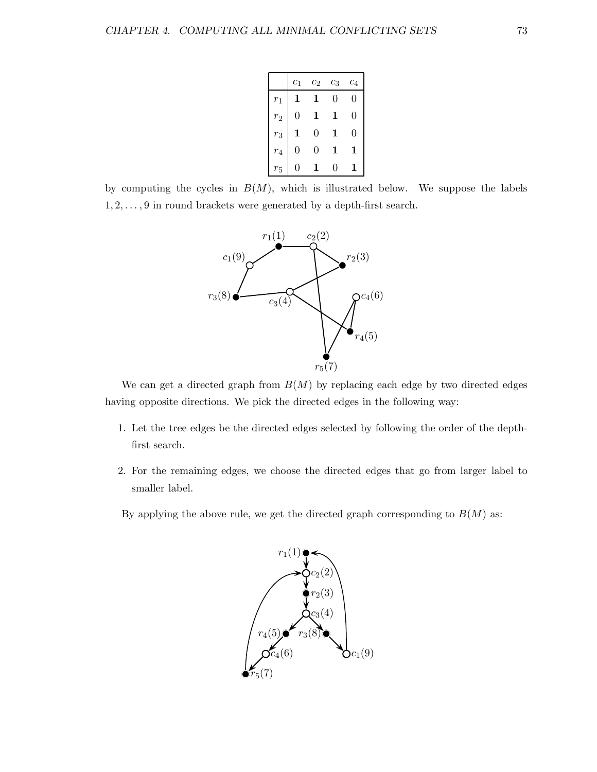|  | $c_1$ | $c_2$ | $c_3$ | $c_4$ |
|---|---|---|---|---|
| $r_1$ | **1** | **1** | 0 | 0 |
| $r_2$ | 0 | **1** | **1** | 0 |
| $r_3$ | **1** | 0 | **1** | 0 |
| $r_4$ | 0 | 0 | **1** | **1** |
| $r_5$ | 0 | **1** | 0 | **1** |

by computing the cycles in $B(M)$, which is illustrated below. We suppose the labels $1, 2, \ldots, 9$ in round brackets were generated by a depth-first search.

We can get a directed graph from $B(M)$ by replacing each edge by two directed edges having opposite directions. We pick the directed edges in the following way:

1. Let the tree edges be the directed edges selected by following the order of the depth-first search.
2. For the remaining edges, we choose the directed edges that go from larger label to smaller label.

By applying the above rule, we get the directed graph corresponding to $B(M)$ as: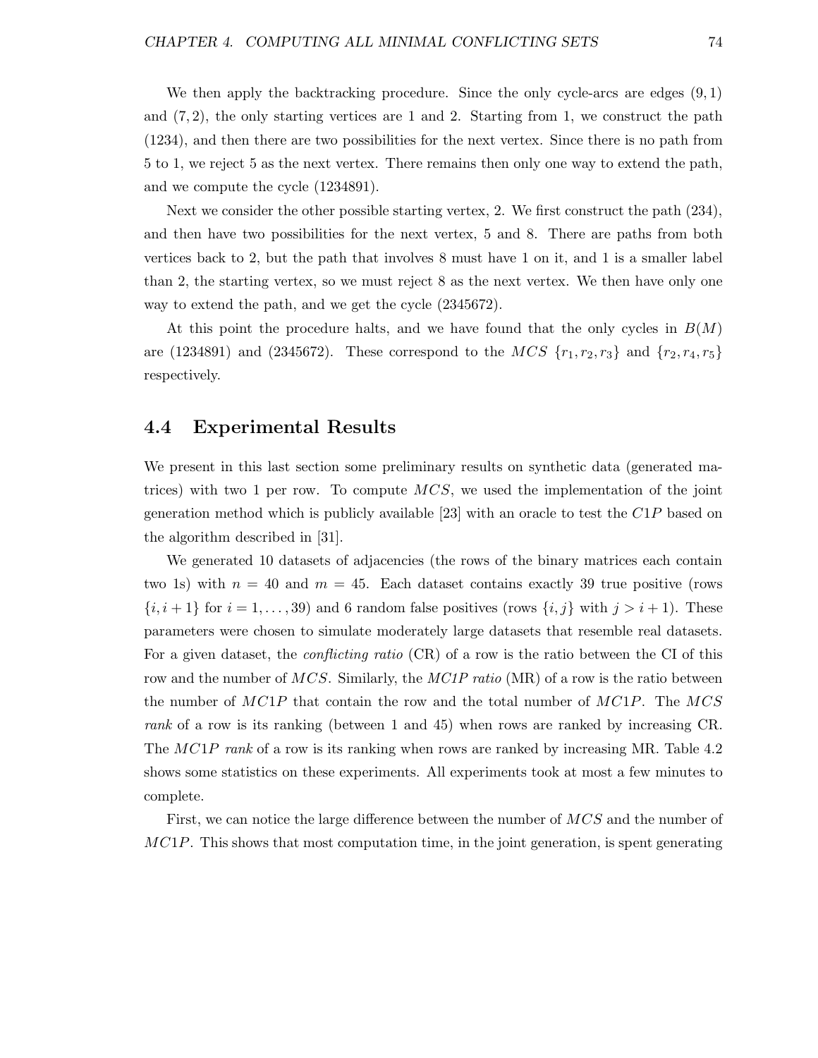We then apply the backtracking procedure. Since the only cycle-arcs are edges $(9, 1)$ and $(7, 2)$, the only starting vertices are 1 and 2. Starting from 1, we construct the path (1234), and then there are two possibilities for the next vertex. Since there is no path from 5 to 1, we reject 5 as the next vertex. There remains then only one way to extend the path, and we compute the cycle (1234891).

Next we consider the other possible starting vertex, 2. We first construct the path (234), and then have two possibilities for the next vertex, 5 and 8. There are paths from both vertices back to 2, but the path that involves 8 must have 1 on it, and 1 is a smaller label than 2, the starting vertex, so we must reject 8 as the next vertex. We then have only one way to extend the path, and we get the cycle (2345672).

At this point the procedure halts, and we have found that the only cycles in $B(M)$ are (1234891) and (2345672). These correspond to the $MCS$ $\{r_1, r_2, r_3\}$ and $\{r_2, r_4, r_5\}$ respectively.

## 4.4 Experimental Results

We present in this last section some preliminary results on synthetic data (generated matrices) with two 1 per row. To compute $MCS$, we used the implementation of the joint generation method which is publicly available [23] with an oracle to test the $C1P$ based on the algorithm described in [31].

We generated 10 datasets of adjacencies (the rows of the binary matrices each contain two 1s) with $n = 40$ and $m = 45$. Each dataset contains exactly 39 true positive (rows $\{i, i+1\}$ for $i = 1, \ldots, 39$) and 6 random false positives (rows $\{i, j\}$ with $j > i+1$). These parameters were chosen to simulate moderately large datasets that resemble real datasets. For a given dataset, the *conflicting ratio* (CR) of a row is the ratio between the CI of this row and the number of $MCS$. Similarly, the *MC1P ratio* (MR) of a row is the ratio between the number of $MC1P$ that contain the row and the total number of $MC1P$. The $MCS$ *rank* of a row is its ranking (between 1 and 45) when rows are ranked by increasing CR. The $MC1P$ *rank* of a row is its ranking when rows are ranked by increasing MR. Table 4.2 shows some statistics on these experiments. All experiments took at most a few minutes to complete.

First, we can notice the large difference between the number of $MCS$ and the number of $MC1P$. This shows that most computation time, in the joint generation, is spent generating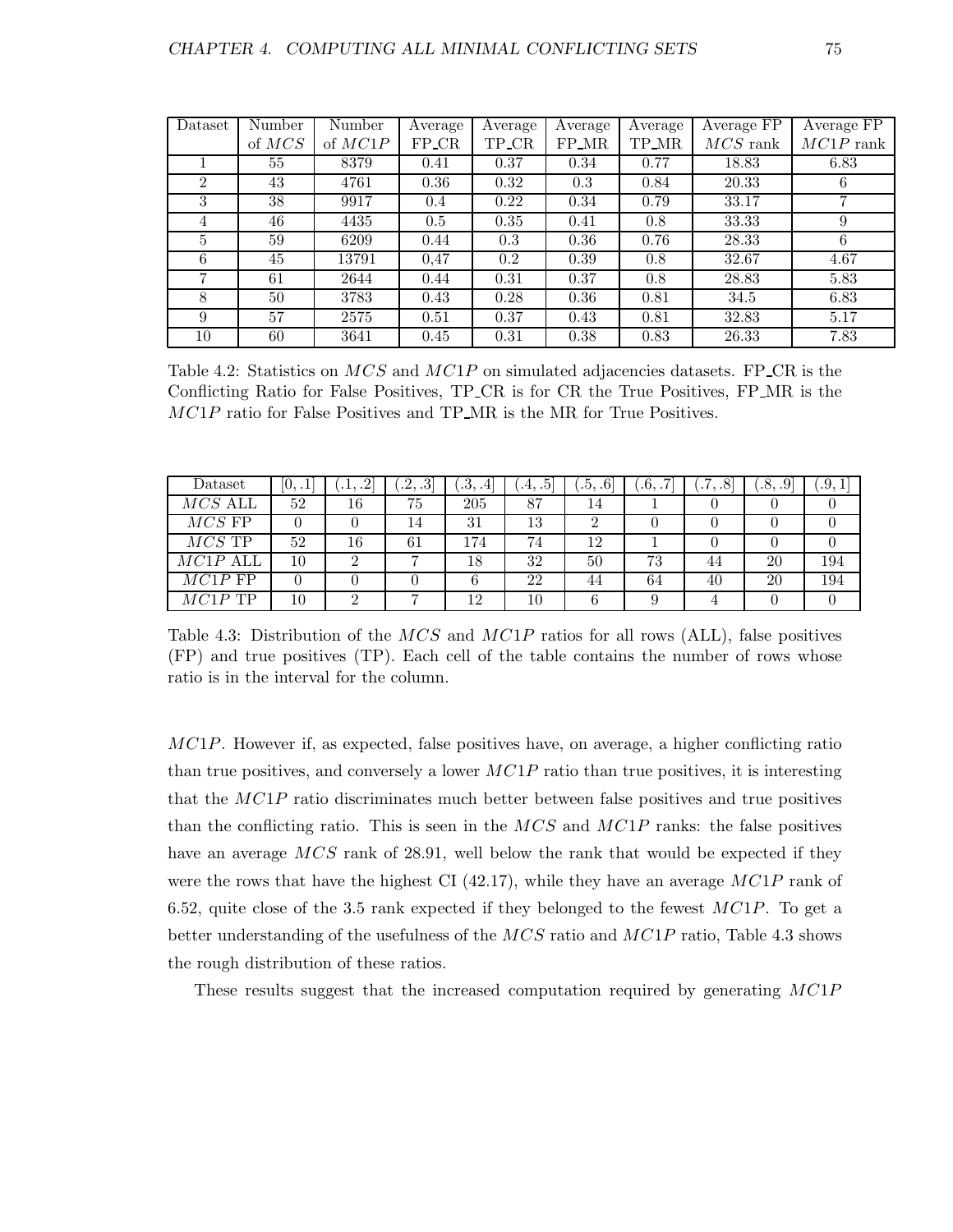| Dataset | Number of $MCS$ | Number of $MC1P$ | Average FP_CR | Average TP_CR | Average FP_MR | Average TP_MR | Average FP $MCS$ rank | Average FP $MC1P$ rank |
|---|---|---|---|---|---|---|---|---|
| 1 | 55 | 8379 | 0.41 | 0.37 | 0.34 | 0.77 | 18.83 | 6.83 |
| 2 | 43 | 4761 | 0.36 | 0.32 | 0.3 | 0.84 | 20.33 | 6 |
| 3 | 38 | 9917 | 0.4 | 0.22 | 0.34 | 0.79 | 33.17 | 7 |
| 4 | 46 | 4435 | 0.5 | 0.35 | 0.41 | 0.8 | 33.33 | 9 |
| 5 | 59 | 6209 | 0.44 | 0.3 | 0.36 | 0.76 | 28.33 | 6 |
| 6 | 45 | 13791 | 0,47 | 0.2 | 0.39 | 0.8 | 32.67 | 4.67 |
| 7 | 61 | 2644 | 0.44 | 0.31 | 0.37 | 0.8 | 28.83 | 5.83 |
| 8 | 50 | 3783 | 0.43 | 0.28 | 0.36 | 0.81 | 34.5 | 6.83 |
| 9 | 57 | 2575 | 0.51 | 0.37 | 0.43 | 0.81 | 32.83 | 5.17 |
| 10 | 60 | 3641 | 0.45 | 0.31 | 0.38 | 0.83 | 26.33 | 7.83 |

Table 4.2: Statistics on $MCS$ and $MC1P$ on simulated adjacencies datasets. FP_CR is the Conflicting Ratio for False Positives, TP_CR is for CR the True Positives, FP_MR is the $MC1P$ ratio for False Positives and TP_MR is the MR for True Positives.

| Dataset | [0, .1] | (.1, .2] | (.2, .3] | (.3, .4] | (.4, .5] | (.5, .6] | (.6, .7] | (.7, .8] | (.8, .9] | (.9, 1] |
|---|---|---|---|---|---|---|---|---|---|---|
| $MCS$ ALL | 52 | 16 | 75 | 205 | 87 | 14 | 1 | 0 | 0 | 0 |
| $MCS$ FP | 0 | 0 | 14 | 31 | 13 | 2 | 0 | 0 | 0 | 0 |
| $MCS$ TP | 52 | 16 | 61 | 174 | 74 | 12 | 1 | 0 | 0 | 0 |
| $MC1P$ ALL | 10 | 2 | 7 | 18 | 32 | 50 | 73 | 44 | 20 | 194 |
| $MC1P$ FP | 0 | 0 | 0 | 6 | 22 | 44 | 64 | 40 | 20 | 194 |
| $MC1P$ TP | 10 | 2 | 7 | 12 | 10 | 6 | 9 | 4 | 0 | 0 |

Table 4.3: Distribution of the $MCS$ and $MC1P$ ratios for all rows (ALL), false positives (FP) and true positives (TP). Each cell of the table contains the number of rows whose ratio is in the interval for the column.

$MC1P$. However if, as expected, false positives have, on average, a higher conflicting ratio than true positives, and conversely a lower $MC1P$ ratio than true positives, it is interesting that the $MC1P$ ratio discriminates much better between false positives and true positives than the conflicting ratio. This is seen in the $MCS$ and $MC1P$ ranks: the false positives have an average $MCS$ rank of 28.91, well below the rank that would be expected if they were the rows that have the highest CI (42.17), while they have an average $MC1P$ rank of 6.52, quite close of the 3.5 rank expected if they belonged to the fewest $MC1P$. To get a better understanding of the usefulness of the $MCS$ ratio and $MC1P$ ratio, Table 4.3 shows the rough distribution of these ratios.

These results suggest that the increased computation required by generating $MC1P$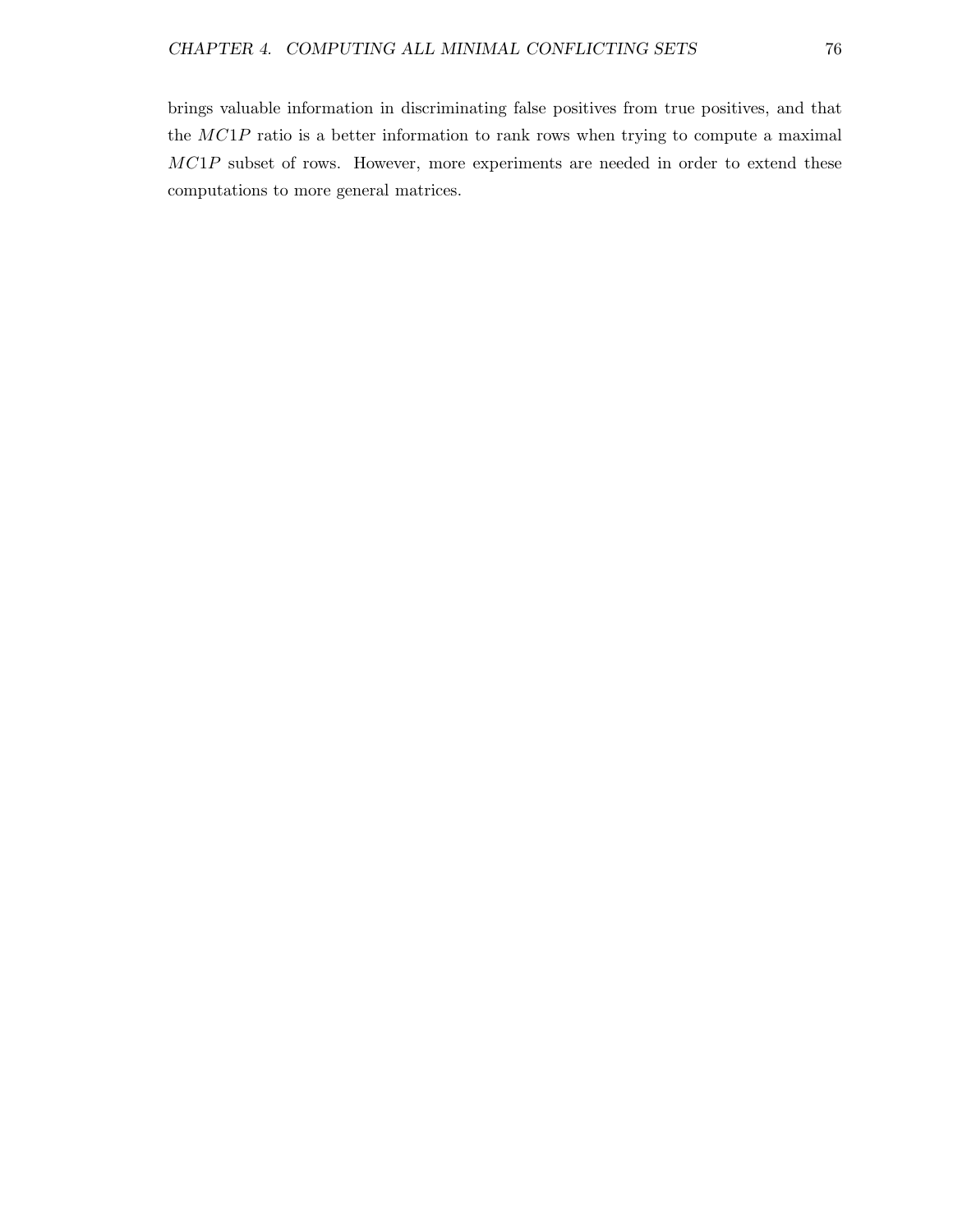brings valuable information in discriminating false positives from true positives, and that the $MC1P$ ratio is a better information to rank rows when trying to compute a maximal $MC1P$ subset of rows. However, more experiments are needed in order to extend these computations to more general matrices.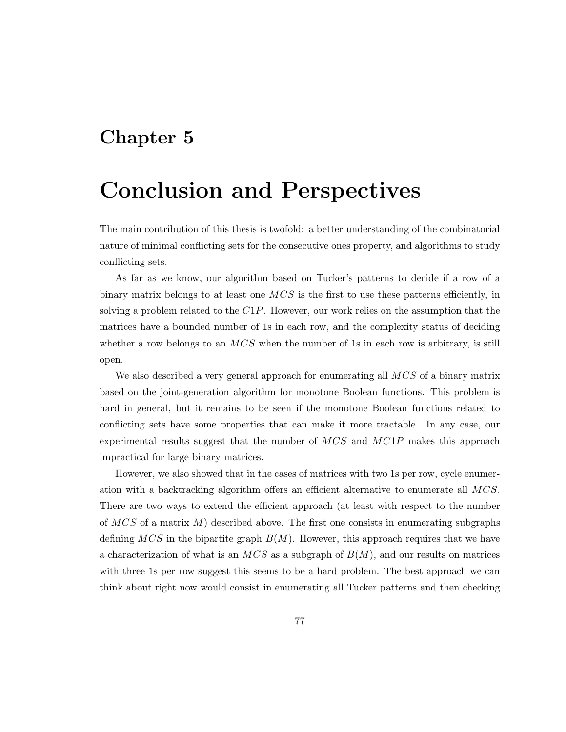# Chapter 5

# Conclusion and Perspectives

The main contribution of this thesis is twofold: a better understanding of the combinatorial nature of minimal conflicting sets for the consecutive ones property, and algorithms to study conflicting sets.

As far as we know, our algorithm based on Tucker's patterns to decide if a row of a binary matrix belongs to at least one $MCS$ is the first to use these patterns efficiently, in solving a problem related to the $C1P$. However, our work relies on the assumption that the matrices have a bounded number of 1s in each row, and the complexity status of deciding whether a row belongs to an $MCS$ when the number of 1s in each row is arbitrary, is still open.

We also described a very general approach for enumerating all $MCS$ of a binary matrix based on the joint-generation algorithm for monotone Boolean functions. This problem is hard in general, but it remains to be seen if the monotone Boolean functions related to conflicting sets have some properties that can make it more tractable. In any case, our experimental results suggest that the number of $MCS$ and $MC1P$ makes this approach impractical for large binary matrices.

However, we also showed that in the cases of matrices with two 1s per row, cycle enumeration with a backtracking algorithm offers an efficient alternative to enumerate all $MCS$. There are two ways to extend the efficient approach (at least with respect to the number of $MCS$ of a matrix $M$) described above. The first one consists in enumerating subgraphs defining $MCS$ in the bipartite graph $B(M)$. However, this approach requires that we have a characterization of what is an $MCS$ as a subgraph of $B(M)$, and our results on matrices with three 1s per row suggest this seems to be a hard problem. The best approach we can think about right now would consist in enumerating all Tucker patterns and then checking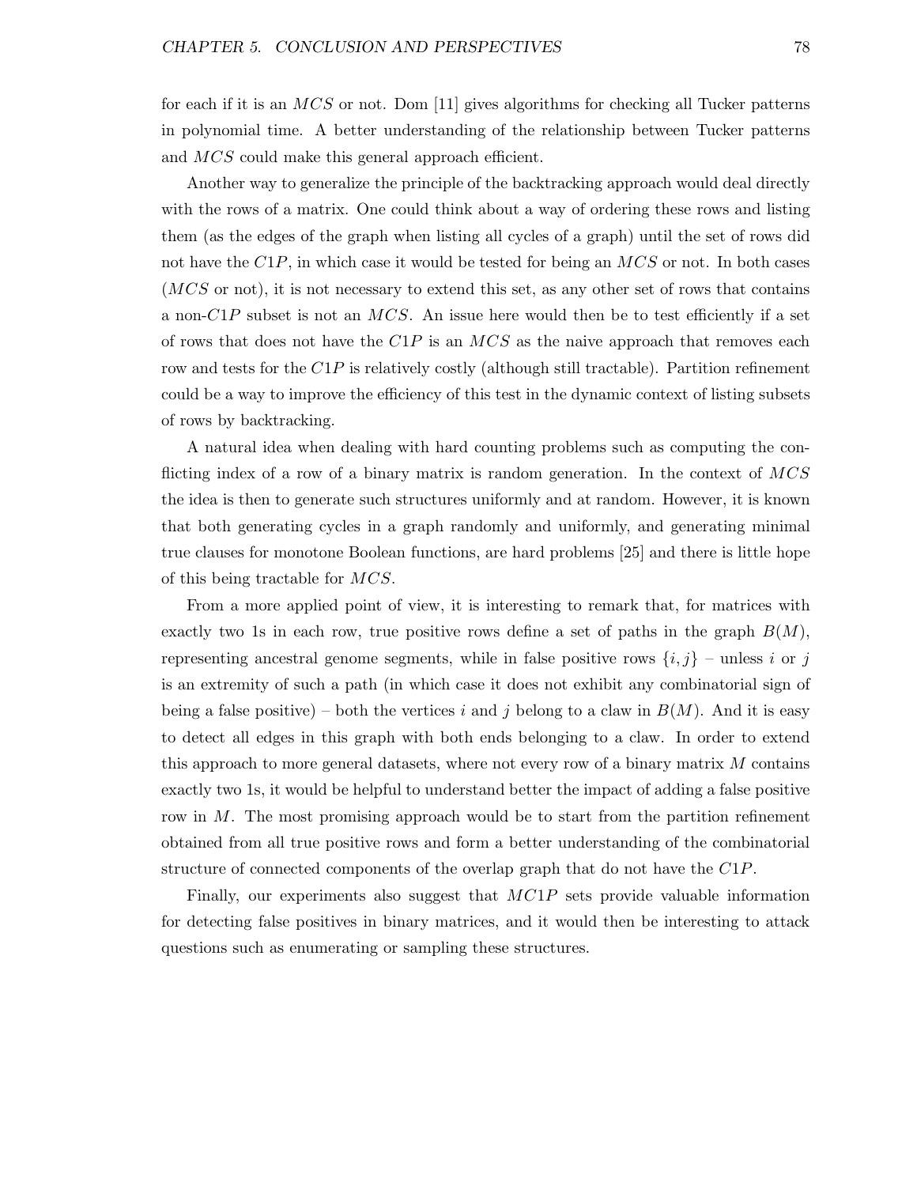for each if it is an $MCS$ or not. Dom [11] gives algorithms for checking all Tucker patterns in polynomial time. A better understanding of the relationship between Tucker patterns and $MCS$ could make this general approach efficient.

Another way to generalize the principle of the backtracking approach would deal directly with the rows of a matrix. One could think about a way of ordering these rows and listing them (as the edges of the graph when listing all cycles of a graph) until the set of rows did not have the $C1P$, in which case it would be tested for being an $MCS$ or not. In both cases ($MCS$ or not), it is not necessary to extend this set, as any other set of rows that contains a non-$C1P$ subset is not an $MCS$. An issue here would then be to test efficiently if a set of rows that does not have the $C1P$ is an $MCS$ as the naive approach that removes each row and tests for the $C1P$ is relatively costly (although still tractable). Partition refinement could be a way to improve the efficiency of this test in the dynamic context of listing subsets of rows by backtracking.

A natural idea when dealing with hard counting problems such as computing the conflicting index of a row of a binary matrix is random generation. In the context of $MCS$ the idea is then to generate such structures uniformly and at random. However, it is known that both generating cycles in a graph randomly and uniformly, and generating minimal true clauses for monotone Boolean functions, are hard problems [25] and there is little hope of this being tractable for $MCS$.

From a more applied point of view, it is interesting to remark that, for matrices with exactly two 1s in each row, true positive rows define a set of paths in the graph $B(M)$, representing ancestral genome segments, while in false positive rows $\{i, j\}$ – unless $i$ or $j$ is an extremity of such a path (in which case it does not exhibit any combinatorial sign of being a false positive) – both the vertices $i$ and $j$ belong to a claw in $B(M)$. And it is easy to detect all edges in this graph with both ends belonging to a claw. In order to extend this approach to more general datasets, where not every row of a binary matrix $M$ contains exactly two 1s, it would be helpful to understand better the impact of adding a false positive row in $M$. The most promising approach would be to start from the partition refinement obtained from all true positive rows and form a better understanding of the combinatorial structure of connected components of the overlap graph that do not have the $C1P$.

Finally, our experiments also suggest that $MC1P$ sets provide valuable information for detecting false positives in binary matrices, and it would then be interesting to attack questions such as enumerating or sampling these structures.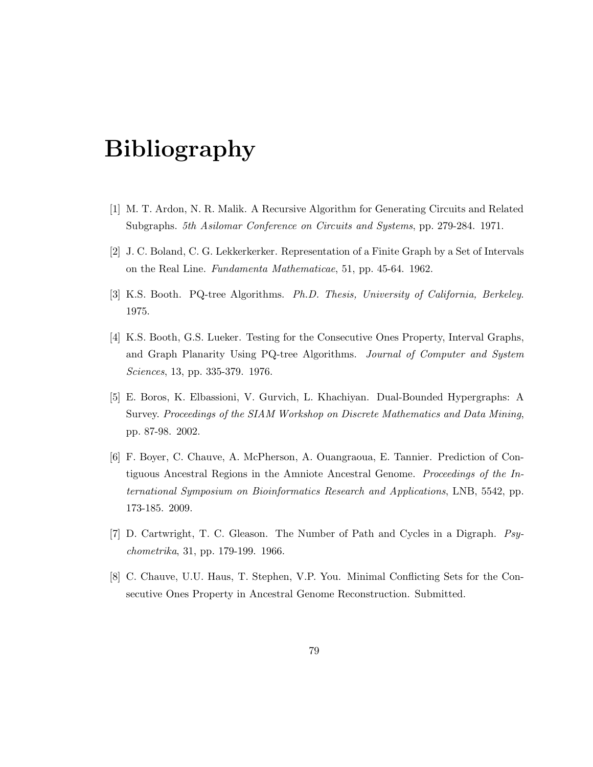# Bibliography

[1] M. T. Ardon, N. R. Malik. A Recursive Algorithm for Generating Circuits and Related Subgraphs. *5th Asilomar Conference on Circuits and Systems*, pp. 279-284. 1971.

[2] J. C. Boland, C. G. Lekkerkerker. Representation of a Finite Graph by a Set of Intervals on the Real Line. *Fundamenta Mathematicae*, 51, pp. 45-64. 1962.

[3] K.S. Booth. PQ-tree Algorithms. *Ph.D. Thesis, University of California, Berkeley*. 1975.

[4] K.S. Booth, G.S. Lueker. Testing for the Consecutive Ones Property, Interval Graphs, and Graph Planarity Using PQ-tree Algorithms. *Journal of Computer and System Sciences*, 13, pp. 335-379. 1976.

[5] E. Boros, K. Elbassioni, V. Gurvich, L. Khachiyan. Dual-Bounded Hypergraphs: A Survey. *Proceedings of the SIAM Workshop on Discrete Mathematics and Data Mining*, pp. 87-98. 2002.

[6] F. Boyer, C. Chauve, A. McPherson, A. Ouangraoua, E. Tannier. Prediction of Contiguous Ancestral Regions in the Amniote Ancestral Genome. *Proceedings of the International Symposium on Bioinformatics Research and Applications*, LNB, 5542, pp. 173-185. 2009.

[7] D. Cartwright, T. C. Gleason. The Number of Path and Cycles in a Digraph. *Psychometrika*, 31, pp. 179-199. 1966.

[8] C. Chauve, U.U. Haus, T. Stephen, V.P. You. Minimal Conflicting Sets for the Consecutive Ones Property in Ancestral Genome Reconstruction. Submitted.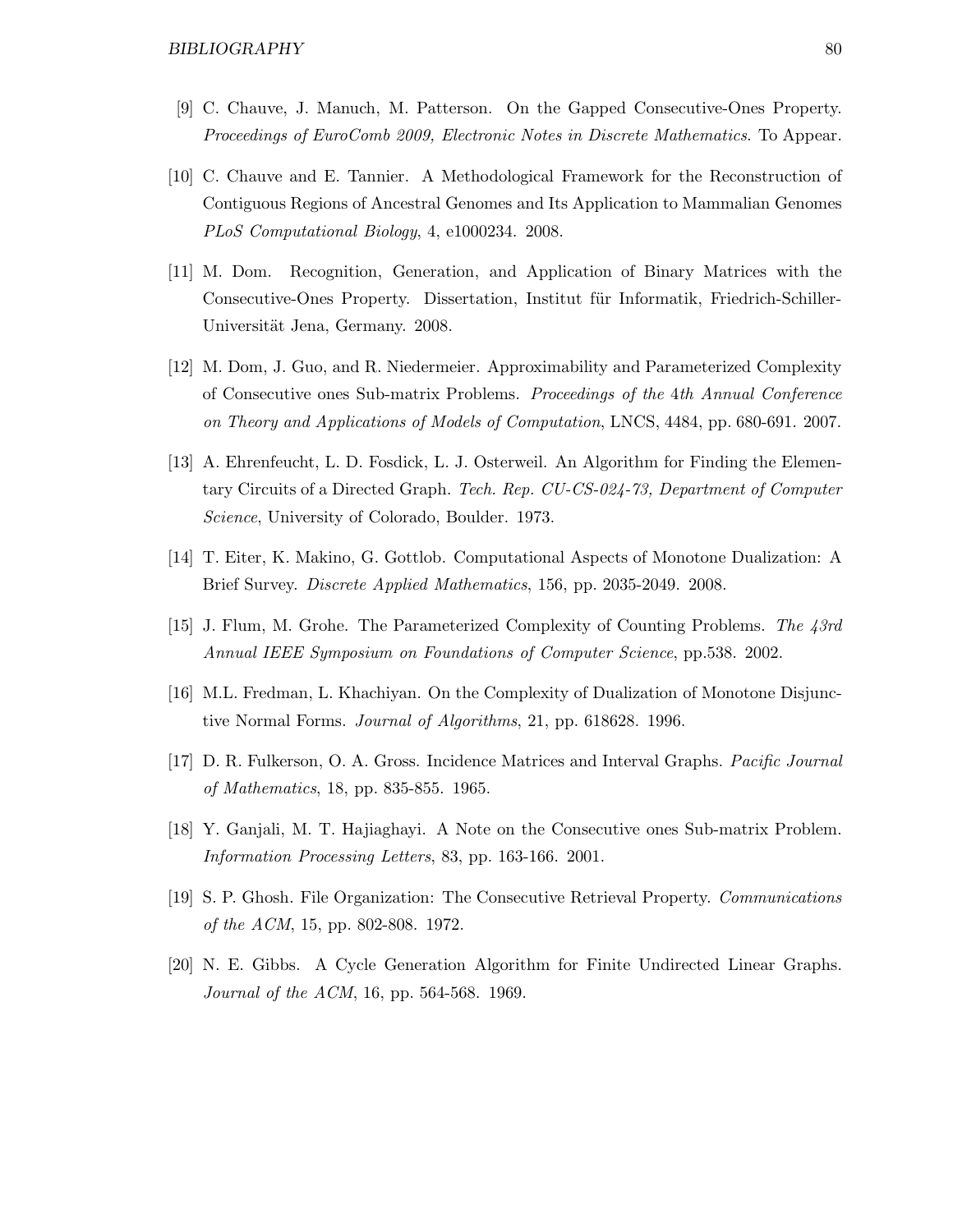[9] C. Chauve, J. Manuch, M. Patterson. On the Gapped Consecutive-Ones Property. *Proceedings of EuroComb 2009, Electronic Notes in Discrete Mathematics*. To Appear.

[10] C. Chauve and E. Tannier. A Methodological Framework for the Reconstruction of Contiguous Regions of Ancestral Genomes and Its Application to Mammalian Genomes *PLoS Computational Biology*, 4, e1000234. 2008.

[11] M. Dom. Recognition, Generation, and Application of Binary Matrices with the Consecutive-Ones Property. Dissertation, Institut für Informatik, Friedrich-Schiller-Universität Jena, Germany. 2008.

[12] M. Dom, J. Guo, and R. Niedermeier. Approximability and Parameterized Complexity of Consecutive ones Sub-matrix Problems. *Proceedings of the 4th Annual Conference on Theory and Applications of Models of Computation*, LNCS, 4484, pp. 680-691. 2007.

[13] A. Ehrenfeucht, L. D. Fosdick, L. J. Osterweil. An Algorithm for Finding the Elementary Circuits of a Directed Graph. *Tech. Rep. CU-CS-024-73, Department of Computer Science*, University of Colorado, Boulder. 1973.

[14] T. Eiter, K. Makino, G. Gottlob. Computational Aspects of Monotone Dualization: A Brief Survey. *Discrete Applied Mathematics*, 156, pp. 2035-2049. 2008.

[15] J. Flum, M. Grohe. The Parameterized Complexity of Counting Problems. *The 43rd Annual IEEE Symposium on Foundations of Computer Science*, pp.538. 2002.

[16] M.L. Fredman, L. Khachiyan. On the Complexity of Dualization of Monotone Disjunctive Normal Forms. *Journal of Algorithms*, 21, pp. 618628. 1996.

[17] D. R. Fulkerson, O. A. Gross. Incidence Matrices and Interval Graphs. *Pacific Journal of Mathematics*, 18, pp. 835-855. 1965.

[18] Y. Ganjali, M. T. Hajiaghayi. A Note on the Consecutive ones Sub-matrix Problem. *Information Processing Letters*, 83, pp. 163-166. 2001.

[19] S. P. Ghosh. File Organization: The Consecutive Retrieval Property. *Communications of the ACM*, 15, pp. 802-808. 1972.

[20] N. E. Gibbs. A Cycle Generation Algorithm for Finite Undirected Linear Graphs. *Journal of the ACM*, 16, pp. 564-568. 1969.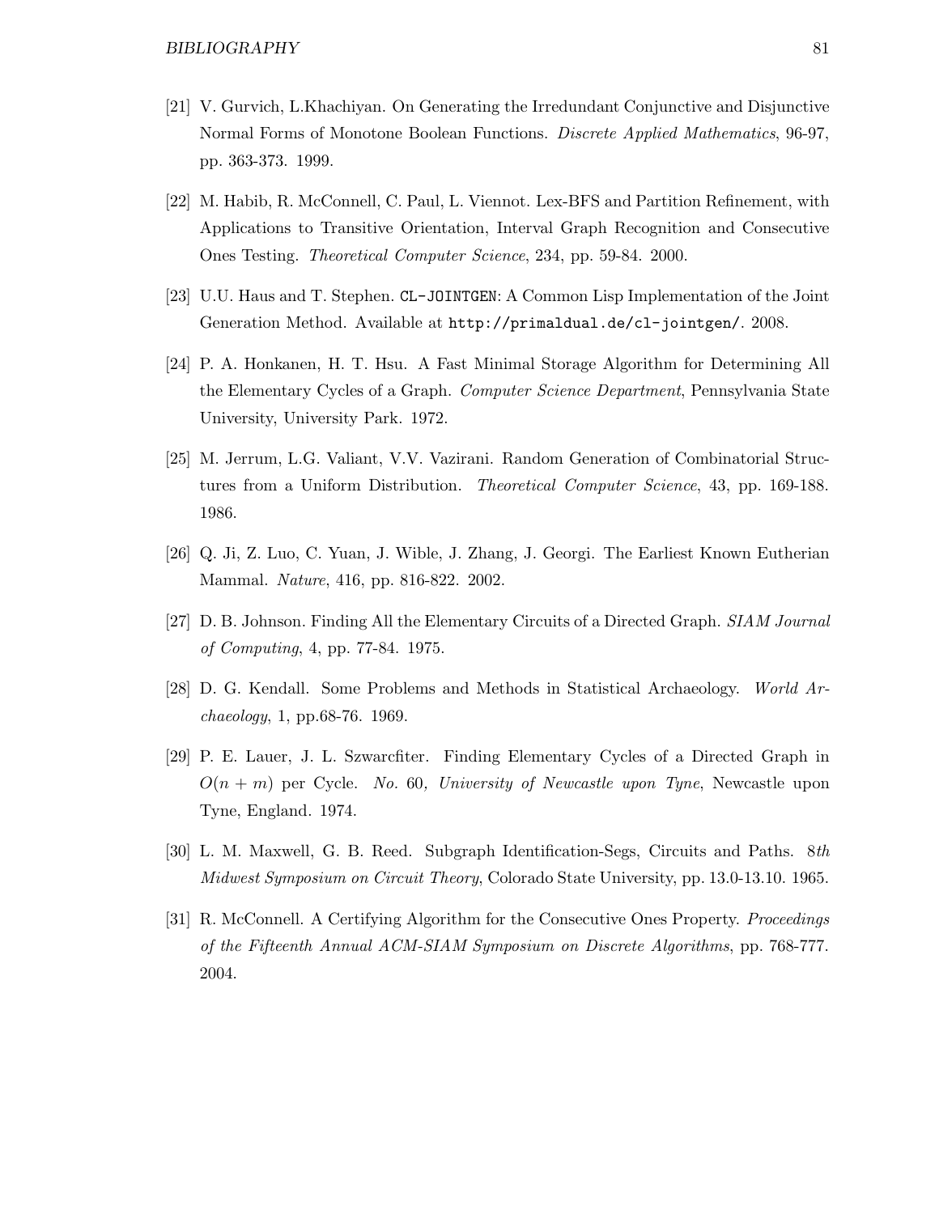[21] V. Gurvich, L.Khachiyan. On Generating the Irredundant Conjunctive and Disjunctive Normal Forms of Monotone Boolean Functions. *Discrete Applied Mathematics*, 96-97, pp. 363-373. 1999.

[22] M. Habib, R. McConnell, C. Paul, L. Viennot. Lex-BFS and Partition Refinement, with Applications to Transitive Orientation, Interval Graph Recognition and Consecutive Ones Testing. *Theoretical Computer Science*, 234, pp. 59-84. 2000.

[23] U.U. Haus and T. Stephen. `CL-JOINTGEN`: A Common Lisp Implementation of the Joint Generation Method. Available at `http://primaldual.de/cl-jointgen/`. 2008.

[24] P. A. Honkanen, H. T. Hsu. A Fast Minimal Storage Algorithm for Determining All the Elementary Cycles of a Graph. *Computer Science Department*, Pennsylvania State University, University Park. 1972.

[25] M. Jerrum, L.G. Valiant, V.V. Vazirani. Random Generation of Combinatorial Structures from a Uniform Distribution. *Theoretical Computer Science*, 43, pp. 169-188. 1986.

[26] Q. Ji, Z. Luo, C. Yuan, J. Wible, J. Zhang, J. Georgi. The Earliest Known Eutherian Mammal. *Nature*, 416, pp. 816-822. 2002.

[27] D. B. Johnson. Finding All the Elementary Circuits of a Directed Graph. *SIAM Journal of Computing*, 4, pp. 77-84. 1975.

[28] D. G. Kendall. Some Problems and Methods in Statistical Archaeology. *World Archaeology*, 1, pp.68-76. 1969.

[29] P. E. Lauer, J. L. Szwarcfiter. Finding Elementary Cycles of a Directed Graph in $O(n + m)$ per Cycle. *No.* 60*, University of Newcastle upon Tyne*, Newcastle upon Tyne, England. 1974.

[30] L. M. Maxwell, G. B. Reed. Subgraph Identification-Segs, Circuits and Paths. *8th Midwest Symposium on Circuit Theory*, Colorado State University, pp. 13.0-13.10. 1965.

[31] R. McConnell. A Certifying Algorithm for the Consecutive Ones Property. *Proceedings of the Fifteenth Annual ACM-SIAM Symposium on Discrete Algorithms*, pp. 768-777. 2004.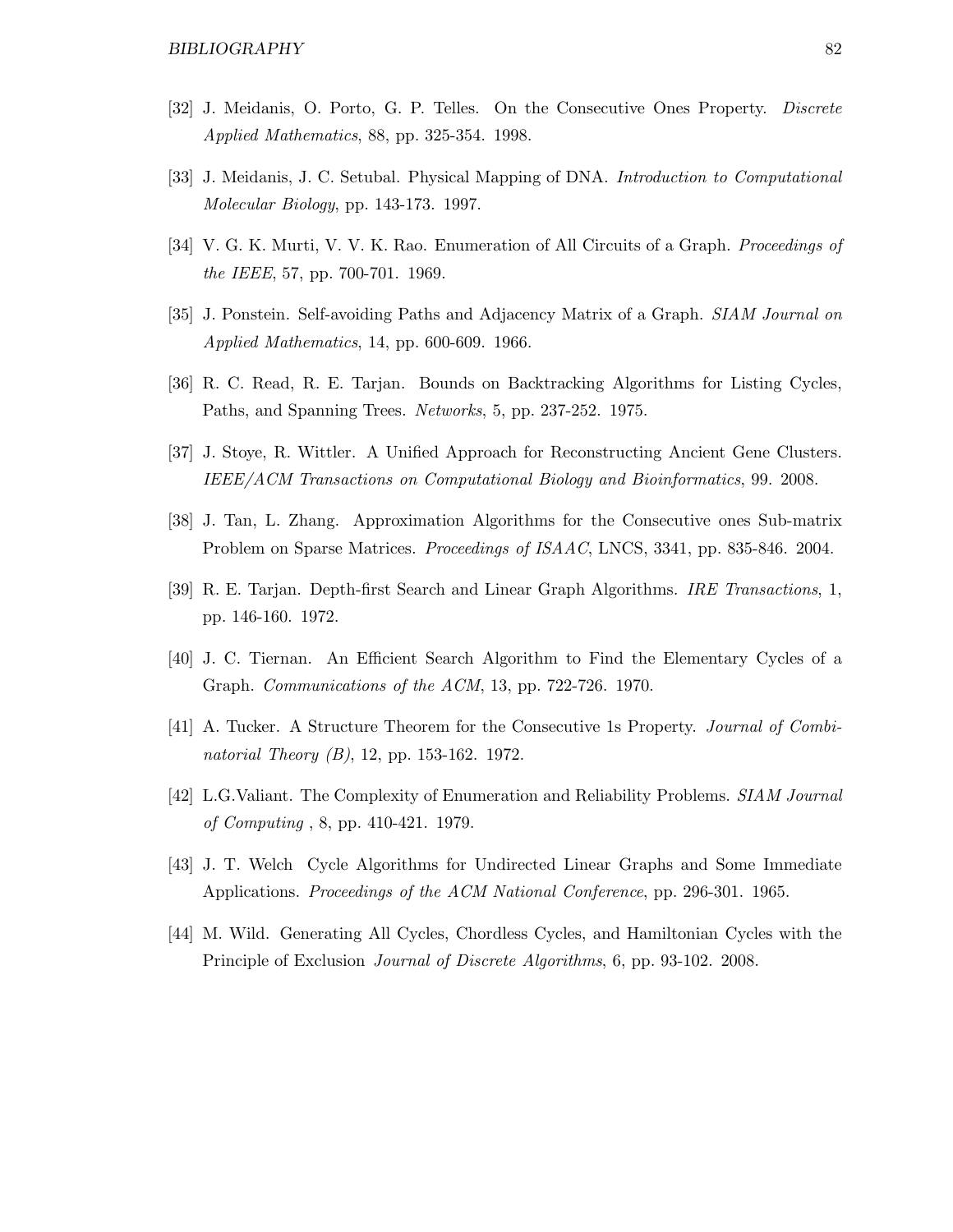[32] J. Meidanis, O. Porto, G. P. Telles. On the Consecutive Ones Property. *Discrete Applied Mathematics*, 88, pp. 325-354. 1998.

[33] J. Meidanis, J. C. Setubal. Physical Mapping of DNA. *Introduction to Computational Molecular Biology*, pp. 143-173. 1997.

[34] V. G. K. Murti, V. V. K. Rao. Enumeration of All Circuits of a Graph. *Proceedings of the IEEE*, 57, pp. 700-701. 1969.

[35] J. Ponstein. Self-avoiding Paths and Adjacency Matrix of a Graph. *SIAM Journal on Applied Mathematics*, 14, pp. 600-609. 1966.

[36] R. C. Read, R. E. Tarjan. Bounds on Backtracking Algorithms for Listing Cycles, Paths, and Spanning Trees. *Networks*, 5, pp. 237-252. 1975.

[37] J. Stoye, R. Wittler. A Unified Approach for Reconstructing Ancient Gene Clusters. *IEEE/ACM Transactions on Computational Biology and Bioinformatics*, 99. 2008.

[38] J. Tan, L. Zhang. Approximation Algorithms for the Consecutive ones Sub-matrix Problem on Sparse Matrices. *Proceedings of ISAAC*, LNCS, 3341, pp. 835-846. 2004.

[39] R. E. Tarjan. Depth-first Search and Linear Graph Algorithms. *IRE Transactions*, 1, pp. 146-160. 1972.

[40] J. C. Tiernan. An Efficient Search Algorithm to Find the Elementary Cycles of a Graph. *Communications of the ACM*, 13, pp. 722-726. 1970.

[41] A. Tucker. A Structure Theorem for the Consecutive 1s Property. *Journal of Combinatorial Theory (B)*, 12, pp. 153-162. 1972.

[42] L.G.Valiant. The Complexity of Enumeration and Reliability Problems. *SIAM Journal of Computing* , 8, pp. 410-421. 1979.

[43] J. T. Welch Cycle Algorithms for Undirected Linear Graphs and Some Immediate Applications. *Proceedings of the ACM National Conference*, pp. 296-301. 1965.

[44] M. Wild. Generating All Cycles, Chordless Cycles, and Hamiltonian Cycles with the Principle of Exclusion *Journal of Discrete Algorithms*, 6, pp. 93-102. 2008.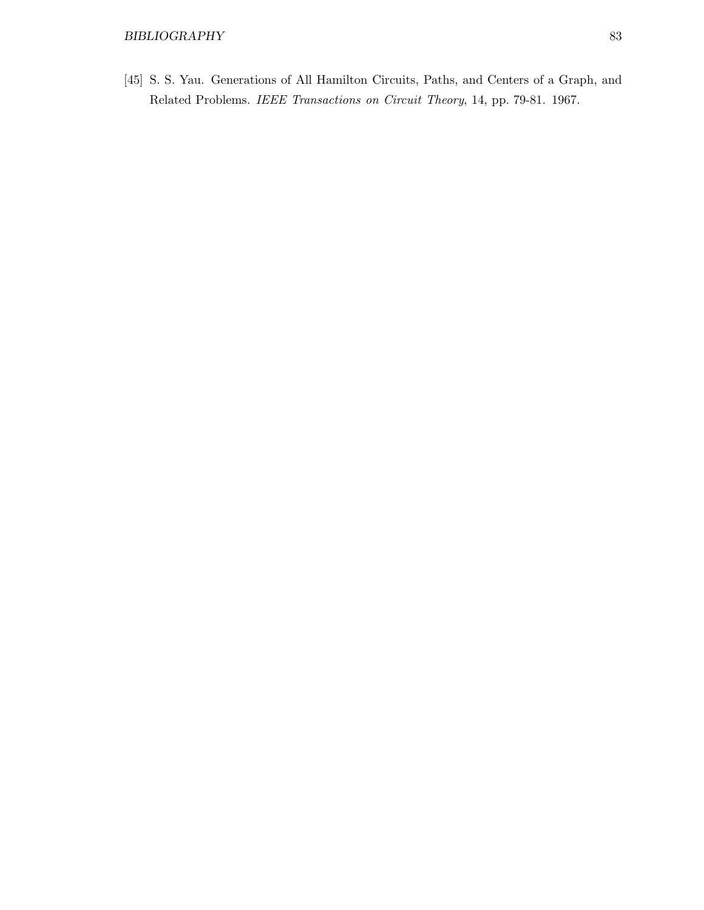[45] S. S. Yau. Generations of All Hamilton Circuits, Paths, and Centers of a Graph, and Related Problems. *IEEE Transactions on Circuit Theory*, 14, pp. 79-81. 1967.